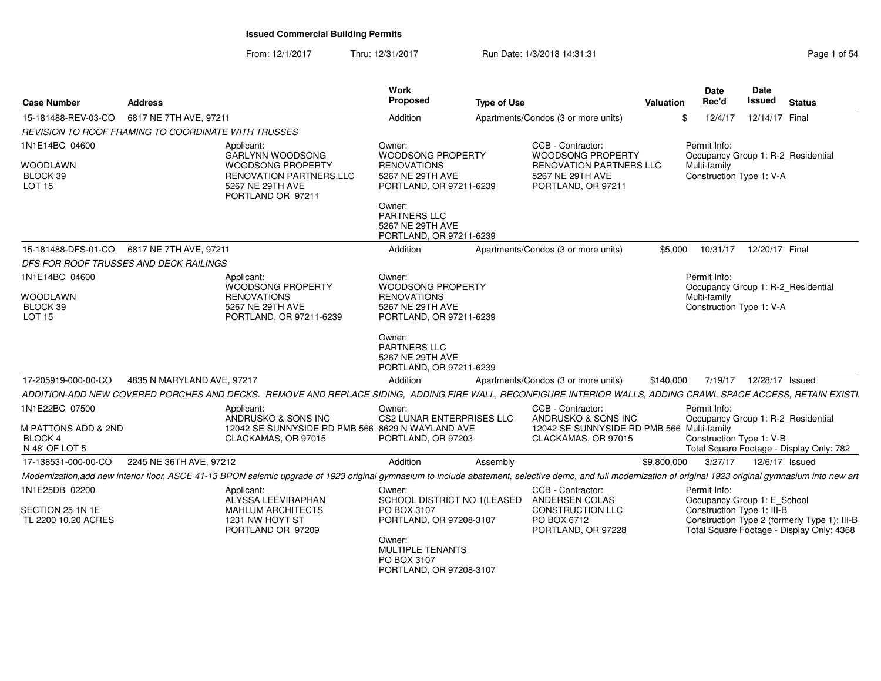# Issued Commercial Building Permits

From: 12/1/2017 Thru: 12/31/2017 Run Date: 1/3/2018 14:31:31

| Case Number | Address | Work Proposed | Type of Use | Valuation | Date Rec'd | Date Issued | Status |
|---|---|---|---|---|---|---|---|
| 15-181488-REV-03-CO | 6817 NE 7TH AVE, 97211 | Addition | Apartments/Condos (3 or more units) | $ | 12/4/17 | 12/14/17 | Final |

*REVISION TO ROOF FRAMING TO COORDINATE WITH TRUSSES*

1N1E14BC 04600

WOODLAWN
BLOCK 39
LOT 15

Applicant:
GARLYNN WOODSONG
WOODSONG PROPERTY
RENOVATION PARTNERS,LLC
5267 NE 29TH AVE
PORTLAND OR 97211

Owner:
WOODSONG PROPERTY
RENOVATIONS
5267 NE 29TH AVE
PORTLAND, OR 97211-6239

Owner:
PARTNERS LLC
5267 NE 29TH AVE
PORTLAND, OR 97211-6239

CCB - Contractor:
WOODSONG PROPERTY
RENOVATION PARTNERS LLC
5267 NE 29TH AVE
PORTLAND, OR 97211

Permit Info:
Occupancy Group 1: R-2_Residential Multi-family
Construction Type 1: V-A

| Case Number | Address | Work Proposed | Type of Use | Valuation | Date Rec'd | Date Issued | Status |
|---|---|---|---|---|---|---|---|
| 15-181488-DFS-01-CO | 6817 NE 7TH AVE, 97211 | Addition | Apartments/Condos (3 or more units) | $5,000 | 10/31/17 | 12/20/17 | Final |

*DFS FOR ROOF TRUSSES AND DECK RAILINGS*

1N1E14BC 04600

WOODLAWN
BLOCK 39
LOT 15

Applicant:
WOODSONG PROPERTY
RENOVATIONS
5267 NE 29TH AVE
PORTLAND, OR 97211-6239

Owner:
WOODSONG PROPERTY
RENOVATIONS
5267 NE 29TH AVE
PORTLAND, OR 97211-6239

Owner:
PARTNERS LLC
5267 NE 29TH AVE
PORTLAND, OR 97211-6239

Permit Info:
Occupancy Group 1: R-2_Residential Multi-family
Construction Type 1: V-A

| Case Number | Address | Work Proposed | Type of Use | Valuation | Date Rec'd | Date Issued | Status |
|---|---|---|---|---|---|---|---|
| 17-205919-000-00-CO | 4835 N MARYLAND AVE, 97217 | Addition | Apartments/Condos (3 or more units) | $140,000 | 7/19/17 | 12/28/17 | Issued |

*ADDITION-ADD NEW COVERED PORCHES AND DECKS. REMOVE AND REPLACE SIDING, ADDING FIRE WALL, RECONFIGURE INTERIOR WALLS, ADDING CRAWL SPACE ACCESS, RETAIN EXISTI*

1N1E22BC 07500

M PATTONS ADD & 2ND
BLOCK 4
N 48' OF LOT 5

Applicant:
ANDRUSKO & SONS INC
12042 SE SUNNYSIDE RD PMB 566
CLACKAMAS, OR 97015

Owner:
CS2 LUNAR ENTERPRISES LLC
8629 N WAYLAND AVE
PORTLAND, OR 97203

CCB - Contractor:
ANDRUSKO & SONS INC
12042 SE SUNNYSIDE RD PMB 566
CLACKAMAS, OR 97015

Permit Info:
Occupancy Group 1: R-2_Residential Multi-family
Construction Type 1: V-B
Total Square Footage - Display Only: 782

| Case Number | Address | Work Proposed | Type of Use | Valuation | Date Rec'd | Date Issued | Status |
|---|---|---|---|---|---|---|---|
| 17-138531-000-00-CO | 2245 NE 36TH AVE, 97212 | Addition | Assembly | $9,800,000 | 3/27/17 | 12/6/17 | Issued |

*Modernization,add new interior floor, ASCE 41-13 BPON seismic upgrade of 1923 original gymnasium to include abatement, selective demo, and full modernization of original 1923 original gymnasium into new art*

1N1E25DB 02200

SECTION 25 1N 1E
TL 2200 10.20 ACRES

Applicant:
ALYSSA LEEVIRAPHAN
MAHLUM ARCHITECTS
1231 NW HOYT ST
PORTLAND OR 97209

Owner:
SCHOOL DISTRICT NO 1(LEASED
PO BOX 3107
PORTLAND, OR 97208-3107

Owner:
MULTIPLE TENANTS
PO BOX 3107
PORTLAND, OR 97208-3107

CCB - Contractor:
ANDERSEN COLAS
CONSTRUCTION LLC
PO BOX 6712
PORTLAND, OR 97228

Permit Info:
Occupancy Group 1: E_School
Construction Type 1: III-B
Construction Type 2 (formerly Type 1): III-B
Total Square Footage - Display Only: 4368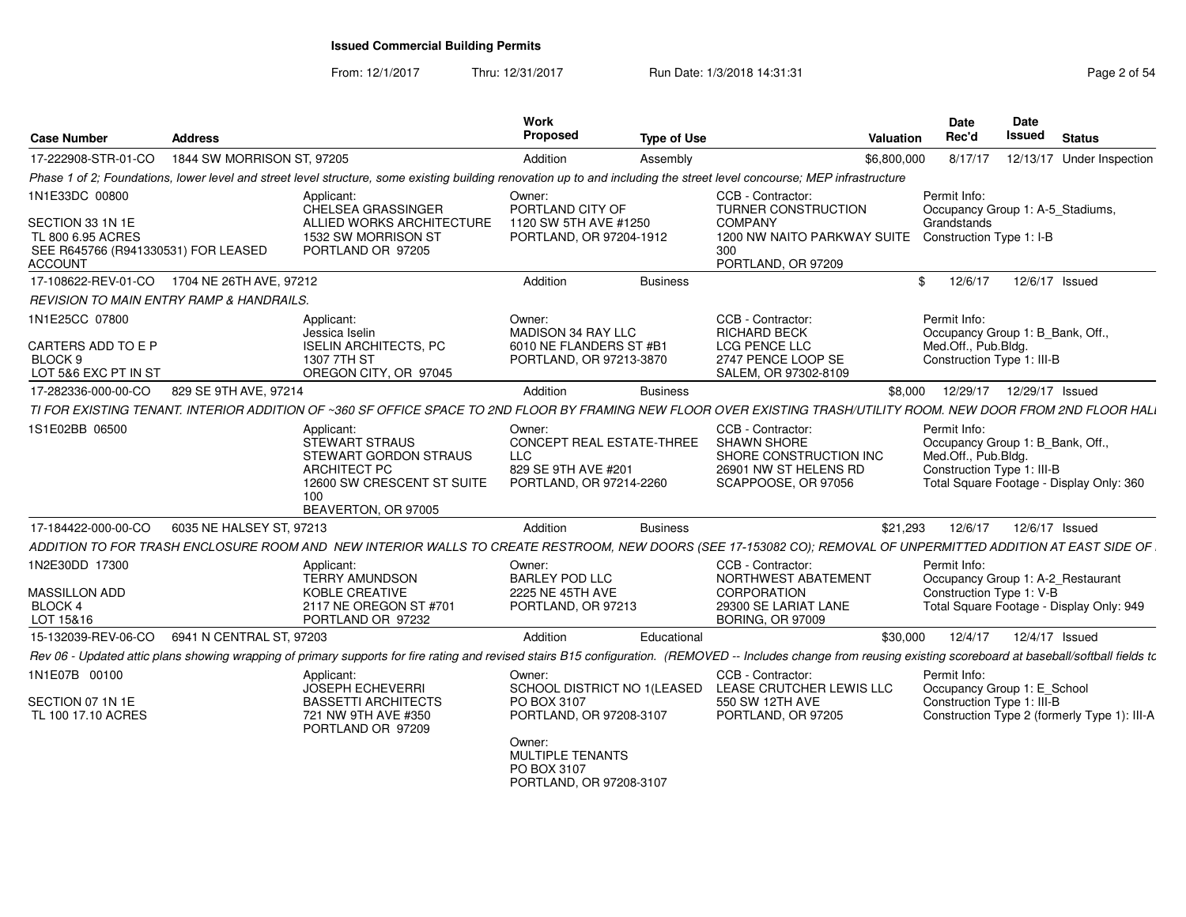# Issued Commercial Building Permits

From: 12/1/2017 Thru: 12/31/2017 Run Date: 1/3/2018 14:31:31

| Case Number | Address | Work Proposed | Type of Use | Valuation | Date Rec'd | Date Issued | Status |
|---|---|---|---|---|---|---|---|
| 17-222908-STR-01-CO | 1844 SW MORRISON ST, 97205 | Addition | Assembly | $6,800,000 | 8/17/17 | 12/13/17 | Under Inspection |

*Phase 1 of 2; Foundations, lower level and street level structure, some existing building renovation up to and including the street level concourse; MEP infrastructure*

1N1E33DC 00800

SECTION 33 1N 1E
TL 800 6.95 ACRES
SEE R645766 (R941330531) FOR LEASED ACCOUNT

Applicant:
CHELSEA GRASSINGER
ALLIED WORKS ARCHITECTURE
1532 SW MORRISON ST
PORTLAND OR 97205

Owner:
PORTLAND CITY OF
1120 SW 5TH AVE #1250
PORTLAND, OR 97204-1912

CCB - Contractor:
TURNER CONSTRUCTION COMPANY
1200 NW NAITO PARKWAY SUITE 300
PORTLAND, OR 97209

Permit Info:
Occupancy Group 1: A-5_Stadiums, Grandstands
Construction Type 1: I-B

| Case Number | Address | Work Proposed | Type of Use | Valuation | Date Rec'd | Date Issued | Status |
|---|---|---|---|---|---|---|---|
| 17-108622-REV-01-CO | 1704 NE 26TH AVE, 97212 | Addition | Business | $ | 12/6/17 | 12/6/17 | Issued |

*REVISION TO MAIN ENTRY RAMP & HANDRAILS.*

1N1E25CC 07800

CARTERS ADD TO E P
BLOCK 9
LOT 5&6 EXC PT IN ST

Applicant:
Jessica Iselin
ISELIN ARCHITECTS, PC
1307 7TH ST
OREGON CITY, OR 97045

Owner:
MADISON 34 RAY LLC
6010 NE FLANDERS ST #B1
PORTLAND, OR 97213-3870

CCB - Contractor:
RICHARD BECK
LCG PENCE LLC
2747 PENCE LOOP SE
SALEM, OR 97302-8109

Permit Info:
Occupancy Group 1: B_Bank, Off., Med.Off., Pub.Bldg.
Construction Type 1: III-B

| Case Number | Address | Work Proposed | Type of Use | Valuation | Date Rec'd | Date Issued | Status |
|---|---|---|---|---|---|---|---|
| 17-282336-000-00-CO | 829 SE 9TH AVE, 97214 | Addition | Business | $8,000 | 12/29/17 | 12/29/17 | Issued |

*TI FOR EXISTING TENANT. INTERIOR ADDITION OF ~360 SF OFFICE SPACE TO 2ND FLOOR BY FRAMING NEW FLOOR OVER EXISTING TRASH/UTILITY ROOM. NEW DOOR FROM 2ND FLOOR HALI*

1S1E02BB 06500

Applicant:
STEWART STRAUS
STEWART GORDON STRAUS ARCHITECT PC
12600 SW CRESCENT ST SUITE 100
BEAVERTON, OR 97005

Owner:
CONCEPT REAL ESTATE-THREE LLC
829 SE 9TH AVE #201
PORTLAND, OR 97214-2260

CCB - Contractor:
SHAWN SHORE
SHORE CONSTRUCTION INC
26901 NW ST HELENS RD
SCAPPOOSE, OR 97056

Permit Info:
Occupancy Group 1: B_Bank, Off., Med.Off., Pub.Bldg.
Construction Type 1: III-B
Total Square Footage - Display Only: 360

| Case Number | Address | Work Proposed | Type of Use | Valuation | Date Rec'd | Date Issued | Status |
|---|---|---|---|---|---|---|---|
| 17-184422-000-00-CO | 6035 NE HALSEY ST, 97213 | Addition | Business | $21,293 | 12/6/17 | 12/6/17 | Issued |

*ADDITION TO FOR TRASH ENCLOSURE ROOM AND NEW INTERIOR WALLS TO CREATE RESTROOM, NEW DOORS (SEE 17-153082 CO); REMOVAL OF UNPERMITTED ADDITION AT EAST SIDE OF*

1N2E30DD 17300

MASSILLON ADD
BLOCK 4
LOT 15&16

Applicant:
TERRY AMUNDSON
KOBLE CREATIVE
2117 NE OREGON ST #701
PORTLAND OR 97232

Owner:
BARLEY POD LLC
2225 NE 45TH AVE
PORTLAND, OR 97213

CCB - Contractor:
NORTHWEST ABATEMENT CORPORATION
29300 SE LARIAT LANE
BORING, OR 97009

Permit Info:
Occupancy Group 1: A-2_Restaurant
Construction Type 1: V-B
Total Square Footage - Display Only: 949

| Case Number | Address | Work Proposed | Type of Use | Valuation | Date Rec'd | Date Issued | Status |
|---|---|---|---|---|---|---|---|
| 15-132039-REV-06-CO | 6941 N CENTRAL ST, 97203 | Addition | Educational | $30,000 | 12/4/17 | 12/4/17 | Issued |

*Rev 06 - Updated attic plans showing wrapping of primary supports for fire rating and revised stairs B15 configuration. (REMOVED -- Includes change from reusing existing scoreboard at baseball/softball fields tc*

1N1E07B 00100

SECTION 07 1N 1E
TL 100 17.10 ACRES

Applicant:
JOSEPH ECHEVERRI
BASSETTI ARCHITECTS
721 NW 9TH AVE #350
PORTLAND OR 97209

Owner:
SCHOOL DISTRICT NO 1(LEASED
PO BOX 3107
PORTLAND, OR 97208-3107

Owner:
MULTIPLE TENANTS
PO BOX 3107
PORTLAND, OR 97208-3107

CCB - Contractor:
LEASE CRUTCHER LEWIS LLC
550 SW 12TH AVE
PORTLAND, OR 97205

Permit Info:
Occupancy Group 1: E_School
Construction Type 1: III-B
Construction Type 2 (formerly Type 1): III-A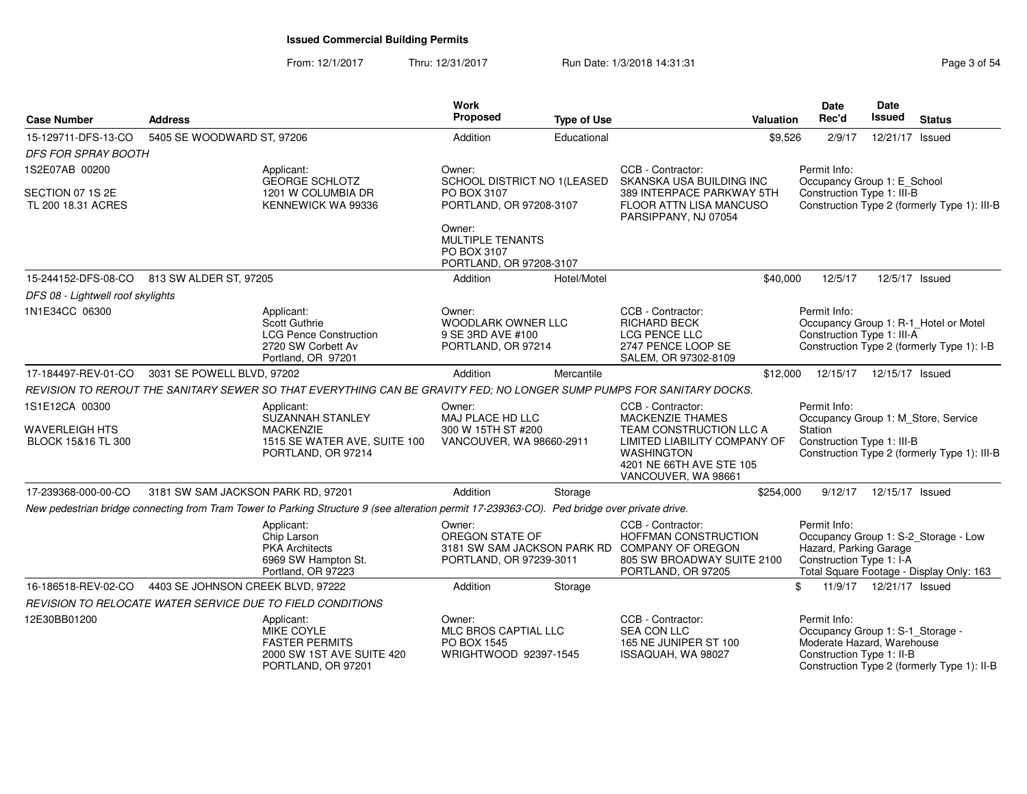**Issued Commercial Building Permits**

From: 12/1/2017 Thru: 12/31/2017 Run Date: 1/3/2018 14:31:31

| Case Number | Address | | Work Proposed | Type of Use | | Valuation | Date Rec'd | Date Issued | Status |
|---|---|---|---|---|---|---|---|---|---|
| 15-129711-DFS-13-CO | 5405 SE WOODWARD ST, 97206 | | Addition | Educational | | $9,526 | 2/9/17 | 12/21/17 | Issued |
| *DFS FOR SPRAY BOOTH* | | | | | | | | | |
| 1S2E07AB 00200<br><br>SECTION 07 1S 2E<br>TL 200 18.31 ACRES | | Applicant:<br>GEORGE SCHLOTZ<br>1201 W COLUMBIA DR<br>KENNEWICK WA 99336 | Owner:<br>SCHOOL DISTRICT NO 1(LEASED<br>PO BOX 3107<br>PORTLAND, OR 97208-3107<br><br>Owner:<br>MULTIPLE TENANTS<br>PO BOX 3107<br>PORTLAND, OR 97208-3107 | | CCB - Contractor:<br>SKANSKA USA BUILDING INC<br>389 INTERPACE PARKWAY 5TH<br>FLOOR ATTN LISA MANCUSO<br>PARSIPPANY, NJ 07054 | | Permit Info:<br>Occupancy Group 1: E_School<br>Construction Type 1: III-B<br>Construction Type 2 (formerly Type 1): III-B | | |
| 15-244152-DFS-08-CO | 813 SW ALDER ST, 97205 | | Addition | Hotel/Motel | | $40,000 | 12/5/17 | 12/5/17 | Issued |
| *DFS 08 - Lightwell roof skylights* | | | | | | | | | |
| 1N1E34CC 06300 | | Applicant:<br>Scott Guthrie<br>LCG Pence Construction<br>2720 SW Corbett Av<br>Portland, OR 97201 | Owner:<br>WOODLARK OWNER LLC<br>9 SE 3RD AVE #100<br>PORTLAND, OR 97214 | | CCB - Contractor:<br>RICHARD BECK<br>LCG PENCE LLC<br>2747 PENCE LOOP SE<br>SALEM, OR 97302-8109 | | Permit Info:<br>Occupancy Group 1: R-1_Hotel or Motel<br>Construction Type 1: III-A<br>Construction Type 2 (formerly Type 1): I-B | | |
| 17-184497-REV-01-CO | 3031 SE POWELL BLVD, 97202 | | Addition | Mercantile | | $12,000 | 12/15/17 | 12/15/17 | Issued |
| *REVISION TO REROUT THE SANITARY SEWER SO THAT EVERYTHING CAN BE GRAVITY FED; NO LONGER SUMP PUMPS FOR SANITARY DOCKS.* | | | | | | | | | |
| 1S1E12CA 00300<br><br>WAVERLEIGH HTS<br>BLOCK 15&16 TL 300 | | Applicant:<br>SUZANNAH STANLEY<br>MACKENZIE<br>1515 SE WATER AVE, SUITE 100<br>PORTLAND, OR 97214 | Owner:<br>MAJ PLACE HD LLC<br>300 W 15TH ST #200<br>VANCOUVER, WA 98660-2911 | | CCB - Contractor:<br>MACKENZIE THAMES<br>TEAM CONSTRUCTION LLC A<br>LIMITED LIABILITY COMPANY OF<br>WASHINGTON<br>4201 NE 66TH AVE STE 105<br>VANCOUVER, WA 98661 | | Permit Info:<br>Occupancy Group 1: M_Store, Service<br>Station<br>Construction Type 1: III-B<br>Construction Type 2 (formerly Type 1): III-B | | |
| 17-239368-000-00-CO | 3181 SW SAM JACKSON PARK RD, 97201 | | Addition | Storage | | $254,000 | 9/12/17 | 12/15/17 | Issued |
| *New pedestrian bridge connecting from Tram Tower to Parking Structure 9 (see alteration permit 17-239363-CO). Ped bridge over private drive.* | | | | | | | | | |
| | | Applicant:<br>Chip Larson<br>PKA Architects<br>6969 SW Hampton St.<br>Portland, OR 97223 | Owner:<br>OREGON STATE OF<br>3181 SW SAM JACKSON PARK RD<br>PORTLAND, OR 97239-3011 | | CCB - Contractor:<br>HOFFMAN CONSTRUCTION<br>COMPANY OF OREGON<br>805 SW BROADWAY SUITE 2100<br>PORTLAND, OR 97205 | | Permit Info:<br>Occupancy Group 1: S-2_Storage - Low<br>Hazard, Parking Garage<br>Construction Type 1: I-A<br>Total Square Footage - Display Only: 163 | | |
| 16-186518-REV-02-CO | 4403 SE JOHNSON CREEK BLVD, 97222 | | Addition | Storage | | $ | 11/9/17 | 12/21/17 | Issued |
| *REVISION TO RELOCATE WATER SERVICE DUE TO FIELD CONDITIONS* | | | | | | | | | |
| 12E30BB01200 | | Applicant:<br>MIKE COYLE<br>FASTER PERMITS<br>2000 SW 1ST AVE SUITE 420<br>PORTLAND, OR 97201 | Owner:<br>MLC BROS CAPTIAL LLC<br>PO BOX 1545<br>WRIGHTWOOD 92397-1545 | | CCB - Contractor:<br>SEA CON LLC<br>165 NE JUNIPER ST 100<br>ISSAQUAH, WA 98027 | | Permit Info:<br>Occupancy Group 1: S-1_Storage -<br>Moderate Hazard, Warehouse<br>Construction Type 1: II-B<br>Construction Type 2 (formerly Type 1): II-B | | |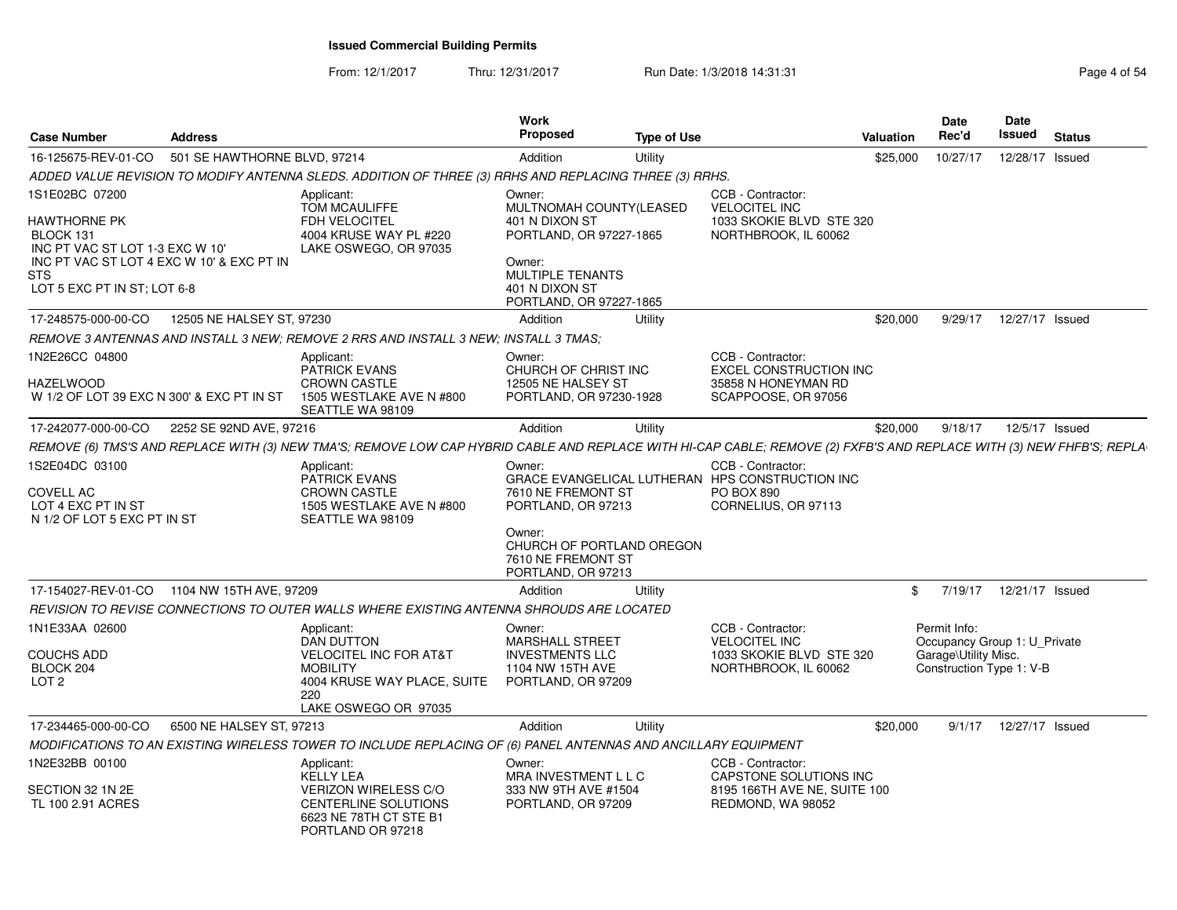# Issued Commercial Building Permits

From: 12/1/2017 Thru: 12/31/2017 Run Date: 1/3/2018 14:31:31

| Case Number | Address | Work Proposed | Type of Use | Valuation | Date Rec'd | Date Issued | Status |
|---|---|---|---|---|---|---|---|
| 16-125675-REV-01-CO | 501 SE HAWTHORNE BLVD, 97214 | Addition | Utility | $25,000 | 10/27/17 | 12/28/17 | Issued |

*ADDED VALUE REVISION TO MODIFY ANTENNA SLEDS. ADDITION OF THREE (3) RRHS AND REPLACING THREE (3) RRHS.*

1S1E02BC 07200

HAWTHORNE PK
BLOCK 131
INC PT VAC ST LOT 1-3 EXC W 10'
INC PT VAC ST LOT 4 EXC W 10' & EXC PT IN STS
LOT 5 EXC PT IN ST; LOT 6-8

Applicant:
TOM MCAULIFFE
FDH VELOCITEL
4004 KRUSE WAY PL #220
LAKE OSWEGO, OR 97035

Owner:
MULTNOMAH COUNTY(LEASED
401 N DIXON ST
PORTLAND, OR 97227-1865

Owner:
MULTIPLE TENANTS
401 N DIXON ST
PORTLAND, OR 97227-1865

CCB - Contractor:
VELOCITEL INC
1033 SKOKIE BLVD STE 320
NORTHBROOK, IL 60062

---

| Case Number | Address | Work Proposed | Type of Use | Valuation | Date Rec'd | Date Issued | Status |
|---|---|---|---|---|---|---|---|
| 17-248575-000-00-CO | 12505 NE HALSEY ST, 97230 | Addition | Utility | $20,000 | 9/29/17 | 12/27/17 | Issued |

*REMOVE 3 ANTENNAS AND INSTALL 3 NEW; REMOVE 2 RRS AND INSTALL 3 NEW; INSTALL 3 TMAS;*

1N2E26CC 04800

HAZELWOOD
W 1/2 OF LOT 39 EXC N 300' & EXC PT IN ST

Applicant:
PATRICK EVANS
CROWN CASTLE
1505 WESTLAKE AVE N #800
SEATTLE WA 98109

Owner:
CHURCH OF CHRIST INC
12505 NE HALSEY ST
PORTLAND, OR 97230-1928

CCB - Contractor:
EXCEL CONSTRUCTION INC
35858 N HONEYMAN RD
SCAPPOOSE, OR 97056

---

| Case Number | Address | Work Proposed | Type of Use | Valuation | Date Rec'd | Date Issued | Status |
|---|---|---|---|---|---|---|---|
| 17-242077-000-00-CO | 2252 SE 92ND AVE, 97216 | Addition | Utility | $20,000 | 9/18/17 | 12/5/17 | Issued |

*REMOVE (6) TMS'S AND REPLACE WITH (3) NEW TMA'S; REMOVE LOW CAP HYBRID CABLE AND REPLACE WITH HI-CAP CABLE; REMOVE (2) FXFB'S AND REPLACE WITH (3) NEW FHFB'S; REPLA*

1S2E04DC 03100

COVELL AC
LOT 4 EXC PT IN ST
N 1/2 OF LOT 5 EXC PT IN ST

Applicant:
PATRICK EVANS
CROWN CASTLE
1505 WESTLAKE AVE N #800
SEATTLE WA 98109

Owner:
GRACE EVANGELICAL LUTHERAN
7610 NE FREMONT ST
PORTLAND, OR 97213

Owner:
CHURCH OF PORTLAND OREGON
7610 NE FREMONT ST
PORTLAND, OR 97213

CCB - Contractor:
HPS CONSTRUCTION INC
PO BOX 890
CORNELIUS, OR 97113

---

| Case Number | Address | Work Proposed | Type of Use | Valuation | Date Rec'd | Date Issued | Status |
|---|---|---|---|---|---|---|---|
| 17-154027-REV-01-CO | 1104 NW 15TH AVE, 97209 | Addition | Utility | $ | 7/19/17 | 12/21/17 | Issued |

*REVISION TO REVISE CONNECTIONS TO OUTER WALLS WHERE EXISTING ANTENNA SHROUDS ARE LOCATED*

1N1E33AA 02600

COUCHS ADD
BLOCK 204
LOT 2

Applicant:
DAN DUTTON
VELOCITEL INC FOR AT&T MOBILITY
4004 KRUSE WAY PLACE, SUITE 220
LAKE OSWEGO OR 97035

Owner:
MARSHALL STREET INVESTMENTS LLC
1104 NW 15TH AVE
PORTLAND, OR 97209

CCB - Contractor:
VELOCITEL INC
1033 SKOKIE BLVD STE 320
NORTHBROOK, IL 60062

Permit Info:
Occupancy Group 1: U_Private Garage\Utility Misc.
Construction Type 1: V-B

---

| Case Number | Address | Work Proposed | Type of Use | Valuation | Date Rec'd | Date Issued | Status |
|---|---|---|---|---|---|---|---|
| 17-234465-000-00-CO | 6500 NE HALSEY ST, 97213 | Addition | Utility | $20,000 | 9/1/17 | 12/27/17 | Issued |

*MODIFICATIONS TO AN EXISTING WIRELESS TOWER TO INCLUDE REPLACING OF (6) PANEL ANTENNAS AND ANCILLARY EQUIPMENT*

1N2E32BB 00100

SECTION 32 1N 2E
TL 100 2.91 ACRES

Applicant:
KELLY LEA
VERIZON WIRELESS C/O CENTERLINE SOLUTIONS
6623 NE 78TH CT STE B1
PORTLAND OR 97218

Owner:
MRA INVESTMENT L L C
333 NW 9TH AVE #1504
PORTLAND, OR 97209

CCB - Contractor:
CAPSTONE SOLUTIONS INC
8195 166TH AVE NE, SUITE 100
REDMOND, WA 98052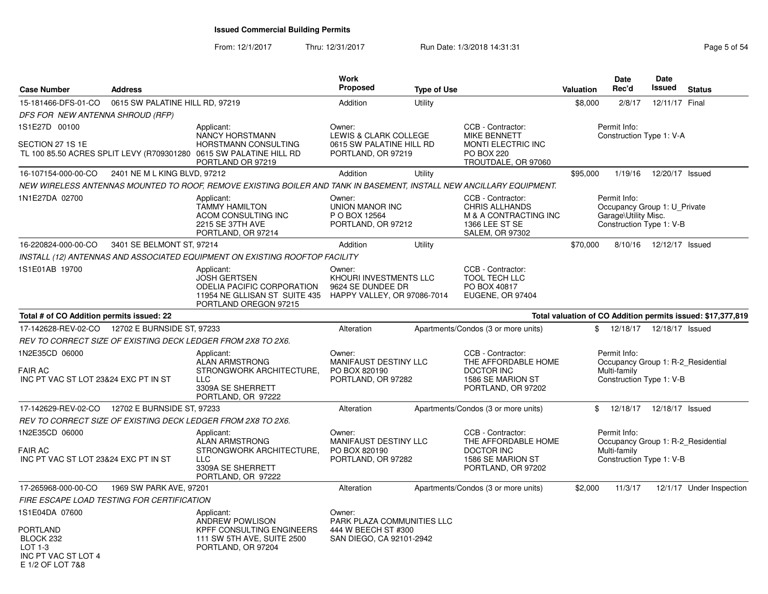# Issued Commercial Building Permits

From: 12/1/2017 Thru: 12/31/2017 Run Date: 1/3/2018 14:31:31

| Case Number | Address | | Work Proposed | Type of Use | | Valuation | Date Rec'd | Date Issued | Status |
|---|---|---|---|---|---|---|---|---|---|
| 15-181466-DFS-01-CO | 0615 SW PALATINE HILL RD, 97219 | | Addition | Utility | | $8,000 | 2/8/17 | 12/11/17 | Final |
| *DFS FOR NEW ANTENNA SHROUD (RFP)* | | | | | | | | | |
| 1S1E27D 00100<br>SECTION 27 1S 1E<br>TL 100 85.50 ACRES SPLIT LEVY (R709301280 | | Applicant:<br>NANCY HORSTMANN<br>HORSTMANN CONSULTING<br>0615 SW PALATINE HILL RD<br>PORTLAND OR 97219 | Owner:<br>LEWIS & CLARK COLLEGE<br>0615 SW PALATINE HILL RD<br>PORTLAND, OR 97219 | | CCB - Contractor:<br>MIKE BENNETT<br>MONTI ELECTRIC INC<br>PO BOX 220<br>TROUTDALE, OR 97060 | | Permit Info:<br>Construction Type 1: V-A | | |
| 16-107154-000-00-CO | 2401 NE M L KING BLVD, 97212 | | Addition | Utility | | $95,000 | 1/19/16 | 12/20/17 | Issued |
| *NEW WIRELESS ANTENNAS MOUNTED TO ROOF, REMOVE EXISTING BOILER AND TANK IN BASEMENT, INSTALL NEW ANCILLARY EQUIPMENT.* | | | | | | | | | |
| 1N1E27DA 02700 | | Applicant:<br>TAMMY HAMILTON<br>ACOM CONSULTING INC<br>2215 SE 37TH AVE<br>PORTLAND, OR 97214 | Owner:<br>UNION MANOR INC<br>P O BOX 12564<br>PORTLAND, OR 97212 | | CCB - Contractor:<br>CHRIS ALLHANDS<br>M & A CONTRACTING INC<br>1366 LEE ST SE<br>SALEM, OR 97302 | | Permit Info:<br>Occupancy Group 1: U_Private Garage\Utility Misc.<br>Construction Type 1: V-B | | |
| 16-220824-000-00-CO | 3401 SE BELMONT ST, 97214 | | Addition | Utility | | $70,000 | 8/10/16 | 12/12/17 | Issued |
| *INSTALL (12) ANTENNAS AND ASSOCIATED EQUIPMENT ON EXISTING ROOFTOP FACILITY* | | | | | | | | | |
| 1S1E01AB 19700 | | Applicant:<br>JOSH GERTSEN<br>ODELIA PACIFIC CORPORATION<br>11954 NE GLLISAN ST SUITE 435<br>PORTLAND OREGON 97215 | Owner:<br>KHOURI INVESTMENTS LLC<br>9624 SE DUNDEE DR<br>HAPPY VALLEY, OR 97086-7014 | | CCB - Contractor:<br>TOOL TECH LLC<br>PO BOX 40817<br>EUGENE, OR 97404 | | | | |
| **Total # of CO Addition permits issued: 22** | | | | | **Total valuation of CO Addition permits issued: $17,377,819** | | | | |
| 17-142628-REV-02-CO | 12702 E BURNSIDE ST, 97233 | | Alteration | Apartments/Condos (3 or more units) | | $ | 12/18/17 | 12/18/17 | Issued |
| *REV TO CORRECT SIZE OF EXISTING DECK LEDGER FROM 2X8 TO 2X6.* | | | | | | | | | |
| 1N2E35CD 06000<br>FAIR AC<br>INC PT VAC ST LOT 23&24 EXC PT IN ST | | Applicant:<br>ALAN ARMSTRONG<br>STRONGWORK ARCHITECTURE, LLC<br>3309A SE SHERRETT<br>PORTLAND, OR 97222 | Owner:<br>MANIFAUST DESTINY LLC<br>PO BOX 820190<br>PORTLAND, OR 97282 | | CCB - Contractor:<br>THE AFFORDABLE HOME DOCTOR INC<br>1586 SE MARION ST<br>PORTLAND, OR 97202 | | Permit Info:<br>Occupancy Group 1: R-2_Residential Multi-family<br>Construction Type 1: V-B | | |
| 17-142629-REV-02-CO | 12702 E BURNSIDE ST, 97233 | | Alteration | Apartments/Condos (3 or more units) | | $ | 12/18/17 | 12/18/17 | Issued |
| *REV TO CORRECT SIZE OF EXISTING DECK LEDGER FROM 2X8 TO 2X6.* | | | | | | | | | |
| 1N2E35CD 06000<br>FAIR AC<br>INC PT VAC ST LOT 23&24 EXC PT IN ST | | Applicant:<br>ALAN ARMSTRONG<br>STRONGWORK ARCHITECTURE, LLC<br>3309A SE SHERRETT<br>PORTLAND, OR 97222 | Owner:<br>MANIFAUST DESTINY LLC<br>PO BOX 820190<br>PORTLAND, OR 97282 | | CCB - Contractor:<br>THE AFFORDABLE HOME DOCTOR INC<br>1586 SE MARION ST<br>PORTLAND, OR 97202 | | Permit Info:<br>Occupancy Group 1: R-2_Residential Multi-family<br>Construction Type 1: V-B | | |
| 17-265968-000-00-CO | 1969 SW PARK AVE, 97201 | | Alteration | Apartments/Condos (3 or more units) | | $2,000 | 11/3/17 | 12/1/17 | Under Inspection |
| *FIRE ESCAPE LOAD TESTING FOR CERTIFICATION* | | | | | | | | | |
| 1S1E04DA 07600<br>PORTLAND<br>BLOCK 232<br>LOT 1-3<br>INC PT VAC ST LOT 4<br>E 1/2 OF LOT 7&8 | | Applicant:<br>ANDREW POWLISON<br>KPFF CONSULTING ENGINEERS<br>111 SW 5TH AVE, SUITE 2500<br>PORTLAND, OR 97204 | Owner:<br>PARK PLAZA COMMUNITIES LLC<br>444 W BEECH ST #300<br>SAN DIEGO, CA 92101-2942 | | | | | | |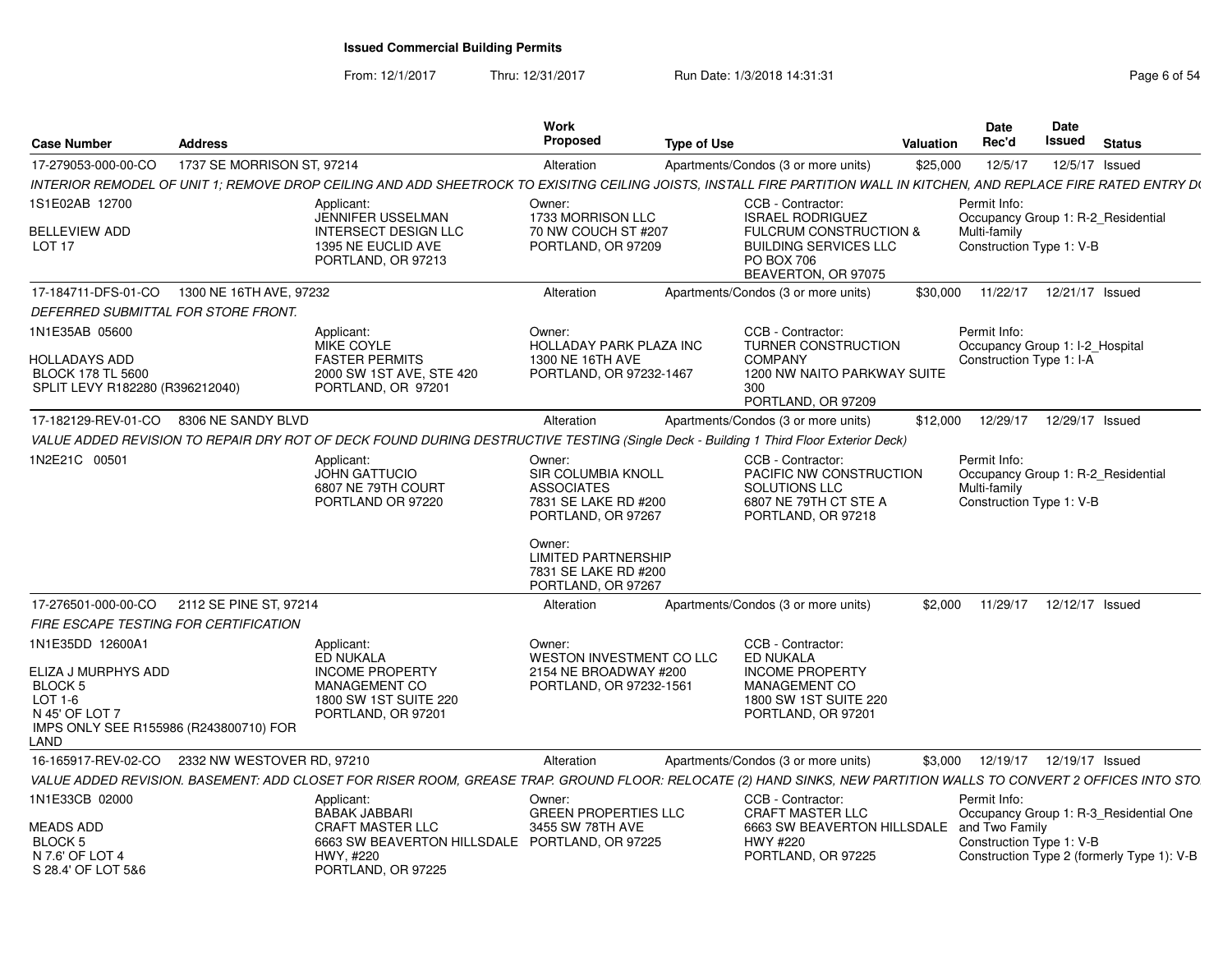# Issued Commercial Building Permits

From: 12/1/2017 Thru: 12/31/2017 Run Date: 1/3/2018 14:31:31

| Case Number | Address | Work Proposed | Type of Use | Valuation | Date Rec'd | Date Issued | Status |
|---|---|---|---|---|---|---|---|
| 17-279053-000-00-CO | 1737 SE MORRISON ST, 97214 | Alteration | Apartments/Condos (3 or more units) | $25,000 | 12/5/17 | 12/5/17 | Issued |

*INTERIOR REMODEL OF UNIT 1; REMOVE DROP CEILING AND ADD SHEETROCK TO EXISITNG CEILING JOISTS, INSTALL FIRE PARTITION WALL IN KITCHEN, AND REPLACE FIRE RATED ENTRY D(*

1S1E02AB 12700
BELLEVIEW ADD
LOT 17

Applicant:
JENNIFER USSELMAN
INTERSECT DESIGN LLC
1395 NE EUCLID AVE
PORTLAND, OR 97213

Owner:
1733 MORRISON LLC
70 NW COUCH ST #207
PORTLAND, OR 97209

CCB - Contractor:
ISRAEL RODRIGUEZ
FULCRUM CONSTRUCTION & BUILDING SERVICES LLC
PO BOX 706
BEAVERTON, OR 97075

Permit Info:
Occupancy Group 1: R-2_Residential Multi-family
Construction Type 1: V-B

| Case Number | Address | Work Proposed | Type of Use | Valuation | Date Rec'd | Date Issued | Status |
|---|---|---|---|---|---|---|---|
| 17-184711-DFS-01-CO | 1300 NE 16TH AVE, 97232 | Alteration | Apartments/Condos (3 or more units) | $30,000 | 11/22/17 | 12/21/17 | Issued |

*DEFERRED SUBMITTAL FOR STORE FRONT.*

1N1E35AB 05600
HOLLADAYS ADD
BLOCK 178 TL 5600
SPLIT LEVY R182280 (R396212040)

Applicant:
MIKE COYLE
FASTER PERMITS
2000 SW 1ST AVE, STE 420
PORTLAND, OR 97201

Owner:
HOLLADAY PARK PLAZA INC
1300 NE 16TH AVE
PORTLAND, OR 97232-1467

CCB - Contractor:
TURNER CONSTRUCTION COMPANY
1200 NW NAITO PARKWAY SUITE 300
PORTLAND, OR 97209

Permit Info:
Occupancy Group 1: I-2_Hospital
Construction Type 1: I-A

| Case Number | Address | Work Proposed | Type of Use | Valuation | Date Rec'd | Date Issued | Status |
|---|---|---|---|---|---|---|---|
| 17-182129-REV-01-CO | 8306 NE SANDY BLVD | Alteration | Apartments/Condos (3 or more units) | $12,000 | 12/29/17 | 12/29/17 | Issued |

*VALUE ADDED REVISION TO REPAIR DRY ROT OF DECK FOUND DURING DESTRUCTIVE TESTING (Single Deck - Building 1 Third Floor Exterior Deck)*

1N2E21C 00501

Applicant:
JOHN GATTUCIO
6807 NE 79TH COURT
PORTLAND OR 97220

Owner:
SIR COLUMBIA KNOLL ASSOCIATES
7831 SE LAKE RD #200
PORTLAND, OR 97267

Owner:
LIMITED PARTNERSHIP
7831 SE LAKE RD #200
PORTLAND, OR 97267

CCB - Contractor:
PACIFIC NW CONSTRUCTION SOLUTIONS LLC
6807 NE 79TH CT STE A
PORTLAND, OR 97218

Permit Info:
Occupancy Group 1: R-2_Residential Multi-family
Construction Type 1: V-B

| Case Number | Address | Work Proposed | Type of Use | Valuation | Date Rec'd | Date Issued | Status |
|---|---|---|---|---|---|---|---|
| 17-276501-000-00-CO | 2112 SE PINE ST, 97214 | Alteration | Apartments/Condos (3 or more units) | $2,000 | 11/29/17 | 12/12/17 | Issued |

*FIRE ESCAPE TESTING FOR CERTIFICATION*

1N1E35DD 12600A1
ELIZA J MURPHYS ADD
BLOCK 5
LOT 1-6
N 45' OF LOT 7
IMPS ONLY SEE R155986 (R243800710) FOR LAND

Applicant:
ED NUKALA
INCOME PROPERTY MANAGEMENT CO
1800 SW 1ST SUITE 220
PORTLAND, OR 97201

Owner:
WESTON INVESTMENT CO LLC
2154 NE BROADWAY #200
PORTLAND, OR 97232-1561

CCB - Contractor:
ED NUKALA
INCOME PROPERTY MANAGEMENT CO
1800 SW 1ST SUITE 220
PORTLAND, OR 97201

| Case Number | Address | Work Proposed | Type of Use | Valuation | Date Rec'd | Date Issued | Status |
|---|---|---|---|---|---|---|---|
| 16-165917-REV-02-CO | 2332 NW WESTOVER RD, 97210 | Alteration | Apartments/Condos (3 or more units) | $3,000 | 12/19/17 | 12/19/17 | Issued |

*VALUE ADDED REVISION. BASEMENT: ADD CLOSET FOR RISER ROOM, GREASE TRAP. GROUND FLOOR: RELOCATE (2) HAND SINKS, NEW PARTITION WALLS TO CONVERT 2 OFFICES INTO STO*

1N1E33CB 02000
MEADS ADD
BLOCK 5
N 7.6' OF LOT 4
S 28.4' OF LOT 5&6

Applicant:
BABAK JABBARI
CRAFT MASTER LLC
6663 SW BEAVERTON HILLSDALE HWY, #220
PORTLAND, OR 97225

Owner:
GREEN PROPERTIES LLC
3455 SW 78TH AVE
PORTLAND, OR 97225

CCB - Contractor:
CRAFT MASTER LLC
6663 SW BEAVERTON HILLSDALE HWY #220
PORTLAND, OR 97225

Permit Info:
Occupancy Group 1: R-3_Residential One and Two Family
Construction Type 1: V-B
Construction Type 2 (formerly Type 1): V-B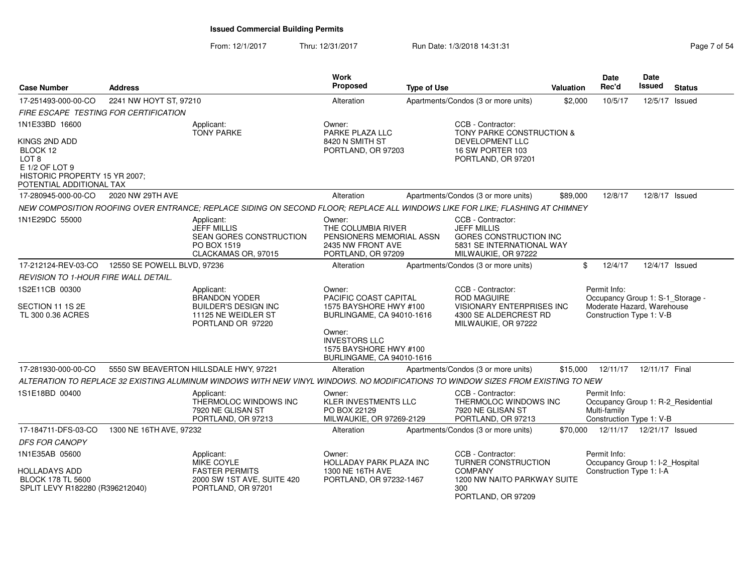**Issued Commercial Building Permits**

From: 12/1/2017 Thru: 12/31/2017 Run Date: 1/3/2018 14:31:31

| Case Number | Address | Work Proposed | Type of Use | Valuation | Date Rec'd | Date Issued | Status |
|---|---|---|---|---|---|---|---|
| 17-251493-000-00-CO | 2241 NW HOYT ST, 97210 | Alteration | Apartments/Condos (3 or more units) | $2,000 | 10/5/17 | 12/5/17 | Issued |

FIRE ESCAPE TESTING FOR CERTIFICATION

1N1E33BD 16600

KINGS 2ND ADD
BLOCK 12
LOT 8
E 1/2 OF LOT 9
HISTORIC PROPERTY 15 YR 2007;
POTENTIAL ADDITIONAL TAX

Applicant: TONY PARKE

Owner: PARKE PLAZA LLC, 8420 N SMITH ST, PORTLAND, OR 97203

CCB - Contractor: TONY PARKE CONSTRUCTION & DEVELOPMENT LLC, 16 SW PORTER 103, PORTLAND, OR 97201

| Case Number | Address | Work Proposed | Type of Use | Valuation | Date Rec'd | Date Issued | Status |
|---|---|---|---|---|---|---|---|
| 17-280945-000-00-CO | 2020 NW 29TH AVE | Alteration | Apartments/Condos (3 or more units) | $89,000 | 12/8/17 | 12/8/17 | Issued |

NEW COMPOSITION ROOFING OVER ENTRANCE; REPLACE SIDING ON SECOND FLOOR; REPLACE ALL WINDOWS LIKE FOR LIKE; FLASHING AT CHIMNEY

1N1E29DC 55000

Applicant: JEFF MILLIS, SEAN GORES CONSTRUCTION, PO BOX 1519, CLACKAMAS OR, 97015

Owner: THE COLUMBIA RIVER PENSIONERS MEMORIAL ASSN, 2435 NW FRONT AVE, PORTLAND, OR 97209

CCB - Contractor: JEFF MILLIS, GORES CONSTRUCTION INC, 5831 SE INTERNATIONAL WAY, MILWAUKIE, OR 97222

| Case Number | Address | Work Proposed | Type of Use | Valuation | Date Rec'd | Date Issued | Status |
|---|---|---|---|---|---|---|---|
| 17-212124-REV-03-CO | 12550 SE POWELL BLVD, 97236 | Alteration | Apartments/Condos (3 or more units) | $ | 12/4/17 | 12/4/17 | Issued |

REVISION TO 1-HOUR FIRE WALL DETAIL.

1S2E11CB 00300

SECTION 11 1S 2E
TL 300 0.36 ACRES

Applicant: BRANDON YODER, BUILDER'S DESIGN INC, 11125 NE WEIDLER ST, PORTLAND OR 97220

Owner: PACIFIC COAST CAPITAL, 1575 BAYSHORE HWY #100, BURLINGAME, CA 94010-1616

Owner: INVESTORS LLC, 1575 BAYSHORE HWY #100, BURLINGAME, CA 94010-1616

CCB - Contractor: ROD MAGUIRE, VISIONARY ENTERPRISES INC, 4300 SE ALDERCREST RD, MILWAUKIE, OR 97222

Permit Info: Occupancy Group 1: S-1_Storage - Moderate Hazard, Warehouse; Construction Type 1: V-B

| Case Number | Address | Work Proposed | Type of Use | Valuation | Date Rec'd | Date Issued | Status |
|---|---|---|---|---|---|---|---|
| 17-281930-000-00-CO | 5550 SW BEAVERTON HILLSDALE HWY, 97221 | Alteration | Apartments/Condos (3 or more units) | $15,000 | 12/11/17 | 12/11/17 | Final |

ALTERATION TO REPLACE 32 EXISTING ALUMINUM WINDOWS WITH NEW VINYL WINDOWS. NO MODIFICATIONS TO WINDOW SIZES FROM EXISTING TO NEW

1S1E18BD 00400

Applicant: THERMOLOC WINDOWS INC, 7920 NE GLISAN ST, PORTLAND, OR 97213

Owner: KLER INVESTMENTS LLC, PO BOX 22129, MILWAUKIE, OR 97269-2129

CCB - Contractor: THERMOLOC WINDOWS INC, 7920 NE GLISAN ST, PORTLAND, OR 97213

Permit Info: Occupancy Group 1: R-2_Residential Multi-family; Construction Type 1: V-B

| Case Number | Address | Work Proposed | Type of Use | Valuation | Date Rec'd | Date Issued | Status |
|---|---|---|---|---|---|---|---|
| 17-184711-DFS-03-CO | 1300 NE 16TH AVE, 97232 | Alteration | Apartments/Condos (3 or more units) | $70,000 | 12/11/17 | 12/21/17 | Issued |

DFS FOR CANOPY

1N1E35AB 05600

HOLLADAYS ADD
BLOCK 178 TL 5600
SPLIT LEVY R182280 (R396212040)

Applicant: MIKE COYLE, FASTER PERMITS, 2000 SW 1ST AVE, SUITE 420, PORTLAND, OR 97201

Owner: HOLLADAY PARK PLAZA INC, 1300 NE 16TH AVE, PORTLAND, OR 97232-1467

CCB - Contractor: TURNER CONSTRUCTION COMPANY, 1200 NW NAITO PARKWAY SUITE 300, PORTLAND, OR 97209

Permit Info: Occupancy Group 1: I-2_Hospital; Construction Type 1: I-A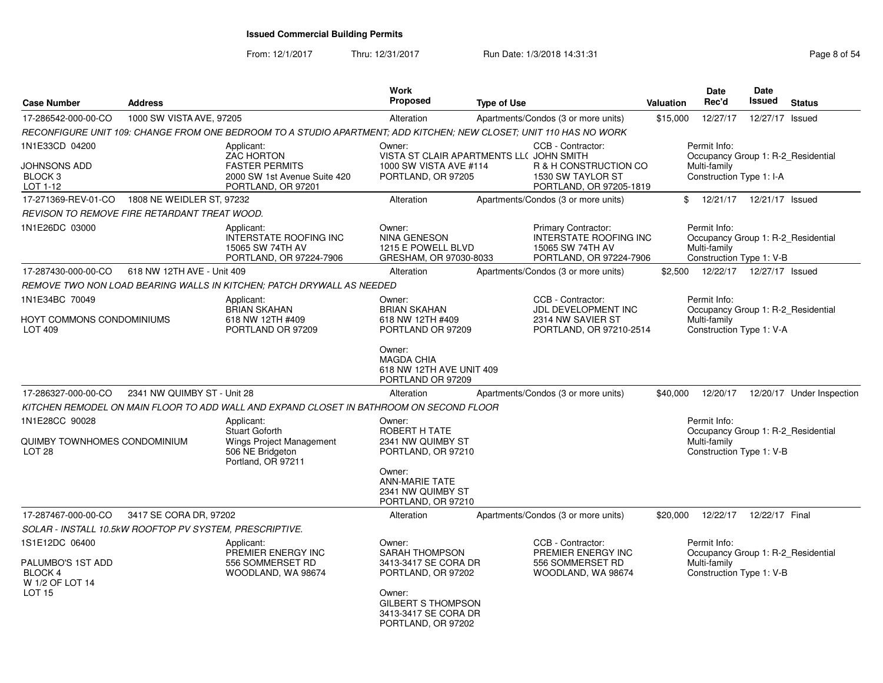# Issued Commercial Building Permits

From: 12/1/2017 Thru: 12/31/2017 Run Date: 1/3/2018 14:31:31

| Case Number | Address | Work Proposed | Type of Use | Valuation | Date Rec'd | Date Issued | Status |
|---|---|---|---|---|---|---|---|
| 17-286542-000-00-CO | 1000 SW VISTA AVE, 97205 | Alteration | Apartments/Condos (3 or more units) | $15,000 | 12/27/17 | 12/27/17 | Issued |

*RECONFIGURE UNIT 109: CHANGE FROM ONE BEDROOM TO A STUDIO APARTMENT; ADD KITCHEN; NEW CLOSET; UNIT 110 HAS NO WORK*

1N1E33CD 04200
JOHNSONS ADD
BLOCK 3
LOT 1-12

Applicant:
ZAC HORTON
FASTER PERMITS
2000 SW 1st Avenue Suite 420
PORTLAND, OR 97201

Owner:
VISTA ST CLAIR APARTMENTS LL(
1000 SW VISTA AVE #114
PORTLAND, OR 97205

CCB - Contractor:
JOHN SMITH
R & H CONSTRUCTION CO
1530 SW TAYLOR ST
PORTLAND, OR 97205-1819

Permit Info:
Occupancy Group 1: R-2_Residential Multi-family
Construction Type 1: I-A

| Case Number | Address | Work Proposed | Type of Use | Valuation | Date Rec'd | Date Issued | Status |
|---|---|---|---|---|---|---|---|
| 17-271369-REV-01-CO | 1808 NE WEIDLER ST, 97232 | Alteration | Apartments/Condos (3 or more units) | $ | 12/21/17 | 12/21/17 | Issued |

*REVISON TO REMOVE FIRE RETARDANT TREAT WOOD.*

1N1E26DC 03000

Applicant:
INTERSTATE ROOFING INC
15065 SW 74TH AV
PORTLAND, OR 97224-7906

Owner:
NINA GENESON
1215 E POWELL BLVD
GRESHAM, OR 97030-8033

Primary Contractor:
INTERSTATE ROOFING INC
15065 SW 74TH AV
PORTLAND, OR 97224-7906

Permit Info:
Occupancy Group 1: R-2_Residential Multi-family
Construction Type 1: V-B

| Case Number | Address | Work Proposed | Type of Use | Valuation | Date Rec'd | Date Issued | Status |
|---|---|---|---|---|---|---|---|
| 17-287430-000-00-CO | 618 NW 12TH AVE - Unit 409 | Alteration | Apartments/Condos (3 or more units) | $2,500 | 12/22/17 | 12/27/17 | Issued |

*REMOVE TWO NON LOAD BEARING WALLS IN KITCHEN; PATCH DRYWALL AS NEEDED*

1N1E34BC 70049
HOYT COMMONS CONDOMINIUMS
LOT 409

Applicant:
BRIAN SKAHAN
618 NW 12TH #409
PORTLAND OR 97209

Owner:
BRIAN SKAHAN
618 NW 12TH #409
PORTLAND OR 97209

Owner:
MAGDA CHIA
618 NW 12TH AVE UNIT 409
PORTLAND OR 97209

CCB - Contractor:
JDL DEVELOPMENT INC
2314 NW SAVIER ST
PORTLAND, OR 97210-2514

Permit Info:
Occupancy Group 1: R-2_Residential Multi-family
Construction Type 1: V-A

| Case Number | Address | Work Proposed | Type of Use | Valuation | Date Rec'd | Date Issued | Status |
|---|---|---|---|---|---|---|---|
| 17-286327-000-00-CO | 2341 NW QUIMBY ST - Unit 28 | Alteration | Apartments/Condos (3 or more units) | $40,000 | 12/20/17 | 12/20/17 | Under Inspection |

*KITCHEN REMODEL ON MAIN FLOOR TO ADD WALL AND EXPAND CLOSET IN BATHROOM ON SECOND FLOOR*

1N1E28CC 90028
QUIMBY TOWNHOMES CONDOMINIUM
LOT 28

Applicant:
Stuart Goforth
Wings Project Management
506 NE Bridgeton
Portland, OR 97211

Owner:
ROBERT H TATE
2341 NW QUIMBY ST
PORTLAND, OR 97210

Owner:
ANN-MARIE TATE
2341 NW QUIMBY ST
PORTLAND, OR 97210

Permit Info:
Occupancy Group 1: R-2_Residential Multi-family
Construction Type 1: V-B

| Case Number | Address | Work Proposed | Type of Use | Valuation | Date Rec'd | Date Issued | Status |
|---|---|---|---|---|---|---|---|
| 17-287467-000-00-CO | 3417 SE CORA DR, 97202 | Alteration | Apartments/Condos (3 or more units) | $20,000 | 12/22/17 | 12/22/17 | Final |

*SOLAR - INSTALL 10.5kW ROOFTOP PV SYSTEM, PRESCRIPTIVE.*

1S1E12DC 06400
PALUMBO'S 1ST ADD
BLOCK 4
W 1/2 OF LOT 14
LOT 15

Applicant:
PREMIER ENERGY INC
556 SOMMERSET RD
WOODLAND, WA 98674

Owner:
SARAH THOMPSON
3413-3417 SE CORA DR
PORTLAND, OR 97202

Owner:
GILBERT S THOMPSON
3413-3417 SE CORA DR
PORTLAND, OR 97202

CCB - Contractor:
PREMIER ENERGY INC
556 SOMMERSET RD
WOODLAND, WA 98674

Permit Info:
Occupancy Group 1: R-2_Residential Multi-family
Construction Type 1: V-B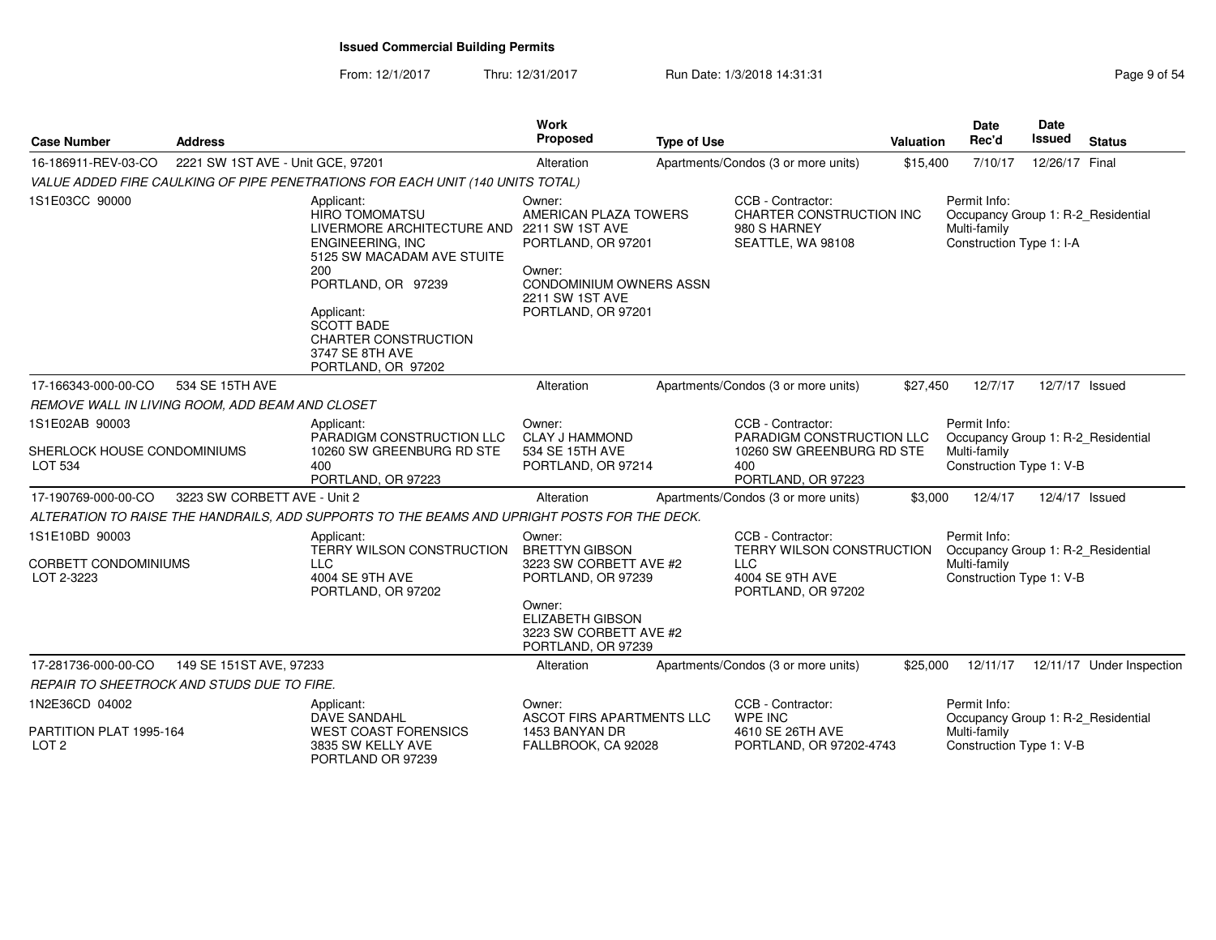**Issued Commercial Building Permits**

From: 12/1/2017 Thru: 12/31/2017 Run Date: 1/3/2018 14:31:31

| Case Number | Address | Work Proposed | Type of Use | Valuation | Date Rec'd | Date Issued | Status |
|---|---|---|---|---|---|---|---|
| 16-186911-REV-03-CO | 2221 SW 1ST AVE - Unit GCE, 97201 | Alteration | Apartments/Condos (3 or more units) | $15,400 | 7/10/17 | 12/26/17 | Final |

*VALUE ADDED FIRE CAULKING OF PIPE PENETRATIONS FOR EACH UNIT (140 UNITS TOTAL)*

1S1E03CC 90000

Applicant: HIRO TOMOMATSU, LIVERMORE ARCHITECTURE AND ENGINEERING, INC, 5125 SW MACADAM AVE STUITE 200, PORTLAND, OR 97239

Applicant: SCOTT BADE, CHARTER CONSTRUCTION, 3747 SE 8TH AVE, PORTLAND, OR 97202

Owner: AMERICAN PLAZA TOWERS, 2211 SW 1ST AVE, PORTLAND, OR 97201

Owner: CONDOMINIUM OWNERS ASSN, 2211 SW 1ST AVE, PORTLAND, OR 97201

CCB - Contractor: CHARTER CONSTRUCTION INC, 980 S HARNEY, SEATTLE, WA 98108

Permit Info: Occupancy Group 1: R-2_Residential Multi-family; Construction Type 1: I-A

| Case Number | Address | Work Proposed | Type of Use | Valuation | Date Rec'd | Date Issued | Status |
|---|---|---|---|---|---|---|---|
| 17-166343-000-00-CO | 534 SE 15TH AVE | Alteration | Apartments/Condos (3 or more units) | $27,450 | 12/7/17 | 12/7/17 | Issued |

*REMOVE WALL IN LIVING ROOM, ADD BEAM AND CLOSET*

1S1E02AB 90003

SHERLOCK HOUSE CONDOMINIUMS
LOT 534

Applicant: PARADIGM CONSTRUCTION LLC, 10260 SW GREENBURG RD STE 400, PORTLAND, OR 97223

Owner: CLAY J HAMMOND, 534 SE 15TH AVE, PORTLAND, OR 97214

CCB - Contractor: PARADIGM CONSTRUCTION LLC, 10260 SW GREENBURG RD STE 400, PORTLAND, OR 97223

Permit Info: Occupancy Group 1: R-2_Residential Multi-family; Construction Type 1: V-B

| Case Number | Address | Work Proposed | Type of Use | Valuation | Date Rec'd | Date Issued | Status |
|---|---|---|---|---|---|---|---|
| 17-190769-000-00-CO | 3223 SW CORBETT AVE - Unit 2 | Alteration | Apartments/Condos (3 or more units) | $3,000 | 12/4/17 | 12/4/17 | Issued |

*ALTERATION TO RAISE THE HANDRAILS, ADD SUPPORTS TO THE BEAMS AND UPRIGHT POSTS FOR THE DECK.*

1S1E10BD 90003

CORBETT CONDOMINIUMS
LOT 2-3223

Applicant: TERRY WILSON CONSTRUCTION LLC, 4004 SE 9TH AVE, PORTLAND, OR 97202

Owner: BRETTYN GIBSON, 3223 SW CORBETT AVE #2, PORTLAND, OR 97239

Owner: ELIZABETH GIBSON, 3223 SW CORBETT AVE #2, PORTLAND, OR 97239

CCB - Contractor: TERRY WILSON CONSTRUCTION LLC, 4004 SE 9TH AVE, PORTLAND, OR 97202

Permit Info: Occupancy Group 1: R-2_Residential Multi-family; Construction Type 1: V-B

| Case Number | Address | Work Proposed | Type of Use | Valuation | Date Rec'd | Date Issued | Status |
|---|---|---|---|---|---|---|---|
| 17-281736-000-00-CO | 149 SE 151ST AVE, 97233 | Alteration | Apartments/Condos (3 or more units) | $25,000 | 12/11/17 | 12/11/17 | Under Inspection |

*REPAIR TO SHEETROCK AND STUDS DUE TO FIRE.*

1N2E36CD 04002

PARTITION PLAT 1995-164
LOT 2

Applicant: DAVE SANDAHL, WEST COAST FORENSICS, 3835 SW KELLY AVE, PORTLAND OR 97239

Owner: ASCOT FIRS APARTMENTS LLC, 1453 BANYAN DR, FALLBROOK, CA 92028

CCB - Contractor: WPE INC, 4610 SE 26TH AVE, PORTLAND, OR 97202-4743

Permit Info: Occupancy Group 1: R-2_Residential Multi-family; Construction Type 1: V-B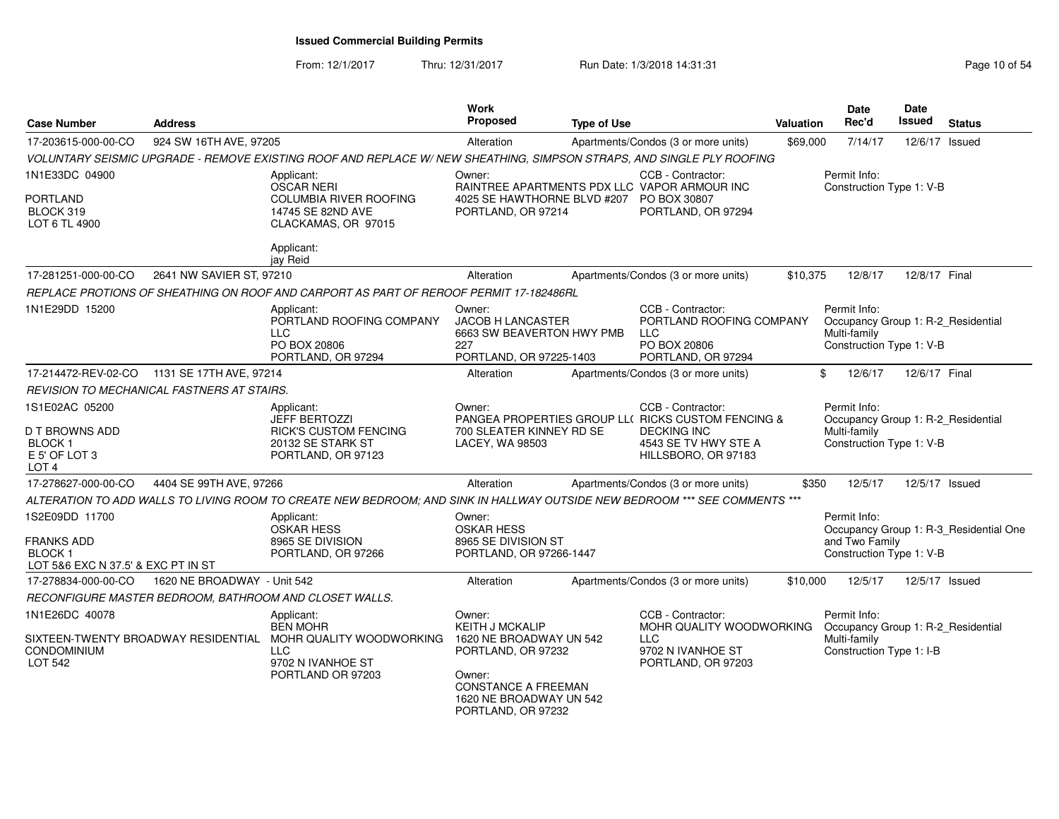**Issued Commercial Building Permits**

From: 12/1/2017 Thru: 12/31/2017 Run Date: 1/3/2018 14:31:31

| Case Number | Address | Work Proposed | Type of Use | Valuation | Date Rec'd | Date Issued | Status |
|---|---|---|---|---|---|---|---|
| 17-203615-000-00-CO | 924 SW 16TH AVE, 97205 | Alteration | Apartments/Condos (3 or more units) | $69,000 | 7/14/17 | 12/6/17 | Issued |

*VOLUNTARY SEISMIC UPGRADE - REMOVE EXISTING ROOF AND REPLACE W/ NEW SHEATHING, SIMPSON STRAPS, AND SINGLE PLY ROOFING*

1N1E33DC 04900
PORTLAND
BLOCK 319
LOT 6 TL 4900

Applicant: OSCAR NERI, COLUMBIA RIVER ROOFING, 14745 SE 82ND AVE, CLACKAMAS, OR 97015
Applicant: jay Reid

Owner: RAINTREE APARTMENTS PDX LLC, 4025 SE HAWTHORNE BLVD #207, PORTLAND, OR 97214

CCB - Contractor: VAPOR ARMOUR INC, PO BOX 30807, PORTLAND, OR 97294

Permit Info: Construction Type 1: V-B

| Case Number | Address | Work Proposed | Type of Use | Valuation | Date Rec'd | Date Issued | Status |
|---|---|---|---|---|---|---|---|
| 17-281251-000-00-CO | 2641 NW SAVIER ST, 97210 | Alteration | Apartments/Condos (3 or more units) | $10,375 | 12/8/17 | 12/8/17 | Final |

*REPLACE PROTIONS OF SHEATHING ON ROOF AND CARPORT AS PART OF REROOF PERMIT 17-182486RL*

1N1E29DD 15200

Applicant: PORTLAND ROOFING COMPANY LLC, PO BOX 20806, PORTLAND, OR 97294

Owner: JACOB H LANCASTER, 6663 SW BEAVERTON HWY PMB 227, PORTLAND, OR 97225-1403

CCB - Contractor: PORTLAND ROOFING COMPANY LLC, PO BOX 20806, PORTLAND, OR 97294

Permit Info: Occupancy Group 1: R-2_Residential Multi-family; Construction Type 1: V-B

| Case Number | Address | Work Proposed | Type of Use | Valuation | Date Rec'd | Date Issued | Status |
|---|---|---|---|---|---|---|---|
| 17-214472-REV-02-CO | 1131 SE 17TH AVE, 97214 | Alteration | Apartments/Condos (3 or more units) | $ | 12/6/17 | 12/6/17 | Final |

*REVISION TO MECHANICAL FASTNERS AT STAIRS.*

1S1E02AC 05200
D T BROWNS ADD
BLOCK 1
E 5' OF LOT 3
LOT 4

Applicant: JEFF BERTOZZI, RICK'S CUSTOM FENCING, 20132 SE STARK ST, PORTLAND, OR 97123

Owner: PANGEA PROPERTIES GROUP LL(, 700 SLEATER KINNEY RD SE, LACEY, WA 98503

CCB - Contractor: RICKS CUSTOM FENCING & DECKING INC, 4543 SE TV HWY STE A, HILLSBORO, OR 97183

Permit Info: Occupancy Group 1: R-2_Residential Multi-family; Construction Type 1: V-B

| Case Number | Address | Work Proposed | Type of Use | Valuation | Date Rec'd | Date Issued | Status |
|---|---|---|---|---|---|---|---|
| 17-278627-000-00-CO | 4404 SE 99TH AVE, 97266 | Alteration | Apartments/Condos (3 or more units) | $350 | 12/5/17 | 12/5/17 | Issued |

*ALTERATION TO ADD WALLS TO LIVING ROOM TO CREATE NEW BEDROOM; AND SINK IN HALLWAY OUTSIDE NEW BEDROOM \*\*\* SEE COMMENTS \*\*\**

1S2E09DD 11700
FRANKS ADD
BLOCK 1
LOT 5&6 EXC N 37.5' & EXC PT IN ST

Applicant: OSKAR HESS, 8965 SE DIVISION, PORTLAND, OR 97266

Owner: OSKAR HESS, 8965 SE DIVISION ST, PORTLAND, OR 97266-1447

Permit Info: Occupancy Group 1: R-3_Residential One and Two Family; Construction Type 1: V-B

| Case Number | Address | Work Proposed | Type of Use | Valuation | Date Rec'd | Date Issued | Status |
|---|---|---|---|---|---|---|---|
| 17-278834-000-00-CO | 1620 NE BROADWAY - Unit 542 | Alteration | Apartments/Condos (3 or more units) | $10,000 | 12/5/17 | 12/5/17 | Issued |

*RECONFIGURE MASTER BEDROOM, BATHROOM AND CLOSET WALLS.*

1N1E26DC 40078
SIXTEEN-TWENTY BROADWAY RESIDENTIAL CONDOMINIUM
LOT 542

Applicant: BEN MOHR, MOHR QUALITY WOODWORKING LLC, 9702 N IVANHOE ST, PORTLAND OR 97203

Owner: KEITH J MCKALIP, 1620 NE BROADWAY UN 542, PORTLAND, OR 97232
Owner: CONSTANCE A FREEMAN, 1620 NE BROADWAY UN 542, PORTLAND, OR 97232

CCB - Contractor: MOHR QUALITY WOODWORKING LLC, 9702 N IVANHOE ST, PORTLAND, OR 97203

Permit Info: Occupancy Group 1: R-2_Residential Multi-family; Construction Type 1: I-B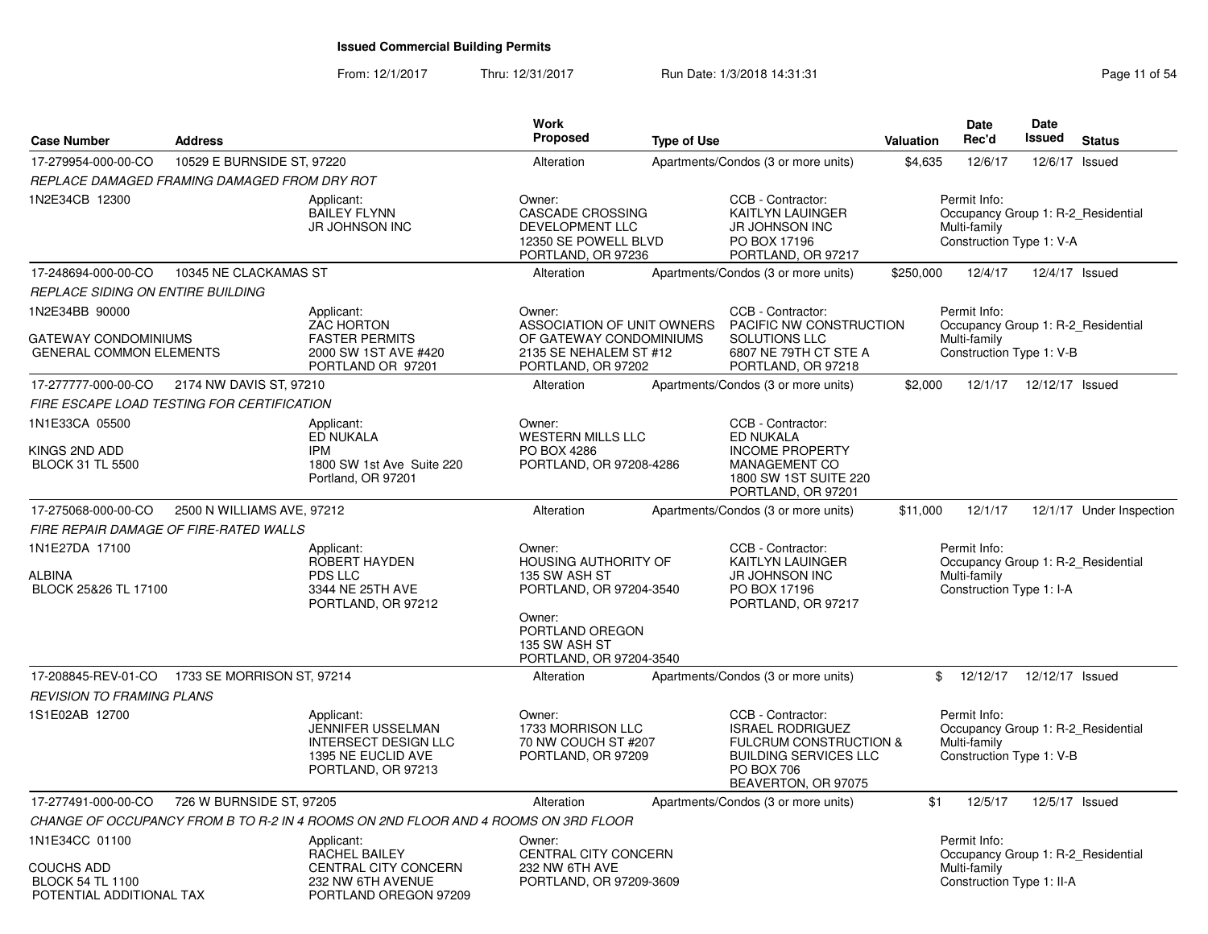# Issued Commercial Building Permits

From: 12/1/2017 Thru: 12/31/2017 Run Date: 1/3/2018 14:31:31

| Case Number | Address | Work Proposed | Type of Use | Valuation | Date Rec'd | Date Issued | Status |
|---|---|---|---|---|---|---|---|
| 17-279954-000-00-CO | 10529 E BURNSIDE ST, 97220 | Alteration | Apartments/Condos (3 or more units) | $4,635 | 12/6/17 | 12/6/17 | Issued |

*REPLACE DAMAGED FRAMING DAMAGED FROM DRY ROT*

1N2E34CB 12300

Applicant: BAILEY FLYNN, JR JOHNSON INC

Owner: CASCADE CROSSING DEVELOPMENT LLC, 12350 SE POWELL BLVD, PORTLAND, OR 97236

CCB - Contractor: KAITLYN LAUINGER, JR JOHNSON INC, PO BOX 17196, PORTLAND, OR 97217

Permit Info: Occupancy Group 1: R-2_Residential Multi-family; Construction Type 1: V-A

---

| Case Number | Address | Work Proposed | Type of Use | Valuation | Date Rec'd | Date Issued | Status |
|---|---|---|---|---|---|---|---|
| 17-248694-000-00-CO | 10345 NE CLACKAMAS ST | Alteration | Apartments/Condos (3 or more units) | $250,000 | 12/4/17 | 12/4/17 | Issued |

*REPLACE SIDING ON ENTIRE BUILDING*

1N2E34BB 90000

GATEWAY CONDOMINIUMS
GENERAL COMMON ELEMENTS

Applicant: ZAC HORTON, FASTER PERMITS, 2000 SW 1ST AVE #420, PORTLAND OR 97201

Owner: ASSOCIATION OF UNIT OWNERS OF GATEWAY CONDOMINIUMS, 2135 SE NEHALEM ST #12, PORTLAND, OR 97202

CCB - Contractor: PACIFIC NW CONSTRUCTION SOLUTIONS LLC, 6807 NE 79TH CT STE A, PORTLAND, OR 97218

Permit Info: Occupancy Group 1: R-2_Residential Multi-family; Construction Type 1: V-B

---

| Case Number | Address | Work Proposed | Type of Use | Valuation | Date Rec'd | Date Issued | Status |
|---|---|---|---|---|---|---|---|
| 17-277777-000-00-CO | 2174 NW DAVIS ST, 97210 | Alteration | Apartments/Condos (3 or more units) | $2,000 | 12/1/17 | 12/12/17 | Issued |

*FIRE ESCAPE LOAD TESTING FOR CERTIFICATION*

1N1E33CA 05500

KINGS 2ND ADD
BLOCK 31 TL 5500

Applicant: ED NUKALA, IPM, 1800 SW 1st Ave Suite 220, Portland, OR 97201

Owner: WESTERN MILLS LLC, PO BOX 4286, PORTLAND, OR 97208-4286

CCB - Contractor: ED NUKALA, INCOME PROPERTY MANAGEMENT CO, 1800 SW 1ST SUITE 220, PORTLAND, OR 97201

---

| Case Number | Address | Work Proposed | Type of Use | Valuation | Date Rec'd | Date Issued | Status |
|---|---|---|---|---|---|---|---|
| 17-275068-000-00-CO | 2500 N WILLIAMS AVE, 97212 | Alteration | Apartments/Condos (3 or more units) | $11,000 | 12/1/17 | 12/1/17 | Under Inspection |

*FIRE REPAIR DAMAGE OF FIRE-RATED WALLS*

1N1E27DA 17100

ALBINA
BLOCK 25&26 TL 17100

Applicant: ROBERT HAYDEN, PDS LLC, 3344 NE 25TH AVE, PORTLAND, OR 97212

Owner: HOUSING AUTHORITY OF, 135 SW ASH ST, PORTLAND, OR 97204-3540

Owner: PORTLAND OREGON, 135 SW ASH ST, PORTLAND, OR 97204-3540

CCB - Contractor: KAITLYN LAUINGER, JR JOHNSON INC, PO BOX 17196, PORTLAND, OR 97217

Permit Info: Occupancy Group 1: R-2_Residential Multi-family; Construction Type 1: I-A

---

| Case Number | Address | Work Proposed | Type of Use | Valuation | Date Rec'd | Date Issued | Status |
|---|---|---|---|---|---|---|---|
| 17-208845-REV-01-CO | 1733 SE MORRISON ST, 97214 | Alteration | Apartments/Condos (3 or more units) | $ | 12/12/17 | 12/12/17 | Issued |

*REVISION TO FRAMING PLANS*

1S1E02AB 12700

Applicant: JENNIFER USSELMAN, INTERSECT DESIGN LLC, 1395 NE EUCLID AVE, PORTLAND, OR 97213

Owner: 1733 MORRISON LLC, 70 NW COUCH ST #207, PORTLAND, OR 97209

CCB - Contractor: ISRAEL RODRIGUEZ, FULCRUM CONSTRUCTION & BUILDING SERVICES LLC, PO BOX 706, BEAVERTON, OR 97075

Permit Info: Occupancy Group 1: R-2_Residential Multi-family; Construction Type 1: V-B

---

| Case Number | Address | Work Proposed | Type of Use | Valuation | Date Rec'd | Date Issued | Status |
|---|---|---|---|---|---|---|---|
| 17-277491-000-00-CO | 726 W BURNSIDE ST, 97205 | Alteration | Apartments/Condos (3 or more units) | $1 | 12/5/17 | 12/5/17 | Issued |

*CHANGE OF OCCUPANCY FROM B TO R-2 IN 4 ROOMS ON 2ND FLOOR AND 4 ROOMS ON 3RD FLOOR*

1N1E34CC 01100

COUCHS ADD
BLOCK 54 TL 1100
POTENTIAL ADDITIONAL TAX

Applicant: RACHEL BAILEY, CENTRAL CITY CONCERN, 232 NW 6TH AVENUE, PORTLAND OREGON 97209

Owner: CENTRAL CITY CONCERN, 232 NW 6TH AVE, PORTLAND, OR 97209-3609

Permit Info: Occupancy Group 1: R-2_Residential Multi-family; Construction Type 1: II-A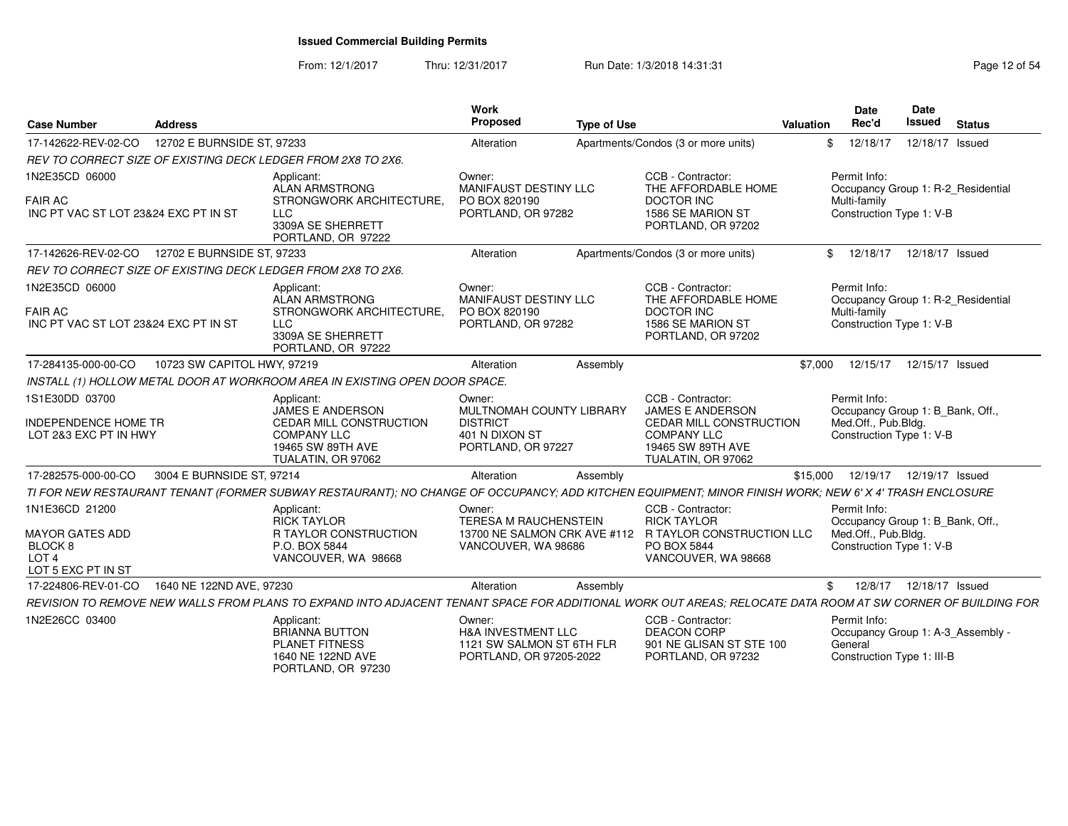## Issued Commercial Building Permits

From: 12/1/2017 Thru: 12/31/2017 Run Date: 1/3/2018 14:31:31

| Case Number | Address | Work Proposed | Type of Use | Valuation | Date Rec'd | Date Issued | Status |
|---|---|---|---|---|---|---|---|
| 17-142622-REV-02-CO | 12702 E BURNSIDE ST, 97233 | Alteration | Apartments/Condos (3 or more units) | $ | 12/18/17 | 12/18/17 | Issued |

REV TO CORRECT SIZE OF EXISTING DECK LEDGER FROM 2X8 TO 2X6.

| Property | Applicant | Owner | CCB - Contractor | Permit Info |
|---|---|---|---|---|
| 1N2E35CD 06000<br>FAIR AC<br>INC PT VAC ST LOT 23&24 EXC PT IN ST | ALAN ARMSTRONG<br>STRONGWORK ARCHITECTURE, LLC<br>3309A SE SHERRETT<br>PORTLAND, OR 97222 | MANIFAUST DESTINY LLC<br>PO BOX 820190<br>PORTLAND, OR 97282 | THE AFFORDABLE HOME DOCTOR INC<br>1586 SE MARION ST<br>PORTLAND, OR 97202 | Occupancy Group 1: R-2_Residential Multi-family<br>Construction Type 1: V-B |

| Case Number | Address | Work Proposed | Type of Use | Valuation | Date Rec'd | Date Issued | Status |
|---|---|---|---|---|---|---|---|
| 17-142626-REV-02-CO | 12702 E BURNSIDE ST, 97233 | Alteration | Apartments/Condos (3 or more units) | $ | 12/18/17 | 12/18/17 | Issued |

REV TO CORRECT SIZE OF EXISTING DECK LEDGER FROM 2X8 TO 2X6.

| Property | Applicant | Owner | CCB - Contractor | Permit Info |
|---|---|---|---|---|
| 1N2E35CD 06000<br>FAIR AC<br>INC PT VAC ST LOT 23&24 EXC PT IN ST | ALAN ARMSTRONG<br>STRONGWORK ARCHITECTURE, LLC<br>3309A SE SHERRETT<br>PORTLAND, OR 97222 | MANIFAUST DESTINY LLC<br>PO BOX 820190<br>PORTLAND, OR 97282 | THE AFFORDABLE HOME DOCTOR INC<br>1586 SE MARION ST<br>PORTLAND, OR 97202 | Occupancy Group 1: R-2_Residential Multi-family<br>Construction Type 1: V-B |

| Case Number | Address | Work Proposed | Type of Use | Valuation | Date Rec'd | Date Issued | Status |
|---|---|---|---|---|---|---|---|
| 17-284135-000-00-CO | 10723 SW CAPITOL HWY, 97219 | Alteration | Assembly | $7,000 | 12/15/17 | 12/15/17 | Issued |

INSTALL (1) HOLLOW METAL DOOR AT WORKROOM AREA IN EXISTING OPEN DOOR SPACE.

| Property | Applicant | Owner | CCB - Contractor | Permit Info |
|---|---|---|---|---|
| 1S1E30DD 03700<br>INDEPENDENCE HOME TR<br>LOT 2&3 EXC PT IN HWY | JAMES E ANDERSON<br>CEDAR MILL CONSTRUCTION COMPANY LLC<br>19465 SW 89TH AVE<br>TUALATIN, OR 97062 | MULTNOMAH COUNTY LIBRARY DISTRICT<br>401 N DIXON ST<br>PORTLAND, OR 97227 | JAMES E ANDERSON<br>CEDAR MILL CONSTRUCTION COMPANY LLC<br>19465 SW 89TH AVE<br>TUALATIN, OR 97062 | Occupancy Group 1: B_Bank, Off., Med.Off., Pub.Bldg.<br>Construction Type 1: V-B |

| Case Number | Address | Work Proposed | Type of Use | Valuation | Date Rec'd | Date Issued | Status |
|---|---|---|---|---|---|---|---|
| 17-282575-000-00-CO | 3004 E BURNSIDE ST, 97214 | Alteration | Assembly | $15,000 | 12/19/17 | 12/19/17 | Issued |

TI FOR NEW RESTAURANT TENANT (FORMER SUBWAY RESTAURANT); NO CHANGE OF OCCUPANCY; ADD KITCHEN EQUIPMENT; MINOR FINISH WORK; NEW 6' X 4' TRASH ENCLOSURE

| Property | Applicant | Owner | CCB - Contractor | Permit Info |
|---|---|---|---|---|
| 1N1E36CD 21200<br>MAYOR GATES ADD<br>BLOCK 8<br>LOT 4<br>LOT 5 EXC PT IN ST | RICK TAYLOR<br>R TAYLOR CONSTRUCTION<br>P.O. BOX 5844<br>VANCOUVER, WA 98668 | TERESA M RAUCHENSTEIN<br>13700 NE SALMON CRK AVE #112<br>VANCOUVER, WA 98686 | RICK TAYLOR<br>R TAYLOR CONSTRUCTION LLC<br>PO BOX 5844<br>VANCOUVER, WA 98668 | Occupancy Group 1: B_Bank, Off., Med.Off., Pub.Bldg.<br>Construction Type 1: V-B |

| Case Number | Address | Work Proposed | Type of Use | Valuation | Date Rec'd | Date Issued | Status |
|---|---|---|---|---|---|---|---|
| 17-224806-REV-01-CO | 1640 NE 122ND AVE, 97230 | Alteration | Assembly | $ | 12/8/17 | 12/18/17 | Issued |

REVISION TO REMOVE NEW WALLS FROM PLANS TO EXPAND INTO ADJACENT TENANT SPACE FOR ADDITIONAL WORK OUT AREAS; RELOCATE DATA ROOM AT SW CORNER OF BUILDING FOR

| Property | Applicant | Owner | CCB - Contractor | Permit Info |
|---|---|---|---|---|
| 1N2E26CC 03400 | BRIANNA BUTTON<br>PLANET FITNESS<br>1640 NE 122ND AVE<br>PORTLAND, OR 97230 | H&A INVESTMENT LLC<br>1121 SW SALMON ST 6TH FLR<br>PORTLAND, OR 97205-2022 | DEACON CORP<br>901 NE GLISAN ST STE 100<br>PORTLAND, OR 97232 | Occupancy Group 1: A-3_Assembly - General<br>Construction Type 1: III-B |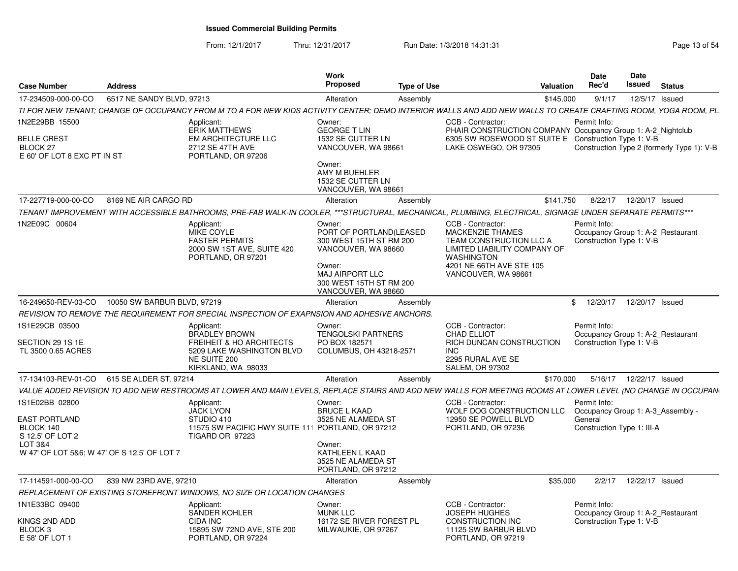# Issued Commercial Building Permits

From: 12/1/2017 Thru: 12/31/2017 Run Date: 1/3/2018 14:31:31

| Case Number | Address | Work Proposed | Type of Use | Valuation | Date Rec'd | Date Issued | Status |
|---|---|---|---|---|---|---|---|
| 17-234509-000-00-CO | 6517 NE SANDY BLVD, 97213 | Alteration | Assembly | $145,000 | 9/1/17 | 12/5/17 | Issued |

TI FOR NEW TENANT; CHANGE OF OCCUPANCY FROM M TO A FOR NEW KIDS ACTIVITY CENTER; DEMO INTERIOR WALLS AND ADD NEW WALLS TO CREATE CRAFTING ROOM, YOGA ROOM, PL

1N2E29BB 15500
BELLE CREST
BLOCK 27
E 60' OF LOT 8 EXC PT IN ST

Applicant:
ERIK MATTHEWS
EM ARCHITECTURE LLC
2712 SE 47TH AVE
PORTLAND, OR 97206

Owner:
GEORGE T LIN
1532 SE CUTTER LN
VANCOUVER, WA 98661

Owner:
AMY M BUEHLER
1532 SE CUTTER LN
VANCOUVER, WA 98661

CCB - Contractor:
PHAIR CONSTRUCTION COMPANY
6305 SW ROSEWOOD ST SUITE E
LAKE OSWEGO, OR 97305

Permit Info:
Occupancy Group 1: A-2_Nightclub
Construction Type 1: V-B
Construction Type 2 (formerly Type 1): V-B

---

| Case Number | Address | Work Proposed | Type of Use | Valuation | Date Rec'd | Date Issued | Status |
|---|---|---|---|---|---|---|---|
| 17-227719-000-00-CO | 8169 NE AIR CARGO RD | Alteration | Assembly | $141,750 | 8/22/17 | 12/20/17 | Issued |

TENANT IMPROVEMENT WITH ACCESSIBLE BATHROOMS, PRE-FAB WALK-IN COOLER, ***STRUCTURAL, MECHANICAL, PLUMBING, ELECTRICAL, SIGNAGE UNDER SEPARATE PERMITS***

1N2E09C 00604

Applicant:
MIKE COYLE
FASTER PERMITS
2000 SW 1ST AVE, SUITE 420
PORTLAND, OR 97201

Owner:
PORT OF PORTLAND(LEASED
300 WEST 15TH ST RM 200
VANCOUVER, WA 98660

Owner:
MAJ AIRPORT LLC
300 WEST 15TH ST RM 200
VANCOUVER, WA 98660

CCB - Contractor:
MACKENZIE THAMES
TEAM CONSTRUCTION LLC A LIMITED LIABILITY COMPANY OF WASHINGTON
4201 NE 66TH AVE STE 105
VANCOUVER, WA 98661

Permit Info:
Occupancy Group 1: A-2_Restaurant
Construction Type 1: V-B

---

| Case Number | Address | Work Proposed | Type of Use | Valuation | Date Rec'd | Date Issued | Status |
|---|---|---|---|---|---|---|---|
| 16-249650-REV-03-CO | 10050 SW BARBUR BLVD, 97219 | Alteration | Assembly | $ | 12/20/17 | 12/20/17 | Issued |

REVISION TO REMOVE THE REQUIREMENT FOR SPECIAL INSPECTION OF EXAPNSION AND ADHESIVE ANCHORS.

1S1E29CB 03500
SECTION 29 1S 1E
TL 3500 0.65 ACRES

Applicant:
BRADLEY BROWN
FREIHEIT & HO ARCHITECTS
5209 LAKE WASHINGTON BLVD NE SUITE 200
KIRKLAND, WA 98033

Owner:
TENGOLSKI PARTNERS
PO BOX 182571
COLUMBUS, OH 43218-2571

CCB - Contractor:
CHAD ELLIOT
RICH DUNCAN CONSTRUCTION INC
2295 RURAL AVE SE
SALEM, OR 97302

Permit Info:
Occupancy Group 1: A-2_Restaurant
Construction Type 1: V-B

---

| Case Number | Address | Work Proposed | Type of Use | Valuation | Date Rec'd | Date Issued | Status |
|---|---|---|---|---|---|---|---|
| 17-134103-REV-01-CO | 615 SE ALDER ST, 97214 | Alteration | Assembly | $170,000 | 5/16/17 | 12/22/17 | Issued |

VALUE ADDED REVISION TO ADD NEW RESTROOMS AT LOWER AND MAIN LEVELS, REPLACE STAIRS AND ADD NEW WALLS FOR MEETING ROOMS AT LOWER LEVEL (NO CHANGE IN OCCUPAN

1S1E02BB 02800
EAST PORTLAND
BLOCK 140
S 12.5' OF LOT 2
LOT 3&4
W 47' OF LOT 5&6; W 47' OF S 12.5' OF LOT 7

Applicant:
JACK LYON
STUDIO 410
11575 SW PACIFIC HWY SUITE 111
TIGARD OR 97223

Owner:
BRUCE L KAAD
3525 NE ALAMEDA ST
PORTLAND, OR 97212

Owner:
KATHLEEN L KAAD
3525 NE ALAMEDA ST
PORTLAND, OR 97212

CCB - Contractor:
WOLF DOG CONSTRUCTION LLC
12950 SE POWELL BLVD
PORTLAND, OR 97236

Permit Info:
Occupancy Group 1: A-3_Assembly - General
Construction Type 1: III-A

---

| Case Number | Address | Work Proposed | Type of Use | Valuation | Date Rec'd | Date Issued | Status |
|---|---|---|---|---|---|---|---|
| 17-114591-000-00-CO | 839 NW 23RD AVE, 97210 | Alteration | Assembly | $35,000 | 2/2/17 | 12/22/17 | Issued |

REPLACEMENT OF EXISTING STOREFRONT WINDOWS, NO SIZE OR LOCATION CHANGES

1N1E33BC 09400
KINGS 2ND ADD
BLOCK 3
E 58' OF LOT 1

Applicant:
SANDER KOHLER
CIDA INC
15895 SW 72ND AVE, STE 200
PORTLAND, OR 97224

Owner:
MUNK LLC
16172 SE RIVER FOREST PL
MILWAUKIE, OR 97267

CCB - Contractor:
JOSEPH HUGHES
CONSTRUCTION INC
11125 SW BARBUR BLVD
PORTLAND, OR 97219

Permit Info:
Occupancy Group 1: A-2_Restaurant
Construction Type 1: V-B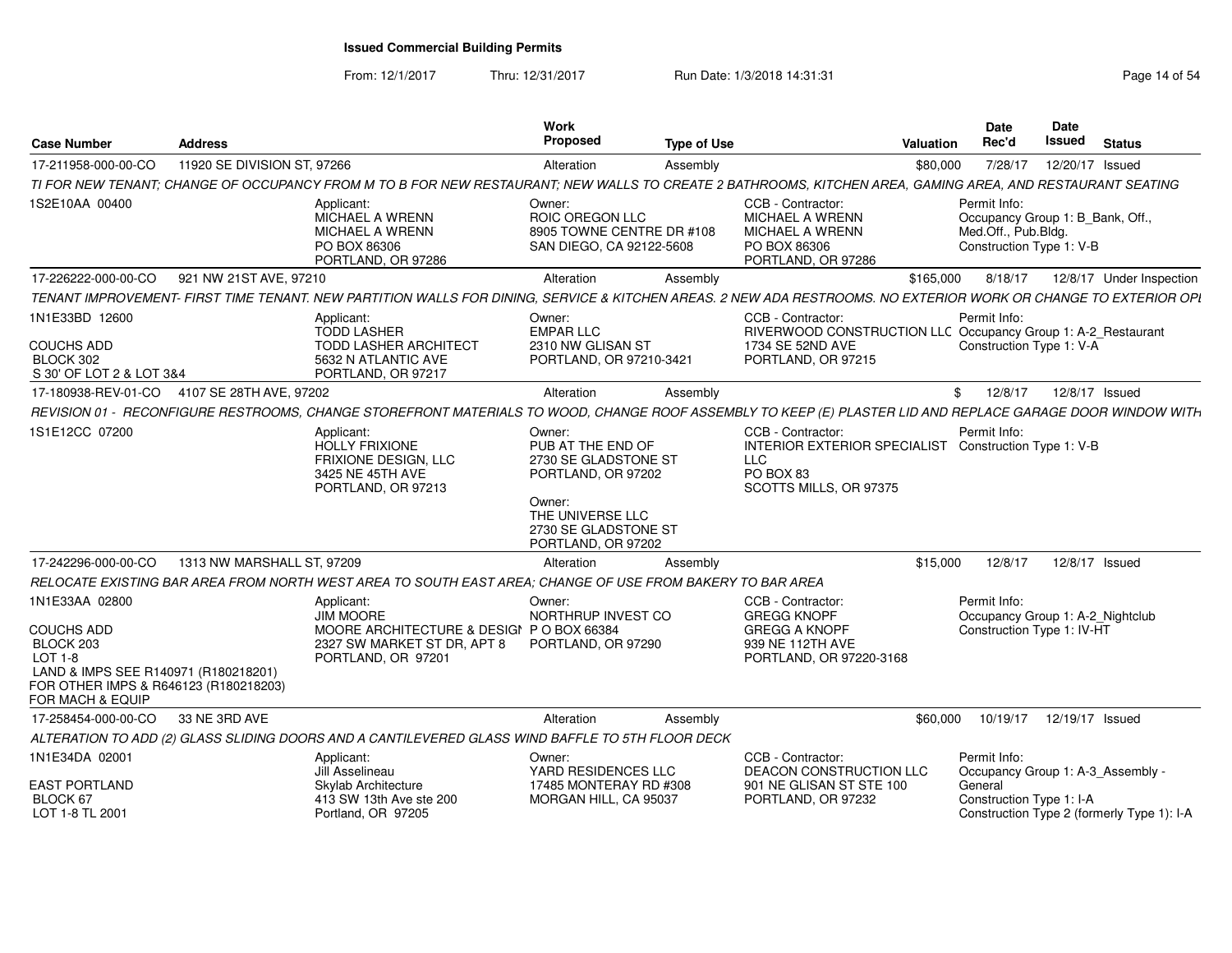# Issued Commercial Building Permits

From: 12/1/2017 Thru: 12/31/2017 Run Date: 1/3/2018 14:31:31

| Case Number | Address | Work Proposed | Type of Use | Valuation | Date Rec'd | Date Issued | Status |
|---|---|---|---|---|---|---|---|
| 17-211958-000-00-CO | 11920 SE DIVISION ST, 97266 | Alteration | Assembly | $80,000 | 7/28/17 | 12/20/17 | Issued |

*TI FOR NEW TENANT; CHANGE OF OCCUPANCY FROM M TO B FOR NEW RESTAURANT; NEW WALLS TO CREATE 2 BATHROOMS, KITCHEN AREA, GAMING AREA, AND RESTAURANT SEATING*

1S2E10AA 00400

Applicant: MICHAEL A WRENN, MICHAEL A WRENN, PO BOX 86306, PORTLAND, OR 97286

Owner: ROIC OREGON LLC, 8905 TOWNE CENTRE DR #108, SAN DIEGO, CA 92122-5608

CCB - Contractor: MICHAEL A WRENN, MICHAEL A WRENN, PO BOX 86306, PORTLAND, OR 97286

Permit Info: Occupancy Group 1: B_Bank, Off., Med.Off., Pub.Bldg. Construction Type 1: V-B

| Case Number | Address | Work Proposed | Type of Use | Valuation | Date Rec'd | Date Issued | Status |
|---|---|---|---|---|---|---|---|
| 17-226222-000-00-CO | 921 NW 21ST AVE, 97210 | Alteration | Assembly | $165,000 | 8/18/17 | 12/8/17 | Under Inspection |

*TENANT IMPROVEMENT- FIRST TIME TENANT. NEW PARTITION WALLS FOR DINING, SERVICE & KITCHEN AREAS. 2 NEW ADA RESTROOMS. NO EXTERIOR WORK OR CHANGE TO EXTERIOR OPI*

1N1E33BD 12600
COUCHS ADD
BLOCK 302
S 30' OF LOT 2 & LOT 3&4

Applicant: TODD LASHER, TODD LASHER ARCHITECT, 5632 N ATLANTIC AVE, PORTLAND, OR 97217

Owner: EMPAR LLC, 2310 NW GLISAN ST, PORTLAND, OR 97210-3421

CCB - Contractor: RIVERWOOD CONSTRUCTION LLC, 1734 SE 52ND AVE, PORTLAND, OR 97215

Permit Info: Occupancy Group 1: A-2_Restaurant Construction Type 1: V-A

| Case Number | Address | Work Proposed | Type of Use | Valuation | Date Rec'd | Date Issued | Status |
|---|---|---|---|---|---|---|---|
| 17-180938-REV-01-CO | 4107 SE 28TH AVE, 97202 | Alteration | Assembly | $ | 12/8/17 | 12/8/17 | Issued |

*REVISION 01 - RECONFIGURE RESTROOMS, CHANGE STOREFRONT MATERIALS TO WOOD, CHANGE ROOF ASSEMBLY TO KEEP (E) PLASTER LID AND REPLACE GARAGE DOOR WINDOW WITH*

1S1E12CC 07200

Applicant: HOLLY FRIXIONE, FRIXIONE DESIGN, LLC, 3425 NE 45TH AVE, PORTLAND, OR 97213

Owner: PUB AT THE END OF, 2730 SE GLADSTONE ST, PORTLAND, OR 97202

Owner: THE UNIVERSE LLC, 2730 SE GLADSTONE ST, PORTLAND, OR 97202

CCB - Contractor: INTERIOR EXTERIOR SPECIALIST LLC, PO BOX 83, SCOTTS MILLS, OR 97375

Permit Info: Construction Type 1: V-B

| Case Number | Address | Work Proposed | Type of Use | Valuation | Date Rec'd | Date Issued | Status |
|---|---|---|---|---|---|---|---|
| 17-242296-000-00-CO | 1313 NW MARSHALL ST, 97209 | Alteration | Assembly | $15,000 | 12/8/17 | 12/8/17 | Issued |

*RELOCATE EXISTING BAR AREA FROM NORTH WEST AREA TO SOUTH EAST AREA; CHANGE OF USE FROM BAKERY TO BAR AREA*

1N1E33AA 02800
COUCHS ADD
BLOCK 203
LOT 1-8
LAND & IMPS SEE R140971 (R180218201)
FOR OTHER IMPS & R646123 (R180218203)
FOR MACH & EQUIP

Applicant: JIM MOORE, MOORE ARCHITECTURE & DESIGN, 2327 SW MARKET ST DR, APT 8, PORTLAND, OR 97201

Owner: NORTHRUP INVEST CO, P O BOX 66384, PORTLAND, OR 97290

CCB - Contractor: GREGG KNOPF, GREGG A KNOPF, 939 NE 112TH AVE, PORTLAND, OR 97220-3168

Permit Info: Occupancy Group 1: A-2_Nightclub Construction Type 1: IV-HT

| Case Number | Address | Work Proposed | Type of Use | Valuation | Date Rec'd | Date Issued | Status |
|---|---|---|---|---|---|---|---|
| 17-258454-000-00-CO | 33 NE 3RD AVE | Alteration | Assembly | $60,000 | 10/19/17 | 12/19/17 | Issued |

*ALTERATION TO ADD (2) GLASS SLIDING DOORS AND A CANTILEVERED GLASS WIND BAFFLE TO 5TH FLOOR DECK*

1N1E34DA 02001
EAST PORTLAND
BLOCK 67
LOT 1-8 TL 2001

Applicant: Jill Asselineau, Skylab Architecture, 413 SW 13th Ave ste 200, Portland, OR 97205

Owner: YARD RESIDENCES LLC, 17485 MONTERAY RD #308, MORGAN HILL, CA 95037

CCB - Contractor: DEACON CONSTRUCTION LLC, 901 NE GLISAN ST STE 100, PORTLAND, OR 97232

Permit Info: Occupancy Group 1: A-3_Assembly - General Construction Type 1: I-A Construction Type 2 (formerly Type 1): I-A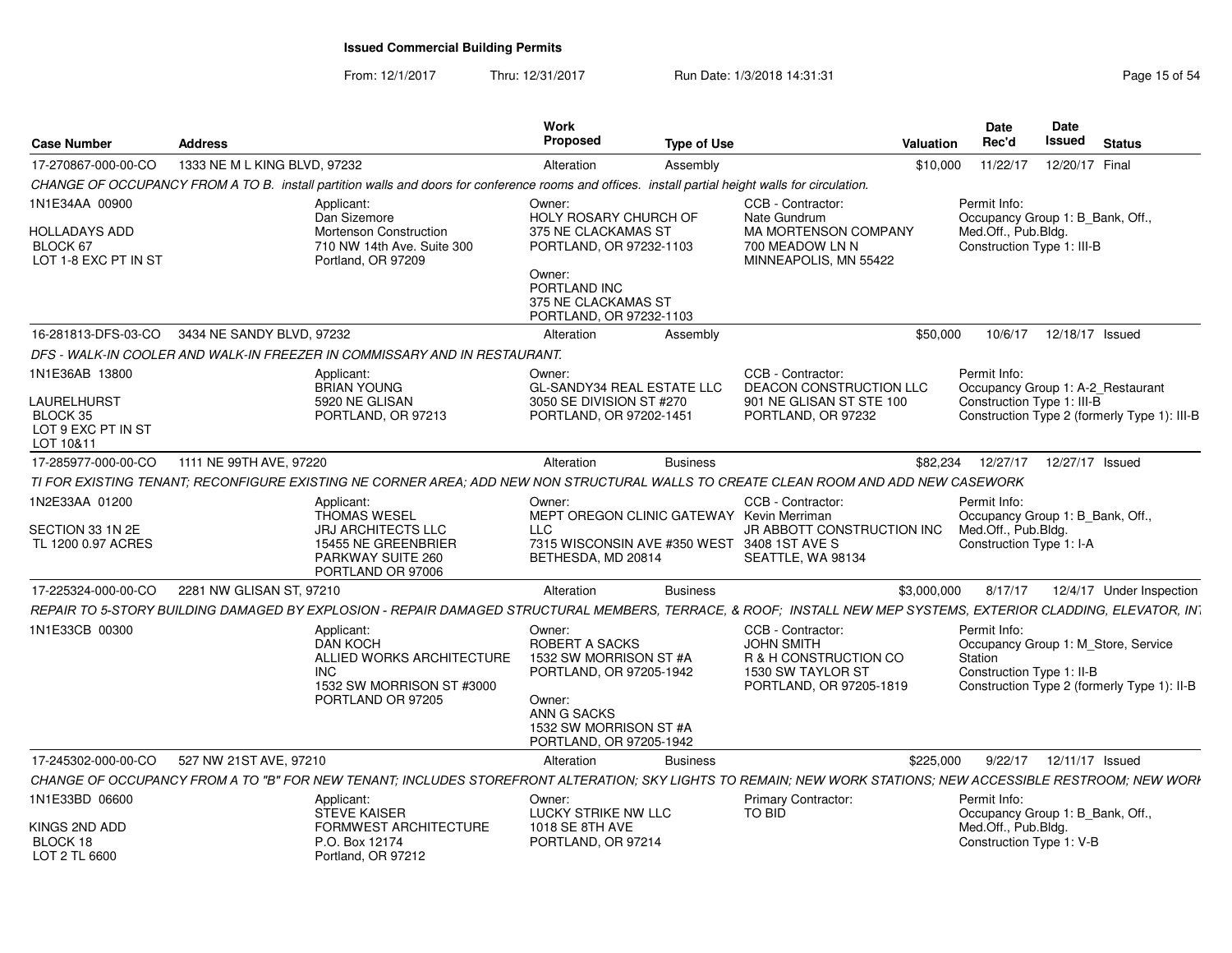# Issued Commercial Building Permits

From: 12/1/2017 Thru: 12/31/2017 Run Date: 1/3/2018 14:31:31

| Case Number | Address | Work Proposed | Type of Use | Valuation | Date Rec'd | Date Issued | Status |
|---|---|---|---|---|---|---|---|
| 17-270867-000-00-CO | 1333 NE M L KING BLVD, 97232 | Alteration | Assembly | $10,000 | 11/22/17 | 12/20/17 | Final |

*CHANGE OF OCCUPANCY FROM A TO B. install partition walls and doors for conference rooms and offices. install partial height walls for circulation.*

| Parcel | Applicant | Owner | CCB - Contractor | Permit Info |
|---|---|---|---|---|
| 1N1E34AA 00900<br>HOLLADAYS ADD<br>BLOCK 67<br>LOT 1-8 EXC PT IN ST | Applicant:<br>Dan Sizemore<br>Mortenson Construction<br>710 NW 14th Ave. Suite 300<br>Portland, OR 97209 | Owner:<br>HOLY ROSARY CHURCH OF<br>375 NE CLACKAMAS ST<br>PORTLAND, OR 97232-1103<br>Owner:<br>PORTLAND INC<br>375 NE CLACKAMAS ST<br>PORTLAND, OR 97232-1103 | CCB - Contractor:<br>Nate Gundrum<br>MA MORTENSON COMPANY<br>700 MEADOW LN N<br>MINNEAPOLIS, MN 55422 | Permit Info:<br>Occupancy Group 1: B_Bank, Off., Med.Off., Pub.Bldg.<br>Construction Type 1: III-B |

| Case Number | Address | Work Proposed | Type of Use | Valuation | Date Rec'd | Date Issued | Status |
|---|---|---|---|---|---|---|---|
| 16-281813-DFS-03-CO | 3434 NE SANDY BLVD, 97232 | Alteration | Assembly | $50,000 | 10/6/17 | 12/18/17 | Issued |

*DFS - WALK-IN COOLER AND WALK-IN FREEZER IN COMMISSARY AND IN RESTAURANT.*

| Parcel | Applicant | Owner | CCB - Contractor | Permit Info |
|---|---|---|---|---|
| 1N1E36AB 13800<br>LAURELHURST<br>BLOCK 35<br>LOT 9 EXC PT IN ST<br>LOT 10&11 | Applicant:<br>BRIAN YOUNG<br>5920 NE GLISAN<br>PORTLAND, OR 97213 | Owner:<br>GL-SANDY34 REAL ESTATE LLC<br>3050 SE DIVISION ST #270<br>PORTLAND, OR 97202-1451 | CCB - Contractor:<br>DEACON CONSTRUCTION LLC<br>901 NE GLISAN ST STE 100<br>PORTLAND, OR 97232 | Permit Info:<br>Occupancy Group 1: A-2_Restaurant<br>Construction Type 1: III-B<br>Construction Type 2 (formerly Type 1): III-B |

| Case Number | Address | Work Proposed | Type of Use | Valuation | Date Rec'd | Date Issued | Status |
|---|---|---|---|---|---|---|---|
| 17-285977-000-00-CO | 1111 NE 99TH AVE, 97220 | Alteration | Business | $82,234 | 12/27/17 | 12/27/17 | Issued |

*TI FOR EXISTING TENANT; RECONFIGURE EXISTING NE CORNER AREA; ADD NEW NON STRUCTURAL WALLS TO CREATE CLEAN ROOM AND ADD NEW CASEWORK*

| Parcel | Applicant | Owner | CCB - Contractor | Permit Info |
|---|---|---|---|---|
| 1N2E33AA 01200<br>SECTION 33 1N 2E<br>TL 1200 0.97 ACRES | Applicant:<br>THOMAS WESEL<br>JRJ ARCHITECTS LLC<br>15455 NE GREENBRIER PARKWAY SUITE 260<br>PORTLAND OR 97006 | Owner:<br>MEPT OREGON CLINIC GATEWAY LLC<br>7315 WISCONSIN AVE #350 WEST<br>BETHESDA, MD 20814 | CCB - Contractor:<br>Kevin Merriman<br>JR ABBOTT CONSTRUCTION INC<br>3408 1ST AVE S<br>SEATTLE, WA 98134 | Permit Info:<br>Occupancy Group 1: B_Bank, Off., Med.Off., Pub.Bldg.<br>Construction Type 1: I-A |

| Case Number | Address | Work Proposed | Type of Use | Valuation | Date Rec'd | Date Issued | Status |
|---|---|---|---|---|---|---|---|
| 17-225324-000-00-CO | 2281 NW GLISAN ST, 97210 | Alteration | Business | $3,000,000 | 8/17/17 | 12/4/17 | Under Inspection |

*REPAIR TO 5-STORY BUILDING DAMAGED BY EXPLOSION - REPAIR DAMAGED STRUCTURAL MEMBERS, TERRACE, & ROOF; INSTALL NEW MEP SYSTEMS, EXTERIOR CLADDING, ELEVATOR, IN*

| Parcel | Applicant | Owner | CCB - Contractor | Permit Info |
|---|---|---|---|---|
| 1N1E33CB 00300 | Applicant:<br>DAN KOCH<br>ALLIED WORKS ARCHITECTURE INC<br>1532 SW MORRISON ST #3000<br>PORTLAND OR 97205 | Owner:<br>ROBERT A SACKS<br>1532 SW MORRISON ST #A<br>PORTLAND, OR 97205-1942<br>Owner:<br>ANN G SACKS<br>1532 SW MORRISON ST #A<br>PORTLAND, OR 97205-1942 | CCB - Contractor:<br>JOHN SMITH<br>R & H CONSTRUCTION CO<br>1530 SW TAYLOR ST<br>PORTLAND, OR 97205-1819 | Permit Info:<br>Occupancy Group 1: M_Store, Service Station<br>Construction Type 1: II-B<br>Construction Type 2 (formerly Type 1): II-B |

| Case Number | Address | Work Proposed | Type of Use | Valuation | Date Rec'd | Date Issued | Status |
|---|---|---|---|---|---|---|---|
| 17-245302-000-00-CO | 527 NW 21ST AVE, 97210 | Alteration | Business | $225,000 | 9/22/17 | 12/11/17 | Issued |

*CHANGE OF OCCUPANCY FROM A TO "B" FOR NEW TENANT; INCLUDES STOREFRONT ALTERATION; SKY LIGHTS TO REMAIN; NEW WORK STATIONS; NEW ACCESSIBLE RESTROOM; NEW WORK*

| Parcel | Applicant | Owner | Primary Contractor | Permit Info |
|---|---|---|---|---|
| 1N1E33BD 06600<br>KINGS 2ND ADD<br>BLOCK 18<br>LOT 2 TL 6600 | Applicant:<br>STEVE KAISER<br>FORMWEST ARCHITECTURE<br>P.O. Box 12174<br>Portland, OR 97212 | Owner:<br>LUCKY STRIKE NW LLC<br>1018 SE 8TH AVE<br>PORTLAND, OR 97214 | Primary Contractor:<br>TO BID | Permit Info:<br>Occupancy Group 1: B_Bank, Off., Med.Off., Pub.Bldg.<br>Construction Type 1: V-B |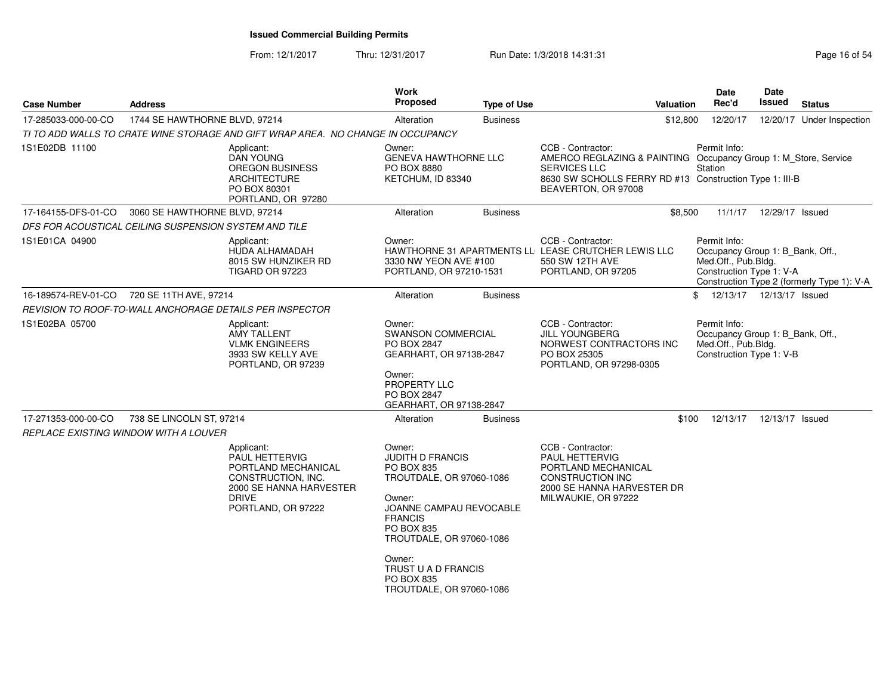**Issued Commercial Building Permits**

From: 12/1/2017 Thru: 12/31/2017 Run Date: 1/3/2018 14:31:31

| Case Number | Address | Work Proposed | Type of Use | Valuation | Date Rec'd | Date Issued | Status |
|---|---|---|---|---|---|---|---|
| 17-285033-000-00-CO | 1744 SE HAWTHORNE BLVD, 97214 | Alteration | Business | $12,800 | 12/20/17 | 12/20/17 | Under Inspection |

TI TO ADD WALLS TO CRATE WINE STORAGE AND GIFT WRAP AREA. NO CHANGE IN OCCUPANCY

1S1E02DB 11100

- Applicant: DAN YOUNG, OREGON BUSINESS ARCHITECTURE, PO BOX 80301, PORTLAND, OR 97280
- Owner: GENEVA HAWTHORNE LLC, PO BOX 8880, KETCHUM, ID 83340
- CCB - Contractor: AMERCO REGLAZING & PAINTING SERVICES LLC, 8630 SW SCHOLLS FERRY RD #13, BEAVERTON, OR 97008
- Permit Info: Occupancy Group 1: M_Store, Service Station; Construction Type 1: III-B

| Case Number | Address | Work Proposed | Type of Use | Valuation | Date Rec'd | Date Issued | Status |
|---|---|---|---|---|---|---|---|
| 17-164155-DFS-01-CO | 3060 SE HAWTHORNE BLVD, 97214 | Alteration | Business | $8,500 | 11/1/17 | 12/29/17 | Issued |

DFS FOR ACOUSTICAL CEILING SUSPENSION SYSTEM AND TILE

1S1E01CA 04900

- Applicant: HUDA ALHAMADAH, 8015 SW HUNZIKER RD, TIGARD OR 97223
- Owner: HAWTHORNE 31 APARTMENTS LL, 3330 NW YEON AVE #100, PORTLAND, OR 97210-1531
- CCB - Contractor: LEASE CRUTCHER LEWIS LLC, 550 SW 12TH AVE, PORTLAND, OR 97205
- Permit Info: Occupancy Group 1: B_Bank, Off., Med.Off., Pub.Bldg.; Construction Type 1: V-A; Construction Type 2 (formerly Type 1): V-A

| Case Number | Address | Work Proposed | Type of Use | Valuation | Date Rec'd | Date Issued | Status |
|---|---|---|---|---|---|---|---|
| 16-189574-REV-01-CO | 720 SE 11TH AVE, 97214 | Alteration | Business | $ | 12/13/17 | 12/13/17 | Issued |

REVISION TO ROOF-TO-WALL ANCHORAGE DETAILS PER INSPECTOR

1S1E02BA 05700

- Applicant: AMY TALLENT, VLMK ENGINEERS, 3933 SW KELLY AVE, PORTLAND, OR 97239
- Owner: SWANSON COMMERCIAL, PO BOX 2847, GEARHART, OR 97138-2847
- Owner: PROPERTY LLC, PO BOX 2847, GEARHART, OR 97138-2847
- CCB - Contractor: JILL YOUNGBERG, NORWEST CONTRACTORS INC, PO BOX 25305, PORTLAND, OR 97298-0305
- Permit Info: Occupancy Group 1: B_Bank, Off., Med.Off., Pub.Bldg.; Construction Type 1: V-B

| Case Number | Address | Work Proposed | Type of Use | Valuation | Date Rec'd | Date Issued | Status |
|---|---|---|---|---|---|---|---|
| 17-271353-000-00-CO | 738 SE LINCOLN ST, 97214 | Alteration | Business | $100 | 12/13/17 | 12/13/17 | Issued |

REPLACE EXISTING WINDOW WITH A LOUVER

- Applicant: PAUL HETTERVIG, PORTLAND MECHANICAL CONSTRUCTION, INC., 2000 SE HANNA HARVESTER DRIVE, PORTLAND, OR 97222
- Owner: JUDITH D FRANCIS, PO BOX 835, TROUTDALE, OR 97060-1086
- Owner: JOANNE CAMPAU REVOCABLE FRANCIS, PO BOX 835, TROUTDALE, OR 97060-1086
- Owner: TRUST U A D FRANCIS, PO BOX 835, TROUTDALE, OR 97060-1086
- CCB - Contractor: PAUL HETTERVIG, PORTLAND MECHANICAL CONSTRUCTION INC, 2000 SE HANNA HARVESTER DR, MILWAUKIE, OR 97222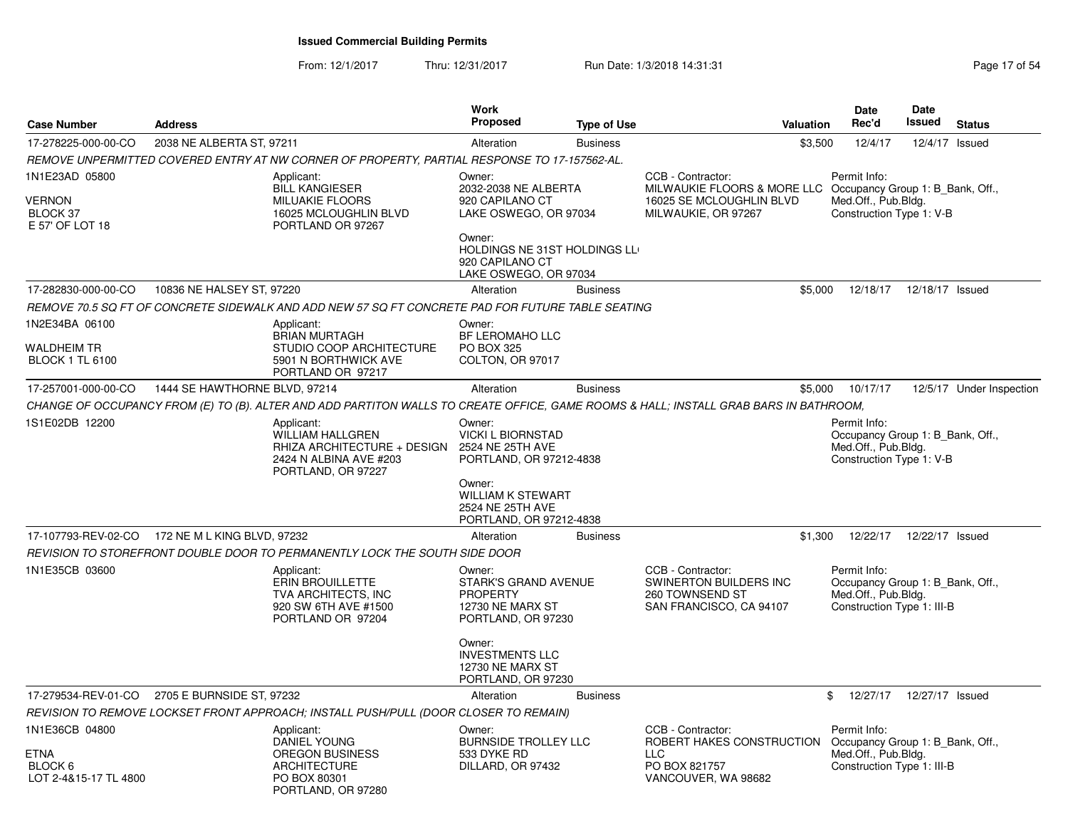**Issued Commercial Building Permits**

From: 12/1/2017 Thru: 12/31/2017 Run Date: 1/3/2018 14:31:31

| Case Number | Address | Work Proposed | Type of Use | Valuation | Date Rec'd | Date Issued | Status |
|---|---|---|---|---|---|---|---|
| 17-278225-000-00-CO | 2038 NE ALBERTA ST, 97211 | Alteration | Business | $3,500 | 12/4/17 | 12/4/17 | Issued |

*REMOVE UNPERMITTED COVERED ENTRY AT NW CORNER OF PROPERTY, PARTIAL RESPONSE TO 17-157562-AL.*

1N1E23AD 05800
VERNON
BLOCK 37
E 57' OF LOT 18

Applicant:
BILL KANGIESER
MILUAKIE FLOORS
16025 MCLOUGHLIN BLVD
PORTLAND OR 97267

Owner:
2032-2038 NE ALBERTA
920 CAPILANO CT
LAKE OSWEGO, OR 97034

Owner:
HOLDINGS NE 31ST HOLDINGS LL
920 CAPILANO CT
LAKE OSWEGO, OR 97034

CCB - Contractor:
MILWAUKIE FLOORS & MORE LLC
16025 SE MCLOUGHLIN BLVD
MILWAUKIE, OR 97267

Permit Info:
Occupancy Group 1: B_Bank, Off., Med.Off., Pub.Bldg.
Construction Type 1: V-B

| Case Number | Address | Work Proposed | Type of Use | Valuation | Date Rec'd | Date Issued | Status |
|---|---|---|---|---|---|---|---|
| 17-282830-000-00-CO | 10836 NE HALSEY ST, 97220 | Alteration | Business | $5,000 | 12/18/17 | 12/18/17 | Issued |

*REMOVE 70.5 SQ FT OF CONCRETE SIDEWALK AND ADD NEW 57 SQ FT CONCRETE PAD FOR FUTURE TABLE SEATING*

1N2E34BA 06100
WALDHEIM TR
BLOCK 1 TL 6100

Applicant:
BRIAN MURTAGH
STUDIO COOP ARCHITECTURE
5901 N BORTHWICK AVE
PORTLAND OR 97217

Owner:
BF LEROMAHO LLC
PO BOX 325
COLTON, OR 97017

| Case Number | Address | Work Proposed | Type of Use | Valuation | Date Rec'd | Date Issued | Status |
|---|---|---|---|---|---|---|---|
| 17-257001-000-00-CO | 1444 SE HAWTHORNE BLVD, 97214 | Alteration | Business | $5,000 | 10/17/17 | 12/5/17 | Under Inspection |

*CHANGE OF OCCUPANCY FROM (E) TO (B). ALTER AND ADD PARTITON WALLS TO CREATE OFFICE, GAME ROOMS & HALL; INSTALL GRAB BARS IN BATHROOM,*

1S1E02DB 12200

Applicant:
WILLIAM HALLGREN
RHIZA ARCHITECTURE + DESIGN
2424 N ALBINA AVE #203
PORTLAND, OR 97227

Owner:
VICKI L BIORNSTAD
2524 NE 25TH AVE
PORTLAND, OR 97212-4838

Owner:
WILLIAM K STEWART
2524 NE 25TH AVE
PORTLAND, OR 97212-4838

Permit Info:
Occupancy Group 1: B_Bank, Off., Med.Off., Pub.Bldg.
Construction Type 1: V-B

| Case Number | Address | Work Proposed | Type of Use | Valuation | Date Rec'd | Date Issued | Status |
|---|---|---|---|---|---|---|---|
| 17-107793-REV-02-CO | 172 NE M L KING BLVD, 97232 | Alteration | Business | $1,300 | 12/22/17 | 12/22/17 | Issued |

*REVISION TO STOREFRONT DOUBLE DOOR TO PERMANENTLY LOCK THE SOUTH SIDE DOOR*

1N1E35CB 03600

Applicant:
ERIN BROUILLETTE
TVA ARCHITECTS, INC
920 SW 6TH AVE #1500
PORTLAND OR 97204

Owner:
STARK'S GRAND AVENUE PROPERTY
12730 NE MARX ST
PORTLAND, OR 97230

Owner:
INVESTMENTS LLC
12730 NE MARX ST
PORTLAND, OR 97230

CCB - Contractor:
SWINERTON BUILDERS INC
260 TOWNSEND ST
SAN FRANCISCO, CA 94107

Permit Info:
Occupancy Group 1: B_Bank, Off., Med.Off., Pub.Bldg.
Construction Type 1: III-B

| Case Number | Address | Work Proposed | Type of Use | Valuation | Date Rec'd | Date Issued | Status |
|---|---|---|---|---|---|---|---|
| 17-279534-REV-01-CO | 2705 E BURNSIDE ST, 97232 | Alteration | Business | $ | 12/27/17 | 12/27/17 | Issued |

*REVISION TO REMOVE LOCKSET FRONT APPROACH; INSTALL PUSH/PULL (DOOR CLOSER TO REMAIN)*

1N1E36CB 04800
ETNA
BLOCK 6
LOT 2-4&15-17 TL 4800

Applicant:
DANIEL YOUNG
OREGON BUSINESS ARCHITECTURE
PO BOX 80301
PORTLAND, OR 97280

Owner:
BURNSIDE TROLLEY LLC
533 DYKE RD
DILLARD, OR 97432

CCB - Contractor:
ROBERT HAKES CONSTRUCTION LLC
PO BOX 821757
VANCOUVER, WA 98682

Permit Info:
Occupancy Group 1: B_Bank, Off., Med.Off., Pub.Bldg.
Construction Type 1: III-B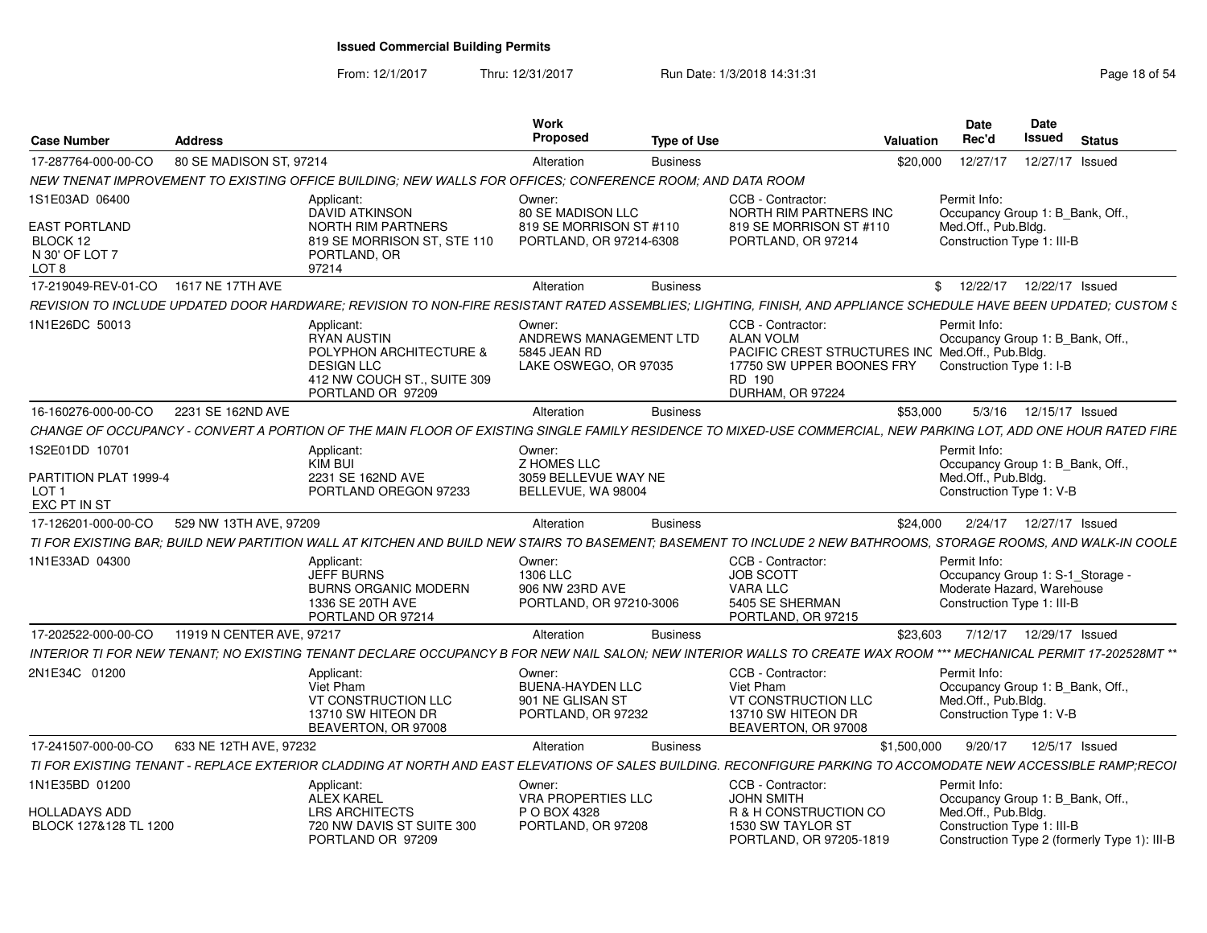# Issued Commercial Building Permits

From: 12/1/2017 Thru: 12/31/2017 Run Date: 1/3/2018 14:31:31

| Case Number | Address | Work Proposed | Type of Use | Valuation | Date Rec'd | Date Issued | Status |
|---|---|---|---|---|---|---|---|
| 17-287764-000-00-CO | 80 SE MADISON ST, 97214 | Alteration | Business | $20,000 | 12/27/17 | 12/27/17 | Issued |

NEW TNENAT IMPROVEMENT TO EXISTING OFFICE BUILDING; NEW WALLS FOR OFFICES; CONFERENCE ROOM; AND DATA ROOM

1S1E03AD 06400
EAST PORTLAND
BLOCK 12
N 30' OF LOT 7
LOT 8

Applicant: DAVID ATKINSON, NORTH RIM PARTNERS, 819 SE MORRISON ST, STE 110, PORTLAND, OR 97214

Owner: 80 SE MADISON LLC, 819 SE MORRISON ST #110, PORTLAND, OR 97214-6308

CCB - Contractor: NORTH RIM PARTNERS INC, 819 SE MORRISON ST #110, PORTLAND, OR 97214

Permit Info: Occupancy Group 1: B_Bank, Off., Med.Off., Pub.Bldg. Construction Type 1: III-B

| Case Number | Address | Work Proposed | Type of Use | Valuation | Date Rec'd | Date Issued | Status |
|---|---|---|---|---|---|---|---|
| 17-219049-REV-01-CO | 1617 NE 17TH AVE | Alteration | Business | $ | 12/22/17 | 12/22/17 | Issued |

REVISION TO INCLUDE UPDATED DOOR HARDWARE; REVISION TO NON-FIRE RESISTANT RATED ASSEMBLIES; LIGHTING, FINISH, AND APPLIANCE SCHEDULE HAVE BEEN UPDATED; CUSTOM S

1N1E26DC 50013

Applicant: RYAN AUSTIN, POLYPHON ARCHITECTURE & DESIGN LLC, 412 NW COUCH ST., SUITE 309, PORTLAND OR 97209

Owner: ANDREWS MANAGEMENT LTD, 5845 JEAN RD, LAKE OSWEGO, OR 97035

CCB - Contractor: ALAN VOLM, PACIFIC CREST STRUCTURES INC, 17750 SW UPPER BOONES FRY RD 190, DURHAM, OR 97224

Permit Info: Occupancy Group 1: B_Bank, Off., Med.Off., Pub.Bldg. Construction Type 1: I-B

| Case Number | Address | Work Proposed | Type of Use | Valuation | Date Rec'd | Date Issued | Status |
|---|---|---|---|---|---|---|---|
| 16-160276-000-00-CO | 2231 SE 162ND AVE | Alteration | Business | $53,000 | 5/3/16 | 12/15/17 | Issued |

CHANGE OF OCCUPANCY - CONVERT A PORTION OF THE MAIN FLOOR OF EXISTING SINGLE FAMILY RESIDENCE TO MIXED-USE COMMERCIAL, NEW PARKING LOT, ADD ONE HOUR RATED FIRE

1S2E01DD 10701
PARTITION PLAT 1999-4
LOT 1
EXC PT IN ST

Applicant: KIM BUI, 2231 SE 162ND AVE, PORTLAND OREGON 97233

Owner: Z HOMES LLC, 3059 BELLEVUE WAY NE, BELLEVUE, WA 98004

Permit Info: Occupancy Group 1: B_Bank, Off., Med.Off., Pub.Bldg. Construction Type 1: V-B

| Case Number | Address | Work Proposed | Type of Use | Valuation | Date Rec'd | Date Issued | Status |
|---|---|---|---|---|---|---|---|
| 17-126201-000-00-CO | 529 NW 13TH AVE, 97209 | Alteration | Business | $24,000 | 2/24/17 | 12/27/17 | Issued |

TI FOR EXISTING BAR; BUILD NEW PARTITION WALL AT KITCHEN AND BUILD NEW STAIRS TO BASEMENT; BASEMENT TO INCLUDE 2 NEW BATHROOMS, STORAGE ROOMS, AND WALK-IN COOLE

1N1E33AD 04300

Applicant: JEFF BURNS, BURNS ORGANIC MODERN, 1336 SE 20TH AVE, PORTLAND OR 97214

Owner: 1306 LLC, 906 NW 23RD AVE, PORTLAND, OR 97210-3006

CCB - Contractor: JOB SCOTT, VARA LLC, 5405 SE SHERMAN, PORTLAND, OR 97215

Permit Info: Occupancy Group 1: S-1_Storage - Moderate Hazard, Warehouse Construction Type 1: III-B

| Case Number | Address | Work Proposed | Type of Use | Valuation | Date Rec'd | Date Issued | Status |
|---|---|---|---|---|---|---|---|
| 17-202522-000-00-CO | 11919 N CENTER AVE, 97217 | Alteration | Business | $23,603 | 7/12/17 | 12/29/17 | Issued |

INTERIOR TI FOR NEW TENANT; NO EXISTING TENANT DECLARE OCCUPANCY B FOR NEW NAIL SALON; NEW INTERIOR WALLS TO CREATE WAX ROOM *** MECHANICAL PERMIT 17-202528MT **

2N1E34C 01200

Applicant: Viet Pham, VT CONSTRUCTION LLC, 13710 SW HITEON DR, BEAVERTON, OR 97008

Owner: BUENA-HAYDEN LLC, 901 NE GLISAN ST, PORTLAND, OR 97232

CCB - Contractor: Viet Pham, VT CONSTRUCTION LLC, 13710 SW HITEON DR, BEAVERTON, OR 97008

Permit Info: Occupancy Group 1: B_Bank, Off., Med.Off., Pub.Bldg. Construction Type 1: V-B

| Case Number | Address | Work Proposed | Type of Use | Valuation | Date Rec'd | Date Issued | Status |
|---|---|---|---|---|---|---|---|
| 17-241507-000-00-CO | 633 NE 12TH AVE, 97232 | Alteration | Business | $1,500,000 | 9/20/17 | 12/5/17 | Issued |

TI FOR EXISTING TENANT - REPLACE EXTERIOR CLADDING AT NORTH AND EAST ELEVATIONS OF SALES BUILDING. RECONFIGURE PARKING TO ACCOMODATE NEW ACCESSIBLE RAMP;RECOI

1N1E35BD 01200
HOLLADAYS ADD
BLOCK 127&128 TL 1200

Applicant: ALEX KAREL, LRS ARCHITECTS, 720 NW DAVIS ST SUITE 300, PORTLAND OR 97209

Owner: VRA PROPERTIES LLC, P O BOX 4328, PORTLAND, OR 97208

CCB - Contractor: JOHN SMITH, R & H CONSTRUCTION CO, 1530 SW TAYLOR ST, PORTLAND, OR 97205-1819

Permit Info: Occupancy Group 1: B_Bank, Off., Med.Off., Pub.Bldg. Construction Type 1: III-B Construction Type 2 (formerly Type 1): III-B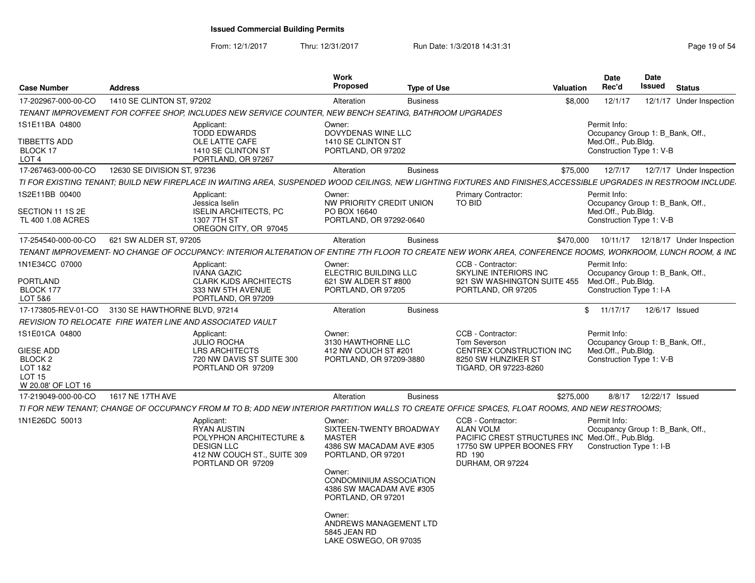# Issued Commercial Building Permits

From: 12/1/2017 Thru: 12/31/2017 Run Date: 1/3/2018 14:31:31

| Case Number | Address | Work Proposed | Type of Use | Valuation | Date Rec'd | Date Issued | Status |
|---|---|---|---|---|---|---|---|
| 17-202967-000-00-CO | 1410 SE CLINTON ST, 97202 | Alteration | Business | $8,000 | 12/1/17 | 12/1/17 | Under Inspection |

*TENANT IMPROVEMENT FOR COFFEE SHOP, INCLUDES NEW SERVICE COUNTER, NEW BENCH SEATING, BATHROOM UPGRADES*

1S1E11BA 04800
TIBBETTS ADD
BLOCK 17
LOT 4

Applicant: TODD EDWARDS, OLE LATTE CAFE, 1410 SE CLINTON ST, PORTLAND, OR 97267

Owner: DOVYDENAS WINE LLC, 1410 SE CLINTON ST, PORTLAND, OR 97202

Permit Info: Occupancy Group 1: B_Bank, Off., Med.Off., Pub.Bldg. Construction Type 1: V-B

| Case Number | Address | Work Proposed | Type of Use | Valuation | Date Rec'd | Date Issued | Status |
|---|---|---|---|---|---|---|---|
| 17-267463-000-00-CO | 12630 SE DIVISION ST, 97236 | Alteration | Business | $75,000 | 12/7/17 | 12/7/17 | Under Inspection |

*TI FOR EXISTING TENANT; BUILD NEW FIREPLACE IN WAITING AREA, SUSPENDED WOOD CEILINGS, NEW LIGHTING FIXTURES AND FINISHES,ACCESSIBLE UPGRADES IN RESTROOM INCLUDE*

1S2E11BB 00400
SECTION 11 1S 2E
TL 400 1.08 ACRES

Applicant: Jessica Iselin, ISELIN ARCHITECTS, PC, 1307 7TH ST, OREGON CITY, OR 97045

Owner: NW PRIORITY CREDIT UNION, PO BOX 16640, PORTLAND, OR 97292-0640

Primary Contractor: TO BID

Permit Info: Occupancy Group 1: B_Bank, Off., Med.Off., Pub.Bldg. Construction Type 1: V-B

| Case Number | Address | Work Proposed | Type of Use | Valuation | Date Rec'd | Date Issued | Status |
|---|---|---|---|---|---|---|---|
| 17-254540-000-00-CO | 621 SW ALDER ST, 97205 | Alteration | Business | $470,000 | 10/11/17 | 12/18/17 | Under Inspection |

*TENANT IMPROVEMENT- NO CHANGE OF OCCUPANCY: INTERIOR ALTERATION OF ENTIRE 7TH FLOOR TO CREATE NEW WORK AREA, CONFERENCE ROOMS, WORKROOM, LUNCH ROOM, & IND*

1N1E34CC 07000
PORTLAND
BLOCK 177
LOT 5&6

Applicant: IVANA GAZIC, CLARK KJDS ARCHITECTS, 333 NW 5TH AVENUE, PORTLAND, OR 97209

Owner: ELECTRIC BUILDING LLC, 621 SW ALDER ST #800, PORTLAND, OR 97205

CCB - Contractor: SKYLINE INTERIORS INC, 921 SW WASHINGTON SUITE 455, PORTLAND, OR 97205

Permit Info: Occupancy Group 1: B_Bank, Off., Med.Off., Pub.Bldg. Construction Type 1: I-A

| Case Number | Address | Work Proposed | Type of Use | Valuation | Date Rec'd | Date Issued | Status |
|---|---|---|---|---|---|---|---|
| 17-173805-REV-01-CO | 3130 SE HAWTHORNE BLVD, 97214 | Alteration | Business | $ | 11/17/17 | 12/6/17 | Issued |

*REVISION TO RELOCATE FIRE WATER LINE AND ASSOCIATED VAULT*

1S1E01CA 04800
GIESE ADD
BLOCK 2
LOT 1&2
LOT 15
W 20.08' OF LOT 16

Applicant: JULIO ROCHA, LRS ARCHITECTS, 720 NW DAVIS ST SUITE 300, PORTLAND OR 97209

Owner: 3130 HAWTHORNE LLC, 412 NW COUCH ST #201, PORTLAND, OR 97209-3880

CCB - Contractor: Tom Severson, CENTREX CONSTRUCTION INC, 8250 SW HUNZIKER ST, TIGARD, OR 97223-8260

Permit Info: Occupancy Group 1: B_Bank, Off., Med.Off., Pub.Bldg. Construction Type 1: V-B

| Case Number | Address | Work Proposed | Type of Use | Valuation | Date Rec'd | Date Issued | Status |
|---|---|---|---|---|---|---|---|
| 17-219049-000-00-CO | 1617 NE 17TH AVE | Alteration | Business | $275,000 | 8/8/17 | 12/22/17 | Issued |

*TI FOR NEW TENANT; CHANGE OF OCCUPANCY FROM M TO B; ADD NEW INTERIOR PARTITION WALLS TO CREATE OFFICE SPACES, FLOAT ROOMS, AND NEW RESTROOMS;*

1N1E26DC 50013

Applicant: RYAN AUSTIN, POLYPHON ARCHITECTURE & DESIGN LLC, 412 NW COUCH ST., SUITE 309, PORTLAND OR 97209

Owner: SIXTEEN-TWENTY BROADWAY MASTER, 4386 SW MACADAM AVE #305, PORTLAND, OR 97201

Owner: CONDOMINIUM ASSOCIATION, 4386 SW MACADAM AVE #305, PORTLAND, OR 97201

Owner: ANDREWS MANAGEMENT LTD, 5845 JEAN RD, LAKE OSWEGO, OR 97035

CCB - Contractor: ALAN VOLM, PACIFIC CREST STRUCTURES INC, 17750 SW UPPER BOONES FRY RD 190, DURHAM, OR 97224

Permit Info: Occupancy Group 1: B_Bank, Off., Med.Off., Pub.Bldg. Construction Type 1: I-B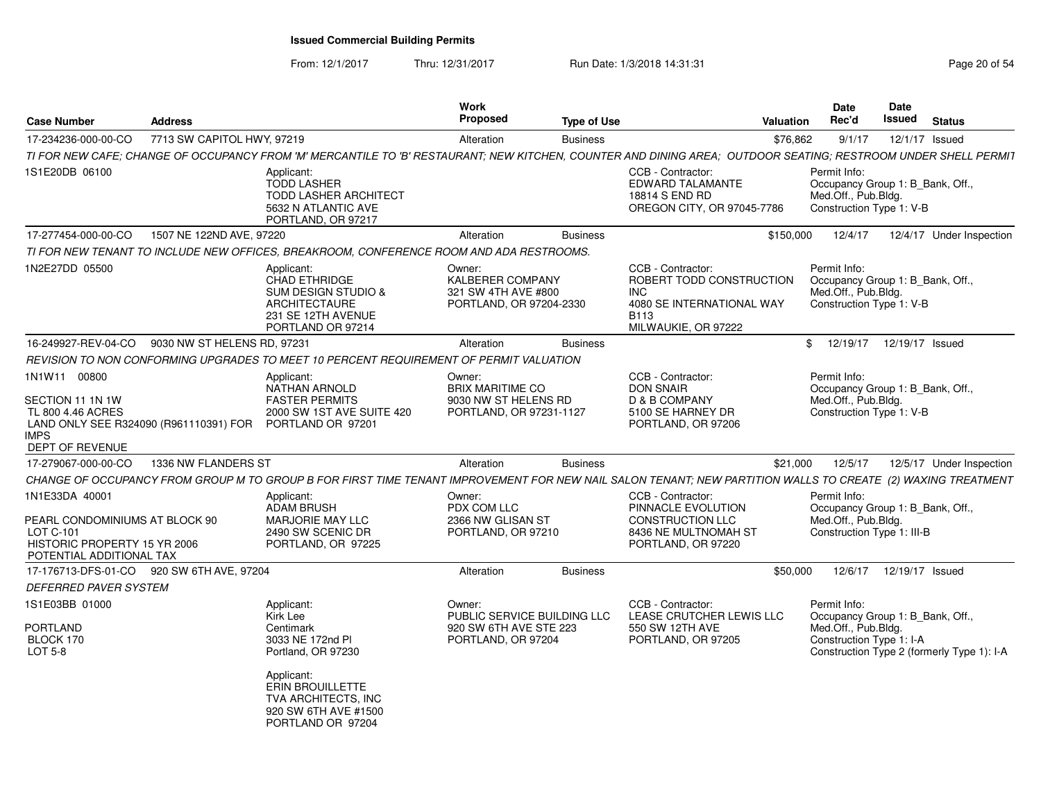## Issued Commercial Building Permits

From: 12/1/2017 Thru: 12/31/2017 Run Date: 1/3/2018 14:31:31

| Case Number | Address | Work Proposed | Type of Use | Valuation | Date Rec'd | Date Issued | Status |
|---|---|---|---|---|---|---|---|
| 17-234236-000-00-CO | 7713 SW CAPITOL HWY, 97219 | Alteration | Business | $76,862 | 9/1/17 | 12/1/17 | Issued |

*TI FOR NEW CAFE; CHANGE OF OCCUPANCY FROM 'M' MERCANTILE TO 'B' RESTAURANT; NEW KITCHEN, COUNTER AND DINING AREA; OUTDOOR SEATING; RESTROOM UNDER SHELL PERMIT*

1S1E20DB 06100

Applicant: TODD LASHER, TODD LASHER ARCHITECT, 5632 N ATLANTIC AVE, PORTLAND, OR 97217

CCB - Contractor: EDWARD TALAMANTE, 18814 S END RD, OREGON CITY, OR 97045-7786

Permit Info: Occupancy Group 1: B_Bank, Off., Med.Off., Pub.Bldg. Construction Type 1: V-B

| Case Number | Address | Work Proposed | Type of Use | Valuation | Date Rec'd | Date Issued | Status |
|---|---|---|---|---|---|---|---|
| 17-277454-000-00-CO | 1507 NE 122ND AVE, 97220 | Alteration | Business | $150,000 | 12/4/17 | 12/4/17 | Under Inspection |

*TI FOR NEW TENANT TO INCLUDE NEW OFFICES, BREAKROOM, CONFERENCE ROOM AND ADA RESTROOMS.*

1N2E27DD 05500

Applicant: CHAD ETHRIDGE, SUM DESIGN STUDIO & ARCHITECTAURE, 231 SE 12TH AVENUE, PORTLAND OR 97214

Owner: KALBERER COMPANY, 321 SW 4TH AVE #800, PORTLAND, OR 97204-2330

CCB - Contractor: ROBERT TODD CONSTRUCTION INC, 4080 SE INTERNATIONAL WAY B113, MILWAUKIE, OR 97222

Permit Info: Occupancy Group 1: B_Bank, Off., Med.Off., Pub.Bldg. Construction Type 1: V-B

| Case Number | Address | Work Proposed | Type of Use | Valuation | Date Rec'd | Date Issued | Status |
|---|---|---|---|---|---|---|---|
| 16-249927-REV-04-CO | 9030 NW ST HELENS RD, 97231 | Alteration | Business | $ | 12/19/17 | 12/19/17 | Issued |

*REVISION TO NON CONFORMING UPGRADES TO MEET 10 PERCENT REQUIREMENT OF PERMIT VALUATION*

1N1W11 00800

SECTION 11 1N 1W
TL 800 4.46 ACRES
LAND ONLY SEE R324090 (R961110391) FOR IMPS
DEPT OF REVENUE

Applicant: NATHAN ARNOLD, FASTER PERMITS, 2000 SW 1ST AVE SUITE 420, PORTLAND OR 97201

Owner: BRIX MARITIME CO, 9030 NW ST HELENS RD, PORTLAND, OR 97231-1127

CCB - Contractor: DON SNAIR, D & B COMPANY, 5100 SE HARNEY DR, PORTLAND, OR 97206

Permit Info: Occupancy Group 1: B_Bank, Off., Med.Off., Pub.Bldg. Construction Type 1: V-B

| Case Number | Address | Work Proposed | Type of Use | Valuation | Date Rec'd | Date Issued | Status |
|---|---|---|---|---|---|---|---|
| 17-279067-000-00-CO | 1336 NW FLANDERS ST | Alteration | Business | $21,000 | 12/5/17 | 12/5/17 | Under Inspection |

*CHANGE OF OCCUPANCY FROM GROUP M TO GROUP B FOR FIRST TIME TENANT IMPROVEMENT FOR NEW NAIL SALON TENANT; NEW PARTITION WALLS TO CREATE (2) WAXING TREATMENT*

1N1E33DA 40001

PEARL CONDOMINIUMS AT BLOCK 90
LOT C-101
HISTORIC PROPERTY 15 YR 2006
POTENTIAL ADDITIONAL TAX

Applicant: ADAM BRUSH, MARJORIE MAY LLC, 2490 SW SCENIC DR, PORTLAND, OR 97225

Owner: PDX COM LLC, 2366 NW GLISAN ST, PORTLAND, OR 97210

CCB - Contractor: PINNACLE EVOLUTION CONSTRUCTION LLC, 8436 NE MULTNOMAH ST, PORTLAND, OR 97220

Permit Info: Occupancy Group 1: B_Bank, Off., Med.Off., Pub.Bldg. Construction Type 1: III-B

| Case Number | Address | Work Proposed | Type of Use | Valuation | Date Rec'd | Date Issued | Status |
|---|---|---|---|---|---|---|---|
| 17-176713-DFS-01-CO | 920 SW 6TH AVE, 97204 | Alteration | Business | $50,000 | 12/6/17 | 12/19/17 | Issued |

*DEFERRED PAVER SYSTEM*

1S1E03BB 01000

PORTLAND
BLOCK 170
LOT 5-8

Applicant: Kirk Lee, Centimark, 3033 NE 172nd Pl, Portland, OR 97230

Applicant: ERIN BROUILLETTE, TVA ARCHITECTS, INC, 920 SW 6TH AVE #1500, PORTLAND OR 97204

Owner: PUBLIC SERVICE BUILDING LLC, 920 SW 6TH AVE STE 223, PORTLAND, OR 97204

CCB - Contractor: LEASE CRUTCHER LEWIS LLC, 550 SW 12TH AVE, PORTLAND, OR 97205

Permit Info: Occupancy Group 1: B_Bank, Off., Med.Off., Pub.Bldg. Construction Type 1: I-A Construction Type 2 (formerly Type 1): I-A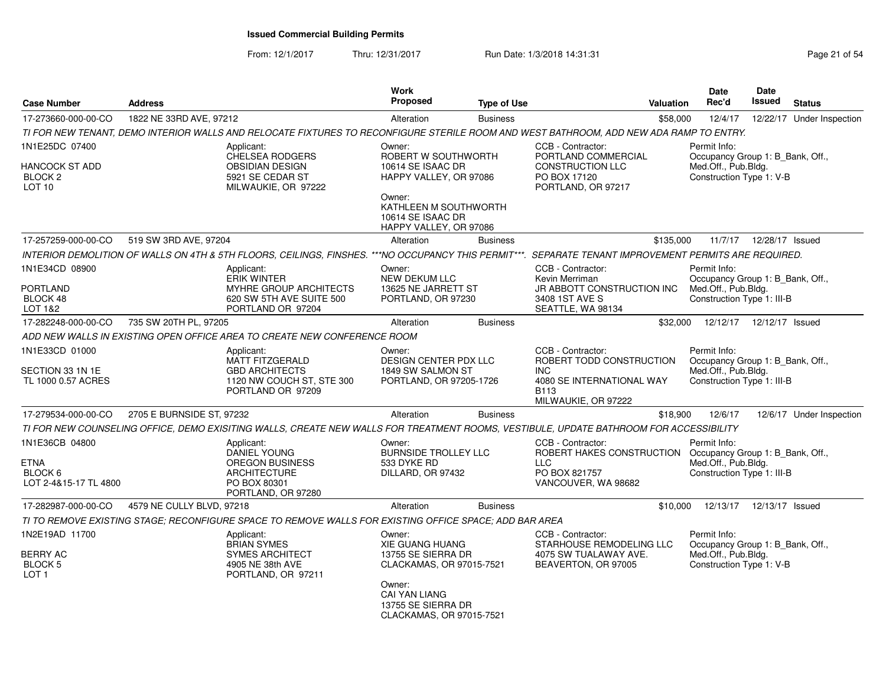# Issued Commercial Building Permits

From: 12/1/2017 Thru: 12/31/2017 Run Date: 1/3/2018 14:31:31

| Case Number | Address | Work Proposed | Type of Use | Valuation | Date Rec'd | Date Issued | Status |
|---|---|---|---|---|---|---|---|
| 17-273660-000-00-CO | 1822 NE 33RD AVE, 97212 | Alteration | Business | $58,000 | 12/4/17 | 12/22/17 | Under Inspection |

*TI FOR NEW TENANT, DEMO INTERIOR WALLS AND RELOCATE FIXTURES TO RECONFIGURE STERILE ROOM AND WEST BATHROOM, ADD NEW ADA RAMP TO ENTRY.*

1N1E25DC 07400
HANCOCK ST ADD
BLOCK 2
LOT 10

Applicant:
CHELSEA RODGERS
OBSIDIAN DESIGN
5921 SE CEDAR ST
MILWAUKIE, OR 97222

Owner:
ROBERT W SOUTHWORTH
10614 SE ISAAC DR
HAPPY VALLEY, OR 97086

Owner:
KATHLEEN M SOUTHWORTH
10614 SE ISAAC DR
HAPPY VALLEY, OR 97086

CCB - Contractor:
PORTLAND COMMERCIAL CONSTRUCTION LLC
PO BOX 17120
PORTLAND, OR 97217

Permit Info:
Occupancy Group 1: B_Bank, Off., Med.Off., Pub.Bldg.
Construction Type 1: V-B

| Case Number | Address | Work Proposed | Type of Use | Valuation | Date Rec'd | Date Issued | Status |
|---|---|---|---|---|---|---|---|
| 17-257259-000-00-CO | 519 SW 3RD AVE, 97204 | Alteration | Business | $135,000 | 11/7/17 | 12/28/17 | Issued |

*INTERIOR DEMOLITION OF WALLS ON 4TH & 5TH FLOORS, CEILINGS, FINSHES. ***NO OCCUPANCY THIS PERMIT***. SEPARATE TENANT IMPROVEMENT PERMITS ARE REQUIRED.*

1N1E34CD 08900
PORTLAND
BLOCK 48
LOT 1&2

Applicant:
ERIK WINTER
MYHRE GROUP ARCHITECTS
620 SW 5TH AVE SUITE 500
PORTLAND OR 97204

Owner:
NEW DEKUM LLC
13625 NE JARRETT ST
PORTLAND, OR 97230

CCB - Contractor:
Kevin Merriman
JR ABBOTT CONSTRUCTION INC
3408 1ST AVE S
SEATTLE, WA 98134

Permit Info:
Occupancy Group 1: B_Bank, Off., Med.Off., Pub.Bldg.
Construction Type 1: III-B

| Case Number | Address | Work Proposed | Type of Use | Valuation | Date Rec'd | Date Issued | Status |
|---|---|---|---|---|---|---|---|
| 17-282248-000-00-CO | 735 SW 20TH PL, 97205 | Alteration | Business | $32,000 | 12/12/17 | 12/12/17 | Issued |

*ADD NEW WALLS IN EXISTING OPEN OFFICE AREA TO CREATE NEW CONFERENCE ROOM*

1N1E33CD 01000
SECTION 33 1N 1E
TL 1000 0.57 ACRES

Applicant:
MATT FITZGERALD
GBD ARCHITECTS
1120 NW COUCH ST, STE 300
PORTLAND OR 97209

Owner:
DESIGN CENTER PDX LLC
1849 SW SALMON ST
PORTLAND, OR 97205-1726

CCB - Contractor:
ROBERT TODD CONSTRUCTION INC
4080 SE INTERNATIONAL WAY B113
MILWAUKIE, OR 97222

Permit Info:
Occupancy Group 1: B_Bank, Off., Med.Off., Pub.Bldg.
Construction Type 1: III-B

| Case Number | Address | Work Proposed | Type of Use | Valuation | Date Rec'd | Date Issued | Status |
|---|---|---|---|---|---|---|---|
| 17-279534-000-00-CO | 2705 E BURNSIDE ST, 97232 | Alteration | Business | $18,900 | 12/6/17 | 12/6/17 | Under Inspection |

*TI FOR NEW COUNSELING OFFICE, DEMO EXISITING WALLS, CREATE NEW WALLS FOR TREATMENT ROOMS, VESTIBULE, UPDATE BATHROOM FOR ACCESSIBILITY*

1N1E36CB 04800
ETNA
BLOCK 6
LOT 2-4&15-17 TL 4800

Applicant:
DANIEL YOUNG
OREGON BUSINESS ARCHITECTURE
PO BOX 80301
PORTLAND, OR 97280

Owner:
BURNSIDE TROLLEY LLC
533 DYKE RD
DILLARD, OR 97432

CCB - Contractor:
ROBERT HAKES CONSTRUCTION LLC
PO BOX 821757
VANCOUVER, WA 98682

Permit Info:
Occupancy Group 1: B_Bank, Off., Med.Off., Pub.Bldg.
Construction Type 1: III-B

| Case Number | Address | Work Proposed | Type of Use | Valuation | Date Rec'd | Date Issued | Status |
|---|---|---|---|---|---|---|---|
| 17-282987-000-00-CO | 4579 NE CULLY BLVD, 97218 | Alteration | Business | $10,000 | 12/13/17 | 12/13/17 | Issued |

*TI TO REMOVE EXISTING STAGE; RECONFIGURE SPACE TO REMOVE WALLS FOR EXISTING OFFICE SPACE; ADD BAR AREA*

1N2E19AD 11700
BERRY AC
BLOCK 5
LOT 1

Applicant:
BRIAN SYMES
SYMES ARCHITECT
4905 NE 38th AVE
PORTLAND, OR 97211

Owner:
XIE GUANG HUANG
13755 SE SIERRA DR
CLACKAMAS, OR 97015-7521

Owner:
CAI YAN LIANG
13755 SE SIERRA DR
CLACKAMAS, OR 97015-7521

CCB - Contractor:
STARHOUSE REMODELING LLC
4075 SW TUALAWAY AVE.
BEAVERTON, OR 97005

Permit Info:
Occupancy Group 1: B_Bank, Off., Med.Off., Pub.Bldg.
Construction Type 1: V-B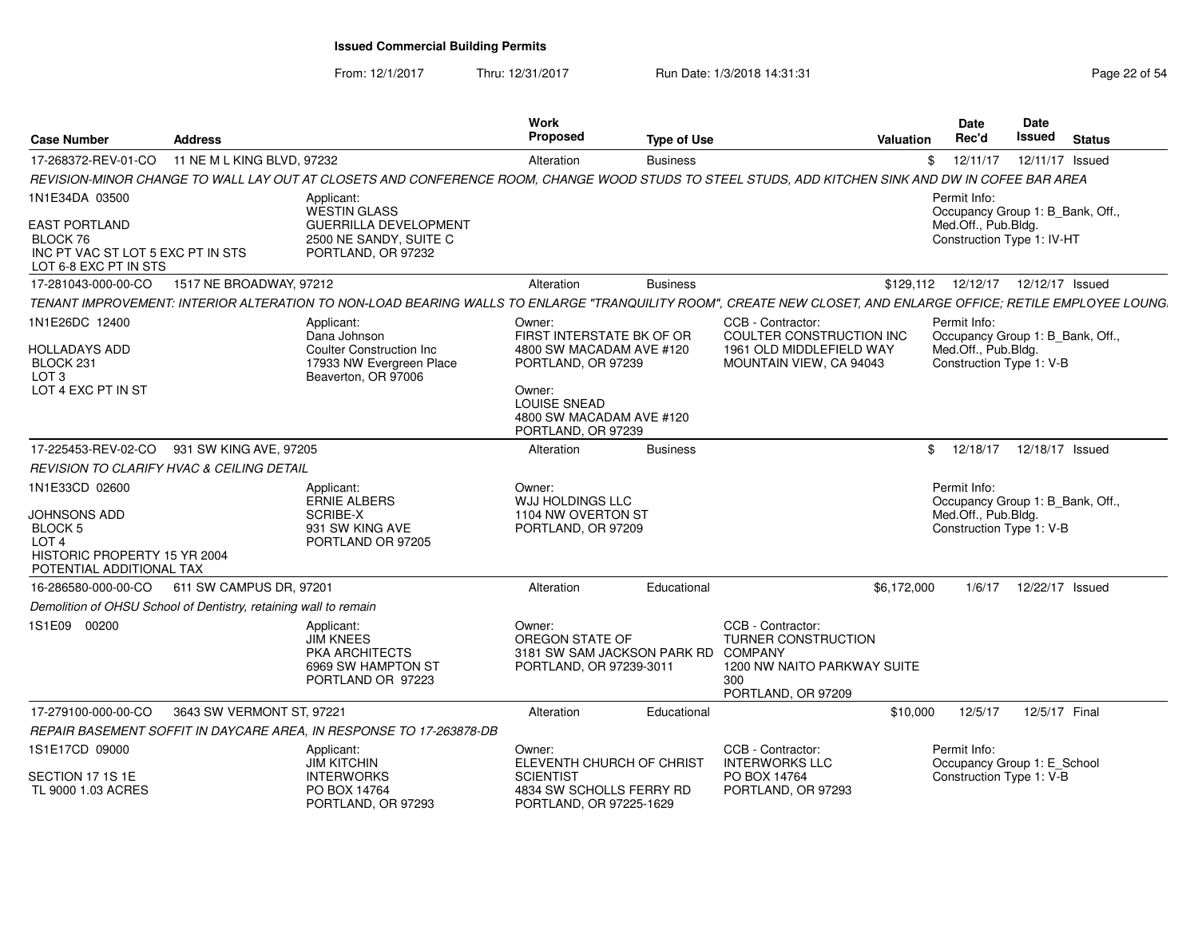# Issued Commercial Building Permits

From: 12/1/2017 Thru: 12/31/2017 Run Date: 1/3/2018 14:31:31

| Case Number | Address | Work Proposed | Type of Use | Valuation | Date Rec'd | Date Issued | Status |
|---|---|---|---|---|---|---|---|
| 17-268372-REV-01-CO | 11 NE M L KING BLVD, 97232 | Alteration | Business | $ | 12/11/17 | 12/11/17 | Issued |

*REVISION-MINOR CHANGE TO WALL LAY OUT AT CLOSETS AND CONFERENCE ROOM, CHANGE WOOD STUDS TO STEEL STUDS, ADD KITCHEN SINK AND DW IN COFEE BAR AREA*

1N1E34DA 03500

EAST PORTLAND
BLOCK 76
INC PT VAC ST LOT 5 EXC PT IN STS
LOT 6-8 EXC PT IN STS

Applicant:
WESTIN GLASS
GUERRILLA DEVELOPMENT
2500 NE SANDY, SUITE C
PORTLAND, OR 97232

Permit Info:
Occupancy Group 1: B_Bank, Off., Med.Off., Pub.Bldg.
Construction Type 1: IV-HT

---

| Case Number | Address | Work Proposed | Type of Use | Valuation | Date Rec'd | Date Issued | Status |
|---|---|---|---|---|---|---|---|
| 17-281043-000-00-CO | 1517 NE BROADWAY, 97212 | Alteration | Business | $129,112 | 12/12/17 | 12/12/17 | Issued |

*TENANT IMPROVEMENT: INTERIOR ALTERATION TO NON-LOAD BEARING WALLS TO ENLARGE "TRANQUILITY ROOM", CREATE NEW CLOSET, AND ENLARGE OFFICE; RETILE EMPLOYEE LOUNG.*

1N1E26DC 12400

HOLLADAYS ADD
BLOCK 231
LOT 3
LOT 4 EXC PT IN ST

Applicant:
Dana Johnson
Coulter Construction Inc
17933 NW Evergreen Place
Beaverton, OR 97006

Owner:
FIRST INTERSTATE BK OF OR
4800 SW MACADAM AVE #120
PORTLAND, OR 97239

Owner:
LOUISE SNEAD
4800 SW MACADAM AVE #120
PORTLAND, OR 97239

CCB - Contractor:
COULTER CONSTRUCTION INC
1961 OLD MIDDLEFIELD WAY
MOUNTAIN VIEW, CA 94043

Permit Info:
Occupancy Group 1: B_Bank, Off., Med.Off., Pub.Bldg.
Construction Type 1: V-B

---

| Case Number | Address | Work Proposed | Type of Use | Valuation | Date Rec'd | Date Issued | Status |
|---|---|---|---|---|---|---|---|
| 17-225453-REV-02-CO | 931 SW KING AVE, 97205 | Alteration | Business | $ | 12/18/17 | 12/18/17 | Issued |

*REVISION TO CLARIFY HVAC & CEILING DETAIL*

1N1E33CD 02600

JOHNSONS ADD
BLOCK 5
LOT 4
HISTORIC PROPERTY 15 YR 2004
POTENTIAL ADDITIONAL TAX

Applicant:
ERNIE ALBERS
SCRIBE-X
931 SW KING AVE
PORTLAND OR 97205

Owner:
WJJ HOLDINGS LLC
1104 NW OVERTON ST
PORTLAND, OR 97209

Permit Info:
Occupancy Group 1: B_Bank, Off., Med.Off., Pub.Bldg.
Construction Type 1: V-B

---

| Case Number | Address | Work Proposed | Type of Use | Valuation | Date Rec'd | Date Issued | Status |
|---|---|---|---|---|---|---|---|
| 16-286580-000-00-CO | 611 SW CAMPUS DR, 97201 | Alteration | Educational | $6,172,000 | 1/6/17 | 12/22/17 | Issued |

*Demolition of OHSU School of Dentistry, retaining wall to remain*

1S1E09 00200

Applicant:
JIM KNEES
PKA ARCHITECTS
6969 SW HAMPTON ST
PORTLAND OR 97223

Owner:
OREGON STATE OF
3181 SW SAM JACKSON PARK RD
PORTLAND, OR 97239-3011

CCB - Contractor:
TURNER CONSTRUCTION COMPANY
1200 NW NAITO PARKWAY SUITE 300
PORTLAND, OR 97209

---

| Case Number | Address | Work Proposed | Type of Use | Valuation | Date Rec'd | Date Issued | Status |
|---|---|---|---|---|---|---|---|
| 17-279100-000-00-CO | 3643 SW VERMONT ST, 97221 | Alteration | Educational | $10,000 | 12/5/17 | 12/5/17 | Final |

*REPAIR BASEMENT SOFFIT IN DAYCARE AREA, IN RESPONSE TO 17-263878-DB*

1S1E17CD 09000

SECTION 17 1S 1E
TL 9000 1.03 ACRES

Applicant:
JIM KITCHIN
INTERWORKS
PO BOX 14764
PORTLAND, OR 97293

Owner:
ELEVENTH CHURCH OF CHRIST SCIENTIST
4834 SW SCHOLLS FERRY RD
PORTLAND, OR 97225-1629

CCB - Contractor:
INTERWORKS LLC
PO BOX 14764
PORTLAND, OR 97293

Permit Info:
Occupancy Group 1: E_School
Construction Type 1: V-B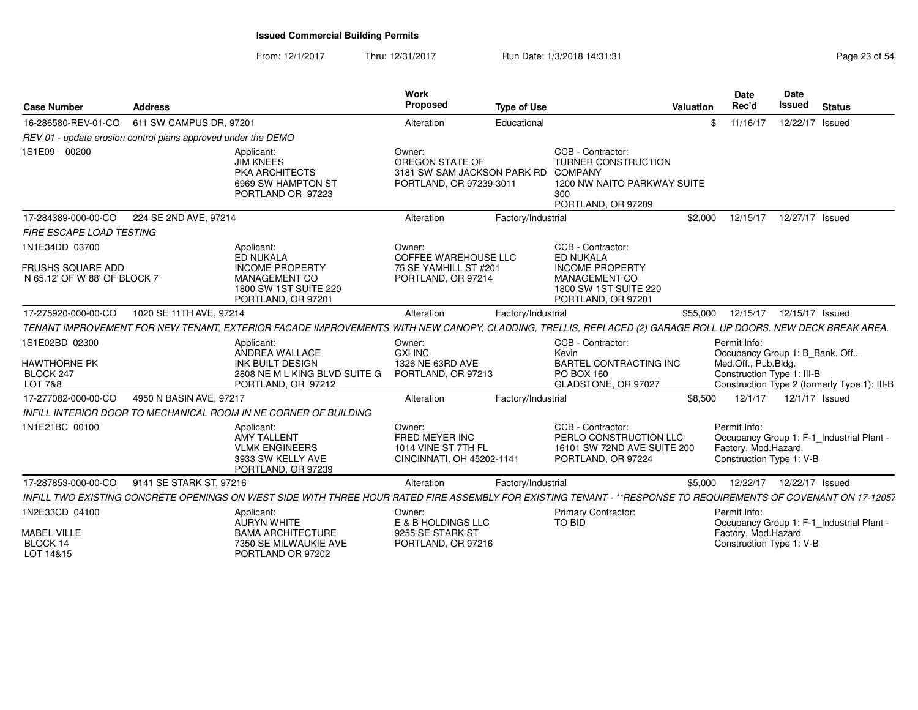# Issued Commercial Building Permits

From: 12/1/2017 Thru: 12/31/2017 Run Date: 1/3/2018 14:31:31

| Case Number | Address | Work Proposed | Type of Use | Valuation | Date Rec'd | Date Issued | Status |
|---|---|---|---|---|---|---|---|
| 16-286580-REV-01-CO | 611 SW CAMPUS DR, 97201 | Alteration | Educational | $ | 11/16/17 | 12/22/17 | Issued |

*REV 01 - update erosion control plans approved under the DEMO*

1S1E09 00200

Applicant: JIM KNEES, PKA ARCHITECTS, 6969 SW HAMPTON ST, PORTLAND OR 97223

Owner: OREGON STATE OF, 3181 SW SAM JACKSON PARK RD, PORTLAND, OR 97239-3011

CCB - Contractor: TURNER CONSTRUCTION COMPANY, 1200 NW NAITO PARKWAY SUITE 300, PORTLAND, OR 97209

| Case Number | Address | Work Proposed | Type of Use | Valuation | Date Rec'd | Date Issued | Status |
|---|---|---|---|---|---|---|---|
| 17-284389-000-00-CO | 224 SE 2ND AVE, 97214 | Alteration | Factory/Industrial | $2,000 | 12/15/17 | 12/27/17 | Issued |

*FIRE ESCAPE LOAD TESTING*

1N1E34DD 03700

FRUSHS SQUARE ADD
N 65.12' OF W 88' OF BLOCK 7

Applicant: ED NUKALA, INCOME PROPERTY MANAGEMENT CO, 1800 SW 1ST SUITE 220, PORTLAND, OR 97201

Owner: COFFEE WAREHOUSE LLC, 75 SE YAMHILL ST #201, PORTLAND, OR 97214

CCB - Contractor: ED NUKALA, INCOME PROPERTY MANAGEMENT CO, 1800 SW 1ST SUITE 220, PORTLAND, OR 97201

| Case Number | Address | Work Proposed | Type of Use | Valuation | Date Rec'd | Date Issued | Status |
|---|---|---|---|---|---|---|---|
| 17-275920-000-00-CO | 1020 SE 11TH AVE, 97214 | Alteration | Factory/Industrial | $55,000 | 12/15/17 | 12/15/17 | Issued |

*TENANT IMPROVEMENT FOR NEW TENANT, EXTERIOR FACADE IMPROVEMENTS WITH NEW CANOPY, CLADDING, TRELLIS, REPLACED (2) GARAGE ROLL UP DOORS. NEW DECK BREAK AREA.*

1S1E02BD 02300

HAWTHORNE PK
BLOCK 247
LOT 7&8

Applicant: ANDREA WALLACE, INK BUILT DESIGN, 2808 NE M L KING BLVD SUITE G, PORTLAND, OR 97212

Owner: GXI INC, 1326 NE 63RD AVE, PORTLAND, OR 97213

CCB - Contractor: Kevin, BARTEL CONTRACTING INC, PO BOX 160, GLADSTONE, OR 97027

Permit Info: Occupancy Group 1: B_Bank, Off., Med.Off., Pub.Bldg. Construction Type 1: III-B. Construction Type 2 (formerly Type 1): III-B

| Case Number | Address | Work Proposed | Type of Use | Valuation | Date Rec'd | Date Issued | Status |
|---|---|---|---|---|---|---|---|
| 17-277082-000-00-CO | 4950 N BASIN AVE, 97217 | Alteration | Factory/Industrial | $8,500 | 12/1/17 | 12/1/17 | Issued |

*INFILL INTERIOR DOOR TO MECHANICAL ROOM IN NE CORNER OF BUILDING*

1N1E21BC 00100

Applicant: AMY TALLENT, VLMK ENGINEERS, 3933 SW KELLY AVE, PORTLAND, OR 97239

Owner: FRED MEYER INC, 1014 VINE ST 7TH FL, CINCINNATI, OH 45202-1141

CCB - Contractor: PERLO CONSTRUCTION LLC, 16101 SW 72ND AVE SUITE 200, PORTLAND, OR 97224

Permit Info: Occupancy Group 1: F-1_Industrial Plant - Factory, Mod.Hazard. Construction Type 1: V-B

| Case Number | Address | Work Proposed | Type of Use | Valuation | Date Rec'd | Date Issued | Status |
|---|---|---|---|---|---|---|---|
| 17-287853-000-00-CO | 9141 SE STARK ST, 97216 | Alteration | Factory/Industrial | $5,000 | 12/22/17 | 12/22/17 | Issued |

*INFILL TWO EXISTING CONCRETE OPENINGS ON WEST SIDE WITH THREE HOUR RATED FIRE ASSEMBLY FOR EXISTING TENANT - **RESPONSE TO REQUIREMENTS OF COVENANT ON 17-12057*

1N2E33CD 04100

MABEL VILLE
BLOCK 14
LOT 14&15

Applicant: AURYN WHITE, BAMA ARCHITECTURE, 7350 SE MILWAUKIE AVE, PORTLAND OR 97202

Owner: E & B HOLDINGS LLC, 9255 SE STARK ST, PORTLAND, OR 97216

Primary Contractor: TO BID

Permit Info: Occupancy Group 1: F-1_Industrial Plant - Factory, Mod.Hazard. Construction Type 1: V-B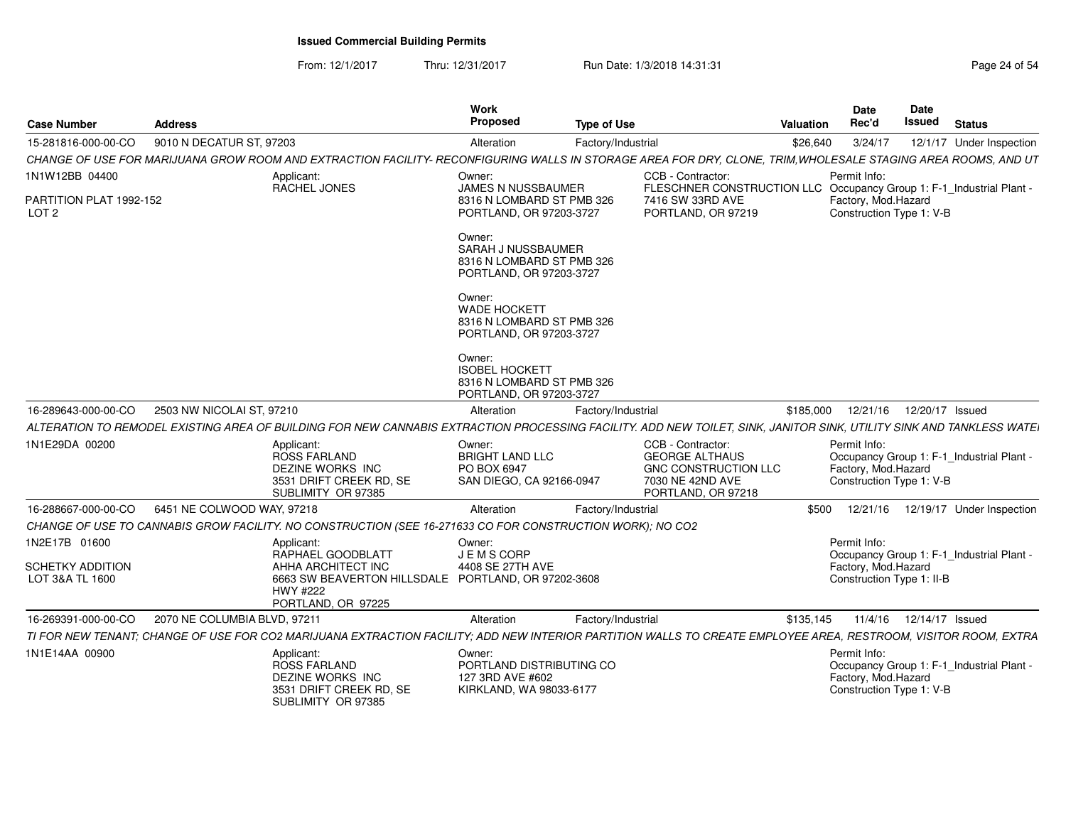**Issued Commercial Building Permits**

From: 12/1/2017 Thru: 12/31/2017 Run Date: 1/3/2018 14:31:31

| Case Number | Address | Work Proposed | Type of Use | Valuation | Date Rec'd | Date Issued | Status |
|---|---|---|---|---|---|---|---|
| 15-281816-000-00-CO | 9010 N DECATUR ST, 97203 | Alteration | Factory/Industrial | $26,640 | 3/24/17 | 12/1/17 | Under Inspection |

*CHANGE OF USE FOR MARIJUANA GROW ROOM AND EXTRACTION FACILITY- RECONFIGURING WALLS IN STORAGE AREA FOR DRY, CLONE, TRIM,WHOLESALE STAGING AREA ROOMS, AND UT*

1N1W12BB 04400

PARTITION PLAT 1992-152
LOT 2

Applicant:
RACHEL JONES

Owner:
JAMES N NUSSBAUMER
8316 N LOMBARD ST PMB 326
PORTLAND, OR 97203-3727

Owner:
SARAH J NUSSBAUMER
8316 N LOMBARD ST PMB 326
PORTLAND, OR 97203-3727

Owner:
WADE HOCKETT
8316 N LOMBARD ST PMB 326
PORTLAND, OR 97203-3727

Owner:
ISOBEL HOCKETT
8316 N LOMBARD ST PMB 326
PORTLAND, OR 97203-3727

CCB - Contractor:
FLESCHNER CONSTRUCTION LLC
7416 SW 33RD AVE
PORTLAND, OR 97219

Permit Info:
Occupancy Group 1: F-1_Industrial Plant - Factory, Mod.Hazard
Construction Type 1: V-B

| Case Number | Address | Work Proposed | Type of Use | Valuation | Date Rec'd | Date Issued | Status |
|---|---|---|---|---|---|---|---|
| 16-289643-000-00-CO | 2503 NW NICOLAI ST, 97210 | Alteration | Factory/Industrial | $185,000 | 12/21/16 | 12/20/17 | Issued |

*ALTERATION TO REMODEL EXISTING AREA OF BUILDING FOR NEW CANNABIS EXTRACTION PROCESSING FACILITY. ADD NEW TOILET, SINK, JANITOR SINK, UTILITY SINK AND TANKLESS WATE*

1N1E29DA 00200

Applicant:
ROSS FARLAND
DEZINE WORKS INC
3531 DRIFT CREEK RD, SE
SUBLIMITY OR 97385

Owner:
BRIGHT LAND LLC
PO BOX 6947
SAN DIEGO, CA 92166-0947

CCB - Contractor:
GEORGE ALTHAUS
GNC CONSTRUCTION LLC
7030 NE 42ND AVE
PORTLAND, OR 97218

Permit Info:
Occupancy Group 1: F-1_Industrial Plant - Factory, Mod.Hazard
Construction Type 1: V-B

| Case Number | Address | Work Proposed | Type of Use | Valuation | Date Rec'd | Date Issued | Status |
|---|---|---|---|---|---|---|---|
| 16-288667-000-00-CO | 6451 NE COLWOOD WAY, 97218 | Alteration | Factory/Industrial | $500 | 12/21/16 | 12/19/17 | Under Inspection |

*CHANGE OF USE TO CANNABIS GROW FACILITY. NO CONSTRUCTION (SEE 16-271633 CO FOR CONSTRUCTION WORK); NO CO2*

1N2E17B 01600

SCHETKY ADDITION
LOT 3&A TL 1600

Applicant:
RAPHAEL GOODBLATT
AHHA ARCHITECT INC
6663 SW BEAVERTON HILLSDALE HWY #222
PORTLAND, OR 97225

Owner:
J E M S CORP
4408 SE 27TH AVE
PORTLAND, OR 97202-3608

Permit Info:
Occupancy Group 1: F-1_Industrial Plant - Factory, Mod.Hazard
Construction Type 1: II-B

| Case Number | Address | Work Proposed | Type of Use | Valuation | Date Rec'd | Date Issued | Status |
|---|---|---|---|---|---|---|---|
| 16-269391-000-00-CO | 2070 NE COLUMBIA BLVD, 97211 | Alteration | Factory/Industrial | $135,145 | 11/4/16 | 12/14/17 | Issued |

*TI FOR NEW TENANT; CHANGE OF USE FOR CO2 MARIJUANA EXTRACTION FACILITY; ADD NEW INTERIOR PARTITION WALLS TO CREATE EMPLOYEE AREA, RESTROOM, VISITOR ROOM, EXTRA*

1N1E14AA 00900

Applicant:
ROSS FARLAND
DEZINE WORKS INC
3531 DRIFT CREEK RD, SE
SUBLIMITY OR 97385

Owner:
PORTLAND DISTRIBUTING CO
127 3RD AVE #602
KIRKLAND, WA 98033-6177

Permit Info:
Occupancy Group 1: F-1_Industrial Plant - Factory, Mod.Hazard
Construction Type 1: V-B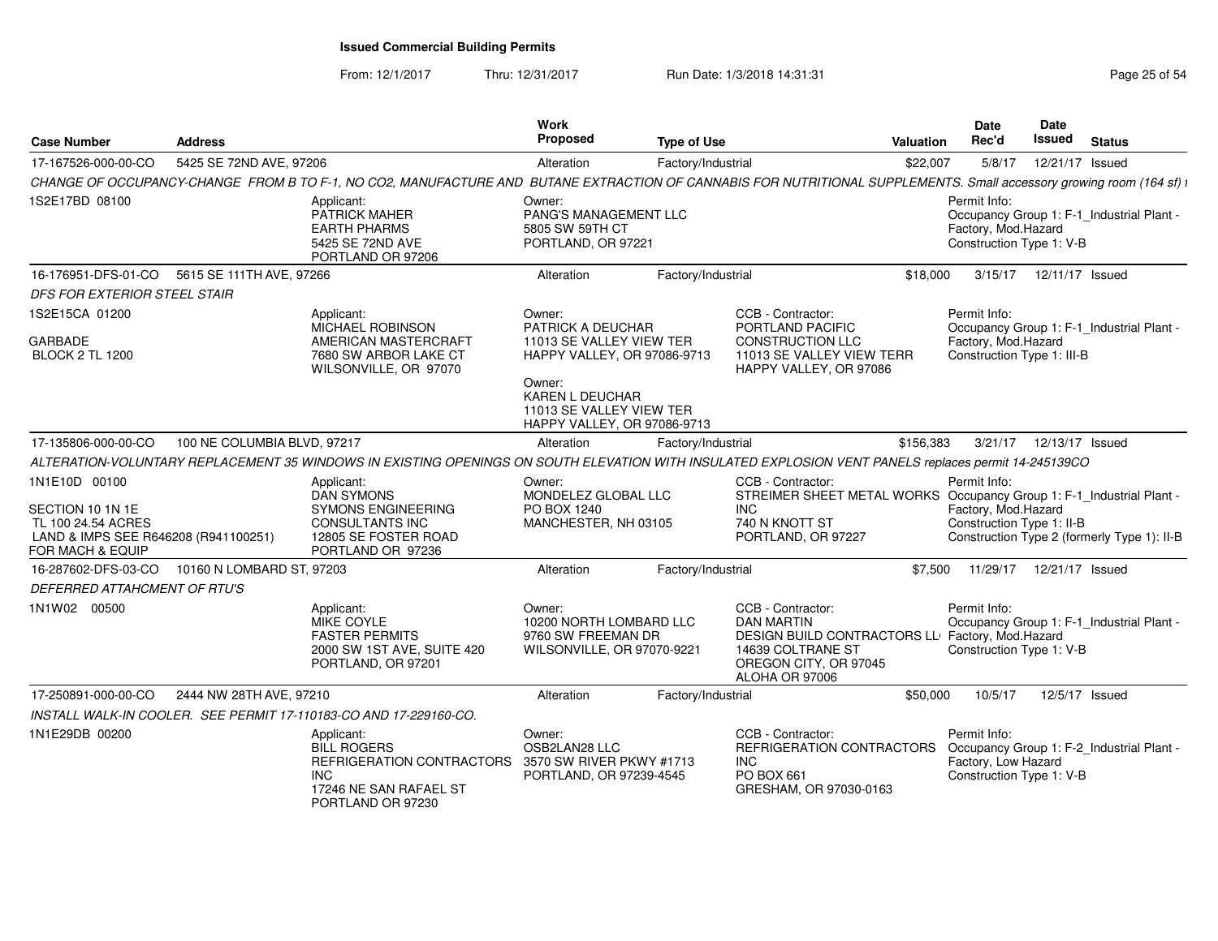**Issued Commercial Building Permits**

From: 12/1/2017 Thru: 12/31/2017 Run Date: 1/3/2018 14:31:31

| Case Number | Address | Work Proposed | Type of Use | Valuation | Date Rec'd | Date Issued | Status |
|---|---|---|---|---|---|---|---|
| 17-167526-000-00-CO | 5425 SE 72ND AVE, 97206 | Alteration | Factory/Industrial | $22,007 | 5/8/17 | 12/21/17 | Issued |

CHANGE OF OCCUPANCY-CHANGE FROM B TO F-1, NO CO2, MANUFACTURE AND BUTANE EXTRACTION OF CANNABIS FOR NUTRITIONAL SUPPLEMENTS. Small accessory growing room (164 sf) i

- 1S2E17BD 08100
- Applicant: PATRICK MAHER, EARTH PHARMS, 5425 SE 72ND AVE, PORTLAND OR 97206
- Owner: PANG'S MANAGEMENT LLC, 5805 SW 59TH CT, PORTLAND, OR 97221
- Permit Info: Occupancy Group 1: F-1_Industrial Plant - Factory, Mod.Hazard; Construction Type 1: V-B

| Case Number | Address | Work Proposed | Type of Use | Valuation | Date Rec'd | Date Issued | Status |
|---|---|---|---|---|---|---|---|
| 16-176951-DFS-01-CO | 5615 SE 111TH AVE, 97266 | Alteration | Factory/Industrial | $18,000 | 3/15/17 | 12/11/17 | Issued |

DFS FOR EXTERIOR STEEL STAIR

- 1S2E15CA 01200
- GARBADE BLOCK 2 TL 1200
- Applicant: MICHAEL ROBINSON, AMERICAN MASTERCRAFT, 7680 SW ARBOR LAKE CT, WILSONVILLE, OR 97070
- Owner: PATRICK A DEUCHAR, 11013 SE VALLEY VIEW TER, HAPPY VALLEY, OR 97086-9713
- Owner: KAREN L DEUCHAR, 11013 SE VALLEY VIEW TER, HAPPY VALLEY, OR 97086-9713
- CCB - Contractor: PORTLAND PACIFIC CONSTRUCTION LLC, 11013 SE VALLEY VIEW TERR, HAPPY VALLEY, OR 97086
- Permit Info: Occupancy Group 1: F-1_Industrial Plant - Factory, Mod.Hazard; Construction Type 1: III-B

| Case Number | Address | Work Proposed | Type of Use | Valuation | Date Rec'd | Date Issued | Status |
|---|---|---|---|---|---|---|---|
| 17-135806-000-00-CO | 100 NE COLUMBIA BLVD, 97217 | Alteration | Factory/Industrial | $156,383 | 3/21/17 | 12/13/17 | Issued |

ALTERATION-VOLUNTARY REPLACEMENT 35 WINDOWS IN EXISTING OPENINGS ON SOUTH ELEVATION WITH INSULATED EXPLOSION VENT PANELS replaces permit 14-245139CO

- 1N1E10D 00100
- SECTION 10 1N 1E TL 100 24.54 ACRES LAND & IMPS SEE R646208 (R941100251) FOR MACH & EQUIP
- Applicant: DAN SYMONS, SYMONS ENGINEERING CONSULTANTS INC, 12805 SE FOSTER ROAD, PORTLAND OR 97236
- Owner: MONDELEZ GLOBAL LLC, PO BOX 1240, MANCHESTER, NH 03105
- CCB - Contractor: STREIMER SHEET METAL WORKS INC, 740 N KNOTT ST, PORTLAND, OR 97227
- Permit Info: Occupancy Group 1: F-1_Industrial Plant - Factory, Mod.Hazard; Construction Type 1: II-B; Construction Type 2 (formerly Type 1): II-B

| Case Number | Address | Work Proposed | Type of Use | Valuation | Date Rec'd | Date Issued | Status |
|---|---|---|---|---|---|---|---|
| 16-287602-DFS-03-CO | 10160 N LOMBARD ST, 97203 | Alteration | Factory/Industrial | $7,500 | 11/29/17 | 12/21/17 | Issued |

DEFERRED ATTAHCMENT OF RTU'S

- 1N1W02 00500
- Applicant: MIKE COYLE, FASTER PERMITS, 2000 SW 1ST AVE, SUITE 420, PORTLAND, OR 97201
- Owner: 10200 NORTH LOMBARD LLC, 9760 SW FREEMAN DR, WILSONVILLE, OR 97070-9221
- CCB - Contractor: DAN MARTIN, DESIGN BUILD CONTRACTORS LL, 14639 COLTRANE ST, OREGON CITY, OR 97045, ALOHA OR 97006
- Permit Info: Occupancy Group 1: F-1_Industrial Plant - Factory, Mod.Hazard; Construction Type 1: V-B

| Case Number | Address | Work Proposed | Type of Use | Valuation | Date Rec'd | Date Issued | Status |
|---|---|---|---|---|---|---|---|
| 17-250891-000-00-CO | 2444 NW 28TH AVE, 97210 | Alteration | Factory/Industrial | $50,000 | 10/5/17 | 12/5/17 | Issued |

INSTALL WALK-IN COOLER. SEE PERMIT 17-110183-CO AND 17-229160-CO.

- 1N1E29DB 00200
- Applicant: BILL ROGERS, REFRIGERATION CONTRACTORS INC, 17246 NE SAN RAFAEL ST, PORTLAND OR 97230
- Owner: OSB2LAN28 LLC, 3570 SW RIVER PKWY #1713, PORTLAND, OR 97239-4545
- CCB - Contractor: REFRIGERATION CONTRACTORS INC, PO BOX 661, GRESHAM, OR 97030-0163
- Permit Info: Occupancy Group 1: F-2_Industrial Plant - Factory, Low Hazard; Construction Type 1: V-B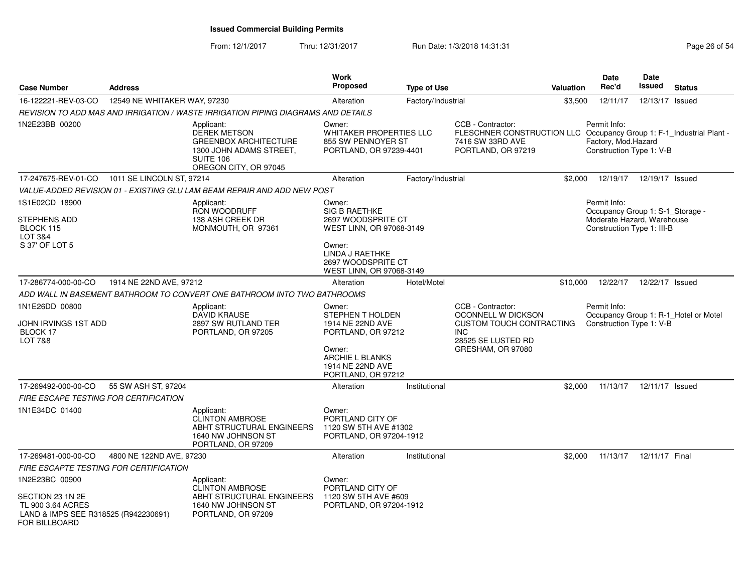# Issued Commercial Building Permits

From: 12/1/2017 Thru: 12/31/2017 Run Date: 1/3/2018 14:31:31

| Case Number | Address | | Work Proposed | Type of Use | | Valuation | Date Rec'd | Date Issued | Status |
|---|---|---|---|---|---|---|---|---|---|
| 16-122221-REV-03-CO | 12549 NE WHITAKER WAY, 97230 | | Alteration | Factory/Industrial | | $3,500 | 12/11/17 | 12/13/17 | Issued |
| *REVISION TO ADD MAS AND IRRIGATION / WASTE IRRIGATION PIPING DIAGRAMS AND DETAILS* | | | | | | | | | |
| 1N2E23BB 00200 | | Applicant: DEREK METSON GREENBOX ARCHITECTURE 1300 JOHN ADAMS STREET, SUITE 106 OREGON CITY, OR 97045 | Owner: WHITAKER PROPERTIES LLC 855 SW PENNOYER ST PORTLAND, OR 97239-4401 | | CCB - Contractor: FLESCHNER CONSTRUCTION LLC 7416 SW 33RD AVE PORTLAND, OR 97219 | | Permit Info: Occupancy Group 1: F-1_Industrial Plant - Factory, Mod.Hazard Construction Type 1: V-B | | |
| 17-247675-REV-01-CO | 1011 SE LINCOLN ST, 97214 | | Alteration | Factory/Industrial | | $2,000 | 12/19/17 | 12/19/17 | Issued |
| *VALUE-ADDED REVISION 01 - EXISTING GLU LAM BEAM REPAIR AND ADD NEW POST* | | | | | | | | | |
| 1S1E02CD 18900 STEPHENS ADD BLOCK 115 LOT 3&4 S 37' OF LOT 5 | | Applicant: RON WOODRUFF 138 ASH CREEK DR MONMOUTH, OR 97361 | Owner: SIG B RAETHKE 2697 WOODSPRITE CT WEST LINN, OR 97068-3149 Owner: LINDA J RAETHKE 2697 WOODSPRITE CT WEST LINN, OR 97068-3149 | | | | Permit Info: Occupancy Group 1: S-1_Storage - Moderate Hazard, Warehouse Construction Type 1: III-B | | |
| 17-286774-000-00-CO | 1914 NE 22ND AVE, 97212 | | Alteration | Hotel/Motel | | $10,000 | 12/22/17 | 12/22/17 | Issued |
| *ADD WALL IN BASEMENT BATHROOM TO CONVERT ONE BATHROOM INTO TWO BATHROOMS* | | | | | | | | | |
| 1N1E26DD 00800 JOHN IRVINGS 1ST ADD BLOCK 17 LOT 7&8 | | Applicant: DAVID KRAUSE 2897 SW RUTLAND TER PORTLAND, OR 97205 | Owner: STEPHEN T HOLDEN 1914 NE 22ND AVE PORTLAND, OR 97212 Owner: ARCHIE L BLANKS 1914 NE 22ND AVE PORTLAND, OR 97212 | | CCB - Contractor: OCONNELL W DICKSON CUSTOM TOUCH CONTRACTING INC 28525 SE LUSTED RD GRESHAM, OR 97080 | | Permit Info: Occupancy Group 1: R-1_Hotel or Motel Construction Type 1: V-B | | |
| 17-269492-000-00-CO | 55 SW ASH ST, 97204 | | Alteration | Institutional | | $2,000 | 11/13/17 | 12/11/17 | Issued |
| *FIRE ESCAPE TESTING FOR CERTIFICATION* | | | | | | | | | |
| 1N1E34DC 01400 | | Applicant: CLINTON AMBROSE ABHT STRUCTURAL ENGINEERS 1640 NW JOHNSON ST PORTLAND, OR 97209 | Owner: PORTLAND CITY OF 1120 SW 5TH AVE #1302 PORTLAND, OR 97204-1912 | | | | | | |
| 17-269481-000-00-CO | 4800 NE 122ND AVE, 97230 | | Alteration | Institutional | | $2,000 | 11/13/17 | 12/11/17 | Final |
| *FIRE ESCAPTE TESTING FOR CERTIFICATION* | | | | | | | | | |
| 1N2E23BC 00900 SECTION 23 1N 2E TL 900 3.64 ACRES LAND & IMPS SEE R318525 (R942230691) FOR BILLBOARD | | Applicant: CLINTON AMBROSE ABHT STRUCTURAL ENGINEERS 1640 NW JOHNSON ST PORTLAND, OR 97209 | Owner: PORTLAND CITY OF 1120 SW 5TH AVE #609 PORTLAND, OR 97204-1912 | | | | | | |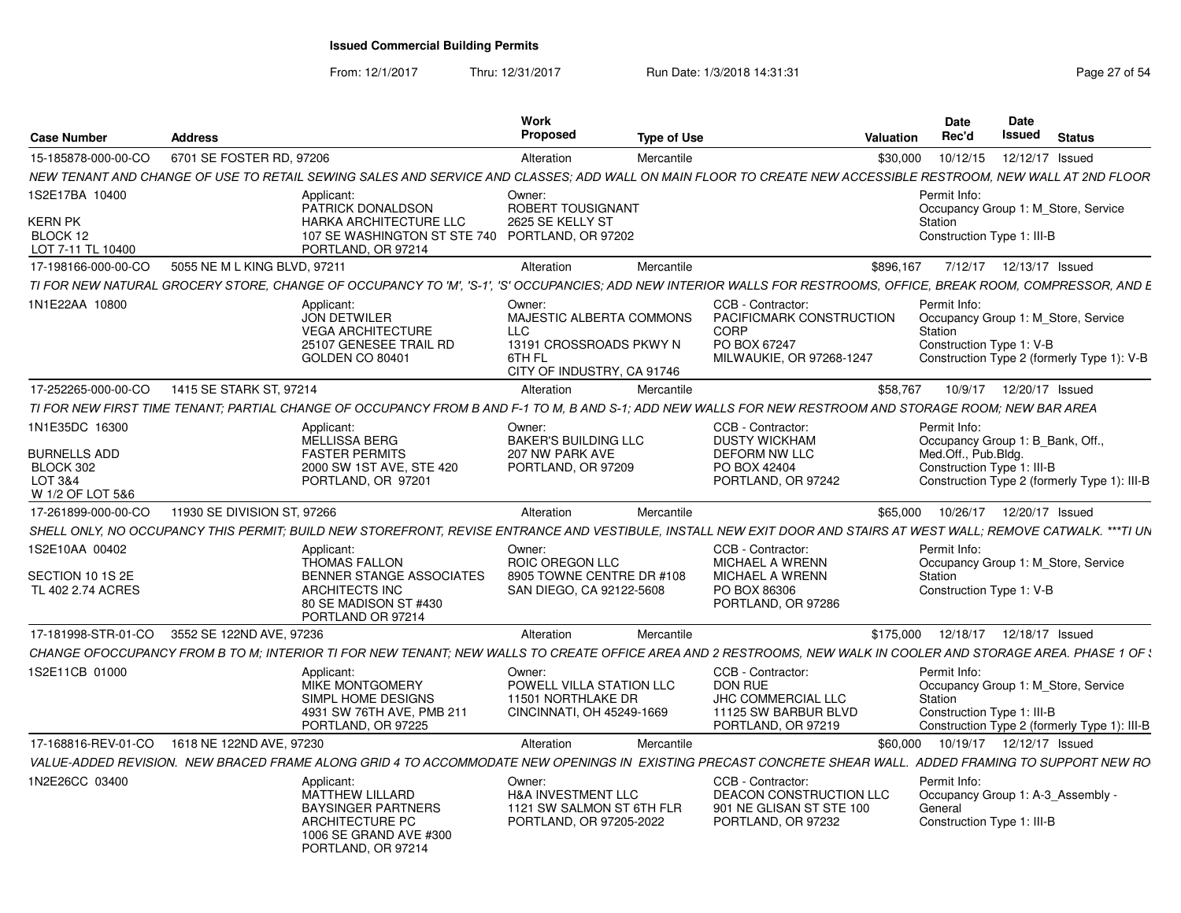# Issued Commercial Building Permits

From: 12/1/2017 Thru: 12/31/2017 Run Date: 1/3/2018 14:31:31

| Case Number | Address | Work Proposed | Type of Use | Valuation | Date Rec'd | Date Issued | Status |
|---|---|---|---|---|---|---|---|
| 15-185878-000-00-CO | 6701 SE FOSTER RD, 97206 | Alteration | Mercantile | $30,000 | 10/12/15 | 12/12/17 | Issued |

NEW TENANT AND CHANGE OF USE TO RETAIL SEWING SALES AND SERVICE AND CLASSES; ADD WALL ON MAIN FLOOR TO CREATE NEW ACCESSIBLE RESTROOM, NEW WALL AT 2ND FLOOR

1S2E17BA 10400
KERN PK
BLOCK 12
LOT 7-11 TL 10400

Applicant: PATRICK DONALDSON, HARKA ARCHITECTURE LLC, 107 SE WASHINGTON ST STE 740, PORTLAND, OR 97214

Owner: ROBERT TOUSIGNANT, 2625 SE KELLY ST, PORTLAND, OR 97202

Permit Info: Occupancy Group 1: M_Store, Service Station; Construction Type 1: III-B

| Case Number | Address | Work Proposed | Type of Use | Valuation | Date Rec'd | Date Issued | Status |
|---|---|---|---|---|---|---|---|
| 17-198166-000-00-CO | 5055 NE M L KING BLVD, 97211 | Alteration | Mercantile | $896,167 | 7/12/17 | 12/13/17 | Issued |

TI FOR NEW NATURAL GROCERY STORE, CHANGE OF OCCUPANCY TO 'M', 'S-1', 'S' OCCUPANCIES; ADD NEW INTERIOR WALLS FOR RESTROOMS, OFFICE, BREAK ROOM, COMPRESSOR, AND E

1N1E22AA 10800

Applicant: JON DETWILER, VEGA ARCHITECTURE, 25107 GENESEE TRAIL RD, GOLDEN CO 80401

Owner: MAJESTIC ALBERTA COMMONS LLC, 13191 CROSSROADS PKWY N 6TH FL, CITY OF INDUSTRY, CA 91746

CCB - Contractor: PACIFICMARK CONSTRUCTION CORP, PO BOX 67247, MILWAUKIE, OR 97268-1247

Permit Info: Occupancy Group 1: M_Store, Service Station; Construction Type 1: V-B; Construction Type 2 (formerly Type 1): V-B

| Case Number | Address | Work Proposed | Type of Use | Valuation | Date Rec'd | Date Issued | Status |
|---|---|---|---|---|---|---|---|
| 17-252265-000-00-CO | 1415 SE STARK ST, 97214 | Alteration | Mercantile | $58,767 | 10/9/17 | 12/20/17 | Issued |

TI FOR NEW FIRST TIME TENANT; PARTIAL CHANGE OF OCCUPANCY FROM B AND F-1 TO M, B AND S-1; ADD NEW WALLS FOR NEW RESTROOM AND STORAGE ROOM; NEW BAR AREA

1N1E35DC 16300
BURNELLS ADD
BLOCK 302
LOT 3&4
W 1/2 OF LOT 5&6

Applicant: MELLISSA BERG, FASTER PERMITS, 2000 SW 1ST AVE, STE 420, PORTLAND, OR 97201

Owner: BAKER'S BUILDING LLC, 207 NW PARK AVE, PORTLAND, OR 97209

CCB - Contractor: DUSTY WICKHAM, DEFORM NW LLC, PO BOX 42404, PORTLAND, OR 97242

Permit Info: Occupancy Group 1: B_Bank, Off., Med.Off., Pub.Bldg.; Construction Type 1: III-B; Construction Type 2 (formerly Type 1): III-B

| Case Number | Address | Work Proposed | Type of Use | Valuation | Date Rec'd | Date Issued | Status |
|---|---|---|---|---|---|---|---|
| 17-261899-000-00-CO | 11930 SE DIVISION ST, 97266 | Alteration | Mercantile | $65,000 | 10/26/17 | 12/20/17 | Issued |

SHELL ONLY, NO OCCUPANCY THIS PERMIT; BUILD NEW STOREFRONT, REVISE ENTRANCE AND VESTIBULE, INSTALL NEW EXIT DOOR AND STAIRS AT WEST WALL; REMOVE CATWALK. ***TI UN

1S2E10AA 00402
SECTION 10 1S 2E
TL 402 2.74 ACRES

Applicant: THOMAS FALLON, BENNER STANGE ASSOCIATES ARCHITECTS INC, 80 SE MADISON ST #430, PORTLAND OR 97214

Owner: ROIC OREGON LLC, 8905 TOWNE CENTRE DR #108, SAN DIEGO, CA 92122-5608

CCB - Contractor: MICHAEL A WRENN, MICHAEL A WRENN, PO BOX 86306, PORTLAND, OR 97286

Permit Info: Occupancy Group 1: M_Store, Service Station; Construction Type 1: V-B

| Case Number | Address | Work Proposed | Type of Use | Valuation | Date Rec'd | Date Issued | Status |
|---|---|---|---|---|---|---|---|
| 17-181998-STR-01-CO | 3552 SE 122ND AVE, 97236 | Alteration | Mercantile | $175,000 | 12/18/17 | 12/18/17 | Issued |

CHANGE OFOCCUPANCY FROM B TO M; INTERIOR TI FOR NEW TENANT; NEW WALLS TO CREATE OFFICE AREA AND 2 RESTROOMS, NEW WALK IN COOLER AND STORAGE AREA. PHASE 1 OF

1S2E11CB 01000

Applicant: MIKE MONTGOMERY, SIMPL HOME DESIGNS, 4931 SW 76TH AVE, PMB 211, PORTLAND, OR 97225

Owner: POWELL VILLA STATION LLC, 11501 NORTHLAKE DR, CINCINNATI, OH 45249-1669

CCB - Contractor: DON RUE, JHC COMMERCIAL LLC, 11125 SW BARBUR BLVD, PORTLAND, OR 97219

Permit Info: Occupancy Group 1: M_Store, Service Station; Construction Type 1: III-B; Construction Type 2 (formerly Type 1): III-B

| Case Number | Address | Work Proposed | Type of Use | Valuation | Date Rec'd | Date Issued | Status |
|---|---|---|---|---|---|---|---|
| 17-168816-REV-01-CO | 1618 NE 122ND AVE, 97230 | Alteration | Mercantile | $60,000 | 10/19/17 | 12/12/17 | Issued |

VALUE-ADDED REVISION. NEW BRACED FRAME ALONG GRID 4 TO ACCOMMODATE NEW OPENINGS IN EXISTING PRECAST CONCRETE SHEAR WALL. ADDED FRAMING TO SUPPORT NEW RO

1N2E26CC 03400

Applicant: MATTHEW LILLARD, BAYSINGER PARTNERS ARCHITECTURE PC, 1006 SE GRAND AVE #300, PORTLAND, OR 97214

Owner: H&A INVESTMENT LLC, 1121 SW SALMON ST 6TH FLR, PORTLAND, OR 97205-2022

CCB - Contractor: DEACON CONSTRUCTION LLC, 901 NE GLISAN ST STE 100, PORTLAND, OR 97232

Permit Info: Occupancy Group 1: A-3_Assembly - General; Construction Type 1: III-B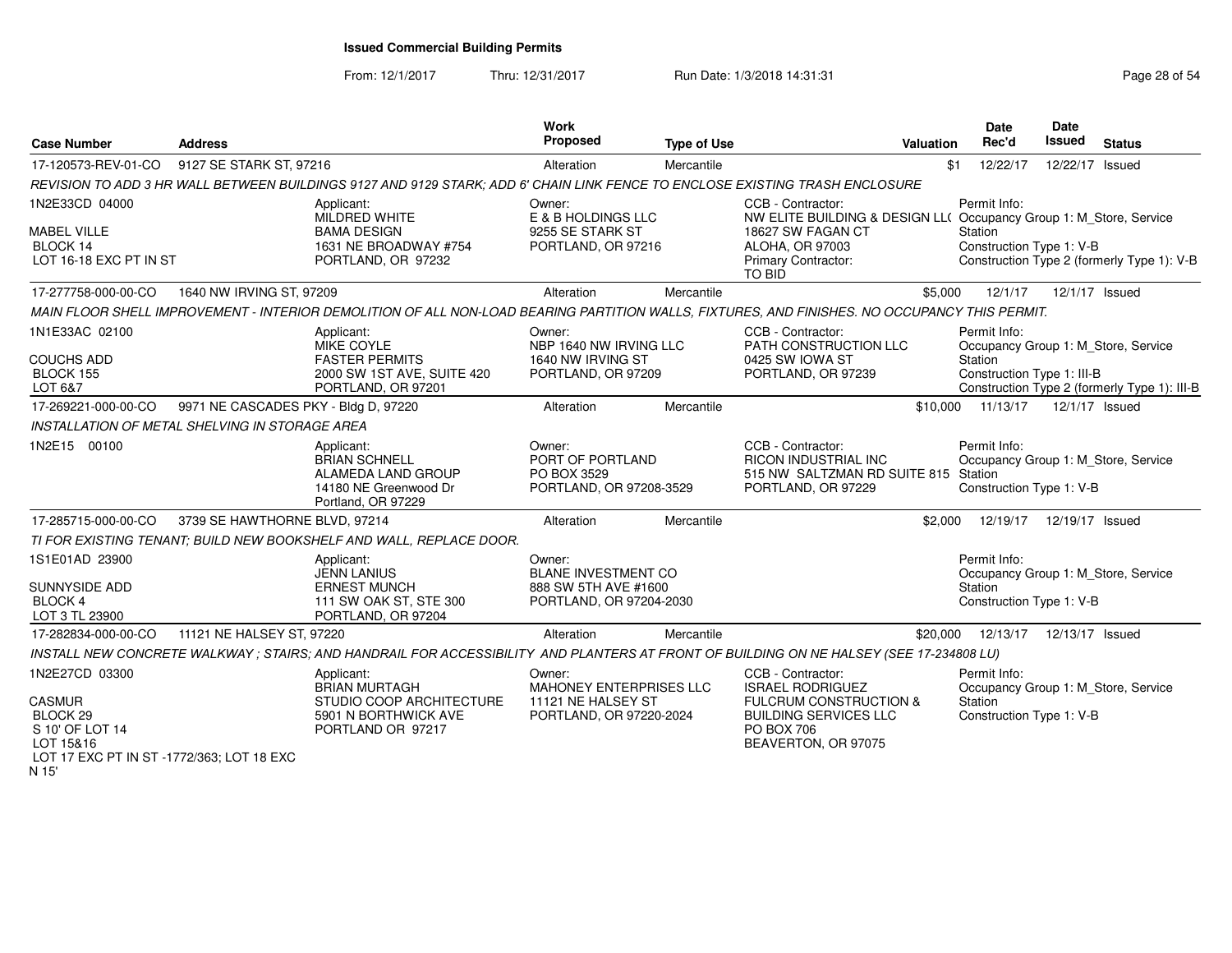**Issued Commercial Building Permits**

From: 12/1/2017 Thru: 12/31/2017 Run Date: 1/3/2018 14:31:31

| Case Number | Address | Work Proposed | Type of Use | Valuation | Date Rec'd | Date Issued | Status |
|---|---|---|---|---|---|---|---|
| 17-120573-REV-01-CO | 9127 SE STARK ST, 97216 | Alteration | Mercantile | $1 | 12/22/17 | 12/22/17 | Issued |

REVISION TO ADD 3 HR WALL BETWEEN BUILDINGS 9127 AND 9129 STARK; ADD 6' CHAIN LINK FENCE TO ENCLOSE EXISTING TRASH ENCLOSURE

1N2E33CD 04000
MABEL VILLE
BLOCK 14
LOT 16-18 EXC PT IN ST

Applicant: MILDRED WHITE, BAMA DESIGN, 1631 NE BROADWAY #754, PORTLAND, OR 97232

Owner: E & B HOLDINGS LLC, 9255 SE STARK ST, PORTLAND, OR 97216

CCB - Contractor: NW ELITE BUILDING & DESIGN LL( 18627 SW FAGAN CT, ALOHA, OR 97003
Primary Contractor: TO BID

Permit Info: Occupancy Group 1: M_Store, Service Station; Construction Type 1: V-B; Construction Type 2 (formerly Type 1): V-B

| Case Number | Address | Work Proposed | Type of Use | Valuation | Date Rec'd | Date Issued | Status |
|---|---|---|---|---|---|---|---|
| 17-277758-000-00-CO | 1640 NW IRVING ST, 97209 | Alteration | Mercantile | $5,000 | 12/1/17 | 12/1/17 | Issued |

MAIN FLOOR SHELL IMPROVEMENT - INTERIOR DEMOLITION OF ALL NON-LOAD BEARING PARTITION WALLS, FIXTURES, AND FINISHES. NO OCCUPANCY THIS PERMIT.

1N1E33AC 02100
COUCHS ADD
BLOCK 155
LOT 6&7

Applicant: MIKE COYLE, FASTER PERMITS, 2000 SW 1ST AVE, SUITE 420, PORTLAND, OR 97201

Owner: NBP 1640 NW IRVING LLC, 1640 NW IRVING ST, PORTLAND, OR 97209

CCB - Contractor: PATH CONSTRUCTION LLC, 0425 SW IOWA ST, PORTLAND, OR 97239

Permit Info: Occupancy Group 1: M_Store, Service Station; Construction Type 1: III-B; Construction Type 2 (formerly Type 1): III-B

| Case Number | Address | Work Proposed | Type of Use | Valuation | Date Rec'd | Date Issued | Status |
|---|---|---|---|---|---|---|---|
| 17-269221-000-00-CO | 9971 NE CASCADES PKY - Bldg D, 97220 | Alteration | Mercantile | $10,000 | 11/13/17 | 12/1/17 | Issued |

INSTALLATION OF METAL SHELVING IN STORAGE AREA

1N2E15 00100

Applicant: BRIAN SCHNELL, ALAMEDA LAND GROUP, 14180 NE Greenwood Dr, Portland, OR 97229

Owner: PORT OF PORTLAND, PO BOX 3529, PORTLAND, OR 97208-3529

CCB - Contractor: RICON INDUSTRIAL INC, 515 NW SALTZMAN RD SUITE 815, PORTLAND, OR 97229

Permit Info: Occupancy Group 1: M_Store, Service Station; Construction Type 1: V-B

| Case Number | Address | Work Proposed | Type of Use | Valuation | Date Rec'd | Date Issued | Status |
|---|---|---|---|---|---|---|---|
| 17-285715-000-00-CO | 3739 SE HAWTHORNE BLVD, 97214 | Alteration | Mercantile | $2,000 | 12/19/17 | 12/19/17 | Issued |

TI FOR EXISTING TENANT; BUILD NEW BOOKSHELF AND WALL, REPLACE DOOR.

1S1E01AD 23900
SUNNYSIDE ADD
BLOCK 4
LOT 3 TL 23900

Applicant: JENN LANIUS, ERNEST MUNCH, 111 SW OAK ST, STE 300, PORTLAND, OR 97204

Owner: BLANE INVESTMENT CO, 888 SW 5TH AVE #1600, PORTLAND, OR 97204-2030

Permit Info: Occupancy Group 1: M_Store, Service Station; Construction Type 1: V-B

| Case Number | Address | Work Proposed | Type of Use | Valuation | Date Rec'd | Date Issued | Status |
|---|---|---|---|---|---|---|---|
| 17-282834-000-00-CO | 11121 NE HALSEY ST, 97220 | Alteration | Mercantile | $20,000 | 12/13/17 | 12/13/17 | Issued |

INSTALL NEW CONCRETE WALKWAY ; STAIRS; AND HANDRAIL FOR ACCESSIBILITY AND PLANTERS AT FRONT OF BUILDING ON NE HALSEY (SEE 17-234808 LU)

1N2E27CD 03300
CASMUR
BLOCK 29
S 10' OF LOT 14
LOT 15&16
LOT 17 EXC PT IN ST -1772/363; LOT 18 EXC N 15'

Applicant: BRIAN MURTAGH, STUDIO COOP ARCHITECTURE, 5901 N BORTHWICK AVE, PORTLAND OR 97217

Owner: MAHONEY ENTERPRISES LLC, 11121 NE HALSEY ST, PORTLAND, OR 97220-2024

CCB - Contractor: ISRAEL RODRIGUEZ, FULCRUM CONSTRUCTION & BUILDING SERVICES LLC, PO BOX 706, BEAVERTON, OR 97075

Permit Info: Occupancy Group 1: M_Store, Service Station; Construction Type 1: V-B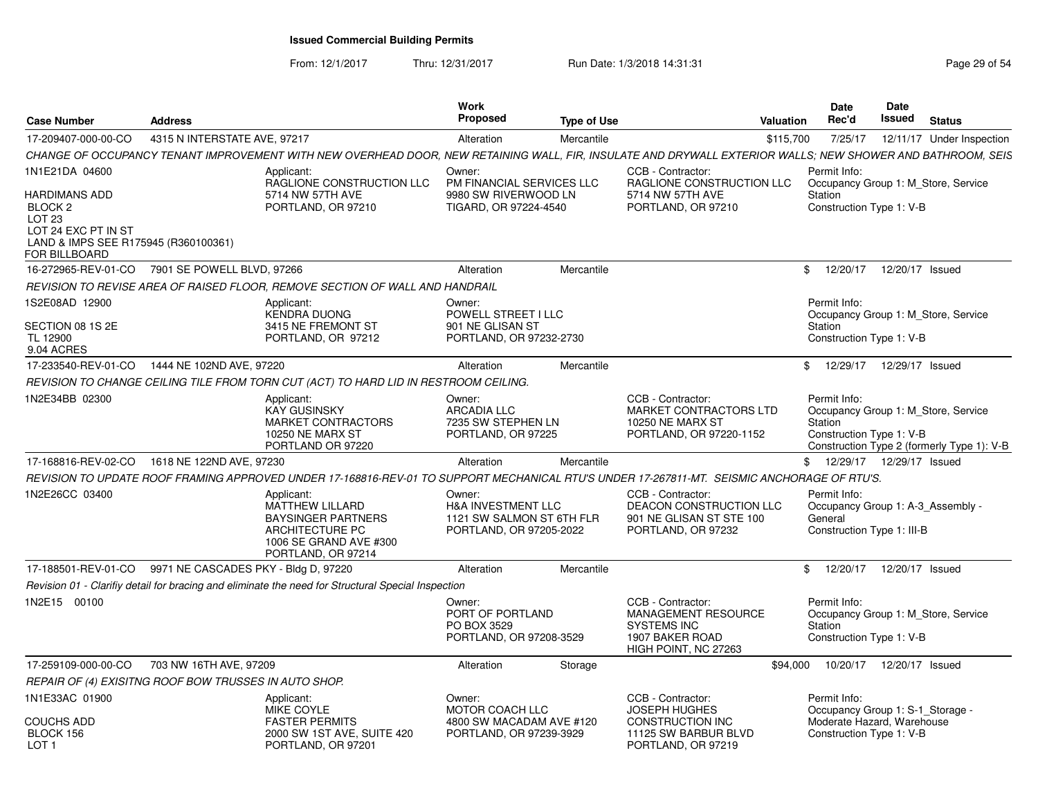# Issued Commercial Building Permits

From: 12/1/2017 Thru: 12/31/2017 Run Date: 1/3/2018 14:31:31

| Case Number | Address | Work Proposed | Type of Use | Valuation | Date Rec'd | Date Issued | Status |
|---|---|---|---|---|---|---|---|
| 17-209407-000-00-CO | 4315 N INTERSTATE AVE, 97217 | Alteration | Mercantile | $115,700 | 7/25/17 | 12/11/17 | Under Inspection |

*CHANGE OF OCCUPANCY TENANT IMPROVEMENT WITH NEW OVERHEAD DOOR, NEW RETAINING WALL, FIR, INSULATE AND DRYWALL EXTERIOR WALLS; NEW SHOWER AND BATHROOM, SEIS*

1N1E21DA 04600

HARDIMANS ADD
BLOCK 2
LOT 23
LOT 24 EXC PT IN ST
LAND & IMPS SEE R175945 (R360100361)
FOR BILLBOARD

Applicant: RAGLIONE CONSTRUCTION LLC, 5714 NW 57TH AVE, PORTLAND, OR 97210

Owner: PM FINANCIAL SERVICES LLC, 9980 SW RIVERWOOD LN, TIGARD, OR 97224-4540

CCB - Contractor: RAGLIONE CONSTRUCTION LLC, 5714 NW 57TH AVE, PORTLAND, OR 97210

Permit Info: Occupancy Group 1: M_Store, Service Station; Construction Type 1: V-B

| Case Number | Address | Work Proposed | Type of Use | Valuation | Date Rec'd | Date Issued | Status |
|---|---|---|---|---|---|---|---|
| 16-272965-REV-01-CO | 7901 SE POWELL BLVD, 97266 | Alteration | Mercantile | $ | 12/20/17 | 12/20/17 | Issued |

*REVISION TO REVISE AREA OF RAISED FLOOR, REMOVE SECTION OF WALL AND HANDRAIL*

1S2E08AD 12900

SECTION 08 1S 2E
TL 12900
9.04 ACRES

Applicant: KENDRA DUONG, 3415 NE FREMONT ST, PORTLAND, OR 97212

Owner: POWELL STREET I LLC, 901 NE GLISAN ST, PORTLAND, OR 97232-2730

Permit Info: Occupancy Group 1: M_Store, Service Station; Construction Type 1: V-B

| Case Number | Address | Work Proposed | Type of Use | Valuation | Date Rec'd | Date Issued | Status |
|---|---|---|---|---|---|---|---|
| 17-233540-REV-01-CO | 1444 NE 102ND AVE, 97220 | Alteration | Mercantile | $ | 12/29/17 | 12/29/17 | Issued |

*REVISION TO CHANGE CEILING TILE FROM TORN CUT (ACT) TO HARD LID IN RESTROOM CEILING.*

1N2E34BB 02300

Applicant: KAY GUSINSKY, MARKET CONTRACTORS, 10250 NE MARX ST, PORTLAND OR 97220

Owner: ARCADIA LLC, 7235 SW STEPHEN LN, PORTLAND, OR 97225

CCB - Contractor: MARKET CONTRACTORS LTD, 10250 NE MARX ST, PORTLAND, OR 97220-1152

Permit Info: Occupancy Group 1: M_Store, Service Station; Construction Type 1: V-B; Construction Type 2 (formerly Type 1): V-B

| Case Number | Address | Work Proposed | Type of Use | Valuation | Date Rec'd | Date Issued | Status |
|---|---|---|---|---|---|---|---|
| 17-168816-REV-02-CO | 1618 NE 122ND AVE, 97230 | Alteration | Mercantile | $ | 12/29/17 | 12/29/17 | Issued |

*REVISION TO UPDATE ROOF FRAMING APPROVED UNDER 17-168816-REV-01 TO SUPPORT MECHANICAL RTU'S UNDER 17-267811-MT. SEISMIC ANCHORAGE OF RTU'S.*

1N2E26CC 03400

Applicant: MATTHEW LILLARD, BAYSINGER PARTNERS ARCHITECTURE PC, 1006 SE GRAND AVE #300, PORTLAND, OR 97214

Owner: H&A INVESTMENT LLC, 1121 SW SALMON ST 6TH FLR, PORTLAND, OR 97205-2022

CCB - Contractor: DEACON CONSTRUCTION LLC, 901 NE GLISAN ST STE 100, PORTLAND, OR 97232

Permit Info: Occupancy Group 1: A-3_Assembly - General; Construction Type 1: III-B

| Case Number | Address | Work Proposed | Type of Use | Valuation | Date Rec'd | Date Issued | Status |
|---|---|---|---|---|---|---|---|
| 17-188501-REV-01-CO | 9971 NE CASCADES PKY - Bldg D, 97220 | Alteration | Mercantile | $ | 12/20/17 | 12/20/17 | Issued |

*Revision 01 - Clarifiy detail for bracing and eliminate the need for Structural Special Inspection*

1N2E15 00100

Owner: PORT OF PORTLAND, PO BOX 3529, PORTLAND, OR 97208-3529

CCB - Contractor: MANAGEMENT RESOURCE SYSTEMS INC, 1907 BAKER ROAD, HIGH POINT, NC 27263

Permit Info: Occupancy Group 1: M_Store, Service Station; Construction Type 1: V-B

| Case Number | Address | Work Proposed | Type of Use | Valuation | Date Rec'd | Date Issued | Status |
|---|---|---|---|---|---|---|---|
| 17-259109-000-00-CO | 703 NW 16TH AVE, 97209 | Alteration | Storage | $94,000 | 10/20/17 | 12/20/17 | Issued |

*REPAIR OF (4) EXISITNG ROOF BOW TRUSSES IN AUTO SHOP.*

1N1E33AC 01900

COUCHS ADD
BLOCK 156
LOT 1

Applicant: MIKE COYLE, FASTER PERMITS, 2000 SW 1ST AVE, SUITE 420, PORTLAND, OR 97201

Owner: MOTOR COACH LLC, 4800 SW MACADAM AVE #120, PORTLAND, OR 97239-3929

CCB - Contractor: JOSEPH HUGHES CONSTRUCTION INC, 11125 SW BARBUR BLVD, PORTLAND, OR 97219

Permit Info: Occupancy Group 1: S-1_Storage - Moderate Hazard, Warehouse; Construction Type 1: V-B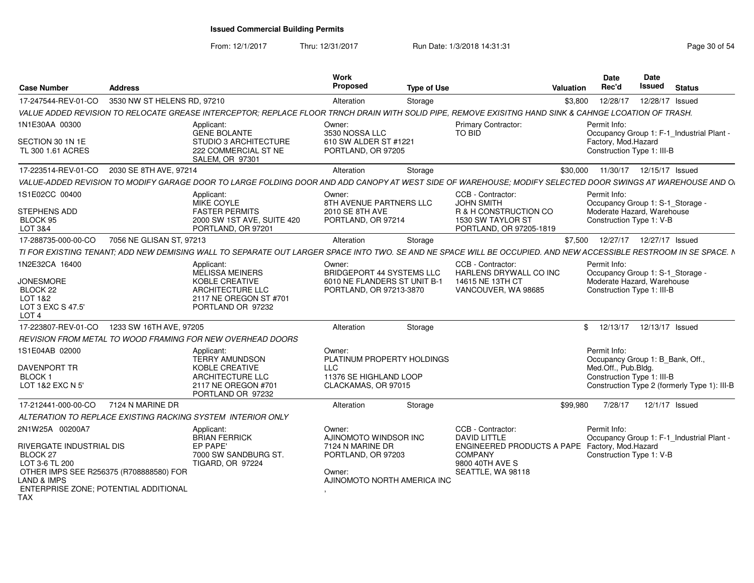# Issued Commercial Building Permits

From: 12/1/2017 Thru: 12/31/2017 Run Date: 1/3/2018 14:31:31

| Case Number | Address | Work Proposed | Type of Use | Valuation | Date Rec'd | Date Issued | Status |
|---|---|---|---|---|---|---|---|
| 17-247544-REV-01-CO | 3530 NW ST HELENS RD, 97210 | Alteration | Storage | $3,800 | 12/28/17 | 12/28/17 | Issued |

VALUE ADDED REVISION TO RELOCATE GREASE INTERCEPTOR; REPLACE FLOOR TRNCH DRAIN WITH SOLID PIPE, REMOVE EXISITNG HAND SINK & CAHNGE LCOATION OF TRASH.

- 1N1E30AA 00300 / SECTION 30 1N 1E / TL 300 1.61 ACRES
- Applicant: GENE BOLANTE, STUDIO 3 ARCHITECTURE, 222 COMMERCIAL ST NE, SALEM, OR 97301
- Owner: 3530 NOSSA LLC, 610 SW ALDER ST #1221, PORTLAND, OR 97205
- Primary Contractor: TO BID
- Permit Info: Occupancy Group 1: F-1_Industrial Plant - Factory, Mod.Hazard; Construction Type 1: III-B

| Case Number | Address | Work Proposed | Type of Use | Valuation | Date Rec'd | Date Issued | Status |
|---|---|---|---|---|---|---|---|
| 17-223514-REV-01-CO | 2030 SE 8TH AVE, 97214 | Alteration | Storage | $30,000 | 11/30/17 | 12/15/17 | Issued |

VALUE-ADDED REVISION TO MODIFY GARAGE DOOR TO LARGE FOLDING DOOR AND ADD CANOPY AT WEST SIDE OF WAREHOUSE; MODIFY SELECTED DOOR SWINGS AT WAREHOUSE AND O

- 1S1E02CC 00400 / STEPHENS ADD / BLOCK 95 / LOT 3&4
- Applicant: MIKE COYLE, FASTER PERMITS, 2000 SW 1ST AVE, SUITE 420, PORTLAND, OR 97201
- Owner: 8TH AVENUE PARTNERS LLC, 2010 SE 8TH AVE, PORTLAND, OR 97214
- CCB - Contractor: JOHN SMITH, R & H CONSTRUCTION CO, 1530 SW TAYLOR ST, PORTLAND, OR 97205-1819
- Permit Info: Occupancy Group 1: S-1_Storage - Moderate Hazard, Warehouse; Construction Type 1: V-B

| Case Number | Address | Work Proposed | Type of Use | Valuation | Date Rec'd | Date Issued | Status |
|---|---|---|---|---|---|---|---|
| 17-288735-000-00-CO | 7056 NE GLISAN ST, 97213 | Alteration | Storage | $7,500 | 12/27/17 | 12/27/17 | Issued |

TI FOR EXISTING TENANT; ADD NEW DEMISING WALL TO SEPARATE OUT LARGER SPACE INTO TWO. SE AND NE SPACE WILL BE OCCUPIED. AND NEW ACCESSIBLE RESTROOM IN SE SPACE. N

- 1N2E32CA 16400 / JONESMORE / BLOCK 22 / LOT 1&2 / LOT 3 EXC S 47.5' / LOT 4
- Applicant: MELISSA MEINERS, KOBLE CREATIVE ARCHITECTURE LLC, 2117 NE OREGON ST #701, PORTLAND OR 97232
- Owner: BRIDGEPORT 44 SYSTEMS LLC, 6010 NE FLANDERS ST UNIT B-1, PORTLAND, OR 97213-3870
- CCB - Contractor: HARLENS DRYWALL CO INC, 14615 NE 13TH CT, VANCOUVER, WA 98685
- Permit Info: Occupancy Group 1: S-1_Storage - Moderate Hazard, Warehouse; Construction Type 1: III-B

| Case Number | Address | Work Proposed | Type of Use | Valuation | Date Rec'd | Date Issued | Status |
|---|---|---|---|---|---|---|---|
| 17-223807-REV-01-CO | 1233 SW 16TH AVE, 97205 | Alteration | Storage | $ | 12/13/17 | 12/13/17 | Issued |

REVISION FROM METAL TO WOOD FRAMING FOR NEW OVERHEAD DOORS

- 1S1E04AB 02000 / DAVENPORT TR / BLOCK 1 / LOT 1&2 EXC N 5'
- Applicant: TERRY AMUNDSON, KOBLE CREATIVE ARCHITECTURE LLC, 2117 NE OREGON #701, PORTLAND OR 97232
- Owner: PLATINUM PROPERTY HOLDINGS LLC, 11376 SE HIGHLAND LOOP, CLACKAMAS, OR 97015
- Permit Info: Occupancy Group 1: B_Bank, Off., Med.Off., Pub.Bldg.; Construction Type 1: III-B; Construction Type 2 (formerly Type 1): III-B

| Case Number | Address | Work Proposed | Type of Use | Valuation | Date Rec'd | Date Issued | Status |
|---|---|---|---|---|---|---|---|
| 17-212441-000-00-CO | 7124 N MARINE DR | Alteration | Storage | $99,980 | 7/28/17 | 12/1/17 | Issued |

ALTERATION TO REPLACE EXISTING RACKING SYSTEM INTERIOR ONLY

- 2N1W25A 00200A7 / RIVERGATE INDUSTRIAL DIS / BLOCK 27 / LOT 3-6 TL 200 / OTHER IMPS SEE R256375 (R708888580) FOR LAND & IMPS / ENTERPRISE ZONE; POTENTIAL ADDITIONAL TAX
- Applicant: BRIAN FERRICK, EP PAPE', 7000 SW SANDBURG ST., TIGARD, OR 97224
- Owner: AJINOMOTO WINDSOR INC, 7124 N MARINE DR, PORTLAND, OR 97203
- Owner: AJINOMOTO NORTH AMERICA INC ,
- CCB - Contractor: DAVID LITTLE, ENGINEERED PRODUCTS A PAPE COMPANY, 9800 40TH AVE S, SEATTLE, WA 98118
- Permit Info: Occupancy Group 1: F-1_Industrial Plant - Factory, Mod.Hazard; Construction Type 1: V-B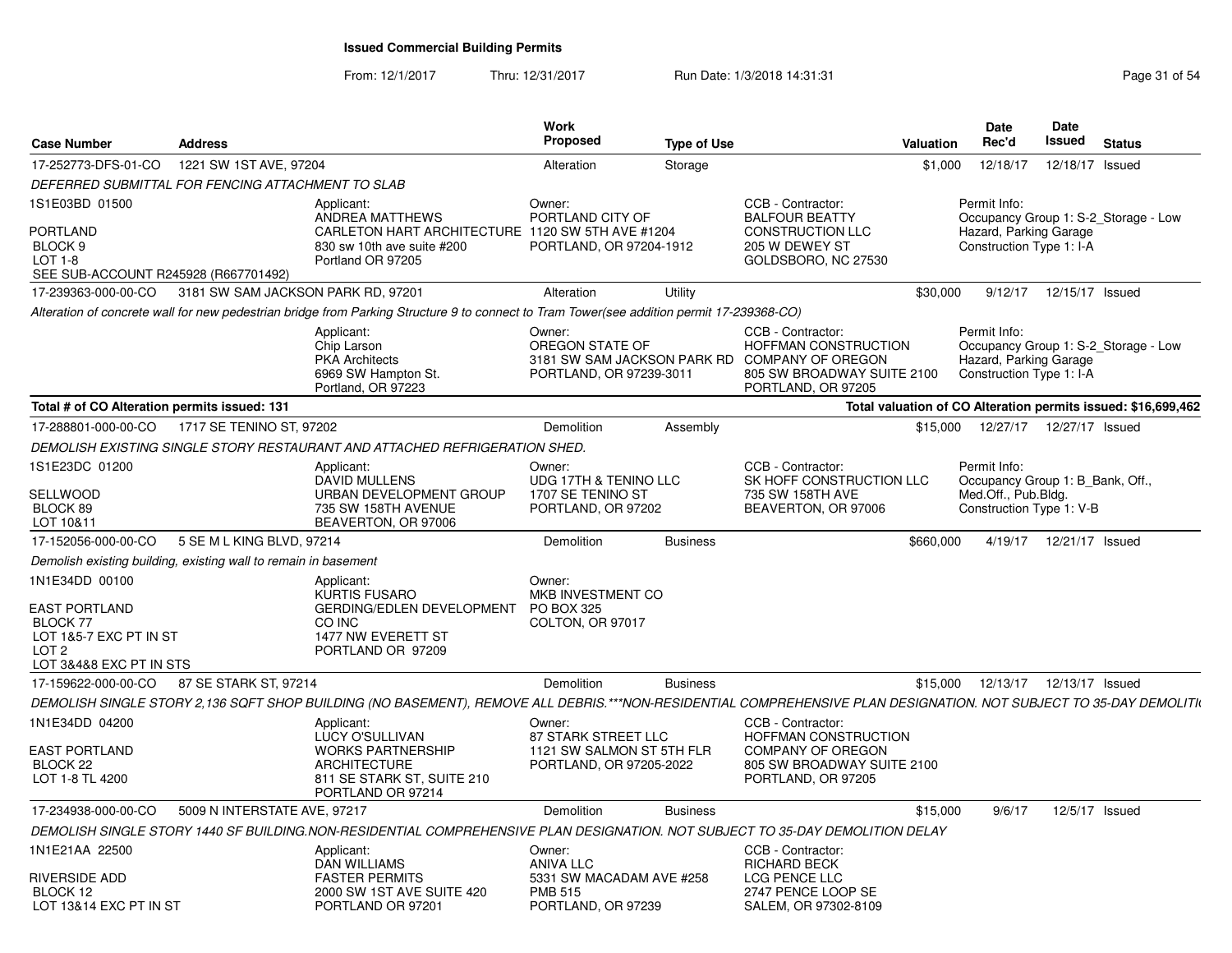# Issued Commercial Building Permits

From: 12/1/2017 Thru: 12/31/2017 Run Date: 1/3/2018 14:31:31

| Case Number | Address | Work Proposed | Type of Use | Valuation | Date Rec'd | Date Issued | Status |
|---|---|---|---|---|---|---|---|
| 17-252773-DFS-01-CO | 1221 SW 1ST AVE, 97204 | Alteration | Storage | $1,000 | 12/18/17 | 12/18/17 | Issued |

*DEFERRED SUBMITTAL FOR FENCING ATTACHMENT TO SLAB*

1S1E03BD 01500

PORTLAND
BLOCK 9
LOT 1-8
SEE SUB-ACCOUNT R245928 (R667701492)

Applicant:
ANDREA MATTHEWS
CARLETON HART ARCHITECTURE
830 sw 10th ave suite #200
Portland OR 97205

Owner:
PORTLAND CITY OF
1120 SW 5TH AVE #1204
PORTLAND, OR 97204-1912

CCB - Contractor:
BALFOUR BEATTY CONSTRUCTION LLC
205 W DEWEY ST
GOLDSBORO, NC 27530

Permit Info:
Occupancy Group 1: S-2_Storage - Low Hazard, Parking Garage
Construction Type 1: I-A

| Case Number | Address | Work Proposed | Type of Use | Valuation | Date Rec'd | Date Issued | Status |
|---|---|---|---|---|---|---|---|
| 17-239363-000-00-CO | 3181 SW SAM JACKSON PARK RD, 97201 | Alteration | Utility | $30,000 | 9/12/17 | 12/15/17 | Issued |

*Alteration of concrete wall for new pedestrian bridge from Parking Structure 9 to connect to Tram Tower(see addition permit 17-239368-CO)*

Applicant:
Chip Larson
PKA Architects
6969 SW Hampton St.
Portland, OR 97223

Owner:
OREGON STATE OF
3181 SW SAM JACKSON PARK RD
PORTLAND, OR 97239-3011

CCB - Contractor:
HOFFMAN CONSTRUCTION COMPANY OF OREGON
805 SW BROADWAY SUITE 2100
PORTLAND, OR 97205

Permit Info:
Occupancy Group 1: S-2_Storage - Low Hazard, Parking Garage
Construction Type 1: I-A

**Total # of CO Alteration permits issued: 131**

**Total valuation of CO Alteration permits issued: $16,699,462**

| Case Number | Address | Work Proposed | Type of Use | Valuation | Date Rec'd | Date Issued | Status |
|---|---|---|---|---|---|---|---|
| 17-288801-000-00-CO | 1717 SE TENINO ST, 97202 | Demolition | Assembly | $15,000 | 12/27/17 | 12/27/17 | Issued |

*DEMOLISH EXISTING SINGLE STORY RESTAURANT AND ATTACHED REFRIGERATION SHED.*

1S1E23DC 01200

SELLWOOD
BLOCK 89
LOT 10&11

Applicant:
DAVID MULLENS
URBAN DEVELOPMENT GROUP
735 SW 158TH AVENUE
BEAVERTON, OR 97006

Owner:
UDG 17TH & TENINO LLC
1707 SE TENINO ST
PORTLAND, OR 97202

CCB - Contractor:
SK HOFF CONSTRUCTION LLC
735 SW 158TH AVE
BEAVERTON, OR 97006

Permit Info:
Occupancy Group 1: B_Bank, Off., Med.Off., Pub.Bldg.
Construction Type 1: V-B

| Case Number | Address | Work Proposed | Type of Use | Valuation | Date Rec'd | Date Issued | Status |
|---|---|---|---|---|---|---|---|
| 17-152056-000-00-CO | 5 SE M L KING BLVD, 97214 | Demolition | Business | $660,000 | 4/19/17 | 12/21/17 | Issued |

*Demolish existing building, existing wall to remain in basement*

1N1E34DD 00100

EAST PORTLAND
BLOCK 77
LOT 1&5-7 EXC PT IN ST
LOT 2
LOT 3&4&8 EXC PT IN STS

Applicant:
KURTIS FUSARO
GERDING/EDLEN DEVELOPMENT CO INC
1477 NW EVERETT ST
PORTLAND OR 97209

Owner:
MKB INVESTMENT CO
PO BOX 325
COLTON, OR 97017

| Case Number | Address | Work Proposed | Type of Use | Valuation | Date Rec'd | Date Issued | Status |
|---|---|---|---|---|---|---|---|
| 17-159622-000-00-CO | 87 SE STARK ST, 97214 | Demolition | Business | $15,000 | 12/13/17 | 12/13/17 | Issued |

*DEMOLISH SINGLE STORY 2,136 SQFT SHOP BUILDING (NO BASEMENT), REMOVE ALL DEBRIS.\*\*\*NON-RESIDENTIAL COMPREHENSIVE PLAN DESIGNATION. NOT SUBJECT TO 35-DAY DEMOLITI*

1N1E34DD 04200

EAST PORTLAND
BLOCK 22
LOT 1-8 TL 4200

Applicant:
LUCY O'SULLIVAN
WORKS PARTNERSHIP ARCHITECTURE
811 SE STARK ST, SUITE 210
PORTLAND OR 97214

Owner:
87 STARK STREET LLC
1121 SW SALMON ST 5TH FLR
PORTLAND, OR 97205-2022

CCB - Contractor:
HOFFMAN CONSTRUCTION COMPANY OF OREGON
805 SW BROADWAY SUITE 2100
PORTLAND, OR 97205

| Case Number | Address | Work Proposed | Type of Use | Valuation | Date Rec'd | Date Issued | Status |
|---|---|---|---|---|---|---|---|
| 17-234938-000-00-CO | 5009 N INTERSTATE AVE, 97217 | Demolition | Business | $15,000 | 9/6/17 | 12/5/17 | Issued |

*DEMOLISH SINGLE STORY 1440 SF BUILDING.NON-RESIDENTIAL COMPREHENSIVE PLAN DESIGNATION. NOT SUBJECT TO 35-DAY DEMOLITION DELAY*

1N1E21AA 22500

RIVERSIDE ADD
BLOCK 12
LOT 13&14 EXC PT IN ST

Applicant:
DAN WILLIAMS
FASTER PERMITS
2000 SW 1ST AVE SUITE 420
PORTLAND OR 97201

Owner:
ANIVA LLC
5331 SW MACADAM AVE #258
PMB 515
PORTLAND, OR 97239

CCB - Contractor:
RICHARD BECK
LCG PENCE LLC
2747 PENCE LOOP SE
SALEM, OR 97302-8109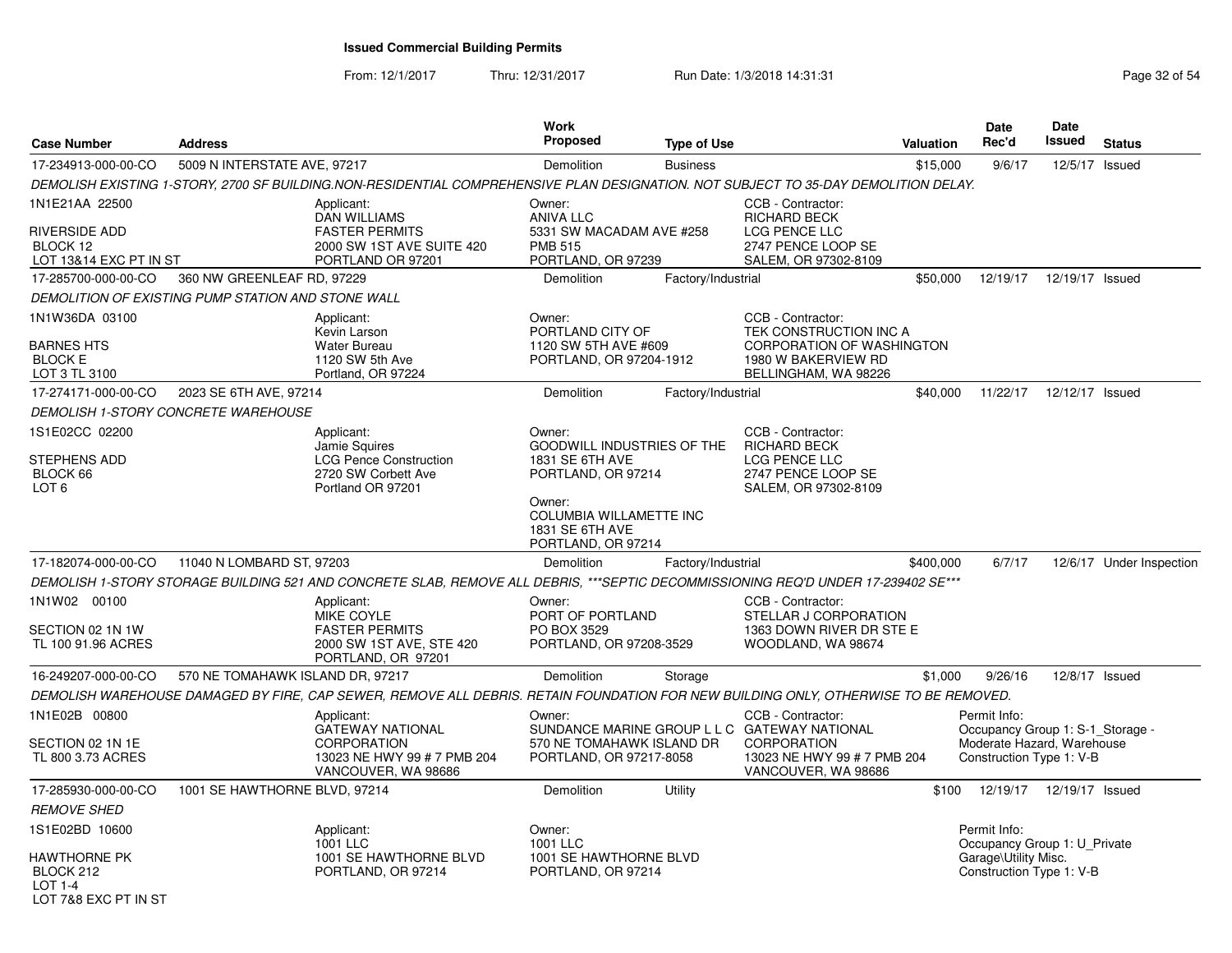# Issued Commercial Building Permits

From: 12/1/2017 Thru: 12/31/2017 Run Date: 1/3/2018 14:31:31

| Case Number | Address | Work Proposed | Type of Use | Valuation | Date Rec'd | Date Issued | Status |
|---|---|---|---|---|---|---|---|
| 17-234913-000-00-CO | 5009 N INTERSTATE AVE, 97217 | Demolition | Business | $15,000 | 9/6/17 | 12/5/17 | Issued |

DEMOLISH EXISTING 1-STORY, 2700 SF BUILDING.NON-RESIDENTIAL COMPREHENSIVE PLAN DESIGNATION. NOT SUBJECT TO 35-DAY DEMOLITION DELAY.

1N1E21AA 22500
RIVERSIDE ADD
BLOCK 12
LOT 13&14 EXC PT IN ST

Applicant: DAN WILLIAMS, FASTER PERMITS, 2000 SW 1ST AVE SUITE 420, PORTLAND OR 97201

Owner: ANIVA LLC, 5331 SW MACADAM AVE #258, PMB 515, PORTLAND, OR 97239

CCB - Contractor: RICHARD BECK, LCG PENCE LLC, 2747 PENCE LOOP SE, SALEM, OR 97302-8109

| Case Number | Address | Work Proposed | Type of Use | Valuation | Date Rec'd | Date Issued | Status |
|---|---|---|---|---|---|---|---|
| 17-285700-000-00-CO | 360 NW GREENLEAF RD, 97229 | Demolition | Factory/Industrial | $50,000 | 12/19/17 | 12/19/17 | Issued |

DEMOLITION OF EXISTING PUMP STATION AND STONE WALL

1N1W36DA 03100
BARNES HTS
BLOCK E
LOT 3 TL 3100

Applicant: Kevin Larson, Water Bureau, 1120 SW 5th Ave, Portland, OR 97224

Owner: PORTLAND CITY OF, 1120 SW 5TH AVE #609, PORTLAND, OR 97204-1912

CCB - Contractor: TEK CONSTRUCTION INC A CORPORATION OF WASHINGTON, 1980 W BAKERVIEW RD, BELLINGHAM, WA 98226

| Case Number | Address | Work Proposed | Type of Use | Valuation | Date Rec'd | Date Issued | Status |
|---|---|---|---|---|---|---|---|
| 17-274171-000-00-CO | 2023 SE 6TH AVE, 97214 | Demolition | Factory/Industrial | $40,000 | 11/22/17 | 12/12/17 | Issued |

DEMOLISH 1-STORY CONCRETE WAREHOUSE

1S1E02CC 02200
STEPHENS ADD
BLOCK 66
LOT 6

Applicant: Jamie Squires, LCG Pence Construction, 2720 SW Corbett Ave, Portland OR 97201

Owner: GOODWILL INDUSTRIES OF THE, 1831 SE 6TH AVE, PORTLAND, OR 97214

Owner: COLUMBIA WILLAMETTE INC, 1831 SE 6TH AVE, PORTLAND, OR 97214

CCB - Contractor: RICHARD BECK, LCG PENCE LLC, 2747 PENCE LOOP SE, SALEM, OR 97302-8109

| Case Number | Address | Work Proposed | Type of Use | Valuation | Date Rec'd | Date Issued | Status |
|---|---|---|---|---|---|---|---|
| 17-182074-000-00-CO | 11040 N LOMBARD ST, 97203 | Demolition | Factory/Industrial | $400,000 | 6/7/17 | 12/6/17 | Under Inspection |

DEMOLISH 1-STORY STORAGE BUILDING 521 AND CONCRETE SLAB, REMOVE ALL DEBRIS, ***SEPTIC DECOMMISSIONING REQ'D UNDER 17-239402 SE***

1N1W02 00100
SECTION 02 1N 1W
TL 100 91.96 ACRES

Applicant: MIKE COYLE, FASTER PERMITS, 2000 SW 1ST AVE, STE 420, PORTLAND, OR 97201

Owner: PORT OF PORTLAND, PO BOX 3529, PORTLAND, OR 97208-3529

CCB - Contractor: STELLAR J CORPORATION, 1363 DOWN RIVER DR STE E, WOODLAND, WA 98674

| Case Number | Address | Work Proposed | Type of Use | Valuation | Date Rec'd | Date Issued | Status |
|---|---|---|---|---|---|---|---|
| 16-249207-000-00-CO | 570 NE TOMAHAWK ISLAND DR, 97217 | Demolition | Storage | $1,000 | 9/26/16 | 12/8/17 | Issued |

DEMOLISH WAREHOUSE DAMAGED BY FIRE, CAP SEWER, REMOVE ALL DEBRIS. RETAIN FOUNDATION FOR NEW BUILDING ONLY, OTHERWISE TO BE REMOVED.

1N1E02B 00800
SECTION 02 1N 1E
TL 800 3.73 ACRES

Applicant: GATEWAY NATIONAL CORPORATION, 13023 NE HWY 99 # 7 PMB 204, VANCOUVER, WA 98686

Owner: SUNDANCE MARINE GROUP L L C, 570 NE TOMAHAWK ISLAND DR, PORTLAND, OR 97217-8058

CCB - Contractor: GATEWAY NATIONAL CORPORATION, 13023 NE HWY 99 # 7 PMB 204, VANCOUVER, WA 98686

Permit Info: Occupancy Group 1: S-1_Storage - Moderate Hazard, Warehouse; Construction Type 1: V-B

| Case Number | Address | Work Proposed | Type of Use | Valuation | Date Rec'd | Date Issued | Status |
|---|---|---|---|---|---|---|---|
| 17-285930-000-00-CO | 1001 SE HAWTHORNE BLVD, 97214 | Demolition | Utility | $100 | 12/19/17 | 12/19/17 | Issued |

REMOVE SHED

1S1E02BD 10600
HAWTHORNE PK
BLOCK 212
LOT 1-4
LOT 7&8 EXC PT IN ST

Applicant: 1001 LLC, 1001 SE HAWTHORNE BLVD, PORTLAND, OR 97214

Owner: 1001 LLC, 1001 SE HAWTHORNE BLVD, PORTLAND, OR 97214

Permit Info: Occupancy Group 1: U_Private Garage\Utility Misc.; Construction Type 1: V-B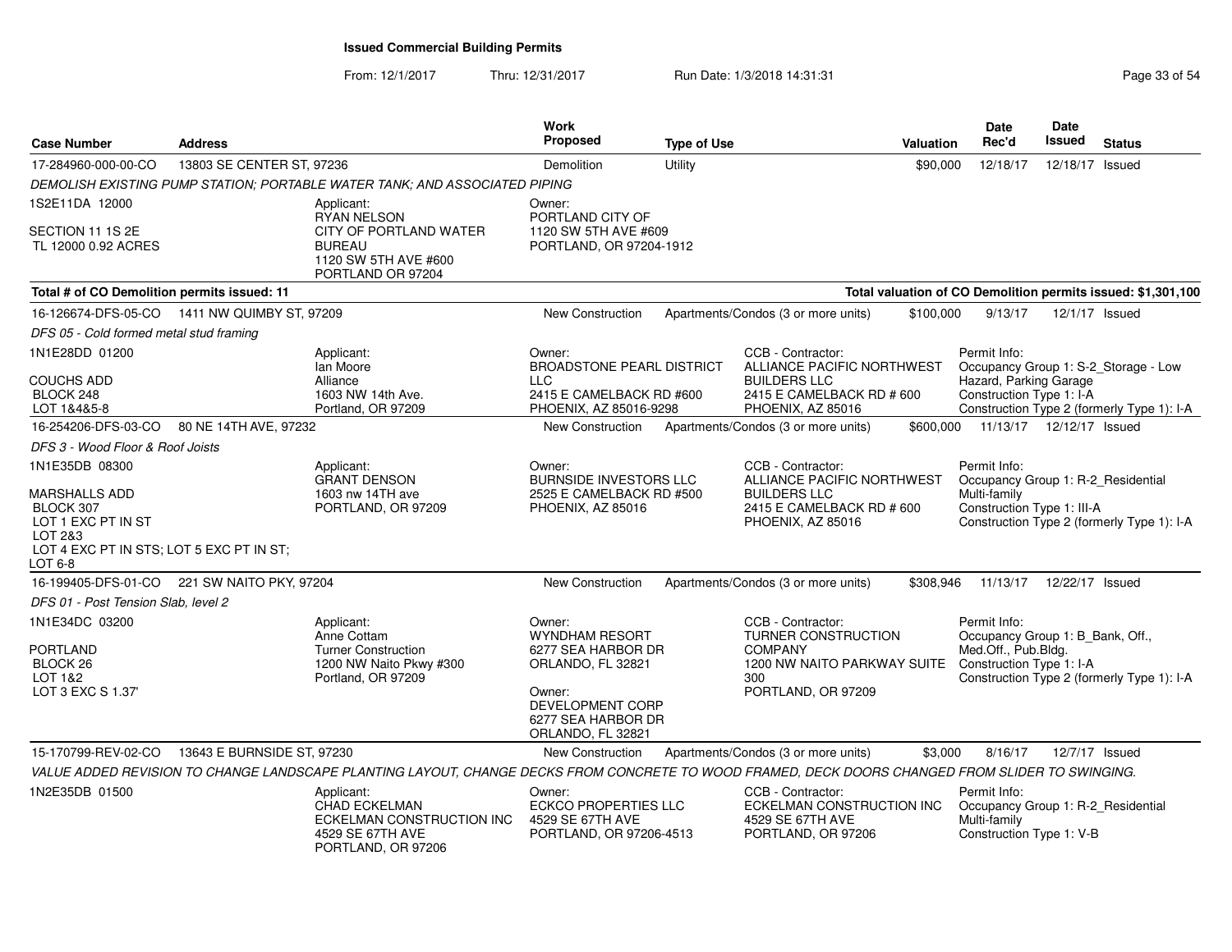# Issued Commercial Building Permits

From: 12/1/2017 Thru: 12/31/2017 Run Date: 1/3/2018 14:31:31

| Case Number | Address | Work Proposed | Type of Use | Valuation | Date Rec'd | Date Issued | Status |
|---|---|---|---|---|---|---|---|
| 17-284960-000-00-CO | 13803 SE CENTER ST, 97236 | Demolition | Utility | $90,000 | 12/18/17 | 12/18/17 | Issued |

*DEMOLISH EXISTING PUMP STATION; PORTABLE WATER TANK; AND ASSOCIATED PIPING*

1S2E11DA 12000
SECTION 11 1S 2E
TL 12000 0.92 ACRES

Applicant:
RYAN NELSON
CITY OF PORTLAND WATER BUREAU
1120 SW 5TH AVE #600
PORTLAND OR 97204

Owner:
PORTLAND CITY OF
1120 SW 5TH AVE #609
PORTLAND, OR 97204-1912

**Total # of CO Demolition permits issued: 11** — **Total valuation of CO Demolition permits issued: $1,301,100**

| Case Number | Address | Work Proposed | Type of Use | Valuation | Date Rec'd | Date Issued | Status |
|---|---|---|---|---|---|---|---|
| 16-126674-DFS-05-CO | 1411 NW QUIMBY ST, 97209 | New Construction | Apartments/Condos (3 or more units) | $100,000 | 9/13/17 | 12/1/17 | Issued |

*DFS 05 - Cold formed metal stud framing*

1N1E28DD 01200
COUCHS ADD
BLOCK 248
LOT 1&4&5-8

Applicant:
Ian Moore
Alliance
1603 NW 14th Ave.
Portland, OR 97209

Owner:
BROADSTONE PEARL DISTRICT LLC
2415 E CAMELBACK RD #600
PHOENIX, AZ 85016-9298

CCB - Contractor:
ALLIANCE PACIFIC NORTHWEST BUILDERS LLC
2415 E CAMELBACK RD # 600
PHOENIX, AZ 85016

Permit Info:
Occupancy Group 1: S-2_Storage - Low Hazard, Parking Garage
Construction Type 1: I-A
Construction Type 2 (formerly Type 1): I-A

| Case Number | Address | Work Proposed | Type of Use | Valuation | Date Rec'd | Date Issued | Status |
|---|---|---|---|---|---|---|---|
| 16-254206-DFS-03-CO | 80 NE 14TH AVE, 97232 | New Construction | Apartments/Condos (3 or more units) | $600,000 | 11/13/17 | 12/12/17 | Issued |

*DFS 3 - Wood Floor & Roof Joists*

1N1E35DB 08300
MARSHALLS ADD
BLOCK 307
LOT 1 EXC PT IN ST
LOT 2&3
LOT 4 EXC PT IN STS; LOT 5 EXC PT IN ST;
LOT 6-8

Applicant:
GRANT DENSON
1603 nw 14TH ave
PORTLAND, OR 97209

Owner:
BURNSIDE INVESTORS LLC
2525 E CAMELBACK RD #500
PHOENIX, AZ 85016

CCB - Contractor:
ALLIANCE PACIFIC NORTHWEST BUILDERS LLC
2415 E CAMELBACK RD # 600
PHOENIX, AZ 85016

Permit Info:
Occupancy Group 1: R-2_Residential Multi-family
Construction Type 1: III-A
Construction Type 2 (formerly Type 1): I-A

| Case Number | Address | Work Proposed | Type of Use | Valuation | Date Rec'd | Date Issued | Status |
|---|---|---|---|---|---|---|---|
| 16-199405-DFS-01-CO | 221 SW NAITO PKY, 97204 | New Construction | Apartments/Condos (3 or more units) | $308,946 | 11/13/17 | 12/22/17 | Issued |

*DFS 01 - Post Tension Slab, level 2*

1N1E34DC 03200
PORTLAND
BLOCK 26
LOT 1&2
LOT 3 EXC S 1.37'

Applicant:
Anne Cottam
Turner Construction
1200 NW Naito Pkwy #300
Portland, OR 97209

Owner:
WYNDHAM RESORT
6277 SEA HARBOR DR
ORLANDO, FL 32821

Owner:
DEVELOPMENT CORP
6277 SEA HARBOR DR
ORLANDO, FL 32821

CCB - Contractor:
TURNER CONSTRUCTION COMPANY
1200 NW NAITO PARKWAY SUITE 300
PORTLAND, OR 97209

Permit Info:
Occupancy Group 1: B_Bank, Off., Med.Off., Pub.Bldg.
Construction Type 1: I-A
Construction Type 2 (formerly Type 1): I-A

| Case Number | Address | Work Proposed | Type of Use | Valuation | Date Rec'd | Date Issued | Status |
|---|---|---|---|---|---|---|---|
| 15-170799-REV-02-CO | 13643 E BURNSIDE ST, 97230 | New Construction | Apartments/Condos (3 or more units) | $3,000 | 8/16/17 | 12/7/17 | Issued |

*VALUE ADDED REVISION TO CHANGE LANDSCAPE PLANTING LAYOUT, CHANGE DECKS FROM CONCRETE TO WOOD FRAMED, DECK DOORS CHANGED FROM SLIDER TO SWINGING.*

1N2E35DB 01500

Applicant:
CHAD ECKELMAN
ECKELMAN CONSTRUCTION INC
4529 SE 67TH AVE
PORTLAND, OR 97206

Owner:
ECKCO PROPERTIES LLC
4529 SE 67TH AVE
PORTLAND, OR 97206-4513

CCB - Contractor:
ECKELMAN CONSTRUCTION INC
4529 SE 67TH AVE
PORTLAND, OR 97206

Permit Info:
Occupancy Group 1: R-2_Residential Multi-family
Construction Type 1: V-B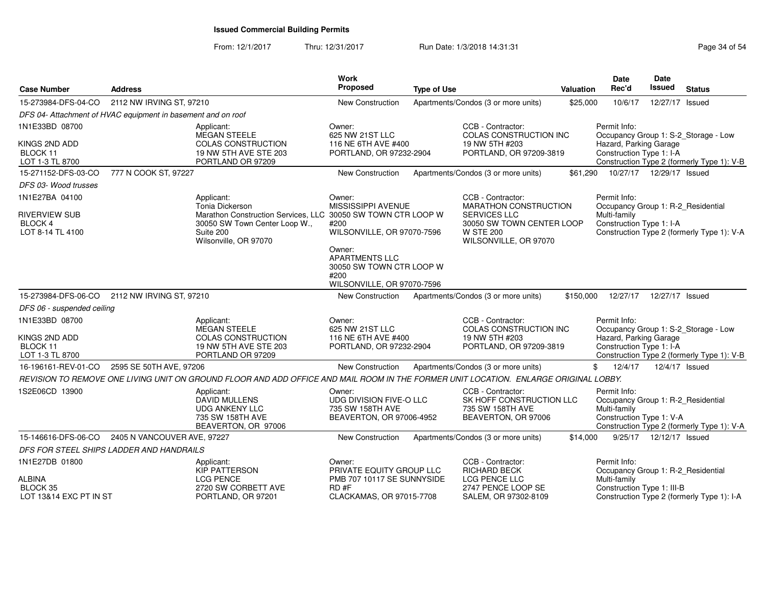**Issued Commercial Building Permits**

From: 12/1/2017 Thru: 12/31/2017 Run Date: 1/3/2018 14:31:31

| Case Number | Address | Work Proposed | Type of Use | Valuation | Date Rec'd | Date Issued | Status |
|---|---|---|---|---|---|---|---|
| 15-273984-DFS-04-CO | 2112 NW IRVING ST, 97210 | New Construction | Apartments/Condos (3 or more units) | $25,000 | 10/6/17 | 12/27/17 | Issued |

*DFS 04- Attachment of HVAC equipment in basement and on roof*

1N1E33BD 08700
KINGS 2ND ADD
BLOCK 11
LOT 1-3 TL 8700

Applicant: MEGAN STEELE, COLAS CONSTRUCTION, 19 NW 5TH AVE STE 203, PORTLAND OR 97209

Owner: 625 NW 21ST LLC, 116 NE 6TH AVE #400, PORTLAND, OR 97232-2904

CCB - Contractor: COLAS CONSTRUCTION INC, 19 NW 5TH #203, PORTLAND, OR 97209-3819

Permit Info: Occupancy Group 1: S-2_Storage - Low Hazard, Parking Garage; Construction Type 1: I-A; Construction Type 2 (formerly Type 1): V-B

| Case Number | Address | Work Proposed | Type of Use | Valuation | Date Rec'd | Date Issued | Status |
|---|---|---|---|---|---|---|---|
| 15-271152-DFS-03-CO | 777 N COOK ST, 97227 | New Construction | Apartments/Condos (3 or more units) | $61,290 | 10/27/17 | 12/29/17 | Issued |

*DFS 03- Wood trusses*

1N1E27BA 04100
RIVERVIEW SUB
BLOCK 4
LOT 8-14 TL 4100

Applicant: Tonia Dickerson, Marathon Construction Services, LLC, 30050 SW Town Center Loop W., Suite 200, Wilsonville, OR 97070

Owner: MISSISSIPPI AVENUE, 30050 SW TOWN CTR LOOP W #200, WILSONVILLE, OR 97070-7596

Owner: APARTMENTS LLC, 30050 SW TOWN CTR LOOP W #200, WILSONVILLE, OR 97070-7596

CCB - Contractor: MARATHON CONSTRUCTION SERVICES LLC, 30050 SW TOWN CENTER LOOP W STE 200, WILSONVILLE, OR 97070

Permit Info: Occupancy Group 1: R-2_Residential Multi-family; Construction Type 1: I-A; Construction Type 2 (formerly Type 1): V-A

| Case Number | Address | Work Proposed | Type of Use | Valuation | Date Rec'd | Date Issued | Status |
|---|---|---|---|---|---|---|---|
| 15-273984-DFS-06-CO | 2112 NW IRVING ST, 97210 | New Construction | Apartments/Condos (3 or more units) | $150,000 | 12/27/17 | 12/27/17 | Issued |

*DFS 06 - suspended ceiling*

1N1E33BD 08700
KINGS 2ND ADD
BLOCK 11
LOT 1-3 TL 8700

Applicant: MEGAN STEELE, COLAS CONSTRUCTION, 19 NW 5TH AVE STE 203, PORTLAND OR 97209

Owner: 625 NW 21ST LLC, 116 NE 6TH AVE #400, PORTLAND, OR 97232-2904

CCB - Contractor: COLAS CONSTRUCTION INC, 19 NW 5TH #203, PORTLAND, OR 97209-3819

Permit Info: Occupancy Group 1: S-2_Storage - Low Hazard, Parking Garage; Construction Type 1: I-A; Construction Type 2 (formerly Type 1): V-B

| Case Number | Address | Work Proposed | Type of Use | Valuation | Date Rec'd | Date Issued | Status |
|---|---|---|---|---|---|---|---|
| 16-196161-REV-01-CO | 2595 SE 50TH AVE, 97206 | New Construction | Apartments/Condos (3 or more units) | $ | 12/4/17 | 12/4/17 | Issued |

*REVISION TO REMOVE ONE LIVING UNIT ON GROUND FLOOR AND ADD OFFICE AND MAIL ROOM IN THE FORMER UNIT LOCATION. ENLARGE ORIGINAL LOBBY.*

1S2E06CD 13900

Applicant: DAVID MULLENS, UDG ANKENY LLC, 735 SW 158TH AVE, BEAVERTON, OR 97006

Owner: UDG DIVISION FIVE-O LLC, 735 SW 158TH AVE, BEAVERTON, OR 97006-4952

CCB - Contractor: SK HOFF CONSTRUCTION LLC, 735 SW 158TH AVE, BEAVERTON, OR 97006

Permit Info: Occupancy Group 1: R-2_Residential Multi-family; Construction Type 1: V-A; Construction Type 2 (formerly Type 1): V-A

| Case Number | Address | Work Proposed | Type of Use | Valuation | Date Rec'd | Date Issued | Status |
|---|---|---|---|---|---|---|---|
| 15-146616-DFS-06-CO | 2405 N VANCOUVER AVE, 97227 | New Construction | Apartments/Condos (3 or more units) | $14,000 | 9/25/17 | 12/12/17 | Issued |

*DFS FOR STEEL SHIPS LADDER AND HANDRAILS*

1N1E27DB 01800
ALBINA
BLOCK 35
LOT 13&14 EXC PT IN ST

Applicant: KIP PATTERSON, LCG PENCE, 2720 SW CORBETT AVE, PORTLAND, OR 97201

Owner: PRIVATE EQUITY GROUP LLC, PMB 707 10117 SE SUNNYSIDE RD #F, CLACKAMAS, OR 97015-7708

CCB - Contractor: RICHARD BECK, LCG PENCE LLC, 2747 PENCE LOOP SE, SALEM, OR 97302-8109

Permit Info: Occupancy Group 1: R-2_Residential Multi-family; Construction Type 1: III-B; Construction Type 2 (formerly Type 1): I-A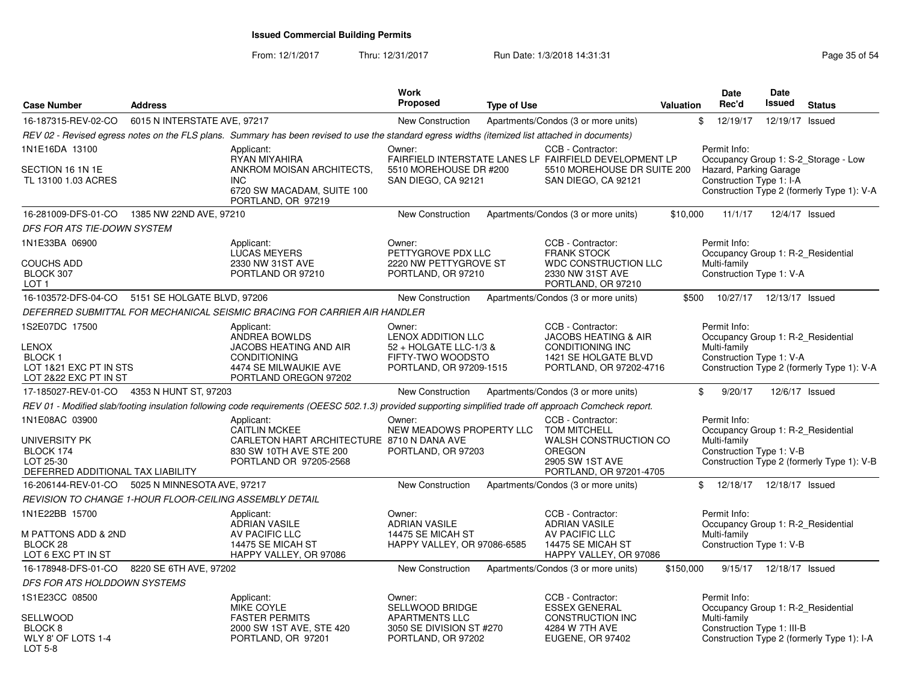**Issued Commercial Building Permits**

From: 12/1/2017 Thru: 12/31/2017 Run Date: 1/3/2018 14:31:31

| Case Number | Address | Work Proposed | Type of Use | Valuation | Date Rec'd | Date Issued | Status |
|---|---|---|---|---|---|---|---|
| 16-187315-REV-02-CO | 6015 N INTERSTATE AVE, 97217 | New Construction | Apartments/Condos (3 or more units) | $ | 12/19/17 | 12/19/17 | Issued |

*REV 02 - Revised egress notes on the FLS plans. Summary has been revised to use the standard egress widths (itemized list attached in documents)*

1N1E16DA 13100
SECTION 16 1N 1E
TL 13100 1.03 ACRES

Applicant: RYAN MIYAHIRA, ANKROM MOISAN ARCHITECTS, INC, 6720 SW MACADAM, SUITE 100, PORTLAND, OR 97219

Owner: FAIRFIELD INTERSTATE LANES LP, 5510 MOREHOUSE DR #200, SAN DIEGO, CA 92121

CCB - Contractor: FAIRFIELD DEVELOPMENT LP, 5510 MOREHOUSE DR SUITE 200, SAN DIEGO, CA 92121

Permit Info: Occupancy Group 1: S-2_Storage - Low Hazard, Parking Garage; Construction Type 1: I-A; Construction Type 2 (formerly Type 1): V-A

| Case Number | Address | Work Proposed | Type of Use | Valuation | Date Rec'd | Date Issued | Status |
|---|---|---|---|---|---|---|---|
| 16-281009-DFS-01-CO | 1385 NW 22ND AVE, 97210 | New Construction | Apartments/Condos (3 or more units) | $10,000 | 11/1/17 | 12/4/17 | Issued |

*DFS FOR ATS TIE-DOWN SYSTEM*

1N1E33BA 06900
COUCHS ADD
BLOCK 307
LOT 1

Applicant: LUCAS MEYERS, 2330 NW 31ST AVE, PORTLAND OR 97210

Owner: PETTYGROVE PDX LLC, 2220 NW PETTYGROVE ST, PORTLAND, OR 97210

CCB - Contractor: FRANK STOCK, WDC CONSTRUCTION LLC, 2330 NW 31ST AVE, PORTLAND, OR 97210

Permit Info: Occupancy Group 1: R-2_Residential Multi-family; Construction Type 1: V-A

| Case Number | Address | Work Proposed | Type of Use | Valuation | Date Rec'd | Date Issued | Status |
|---|---|---|---|---|---|---|---|
| 16-103572-DFS-04-CO | 5151 SE HOLGATE BLVD, 97206 | New Construction | Apartments/Condos (3 or more units) | $500 | 10/27/17 | 12/13/17 | Issued |

*DEFERRED SUBMITTAL FOR MECHANICAL SEISMIC BRACING FOR CARRIER AIR HANDLER*

1S2E07DC 17500
LENOX
BLOCK 1
LOT 1&21 EXC PT IN STS
LOT 2&22 EXC PT IN ST

Applicant: ANDREA BOWLDS, JACOBS HEATING AND AIR CONDITIONING, 4474 SE MILWAUKIE AVE, PORTLAND OREGON 97202

Owner: LENOX ADDITION LLC, 52 + HOLGATE LLC-1/3 &, FIFTY-TWO WOODSTO, PORTLAND, OR 97209-1515

CCB - Contractor: JACOBS HEATING & AIR CONDITIONING INC, 1421 SE HOLGATE BLVD, PORTLAND, OR 97202-4716

Permit Info: Occupancy Group 1: R-2_Residential Multi-family; Construction Type 1: V-A; Construction Type 2 (formerly Type 1): V-A

| Case Number | Address | Work Proposed | Type of Use | Valuation | Date Rec'd | Date Issued | Status |
|---|---|---|---|---|---|---|---|
| 17-185027-REV-01-CO | 4353 N HUNT ST, 97203 | New Construction | Apartments/Condos (3 or more units) | $ | 9/20/17 | 12/6/17 | Issued |

*REV 01 - Modified slab/footing insulation following code requirements (OEESC 502.1.3) provided supporting simplified trade off approach Comcheck report.*

1N1E08AC 03900
UNIVERSITY PK
BLOCK 174
LOT 25-30
DEFERRED ADDITIONAL TAX LIABILITY

Applicant: CAITLIN MCKEE, CARLETON HART ARCHITECTURE, 830 SW 10TH AVE STE 200, PORTLAND OR 97205-2568

Owner: NEW MEADOWS PROPERTY LLC, 8710 N DANA AVE, PORTLAND, OR 97203

CCB - Contractor: TOM MITCHELL, WALSH CONSTRUCTION CO OREGON, 2905 SW 1ST AVE, PORTLAND, OR 97201-4705

Permit Info: Occupancy Group 1: R-2_Residential Multi-family; Construction Type 1: V-B; Construction Type 2 (formerly Type 1): V-B

| Case Number | Address | Work Proposed | Type of Use | Valuation | Date Rec'd | Date Issued | Status |
|---|---|---|---|---|---|---|---|
| 16-206144-REV-01-CO | 5025 N MINNESOTA AVE, 97217 | New Construction | Apartments/Condos (3 or more units) | $ | 12/18/17 | 12/18/17 | Issued |

*REVISION TO CHANGE 1-HOUR FLOOR-CEILING ASSEMBLY DETAIL*

1N1E22BB 15700
M PATTONS ADD & 2ND
BLOCK 28
LOT 6 EXC PT IN ST

Applicant: ADRIAN VASILE, AV PACIFIC LLC, 14475 SE MICAH ST, HAPPY VALLEY, OR 97086

Owner: ADRIAN VASILE, 14475 SE MICAH ST, HAPPY VALLEY, OR 97086-6585

CCB - Contractor: ADRIAN VASILE, AV PACIFIC LLC, 14475 SE MICAH ST, HAPPY VALLEY, OR 97086

Permit Info: Occupancy Group 1: R-2_Residential Multi-family; Construction Type 1: V-B

| Case Number | Address | Work Proposed | Type of Use | Valuation | Date Rec'd | Date Issued | Status |
|---|---|---|---|---|---|---|---|
| 16-178948-DFS-01-CO | 8220 SE 6TH AVE, 97202 | New Construction | Apartments/Condos (3 or more units) | $150,000 | 9/15/17 | 12/18/17 | Issued |

*DFS FOR ATS HOLDDOWN SYSTEMS*

1S1E23CC 08500
SELLWOOD
BLOCK 8
WLY 8' OF LOTS 1-4
LOT 5-8

Applicant: MIKE COYLE, FASTER PERMITS, 2000 SW 1ST AVE, STE 420, PORTLAND, OR 97201

Owner: SELLWOOD BRIDGE APARTMENTS LLC, 3050 SE DIVISION ST #270, PORTLAND, OR 97202

CCB - Contractor: ESSEX GENERAL CONSTRUCTION INC, 4284 W 7TH AVE, EUGENE, OR 97402

Permit Info: Occupancy Group 1: R-2_Residential Multi-family; Construction Type 1: III-B; Construction Type 2 (formerly Type 1): I-A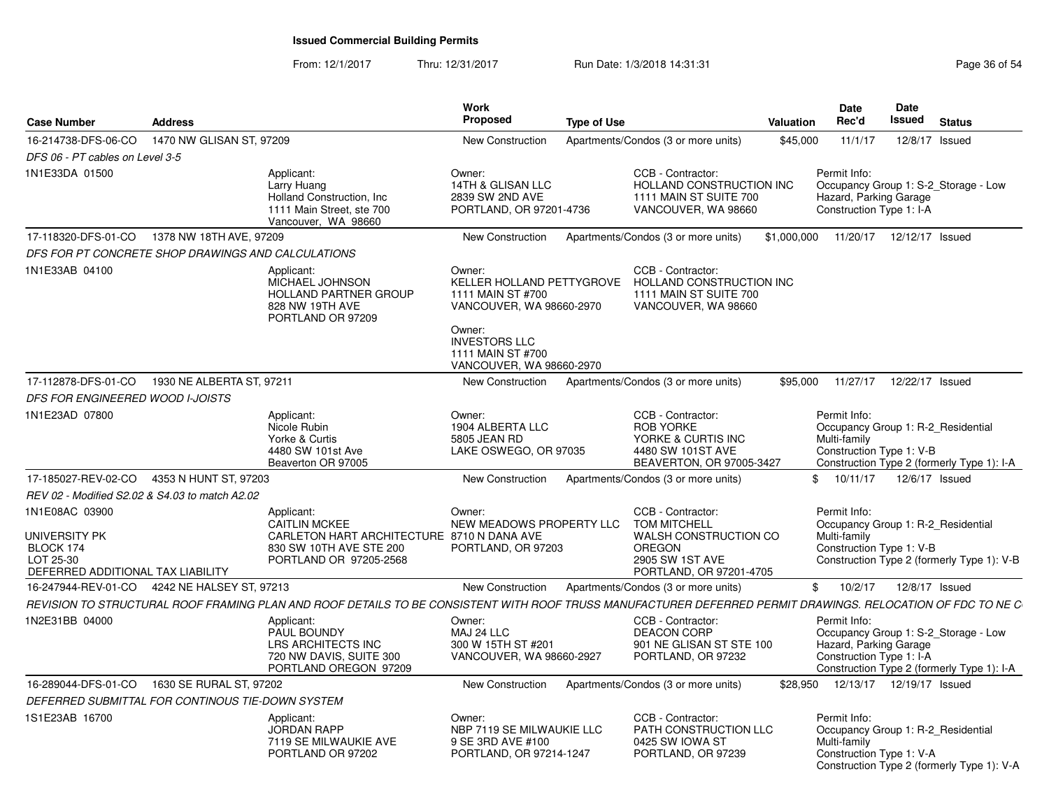**Issued Commercial Building Permits**

From: 12/1/2017 Thru: 12/31/2017 Run Date: 1/3/2018 14:31:31

| Case Number | Address | | Work Proposed | Type of Use | Valuation | Date Rec'd | Date Issued | Status |
|---|---|---|---|---|---|---|---|---|
| 16-214738-DFS-06-CO | 1470 NW GLISAN ST, 97209 | | New Construction | Apartments/Condos (3 or more units) | $45,000 | 11/1/17 | 12/8/17 | Issued |
| *DFS 06 - PT cables on Level 3-5* | | | | | | | | |
| 1N1E33DA 01500 | | Applicant: Larry Huang Holland Construction, Inc 1111 Main Street, ste 700 Vancouver, WA 98660 | Owner: 14TH & GLISAN LLC 2839 SW 2ND AVE PORTLAND, OR 97201-4736 | CCB - Contractor: HOLLAND CONSTRUCTION INC 1111 MAIN ST SUITE 700 VANCOUVER, WA 98660 | | Permit Info: Occupancy Group 1: S-2_Storage - Low Hazard, Parking Garage Construction Type 1: I-A | | |
| 17-118320-DFS-01-CO | 1378 NW 18TH AVE, 97209 | | New Construction | Apartments/Condos (3 or more units) | $1,000,000 | 11/20/17 | 12/12/17 | Issued |
| *DFS FOR PT CONCRETE SHOP DRAWINGS AND CALCULATIONS* | | | | | | | | |
| 1N1E33AB 04100 | | Applicant: MICHAEL JOHNSON HOLLAND PARTNER GROUP 828 NW 19TH AVE PORTLAND OR 97209 | Owner: KELLER HOLLAND PETTYGROVE 1111 MAIN ST #700 VANCOUVER, WA 98660-2970<br>Owner: INVESTORS LLC 1111 MAIN ST #700 VANCOUVER, WA 98660-2970 | CCB - Contractor: HOLLAND CONSTRUCTION INC 1111 MAIN ST SUITE 700 VANCOUVER, WA 98660 | | | | |
| 17-112878-DFS-01-CO | 1930 NE ALBERTA ST, 97211 | | New Construction | Apartments/Condos (3 or more units) | $95,000 | 11/27/17 | 12/22/17 | Issued |
| *DFS FOR ENGINEERED WOOD I-JOISTS* | | | | | | | | |
| 1N1E23AD 07800 | | Applicant: Nicole Rubin Yorke & Curtis 4480 SW 101st Ave Beaverton OR 97005 | Owner: 1904 ALBERTA LLC 5805 JEAN RD LAKE OSWEGO, OR 97035 | CCB - Contractor: ROB YORKE YORKE & CURTIS INC 4480 SW 101ST AVE BEAVERTON, OR 97005-3427 | | Permit Info: Occupancy Group 1: R-2_Residential Multi-family Construction Type 1: V-B Construction Type 2 (formerly Type 1): I-A | | |
| 17-185027-REV-02-CO | 4353 N HUNT ST, 97203 | | New Construction | Apartments/Condos (3 or more units) | $ | 10/11/17 | 12/6/17 | Issued |
| *REV 02 - Modified S2.02 & S4.03 to match A2.02* | | | | | | | | |
| 1N1E08AC 03900<br><br>UNIVERSITY PK BLOCK 174 LOT 25-30 DEFERRED ADDITIONAL TAX LIABILITY | | Applicant: CAITLIN MCKEE CARLETON HART ARCHITECTURE 830 SW 10TH AVE STE 200 PORTLAND OR 97205-2568 | Owner: NEW MEADOWS PROPERTY LLC 8710 N DANA AVE PORTLAND, OR 97203 | CCB - Contractor: TOM MITCHELL WALSH CONSTRUCTION CO OREGON 2905 SW 1ST AVE PORTLAND, OR 97201-4705 | | Permit Info: Occupancy Group 1: R-2_Residential Multi-family Construction Type 1: V-B Construction Type 2 (formerly Type 1): V-B | | |
| 16-247944-REV-01-CO | 4242 NE HALSEY ST, 97213 | | New Construction | Apartments/Condos (3 or more units) | $ | 10/2/17 | 12/8/17 | Issued |
| *REVISION TO STRUCTURAL ROOF FRAMING PLAN AND ROOF DETAILS TO BE CONSISTENT WITH ROOF TRUSS MANUFACTURER DEFERRED PERMIT DRAWINGS. RELOCATION OF FDC TO NE C* | | | | | | | | |
| 1N2E31BB 04000 | | Applicant: PAUL BOUNDY LRS ARCHITECTS INC 720 NW DAVIS, SUITE 300 PORTLAND OREGON 97209 | Owner: MAJ 24 LLC 300 W 15TH ST #201 VANCOUVER, WA 98660-2927 | CCB - Contractor: DEACON CORP 901 NE GLISAN ST STE 100 PORTLAND, OR 97232 | | Permit Info: Occupancy Group 1: S-2_Storage - Low Hazard, Parking Garage Construction Type 1: I-A Construction Type 2 (formerly Type 1): I-A | | |
| 16-289044-DFS-01-CO | 1630 SE RURAL ST, 97202 | | New Construction | Apartments/Condos (3 or more units) | $28,950 | 12/13/17 | 12/19/17 | Issued |
| *DEFERRED SUBMITTAL FOR CONTINOUS TIE-DOWN SYSTEM* | | | | | | | | |
| 1S1E23AB 16700 | | Applicant: JORDAN RAPP 7119 SE MILWAUKIE AVE PORTLAND OR 97202 | Owner: NBP 7119 SE MILWAUKIE LLC 9 SE 3RD AVE #100 PORTLAND, OR 97214-1247 | CCB - Contractor: PATH CONSTRUCTION LLC 0425 SW IOWA ST PORTLAND, OR 97239 | | Permit Info: Occupancy Group 1: R-2_Residential Multi-family Construction Type 1: V-A Construction Type 2 (formerly Type 1): V-A | | |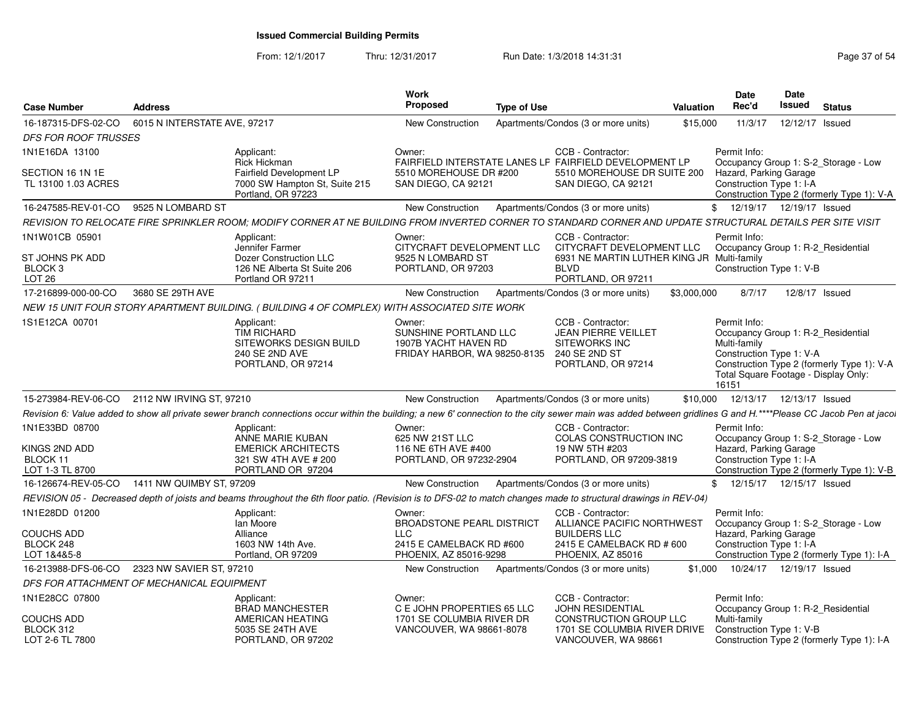**Issued Commercial Building Permits**

From: 12/1/2017 Thru: 12/31/2017 Run Date: 1/3/2018 14:31:31

| Case Number | Address | | Work Proposed | Type of Use | | Valuation | Date Rec'd | Date Issued | Status |
|---|---|---|---|---|---|---|---|---|---|
| 16-187315-DFS-02-CO | 6015 N INTERSTATE AVE, 97217 | | New Construction | Apartments/Condos (3 or more units) | | $15,000 | 11/3/17 | 12/12/17 | Issued |
| *DFS FOR ROOF TRUSSES* | | | | | | | | | |
| 1N1E16DA 13100<br><br>SECTION 16 1N 1E<br>TL 13100 1.03 ACRES | | Applicant:<br>Rick Hickman<br>Fairfield Development LP<br>7000 SW Hampton St, Suite 215<br>Portland, OR 97223 | Owner:<br>FAIRFIELD INTERSTATE LANES LP<br>5510 MOREHOUSE DR #200<br>SAN DIEGO, CA 92121 | | CCB - Contractor:<br>FAIRFIELD DEVELOPMENT LP<br>5510 MOREHOUSE DR SUITE 200<br>SAN DIEGO, CA 92121 | | Permit Info:<br>Occupancy Group 1: S-2_Storage - Low Hazard, Parking Garage<br>Construction Type 1: I-A<br>Construction Type 2 (formerly Type 1): V-A | | |
| 16-247585-REV-01-CO | 9525 N LOMBARD ST | | New Construction | Apartments/Condos (3 or more units) | | $ | 12/19/17 | 12/19/17 | Issued |
| *REVISION TO RELOCATE FIRE SPRINKLER ROOM; MODIFY CORNER AT NE BUILDING FROM INVERTED CORNER TO STANDARD CORNER AND UPDATE STRUCTURAL DETAILS PER SITE VISIT* | | | | | | | | | |
| 1N1W01CB 05901<br><br>ST JOHNS PK ADD<br>BLOCK 3<br>LOT 26 | | Applicant:<br>Jennifer Farmer<br>Dozer Construction LLC<br>126 NE Alberta St Suite 206<br>Portland OR 97211 | Owner:<br>CITYCRAFT DEVELOPMENT LLC<br>9525 N LOMBARD ST<br>PORTLAND, OR 97203 | | CCB - Contractor:<br>CITYCRAFT DEVELOPMENT LLC<br>6931 NE MARTIN LUTHER KING JR BLVD<br>PORTLAND, OR 97211 | | Permit Info:<br>Occupancy Group 1: R-2_Residential Multi-family<br>Construction Type 1: V-B | | |
| 17-216899-000-00-CO | 3680 SE 29TH AVE | | New Construction | Apartments/Condos (3 or more units) | | $3,000,000 | 8/7/17 | 12/8/17 | Issued |
| *NEW 15 UNIT FOUR STORY APARTMENT BUILDING. ( BUILDING 4 OF COMPLEX) WITH ASSOCIATED SITE WORK* | | | | | | | | | |
| 1S1E12CA 00701 | | Applicant:<br>TIM RICHARD<br>SITEWORKS DESIGN BUILD<br>240 SE 2ND AVE<br>PORTLAND, OR 97214 | Owner:<br>SUNSHINE PORTLAND LLC<br>1907B YACHT HAVEN RD<br>FRIDAY HARBOR, WA 98250-8135 | | CCB - Contractor:<br>JEAN PIERRE VEILLET<br>SITEWORKS INC<br>240 SE 2ND ST<br>PORTLAND, OR 97214 | | Permit Info:<br>Occupancy Group 1: R-2_Residential Multi-family<br>Construction Type 1: V-A<br>Construction Type 2 (formerly Type 1): V-A<br>Total Square Footage - Display Only: 16151 | | |
| 15-273984-REV-06-CO | 2112 NW IRVING ST, 97210 | | New Construction | Apartments/Condos (3 or more units) | | $10,000 | 12/13/17 | 12/13/17 | Issued |
| *Revision 6: Value added to show all private sewer branch connections occur within the building; a new 6' connection to the city sewer main was added between gridlines G and H.\*\*\*\*Please CC Jacob Pen at jacol* | | | | | | | | | |
| 1N1E33BD 08700<br><br>KINGS 2ND ADD<br>BLOCK 11<br>LOT 1-3 TL 8700 | | Applicant:<br>ANNE MARIE KUBAN<br>EMERICK ARCHITECTS<br>321 SW 4TH AVE # 200<br>PORTLAND OR 97204 | Owner:<br>625 NW 21ST LLC<br>116 NE 6TH AVE #400<br>PORTLAND, OR 97232-2904 | | CCB - Contractor:<br>COLAS CONSTRUCTION INC<br>19 NW 5TH #203<br>PORTLAND, OR 97209-3819 | | Permit Info:<br>Occupancy Group 1: S-2_Storage - Low Hazard, Parking Garage<br>Construction Type 1: I-A<br>Construction Type 2 (formerly Type 1): V-B | | |
| 16-126674-REV-05-CO | 1411 NW QUIMBY ST, 97209 | | New Construction | Apartments/Condos (3 or more units) | | $ | 12/15/17 | 12/15/17 | Issued |
| *REVISION 05 - Decreased depth of joists and beams throughout the 6th floor patio. (Revision is to DFS-02 to match changes made to structural drawings in REV-04)* | | | | | | | | | |
| 1N1E28DD 01200<br><br>COUCHS ADD<br>BLOCK 248<br>LOT 1&4&5-8 | | Applicant:<br>Ian Moore<br>Alliance<br>1603 NW 14th Ave.<br>Portland, OR 97209 | Owner:<br>BROADSTONE PEARL DISTRICT LLC<br>2415 E CAMELBACK RD #600<br>PHOENIX, AZ 85016-9298 | | CCB - Contractor:<br>ALLIANCE PACIFIC NORTHWEST BUILDERS LLC<br>2415 E CAMELBACK RD # 600<br>PHOENIX, AZ 85016 | | Permit Info:<br>Occupancy Group 1: S-2_Storage - Low Hazard, Parking Garage<br>Construction Type 1: I-A<br>Construction Type 2 (formerly Type 1): I-A | | |
| 16-213988-DFS-06-CO | 2323 NW SAVIER ST, 97210 | | New Construction | Apartments/Condos (3 or more units) | | $1,000 | 10/24/17 | 12/19/17 | Issued |
| *DFS FOR ATTACHMENT OF MECHANICAL EQUIPMENT* | | | | | | | | | |
| 1N1E28CC 07800<br><br>COUCHS ADD<br>BLOCK 312<br>LOT 2-6 TL 7800 | | Applicant:<br>BRAD MANCHESTER<br>AMERICAN HEATING<br>5035 SE 24TH AVE<br>PORTLAND, OR 97202 | Owner:<br>C E JOHN PROPERTIES 65 LLC<br>1701 SE COLUMBIA RIVER DR<br>VANCOUVER, WA 98661-8078 | | CCB - Contractor:<br>JOHN RESIDENTIAL CONSTRUCTION GROUP LLC<br>1701 SE COLUMBIA RIVER DRIVE<br>VANCOUVER, WA 98661 | | Permit Info:<br>Occupancy Group 1: R-2_Residential Multi-family<br>Construction Type 1: V-B<br>Construction Type 2 (formerly Type 1): I-A | | |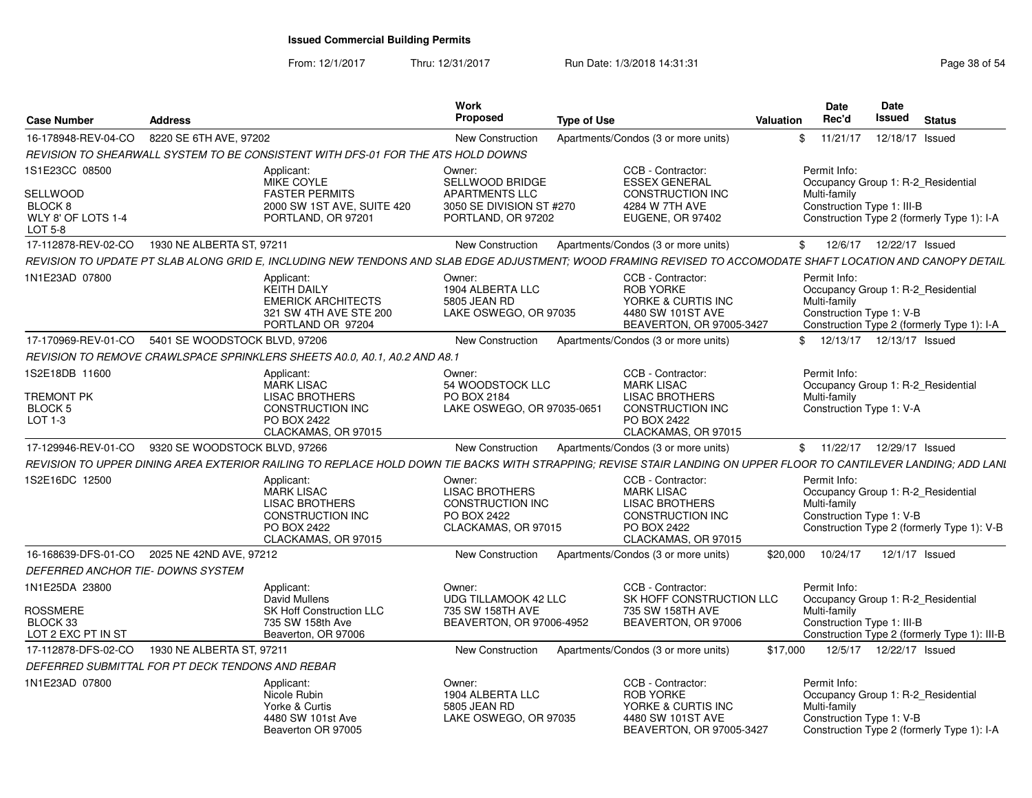**Issued Commercial Building Permits**

From: 12/1/2017 Thru: 12/31/2017 Run Date: 1/3/2018 14:31:31

| Case Number | Address | Work Proposed | Type of Use | Valuation | Date Rec'd | Date Issued | Status |
|---|---|---|---|---|---|---|---|
| 16-178948-REV-04-CO | 8220 SE 6TH AVE, 97202 | New Construction | Apartments/Condos (3 or more units) | $ | 11/21/17 | 12/18/17 | Issued |

*REVISION TO SHEARWALL SYSTEM TO BE CONSISTENT WITH DFS-01 FOR THE ATS HOLD DOWNS*

1S1E23CC 08500
SELLWOOD
BLOCK 8
WLY 8' OF LOTS 1-4
LOT 5-8

Applicant: MIKE COYLE, FASTER PERMITS, 2000 SW 1ST AVE, SUITE 420, PORTLAND, OR 97201

Owner: SELLWOOD BRIDGE APARTMENTS LLC, 3050 SE DIVISION ST #270, PORTLAND, OR 97202

CCB - Contractor: ESSEX GENERAL CONSTRUCTION INC, 4284 W 7TH AVE, EUGENE, OR 97402

Permit Info: Occupancy Group 1: R-2_Residential Multi-family; Construction Type 1: III-B; Construction Type 2 (formerly Type 1): I-A

| Case Number | Address | Work Proposed | Type of Use | Valuation | Date Rec'd | Date Issued | Status |
|---|---|---|---|---|---|---|---|
| 17-112878-REV-02-CO | 1930 NE ALBERTA ST, 97211 | New Construction | Apartments/Condos (3 or more units) | $ | 12/6/17 | 12/22/17 | Issued |

*REVISION TO UPDATE PT SLAB ALONG GRID E, INCLUDING NEW TENDONS AND SLAB EDGE ADJUSTMENT; WOOD FRAMING REVISED TO ACCOMODATE SHAFT LOCATION AND CANOPY DETAIL*

1N1E23AD 07800

Applicant: KEITH DAILY, EMERICK ARCHITECTS, 321 SW 4TH AVE STE 200, PORTLAND OR 97204

Owner: 1904 ALBERTA LLC, 5805 JEAN RD, LAKE OSWEGO, OR 97035

CCB - Contractor: ROB YORKE, YORKE & CURTIS INC, 4480 SW 101ST AVE, BEAVERTON, OR 97005-3427

Permit Info: Occupancy Group 1: R-2_Residential Multi-family; Construction Type 1: V-B; Construction Type 2 (formerly Type 1): I-A

| Case Number | Address | Work Proposed | Type of Use | Valuation | Date Rec'd | Date Issued | Status |
|---|---|---|---|---|---|---|---|
| 17-170969-REV-01-CO | 5401 SE WOODSTOCK BLVD, 97206 | New Construction | Apartments/Condos (3 or more units) | $ | 12/13/17 | 12/13/17 | Issued |

*REVISION TO REMOVE CRAWLSPACE SPRINKLERS SHEETS A0.0, A0.1, A0.2 AND A8.1*

1S2E18DB 11600
TREMONT PK
BLOCK 5
LOT 1-3

Applicant: MARK LISAC, LISAC BROTHERS CONSTRUCTION INC, PO BOX 2422, CLACKAMAS, OR 97015

Owner: 54 WOODSTOCK LLC, PO BOX 2184, LAKE OSWEGO, OR 97035-0651

CCB - Contractor: MARK LISAC, LISAC BROTHERS CONSTRUCTION INC, PO BOX 2422, CLACKAMAS, OR 97015

Permit Info: Occupancy Group 1: R-2_Residential Multi-family; Construction Type 1: V-A

| Case Number | Address | Work Proposed | Type of Use | Valuation | Date Rec'd | Date Issued | Status |
|---|---|---|---|---|---|---|---|
| 17-129946-REV-01-CO | 9320 SE WOODSTOCK BLVD, 97266 | New Construction | Apartments/Condos (3 or more units) | $ | 11/22/17 | 12/29/17 | Issued |

*REVISION TO UPPER DINING AREA EXTERIOR RAILING TO REPLACE HOLD DOWN TIE BACKS WITH STRAPPING; REVISE STAIR LANDING ON UPPER FLOOR TO CANTILEVER LANDING; ADD LANI*

1S2E16DC 12500

Applicant: MARK LISAC, LISAC BROTHERS CONSTRUCTION INC, PO BOX 2422, CLACKAMAS, OR 97015

Owner: LISAC BROTHERS CONSTRUCTION INC, PO BOX 2422, CLACKAMAS, OR 97015

CCB - Contractor: MARK LISAC, LISAC BROTHERS CONSTRUCTION INC, PO BOX 2422, CLACKAMAS, OR 97015

Permit Info: Occupancy Group 1: R-2_Residential Multi-family; Construction Type 1: V-B; Construction Type 2 (formerly Type 1): V-B

| Case Number | Address | Work Proposed | Type of Use | Valuation | Date Rec'd | Date Issued | Status |
|---|---|---|---|---|---|---|---|
| 16-168639-DFS-01-CO | 2025 NE 42ND AVE, 97212 | New Construction | Apartments/Condos (3 or more units) | $20,000 | 10/24/17 | 12/1/17 | Issued |

*DEFERRED ANCHOR TIE- DOWNS SYSTEM*

1N1E25DA 23800
ROSSMERE
BLOCK 33
LOT 2 EXC PT IN ST

Applicant: David Mullens, SK Hoff Construction LLC, 735 SW 158th Ave, Beaverton, OR 97006

Owner: UDG TILLAMOOK 42 LLC, 735 SW 158TH AVE, BEAVERTON, OR 97006-4952

CCB - Contractor: SK HOFF CONSTRUCTION LLC, 735 SW 158TH AVE, BEAVERTON, OR 97006

Permit Info: Occupancy Group 1: R-2_Residential Multi-family; Construction Type 1: III-B; Construction Type 2 (formerly Type 1): III-B

| Case Number | Address | Work Proposed | Type of Use | Valuation | Date Rec'd | Date Issued | Status |
|---|---|---|---|---|---|---|---|
| 17-112878-DFS-02-CO | 1930 NE ALBERTA ST, 97211 | New Construction | Apartments/Condos (3 or more units) | $17,000 | 12/5/17 | 12/22/17 | Issued |

*DEFERRED SUBMITTAL FOR PT DECK TENDONS AND REBAR*

1N1E23AD 07800

Applicant: Nicole Rubin, Yorke & Curtis, 4480 SW 101st Ave, Beaverton OR 97005

Owner: 1904 ALBERTA LLC, 5805 JEAN RD, LAKE OSWEGO, OR 97035

CCB - Contractor: ROB YORKE, YORKE & CURTIS INC, 4480 SW 101ST AVE, BEAVERTON, OR 97005-3427

Permit Info: Occupancy Group 1: R-2_Residential Multi-family; Construction Type 1: V-B; Construction Type 2 (formerly Type 1): I-A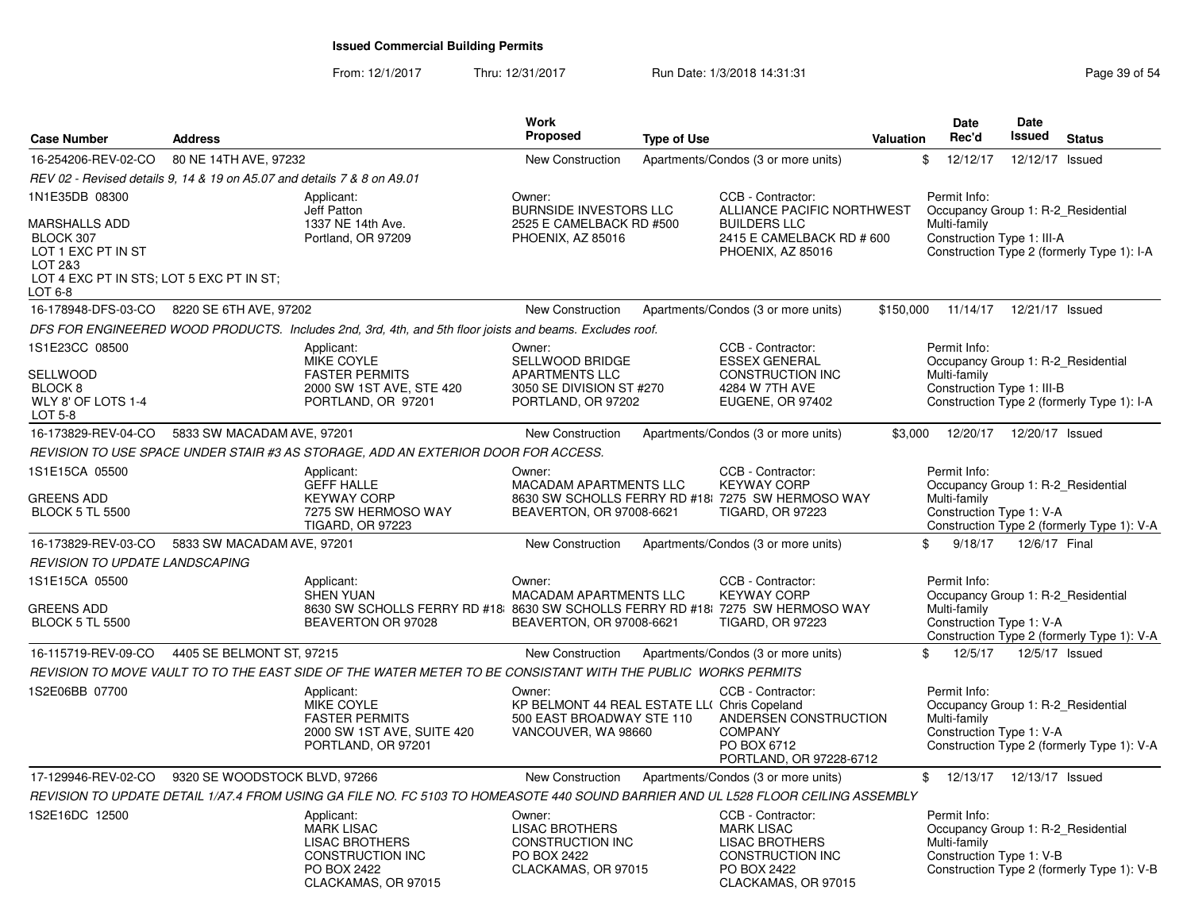**Issued Commercial Building Permits**

From: 12/1/2017 Thru: 12/31/2017 Run Date: 1/3/2018 14:31:31

| Case Number | Address | | Work Proposed | Type of Use | | Valuation | Date Rec'd | Date Issued | Status |
|---|---|---|---|---|---|---|---|---|---|
| 16-254206-REV-02-CO | 80 NE 14TH AVE, 97232 | | New Construction | Apartments/Condos (3 or more units) | | $ | 12/12/17 | 12/12/17 | Issued |
| *REV 02 - Revised details 9, 14 & 19 on A5.07 and details 7 & 8 on A9.01* | | | | | | | | | |
| 1N1E35DB 08300<br><br>MARSHALLS ADD<br>BLOCK 307<br>LOT 1 EXC PT IN ST<br>LOT 2&3<br>LOT 4 EXC PT IN STS; LOT 5 EXC PT IN ST;<br>LOT 6-8 | | Applicant:<br>Jeff Patton<br>1337 NE 14th Ave.<br>Portland, OR 97209 | Owner:<br>BURNSIDE INVESTORS LLC<br>2525 E CAMELBACK RD #500<br>PHOENIX, AZ 85016 | | CCB - Contractor:<br>ALLIANCE PACIFIC NORTHWEST BUILDERS LLC<br>2415 E CAMELBACK RD # 600<br>PHOENIX, AZ 85016 | | Permit Info:<br>Occupancy Group 1: R-2_Residential Multi-family<br>Construction Type 1: III-A<br>Construction Type 2 (formerly Type 1): I-A | | |
| 16-178948-DFS-03-CO | 8220 SE 6TH AVE, 97202 | | New Construction | Apartments/Condos (3 or more units) | | $150,000 | 11/14/17 | 12/21/17 | Issued |
| *DFS FOR ENGINEERED WOOD PRODUCTS. Includes 2nd, 3rd, 4th, and 5th floor joists and beams. Excludes roof.* | | | | | | | | | |
| 1S1E23CC 08500<br><br>SELLWOOD<br>BLOCK 8<br>WLY 8' OF LOTS 1-4<br>LOT 5-8 | | Applicant:<br>MIKE COYLE<br>FASTER PERMITS<br>2000 SW 1ST AVE, STE 420<br>PORTLAND, OR 97201 | Owner:<br>SELLWOOD BRIDGE APARTMENTS LLC<br>3050 SE DIVISION ST #270<br>PORTLAND, OR 97202 | | CCB - Contractor:<br>ESSEX GENERAL CONSTRUCTION INC<br>4284 W 7TH AVE<br>EUGENE, OR 97402 | | Permit Info:<br>Occupancy Group 1: R-2_Residential Multi-family<br>Construction Type 1: III-B<br>Construction Type 2 (formerly Type 1): I-A | | |
| 16-173829-REV-04-CO | 5833 SW MACADAM AVE, 97201 | | New Construction | Apartments/Condos (3 or more units) | | $3,000 | 12/20/17 | 12/20/17 | Issued |
| *REVISION TO USE SPACE UNDER STAIR #3 AS STORAGE, ADD AN EXTERIOR DOOR FOR ACCESS.* | | | | | | | | | |
| 1S1E15CA 05500<br><br>GREENS ADD<br>BLOCK 5 TL 5500 | | Applicant:<br>GEFF HALLE<br>KEYWAY CORP<br>7275 SW HERMOSO WAY<br>TIGARD, OR 97223 | Owner:<br>MACADAM APARTMENTS LLC<br>8630 SW SCHOLLS FERRY RD #18<br>BEAVERTON, OR 97008-6621 | | CCB - Contractor:<br>KEYWAY CORP<br>7275 SW HERMOSO WAY<br>TIGARD, OR 97223 | | Permit Info:<br>Occupancy Group 1: R-2_Residential Multi-family<br>Construction Type 1: V-A<br>Construction Type 2 (formerly Type 1): V-A | | |
| 16-173829-REV-03-CO | 5833 SW MACADAM AVE, 97201 | | New Construction | Apartments/Condos (3 or more units) | | $ | 9/18/17 | 12/6/17 | Final |
| *REVISION TO UPDATE LANDSCAPING* | | | | | | | | | |
| 1S1E15CA 05500<br><br>GREENS ADD<br>BLOCK 5 TL 5500 | | Applicant:<br>SHEN YUAN<br>8630 SW SCHOLLS FERRY RD #18<br>BEAVERTON OR 97028 | Owner:<br>MACADAM APARTMENTS LLC<br>8630 SW SCHOLLS FERRY RD #18<br>BEAVERTON, OR 97008-6621 | | CCB - Contractor:<br>KEYWAY CORP<br>7275 SW HERMOSO WAY<br>TIGARD, OR 97223 | | Permit Info:<br>Occupancy Group 1: R-2_Residential Multi-family<br>Construction Type 1: V-A<br>Construction Type 2 (formerly Type 1): V-A | | |
| 16-115719-REV-09-CO | 4405 SE BELMONT ST, 97215 | | New Construction | Apartments/Condos (3 or more units) | | $ | 12/5/17 | 12/5/17 | Issued |
| *REVISION TO MOVE VAULT TO TO THE EAST SIDE OF THE WATER METER TO BE CONSISTANT WITH THE PUBLIC WORKS PERMITS* | | | | | | | | | |
| 1S2E06BB 07700 | | Applicant:<br>MIKE COYLE<br>FASTER PERMITS<br>2000 SW 1ST AVE, SUITE 420<br>PORTLAND, OR 97201 | Owner:<br>KP BELMONT 44 REAL ESTATE LL(<br>500 EAST BROADWAY STE 110<br>VANCOUVER, WA 98660 | | CCB - Contractor:<br>Chris Copeland<br>ANDERSEN CONSTRUCTION COMPANY<br>PO BOX 6712<br>PORTLAND, OR 97228-6712 | | Permit Info:<br>Occupancy Group 1: R-2_Residential Multi-family<br>Construction Type 1: V-A<br>Construction Type 2 (formerly Type 1): V-A | | |
| 17-129946-REV-02-CO | 9320 SE WOODSTOCK BLVD, 97266 | | New Construction | Apartments/Condos (3 or more units) | | $ | 12/13/17 | 12/13/17 | Issued |
| *REVISION TO UPDATE DETAIL 1/A7.4 FROM USING GA FILE NO. FC 5103 TO HOMEASOTE 440 SOUND BARRIER AND UL L528 FLOOR CEILING ASSEMBLY* | | | | | | | | | |
| 1S2E16DC 12500 | | Applicant:<br>MARK LISAC<br>LISAC BROTHERS CONSTRUCTION INC<br>PO BOX 2422<br>CLACKAMAS, OR 97015 | Owner:<br>LISAC BROTHERS CONSTRUCTION INC<br>PO BOX 2422<br>CLACKAMAS, OR 97015 | | CCB - Contractor:<br>MARK LISAC<br>LISAC BROTHERS CONSTRUCTION INC<br>PO BOX 2422<br>CLACKAMAS, OR 97015 | | Permit Info:<br>Occupancy Group 1: R-2_Residential Multi-family<br>Construction Type 1: V-B<br>Construction Type 2 (formerly Type 1): V-B | | |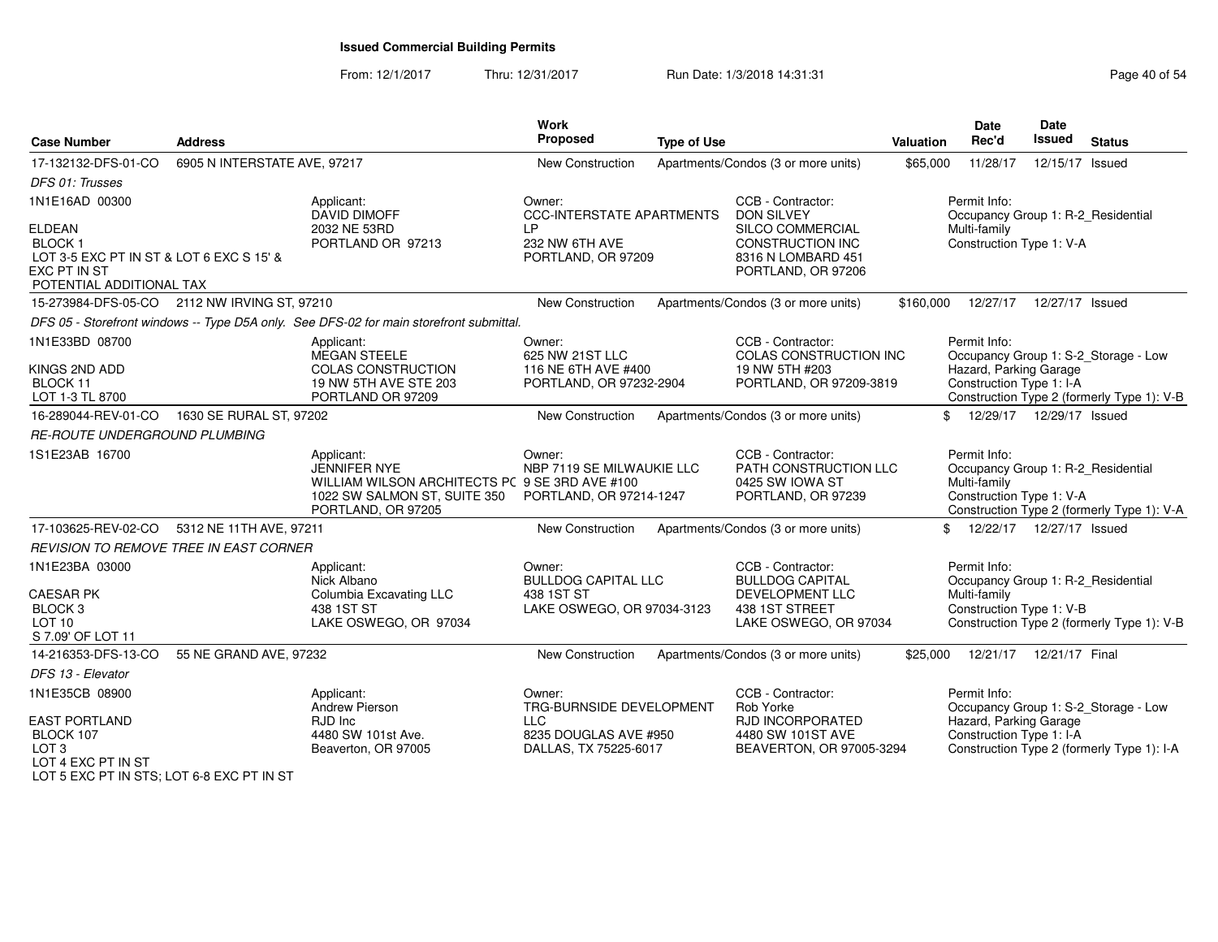# Issued Commercial Building Permits

From: 12/1/2017 Thru: 12/31/2017 Run Date: 1/3/2018 14:31:31

| Case Number | Address | Work Proposed | Type of Use | Valuation | Date Rec'd | Date Issued | Status |
|---|---|---|---|---|---|---|---|
| 17-132132-DFS-01-CO | 6905 N INTERSTATE AVE, 97217 | New Construction | Apartments/Condos (3 or more units) | $65,000 | 11/28/17 | 12/15/17 | Issued |

*DFS 01: Trusses*

1N1E16AD 00300

ELDEAN
BLOCK 1
LOT 3-5 EXC PT IN ST & LOT 6 EXC S 15' &
EXC PT IN ST
POTENTIAL ADDITIONAL TAX

Applicant: DAVID DIMOFF, 2032 NE 53RD, PORTLAND OR 97213

Owner: CCC-INTERSTATE APARTMENTS LP, 232 NW 6TH AVE, PORTLAND, OR 97209

CCB - Contractor: DON SILVEY, SILCO COMMERCIAL CONSTRUCTION INC, 8316 N LOMBARD 451, PORTLAND, OR 97206

Permit Info: Occupancy Group 1: R-2_Residential Multi-family; Construction Type 1: V-A

| Case Number | Address | Work Proposed | Type of Use | Valuation | Date Rec'd | Date Issued | Status |
|---|---|---|---|---|---|---|---|
| 15-273984-DFS-05-CO | 2112 NW IRVING ST, 97210 | New Construction | Apartments/Condos (3 or more units) | $160,000 | 12/27/17 | 12/27/17 | Issued |

*DFS 05 - Storefront windows -- Type D5A only. See DFS-02 for main storefront submittal.*

1N1E33BD 08700

KINGS 2ND ADD
BLOCK 11
LOT 1-3 TL 8700

Applicant: MEGAN STEELE, COLAS CONSTRUCTION, 19 NW 5TH AVE STE 203, PORTLAND OR 97209

Owner: 625 NW 21ST LLC, 116 NE 6TH AVE #400, PORTLAND, OR 97232-2904

CCB - Contractor: COLAS CONSTRUCTION INC, 19 NW 5TH #203, PORTLAND, OR 97209-3819

Permit Info: Occupancy Group 1: S-2_Storage - Low Hazard, Parking Garage; Construction Type 1: I-A; Construction Type 2 (formerly Type 1): V-B

| Case Number | Address | Work Proposed | Type of Use | Valuation | Date Rec'd | Date Issued | Status |
|---|---|---|---|---|---|---|---|
| 16-289044-REV-01-CO | 1630 SE RURAL ST, 97202 | New Construction | Apartments/Condos (3 or more units) | $ | 12/29/17 | 12/29/17 | Issued |

*RE-ROUTE UNDERGROUND PLUMBING*

1S1E23AB 16700

Applicant: JENNIFER NYE, WILLIAM WILSON ARCHITECTS PC, 1022 SW SALMON ST, SUITE 350, PORTLAND, OR 97205

Owner: NBP 7119 SE MILWAUKIE LLC, 9 SE 3RD AVE #100, PORTLAND, OR 97214-1247

CCB - Contractor: PATH CONSTRUCTION LLC, 0425 SW IOWA ST, PORTLAND, OR 97239

Permit Info: Occupancy Group 1: R-2_Residential Multi-family; Construction Type 1: V-A; Construction Type 2 (formerly Type 1): V-A

| Case Number | Address | Work Proposed | Type of Use | Valuation | Date Rec'd | Date Issued | Status |
|---|---|---|---|---|---|---|---|
| 17-103625-REV-02-CO | 5312 NE 11TH AVE, 97211 | New Construction | Apartments/Condos (3 or more units) | $ | 12/22/17 | 12/27/17 | Issued |

*REVISION TO REMOVE TREE IN EAST CORNER*

1N1E23BA 03000

CAESAR PK
BLOCK 3
LOT 10
S 7.09' OF LOT 11

Applicant: Nick Albano, Columbia Excavating LLC, 438 1ST ST, LAKE OSWEGO, OR 97034

Owner: BULLDOG CAPITAL LLC, 438 1ST ST, LAKE OSWEGO, OR 97034-3123

CCB - Contractor: BULLDOG CAPITAL DEVELOPMENT LLC, 438 1ST STREET, LAKE OSWEGO, OR 97034

Permit Info: Occupancy Group 1: R-2_Residential Multi-family; Construction Type 1: V-B; Construction Type 2 (formerly Type 1): V-B

| Case Number | Address | Work Proposed | Type of Use | Valuation | Date Rec'd | Date Issued | Status |
|---|---|---|---|---|---|---|---|
| 14-216353-DFS-13-CO | 55 NE GRAND AVE, 97232 | New Construction | Apartments/Condos (3 or more units) | $25,000 | 12/21/17 | 12/21/17 | Final |

*DFS 13 - Elevator*

1N1E35CB 08900

EAST PORTLAND
BLOCK 107
LOT 3
LOT 4 EXC PT IN ST
LOT 5 EXC PT IN STS; LOT 6-8 EXC PT IN ST

Applicant: Andrew Pierson, RJD Inc, 4480 SW 101st Ave., Beaverton, OR 97005

Owner: TRG-BURNSIDE DEVELOPMENT LLC, 8235 DOUGLAS AVE #950, DALLAS, TX 75225-6017

CCB - Contractor: Rob Yorke, RJD INCORPORATED, 4480 SW 101ST AVE, BEAVERTON, OR 97005-3294

Permit Info: Occupancy Group 1: S-2_Storage - Low Hazard, Parking Garage; Construction Type 1: I-A; Construction Type 2 (formerly Type 1): I-A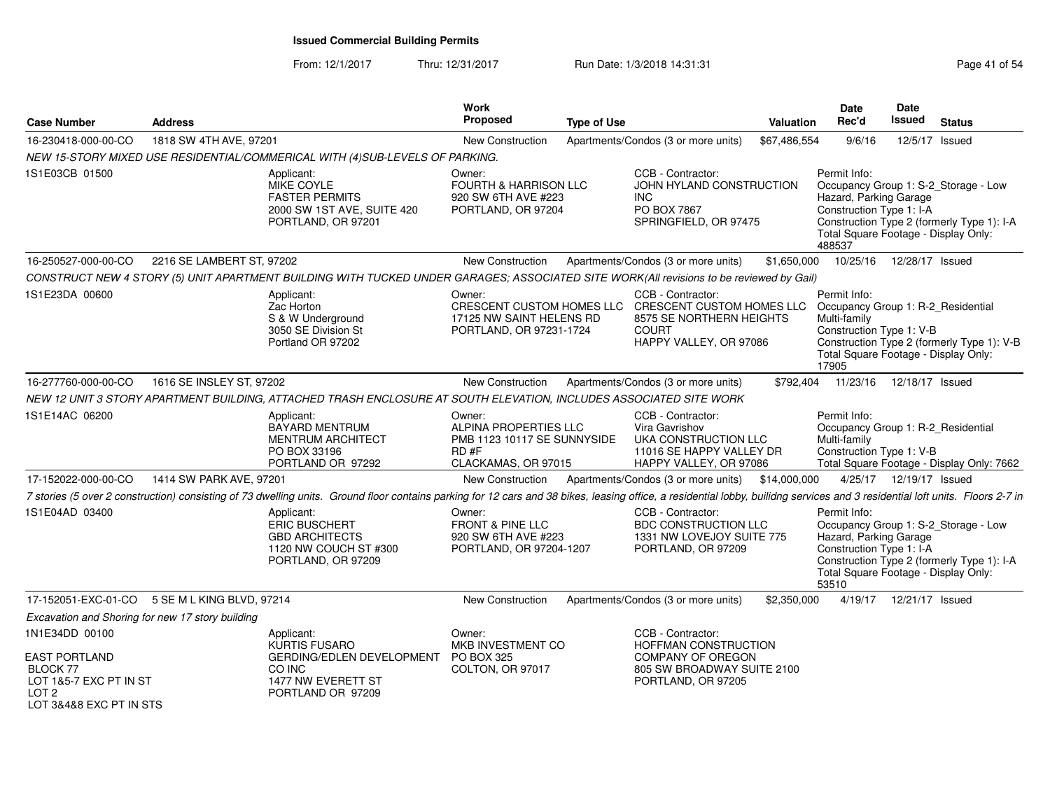**Issued Commercial Building Permits**

From: 12/1/2017 Thru: 12/31/2017 Run Date: 1/3/2018 14:31:31

| Case Number | Address | Work Proposed | Type of Use | Valuation | Date Rec'd | Date Issued | Status |
|---|---|---|---|---|---|---|---|
| 16-230418-000-00-CO | 1818 SW 4TH AVE, 97201 | New Construction | Apartments/Condos (3 or more units) | $67,486,554 | 9/6/16 | 12/5/17 | Issued |

*NEW 15-STORY MIXED USE RESIDENTIAL/COMMERICAL WITH (4)SUB-LEVELS OF PARKING.*

- 1S1E03CB 01500
- Applicant: MIKE COYLE, FASTER PERMITS, 2000 SW 1ST AVE, SUITE 420, PORTLAND, OR 97201
- Owner: FOURTH & HARRISON LLC, 920 SW 6TH AVE #223, PORTLAND, OR 97204
- CCB - Contractor: JOHN HYLAND CONSTRUCTION INC, PO BOX 7867, SPRINGFIELD, OR 97475
- Permit Info: Occupancy Group 1: S-2_Storage - Low Hazard, Parking Garage; Construction Type 1: I-A; Construction Type 2 (formerly Type 1): I-A; Total Square Footage - Display Only: 488537

| Case Number | Address | Work Proposed | Type of Use | Valuation | Date Rec'd | Date Issued | Status |
|---|---|---|---|---|---|---|---|
| 16-250527-000-00-CO | 2216 SE LAMBERT ST, 97202 | New Construction | Apartments/Condos (3 or more units) | $1,650,000 | 10/25/16 | 12/28/17 | Issued |

*CONSTRUCT NEW 4 STORY (5) UNIT APARTMENT BUILDING WITH TUCKED UNDER GARAGES; ASSOCIATED SITE WORK(All revisions to be reviewed by Gail)*

- 1S1E23DA 00600
- Applicant: Zac Horton, S & W Underground, 3050 SE Division St, Portland OR 97202
- Owner: CRESCENT CUSTOM HOMES LLC, 17125 NW SAINT HELENS RD, PORTLAND, OR 97231-1724
- CCB - Contractor: CRESCENT CUSTOM HOMES LLC, 8575 SE NORTHERN HEIGHTS COURT, HAPPY VALLEY, OR 97086
- Permit Info: Occupancy Group 1: R-2_Residential Multi-family; Construction Type 1: V-B; Construction Type 2 (formerly Type 1): V-B; Total Square Footage - Display Only: 17905

| Case Number | Address | Work Proposed | Type of Use | Valuation | Date Rec'd | Date Issued | Status |
|---|---|---|---|---|---|---|---|
| 16-277760-000-00-CO | 1616 SE INSLEY ST, 97202 | New Construction | Apartments/Condos (3 or more units) | $792,404 | 11/23/16 | 12/18/17 | Issued |

*NEW 12 UNIT 3 STORY APARTMENT BUILDING, ATTACHED TRASH ENCLOSURE AT SOUTH ELEVATION, INCLUDES ASSOCIATED SITE WORK*

- 1S1E14AC 06200
- Applicant: BAYARD MENTRUM, MENTRUM ARCHITECT, PO BOX 33196, PORTLAND OR 97292
- Owner: ALPINA PROPERTIES LLC, PMB 1123 10117 SE SUNNYSIDE RD #F, CLACKAMAS, OR 97015
- CCB - Contractor: Vira Gavrishov, UKA CONSTRUCTION LLC, 11016 SE HAPPY VALLEY DR, HAPPY VALLEY, OR 97086
- Permit Info: Occupancy Group 1: R-2_Residential Multi-family; Construction Type 1: V-B; Total Square Footage - Display Only: 7662

| Case Number | Address | Work Proposed | Type of Use | Valuation | Date Rec'd | Date Issued | Status |
|---|---|---|---|---|---|---|---|
| 17-152022-000-00-CO | 1414 SW PARK AVE, 97201 | New Construction | Apartments/Condos (3 or more units) | $14,000,000 | 4/25/17 | 12/19/17 | Issued |

*7 stories (5 over 2 construction) consisting of 73 dwelling units. Ground floor contains parking for 12 cars and 38 bikes, leasing office, a residential lobby, builidng services and 3 residential loft units. Floors 2-7 in*

- 1S1E04AD 03400
- Applicant: ERIC BUSCHERT, GBD ARCHITECTS, 1120 NW COUCH ST #300, PORTLAND, OR 97209
- Owner: FRONT & PINE LLC, 920 SW 6TH AVE #223, PORTLAND, OR 97204-1207
- CCB - Contractor: BDC CONSTRUCTION LLC, 1331 NW LOVEJOY SUITE 775, PORTLAND, OR 97209
- Permit Info: Occupancy Group 1: S-2_Storage - Low Hazard, Parking Garage; Construction Type 1: I-A; Construction Type 2 (formerly Type 1): I-A; Total Square Footage - Display Only: 53510

| Case Number | Address | Work Proposed | Type of Use | Valuation | Date Rec'd | Date Issued | Status |
|---|---|---|---|---|---|---|---|
| 17-152051-EXC-01-CO | 5 SE M L KING BLVD, 97214 | New Construction | Apartments/Condos (3 or more units) | $2,350,000 | 4/19/17 | 12/21/17 | Issued |

*Excavation and Shoring for new 17 story building*

- 1N1E34DD 00100
- EAST PORTLAND, BLOCK 77, LOT 1&5-7 EXC PT IN ST, LOT 2, LOT 3&4&8 EXC PT IN STS
- Applicant: KURTIS FUSARO, GERDING/EDLEN DEVELOPMENT CO INC, 1477 NW EVERETT ST, PORTLAND OR 97209
- Owner: MKB INVESTMENT CO, PO BOX 325, COLTON, OR 97017
- CCB - Contractor: HOFFMAN CONSTRUCTION COMPANY OF OREGON, 805 SW BROADWAY SUITE 2100, PORTLAND, OR 97205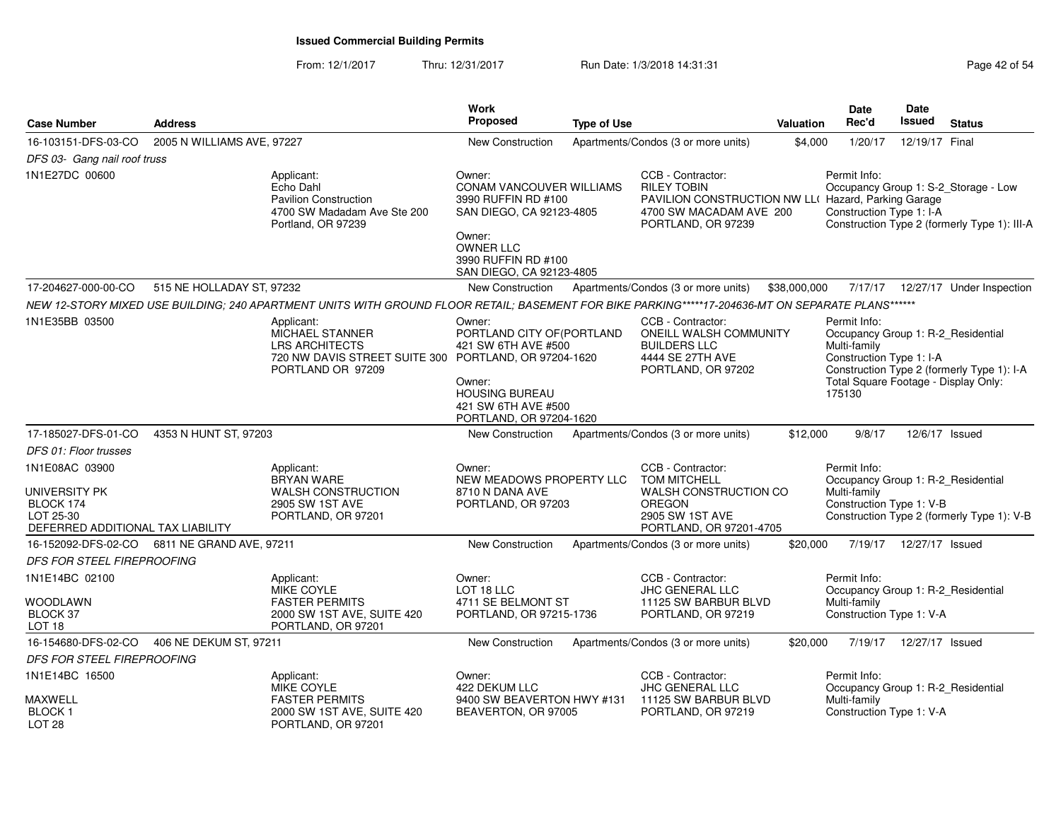# Issued Commercial Building Permits

From: 12/1/2017 Thru: 12/31/2017 Run Date: 1/3/2018 14:31:31

| Case Number | Address | Work Proposed | Type of Use | Valuation | Date Rec'd | Date Issued | Status |
|---|---|---|---|---|---|---|---|
| 16-103151-DFS-03-CO | 2005 N WILLIAMS AVE, 97227 | New Construction | Apartments/Condos (3 or more units) | $4,000 | 1/20/17 | 12/19/17 | Final |

*DFS 03- Gang nail roof truss*

1N1E27DC 00600

Applicant: Echo Dahl, Pavilion Construction, 4700 SW Madadam Ave Ste 200, Portland, OR 97239

Owner: CONAM VANCOUVER WILLIAMS, 3990 RUFFIN RD #100, SAN DIEGO, CA 92123-4805

Owner: OWNER LLC, 3990 RUFFIN RD #100, SAN DIEGO, CA 92123-4805

CCB - Contractor: RILEY TOBIN, PAVILION CONSTRUCTION NW LL(, 4700 SW MACADAM AVE 200, PORTLAND, OR 97239

Permit Info: Occupancy Group 1: S-2_Storage - Low Hazard, Parking Garage; Construction Type 1: I-A; Construction Type 2 (formerly Type 1): III-A

| Case Number | Address | Work Proposed | Type of Use | Valuation | Date Rec'd | Date Issued | Status |
|---|---|---|---|---|---|---|---|
| 17-204627-000-00-CO | 515 NE HOLLADAY ST, 97232 | New Construction | Apartments/Condos (3 or more units) | $38,000,000 | 7/17/17 | 12/27/17 | Under Inspection |

*NEW 12-STORY MIXED USE BUILDING; 240 APARTMENT UNITS WITH GROUND FLOOR RETAIL; BASEMENT FOR BIKE PARKING*****17-204636-MT ON SEPARATE PLANS******

1N1E35BB 03500

Applicant: MICHAEL STANNER, LRS ARCHITECTS, 720 NW DAVIS STREET SUITE 300, PORTLAND OR 97209

Owner: PORTLAND CITY OF(PORTLAND, 421 SW 6TH AVE #500, PORTLAND, OR 97204-1620

Owner: HOUSING BUREAU, 421 SW 6TH AVE #500, PORTLAND, OR 97204-1620

CCB - Contractor: ONEILL WALSH COMMUNITY BUILDERS LLC, 4444 SE 27TH AVE, PORTLAND, OR 97202

Permit Info: Occupancy Group 1: R-2_Residential Multi-family; Construction Type 1: I-A; Construction Type 2 (formerly Type 1): I-A; Total Square Footage - Display Only: 175130

| Case Number | Address | Work Proposed | Type of Use | Valuation | Date Rec'd | Date Issued | Status |
|---|---|---|---|---|---|---|---|
| 17-185027-DFS-01-CO | 4353 N HUNT ST, 97203 | New Construction | Apartments/Condos (3 or more units) | $12,000 | 9/8/17 | 12/6/17 | Issued |

*DFS 01: Floor trusses*

1N1E08AC 03900

UNIVERSITY PK, BLOCK 174, LOT 25-30, DEFERRED ADDITIONAL TAX LIABILITY

Applicant: BRYAN WARE, WALSH CONSTRUCTION, 2905 SW 1ST AVE, PORTLAND, OR 97201

Owner: NEW MEADOWS PROPERTY LLC, 8710 N DANA AVE, PORTLAND, OR 97203

CCB - Contractor: TOM MITCHELL, WALSH CONSTRUCTION CO OREGON, 2905 SW 1ST AVE, PORTLAND, OR 97201-4705

Permit Info: Occupancy Group 1: R-2_Residential Multi-family; Construction Type 1: V-B; Construction Type 2 (formerly Type 1): V-B

| Case Number | Address | Work Proposed | Type of Use | Valuation | Date Rec'd | Date Issued | Status |
|---|---|---|---|---|---|---|---|
| 16-152092-DFS-02-CO | 6811 NE GRAND AVE, 97211 | New Construction | Apartments/Condos (3 or more units) | $20,000 | 7/19/17 | 12/27/17 | Issued |

*DFS FOR STEEL FIREPROOFING*

1N1E14BC 02100

WOODLAWN, BLOCK 37, LOT 18

Applicant: MIKE COYLE, FASTER PERMITS, 2000 SW 1ST AVE, SUITE 420, PORTLAND, OR 97201

Owner: LOT 18 LLC, 4711 SE BELMONT ST, PORTLAND, OR 97215-1736

CCB - Contractor: JHC GENERAL LLC, 11125 SW BARBUR BLVD, PORTLAND, OR 97219

Permit Info: Occupancy Group 1: R-2_Residential Multi-family; Construction Type 1: V-A

| Case Number | Address | Work Proposed | Type of Use | Valuation | Date Rec'd | Date Issued | Status |
|---|---|---|---|---|---|---|---|
| 16-154680-DFS-02-CO | 406 NE DEKUM ST, 97211 | New Construction | Apartments/Condos (3 or more units) | $20,000 | 7/19/17 | 12/27/17 | Issued |

*DFS FOR STEEL FIREPROOFING*

1N1E14BC 16500

MAXWELL, BLOCK 1, LOT 28

Applicant: MIKE COYLE, FASTER PERMITS, 2000 SW 1ST AVE, SUITE 420, PORTLAND, OR 97201

Owner: 422 DEKUM LLC, 9400 SW BEAVERTON HWY #131, BEAVERTON, OR 97005

CCB - Contractor: JHC GENERAL LLC, 11125 SW BARBUR BLVD, PORTLAND, OR 97219

Permit Info: Occupancy Group 1: R-2_Residential Multi-family; Construction Type 1: V-A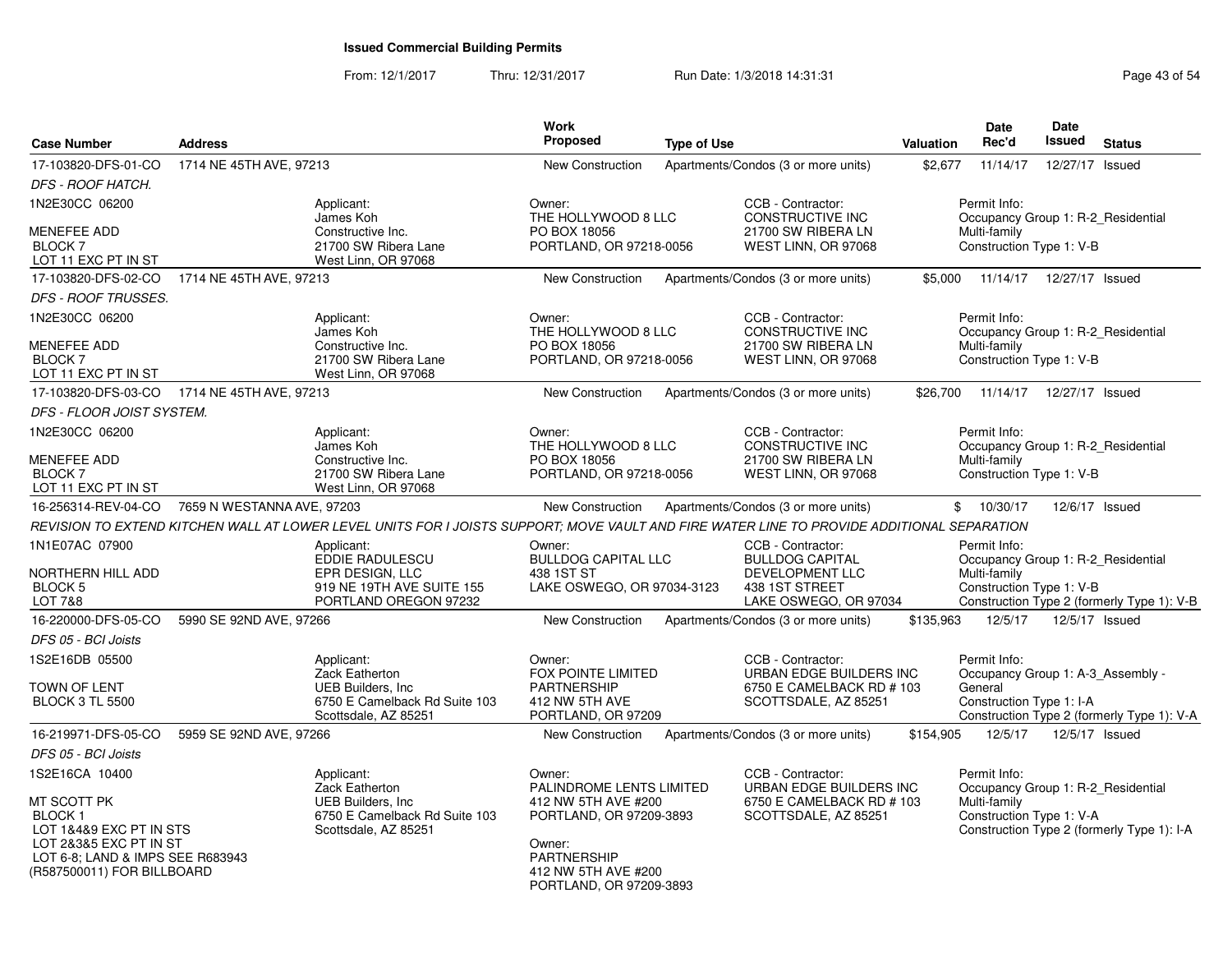**Issued Commercial Building Permits**

From: 12/1/2017 Thru: 12/31/2017 Run Date: 1/3/2018 14:31:31

| Case Number | Address | Work Proposed | Type of Use | Valuation | Date Rec'd | Date Issued | Status |
|---|---|---|---|---|---|---|---|
| 17-103820-DFS-01-CO | 1714 NE 45TH AVE, 97213 | New Construction | Apartments/Condos (3 or more units) | $2,677 | 11/14/17 | 12/27/17 | Issued |

*DFS - ROOF HATCH.*

1N2E30CC 06200
MENEFEE ADD
BLOCK 7
LOT 11 EXC PT IN ST

Applicant: James Koh, Constructive Inc., 21700 SW Ribera Lane, West Linn, OR 97068

Owner: THE HOLLYWOOD 8 LLC, PO BOX 18056, PORTLAND, OR 97218-0056

CCB - Contractor: CONSTRUCTIVE INC, 21700 SW RIBERA LN, WEST LINN, OR 97068

Permit Info: Occupancy Group 1: R-2_Residential Multi-family; Construction Type 1: V-B

| Case Number | Address | Work Proposed | Type of Use | Valuation | Date Rec'd | Date Issued | Status |
|---|---|---|---|---|---|---|---|
| 17-103820-DFS-02-CO | 1714 NE 45TH AVE, 97213 | New Construction | Apartments/Condos (3 or more units) | $5,000 | 11/14/17 | 12/27/17 | Issued |

*DFS - ROOF TRUSSES.*

1N2E30CC 06200
MENEFEE ADD
BLOCK 7
LOT 11 EXC PT IN ST

Applicant: James Koh, Constructive Inc., 21700 SW Ribera Lane, West Linn, OR 97068

Owner: THE HOLLYWOOD 8 LLC, PO BOX 18056, PORTLAND, OR 97218-0056

CCB - Contractor: CONSTRUCTIVE INC, 21700 SW RIBERA LN, WEST LINN, OR 97068

Permit Info: Occupancy Group 1: R-2_Residential Multi-family; Construction Type 1: V-B

| Case Number | Address | Work Proposed | Type of Use | Valuation | Date Rec'd | Date Issued | Status |
|---|---|---|---|---|---|---|---|
| 17-103820-DFS-03-CO | 1714 NE 45TH AVE, 97213 | New Construction | Apartments/Condos (3 or more units) | $26,700 | 11/14/17 | 12/27/17 | Issued |

*DFS - FLOOR JOIST SYSTEM.*

1N2E30CC 06200
MENEFEE ADD
BLOCK 7
LOT 11 EXC PT IN ST

Applicant: James Koh, Constructive Inc., 21700 SW Ribera Lane, West Linn, OR 97068

Owner: THE HOLLYWOOD 8 LLC, PO BOX 18056, PORTLAND, OR 97218-0056

CCB - Contractor: CONSTRUCTIVE INC, 21700 SW RIBERA LN, WEST LINN, OR 97068

Permit Info: Occupancy Group 1: R-2_Residential Multi-family; Construction Type 1: V-B

| Case Number | Address | Work Proposed | Type of Use | Valuation | Date Rec'd | Date Issued | Status |
|---|---|---|---|---|---|---|---|
| 16-256314-REV-04-CO | 7659 N WESTANNA AVE, 97203 | New Construction | Apartments/Condos (3 or more units) | $ | 10/30/17 | 12/6/17 | Issued |

*REVISION TO EXTEND KITCHEN WALL AT LOWER LEVEL UNITS FOR I JOISTS SUPPORT; MOVE VAULT AND FIRE WATER LINE TO PROVIDE ADDITIONAL SEPARATION*

1N1E07AC 07900
NORTHERN HILL ADD
BLOCK 5
LOT 7&8

Applicant: EDDIE RADULESCU, EPR DESIGN, LLC, 919 NE 19TH AVE SUITE 155, PORTLAND OREGON 97232

Owner: BULLDOG CAPITAL LLC, 438 1ST ST, LAKE OSWEGO, OR 97034-3123

CCB - Contractor: BULLDOG CAPITAL DEVELOPMENT LLC, 438 1ST STREET, LAKE OSWEGO, OR 97034

Permit Info: Occupancy Group 1: R-2_Residential Multi-family; Construction Type 1: V-B; Construction Type 2 (formerly Type 1): V-B

| Case Number | Address | Work Proposed | Type of Use | Valuation | Date Rec'd | Date Issued | Status |
|---|---|---|---|---|---|---|---|
| 16-220000-DFS-05-CO | 5990 SE 92ND AVE, 97266 | New Construction | Apartments/Condos (3 or more units) | $135,963 | 12/5/17 | 12/5/17 | Issued |

*DFS 05 - BCI Joists*

1S2E16DB 05500
TOWN OF LENT
BLOCK 3 TL 5500

Applicant: Zack Eatherton, UEB Builders, Inc, 6750 E Camelback Rd Suite 103, Scottsdale, AZ 85251

Owner: FOX POINTE LIMITED PARTNERSHIP, 412 NW 5TH AVE, PORTLAND, OR 97209

CCB - Contractor: URBAN EDGE BUILDERS INC, 6750 E CAMELBACK RD # 103, SCOTTSDALE, AZ 85251

Permit Info: Occupancy Group 1: A-3_Assembly - General; Construction Type 1: I-A; Construction Type 2 (formerly Type 1): V-A

| Case Number | Address | Work Proposed | Type of Use | Valuation | Date Rec'd | Date Issued | Status |
|---|---|---|---|---|---|---|---|
| 16-219971-DFS-05-CO | 5959 SE 92ND AVE, 97266 | New Construction | Apartments/Condos (3 or more units) | $154,905 | 12/5/17 | 12/5/17 | Issued |

*DFS 05 - BCI Joists*

1S2E16CA 10400
MT SCOTT PK
BLOCK 1
LOT 1&4&9 EXC PT IN STS
LOT 2&3&5 EXC PT IN ST
LOT 6-8; LAND & IMPS SEE R683943
(R587500011) FOR BILLBOARD

Applicant: Zack Eatherton, UEB Builders, Inc, 6750 E Camelback Rd Suite 103, Scottsdale, AZ 85251

Owner: PALINDROME LENTS LIMITED, 412 NW 5TH AVE #200, PORTLAND, OR 97209-3893

Owner: PARTNERSHIP, 412 NW 5TH AVE #200, PORTLAND, OR 97209-3893

CCB - Contractor: URBAN EDGE BUILDERS INC, 6750 E CAMELBACK RD # 103, SCOTTSDALE, AZ 85251

Permit Info: Occupancy Group 1: R-2_Residential Multi-family; Construction Type 1: V-A; Construction Type 2 (formerly Type 1): I-A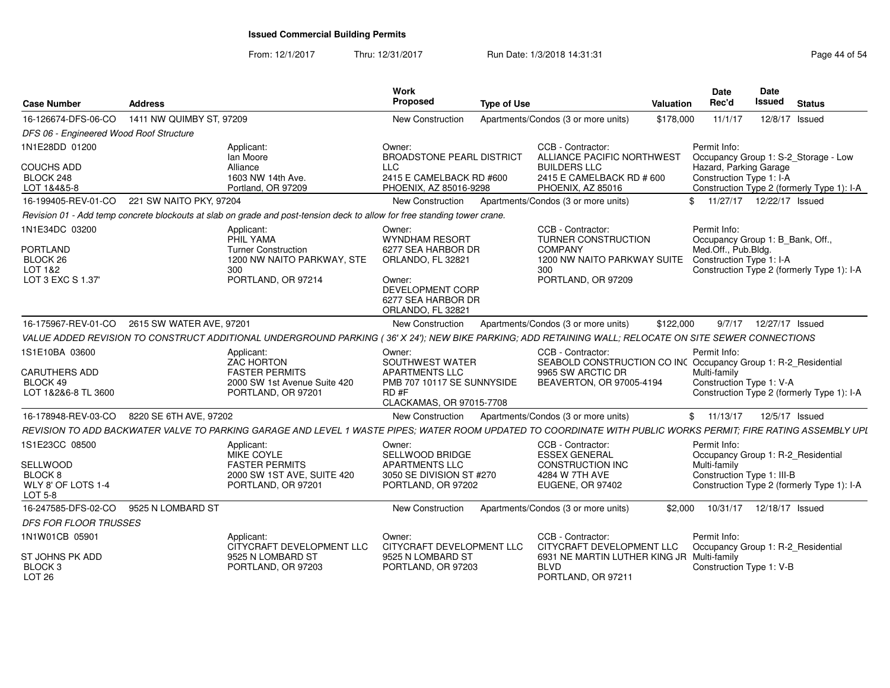# Issued Commercial Building Permits

From: 12/1/2017 Thru: 12/31/2017 Run Date: 1/3/2018 14:31:31

| Case Number | Address | Work Proposed | Type of Use | Valuation | Date Rec'd | Date Issued | Status |
|---|---|---|---|---|---|---|---|
| 16-126674-DFS-06-CO | 1411 NW QUIMBY ST, 97209 | New Construction | Apartments/Condos (3 or more units) | $178,000 | 11/1/17 | 12/8/17 | Issued |

*DFS 06 - Engineered Wood Roof Structure*

1N1E28DD 01200
COUCHS ADD
BLOCK 248
LOT 1&4&5-8

Applicant: Ian Moore, Alliance, 1603 NW 14th Ave., Portland, OR 97209

Owner: BROADSTONE PEARL DISTRICT LLC, 2415 E CAMELBACK RD #600, PHOENIX, AZ 85016-9298

CCB - Contractor: ALLIANCE PACIFIC NORTHWEST BUILDERS LLC, 2415 E CAMELBACK RD # 600, PHOENIX, AZ 85016

Permit Info: Occupancy Group 1: S-2_Storage - Low Hazard, Parking Garage; Construction Type 1: I-A; Construction Type 2 (formerly Type 1): I-A

| Case Number | Address | Work Proposed | Type of Use | Valuation | Date Rec'd | Date Issued | Status |
|---|---|---|---|---|---|---|---|
| 16-199405-REV-01-CO | 221 SW NAITO PKY, 97204 | New Construction | Apartments/Condos (3 or more units) | $ | 11/27/17 | 12/22/17 | Issued |

*Revision 01 - Add temp concrete blockouts at slab on grade and post-tension deck to allow for free standing tower crane.*

1N1E34DC 03200
PORTLAND
BLOCK 26
LOT 1&2
LOT 3 EXC S 1.37'

Applicant: PHIL YAMA, Turner Construction, 1200 NW NAITO PARKWAY, STE 300, PORTLAND, OR 97214

Owner: WYNDHAM RESORT, 6277 SEA HARBOR DR, ORLANDO, FL 32821

Owner: DEVELOPMENT CORP, 6277 SEA HARBOR DR, ORLANDO, FL 32821

CCB - Contractor: TURNER CONSTRUCTION COMPANY, 1200 NW NAITO PARKWAY SUITE 300, PORTLAND, OR 97209

Permit Info: Occupancy Group 1: B_Bank, Off., Med.Off., Pub.Bldg.; Construction Type 1: I-A; Construction Type 2 (formerly Type 1): I-A

| Case Number | Address | Work Proposed | Type of Use | Valuation | Date Rec'd | Date Issued | Status |
|---|---|---|---|---|---|---|---|
| 16-175967-REV-01-CO | 2615 SW WATER AVE, 97201 | New Construction | Apartments/Condos (3 or more units) | $122,000 | 9/7/17 | 12/27/17 | Issued |

*VALUE ADDED REVISION TO CONSTRUCT ADDITIONAL UNDERGROUND PARKING ( 36' X 24'); NEW BIKE PARKING; ADD RETAINING WALL; RELOCATE ON SITE SEWER CONNECTIONS*

1S1E10BA 03600
CARUTHERS ADD
BLOCK 49
LOT 1&2&6-8 TL 3600

Applicant: ZAC HORTON, FASTER PERMITS, 2000 SW 1st Avenue Suite 420, PORTLAND, OR 97201

Owner: SOUTHWEST WATER APARTMENTS LLC, PMB 707 10117 SE SUNNYSIDE RD #F, CLACKAMAS, OR 97015-7708

CCB - Contractor: SEABOLD CONSTRUCTION CO INC, 9965 SW ARCTIC DR, BEAVERTON, OR 97005-4194

Permit Info: Occupancy Group 1: R-2_Residential Multi-family; Construction Type 1: V-A; Construction Type 2 (formerly Type 1): I-A

| Case Number | Address | Work Proposed | Type of Use | Valuation | Date Rec'd | Date Issued | Status |
|---|---|---|---|---|---|---|---|
| 16-178948-REV-03-CO | 8220 SE 6TH AVE, 97202 | New Construction | Apartments/Condos (3 or more units) | $ | 11/13/17 | 12/5/17 | Issued |

*REVISION TO ADD BACKWATER VALVE TO PARKING GARAGE AND LEVEL 1 WASTE PIPES; WATER ROOM UPDATED TO COORDINATE WITH PUBLIC WORKS PERMIT; FIRE RATING ASSEMBLY UPI*

1S1E23CC 08500
SELLWOOD
BLOCK 8
WLY 8' OF LOTS 1-4
LOT 5-8

Applicant: MIKE COYLE, FASTER PERMITS, 2000 SW 1ST AVE, SUITE 420, PORTLAND, OR 97201

Owner: SELLWOOD BRIDGE APARTMENTS LLC, 3050 SE DIVISION ST #270, PORTLAND, OR 97202

CCB - Contractor: ESSEX GENERAL CONSTRUCTION INC, 4284 W 7TH AVE, EUGENE, OR 97402

Permit Info: Occupancy Group 1: R-2_Residential Multi-family; Construction Type 1: III-B; Construction Type 2 (formerly Type 1): I-A

| Case Number | Address | Work Proposed | Type of Use | Valuation | Date Rec'd | Date Issued | Status |
|---|---|---|---|---|---|---|---|
| 16-247585-DFS-02-CO | 9525 N LOMBARD ST | New Construction | Apartments/Condos (3 or more units) | $2,000 | 10/31/17 | 12/18/17 | Issued |

*DFS FOR FLOOR TRUSSES*

1N1W01CB 05901
ST JOHNS PK ADD
BLOCK 3
LOT 26

Applicant: CITYCRAFT DEVELOPMENT LLC, 9525 N LOMBARD ST, PORTLAND, OR 97203

Owner: CITYCRAFT DEVELOPMENT LLC, 9525 N LOMBARD ST, PORTLAND, OR 97203

CCB - Contractor: CITYCRAFT DEVELOPMENT LLC, 6931 NE MARTIN LUTHER KING JR BLVD, PORTLAND, OR 97211

Permit Info: Occupancy Group 1: R-2_Residential Multi-family; Construction Type 1: V-B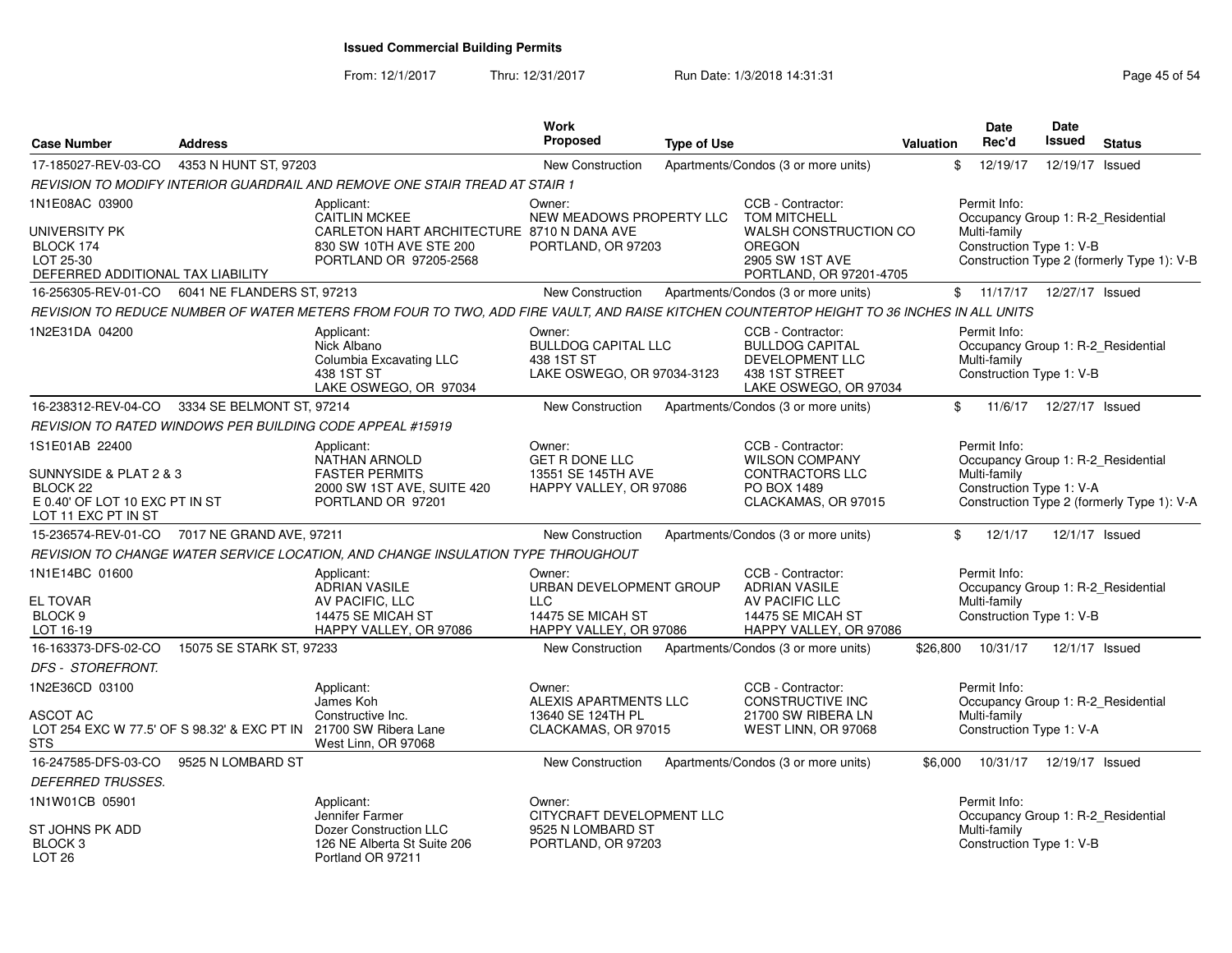# Issued Commercial Building Permits

From: 12/1/2017 Thru: 12/31/2017 Run Date: 1/3/2018 14:31:31

| Case Number | Address | Work Proposed | Type of Use | Valuation | Date Rec'd | Date Issued | Status |
|---|---|---|---|---|---|---|---|
| 17-185027-REV-03-CO | 4353 N HUNT ST, 97203 | New Construction | Apartments/Condos (3 or more units) | $ | 12/19/17 | 12/19/17 | Issued |

*REVISION TO MODIFY INTERIOR GUARDRAIL AND REMOVE ONE STAIR TREAD AT STAIR 1*

1N1E08AC 03900
UNIVERSITY PK
BLOCK 174
LOT 25-30
DEFERRED ADDITIONAL TAX LIABILITY

Applicant: CAITLIN MCKEE, CARLETON HART ARCHITECTURE, 830 SW 10TH AVE STE 200, PORTLAND OR 97205-2568

Owner: NEW MEADOWS PROPERTY LLC, 8710 N DANA AVE, PORTLAND, OR 97203

CCB - Contractor: TOM MITCHELL, WALSH CONSTRUCTION CO OREGON, 2905 SW 1ST AVE, PORTLAND, OR 97201-4705

Permit Info: Occupancy Group 1: R-2_Residential Multi-family; Construction Type 1: V-B; Construction Type 2 (formerly Type 1): V-B

| Case Number | Address | Work Proposed | Type of Use | Valuation | Date Rec'd | Date Issued | Status |
|---|---|---|---|---|---|---|---|
| 16-256305-REV-01-CO | 6041 NE FLANDERS ST, 97213 | New Construction | Apartments/Condos (3 or more units) | $ | 11/17/17 | 12/27/17 | Issued |

*REVISION TO REDUCE NUMBER OF WATER METERS FROM FOUR TO TWO, ADD FIRE VAULT, AND RAISE KITCHEN COUNTERTOP HEIGHT TO 36 INCHES IN ALL UNITS*

1N2E31DA 04200

Applicant: Nick Albano, Columbia Excavating LLC, 438 1ST ST, LAKE OSWEGO, OR 97034

Owner: BULLDOG CAPITAL LLC, 438 1ST ST, LAKE OSWEGO, OR 97034-3123

CCB - Contractor: BULLDOG CAPITAL DEVELOPMENT LLC, 438 1ST STREET, LAKE OSWEGO, OR 97034

Permit Info: Occupancy Group 1: R-2_Residential Multi-family; Construction Type 1: V-B

| Case Number | Address | Work Proposed | Type of Use | Valuation | Date Rec'd | Date Issued | Status |
|---|---|---|---|---|---|---|---|
| 16-238312-REV-04-CO | 3334 SE BELMONT ST, 97214 | New Construction | Apartments/Condos (3 or more units) | $ | 11/6/17 | 12/27/17 | Issued |

*REVISION TO RATED WINDOWS PER BUILDING CODE APPEAL #15919*

1S1E01AB 22400
SUNNYSIDE & PLAT 2 & 3
BLOCK 22
E 0.40' OF LOT 10 EXC PT IN ST
LOT 11 EXC PT IN ST

Applicant: NATHAN ARNOLD, FASTER PERMITS, 2000 SW 1ST AVE, SUITE 420, PORTLAND OR 97201

Owner: GET R DONE LLC, 13551 SE 145TH AVE, HAPPY VALLEY, OR 97086

CCB - Contractor: WILSON COMPANY CONTRACTORS LLC, PO BOX 1489, CLACKAMAS, OR 97015

Permit Info: Occupancy Group 1: R-2_Residential Multi-family; Construction Type 1: V-A; Construction Type 2 (formerly Type 1): V-A

| Case Number | Address | Work Proposed | Type of Use | Valuation | Date Rec'd | Date Issued | Status |
|---|---|---|---|---|---|---|---|
| 15-236574-REV-01-CO | 7017 NE GRAND AVE, 97211 | New Construction | Apartments/Condos (3 or more units) | $ | 12/1/17 | 12/1/17 | Issued |

*REVISION TO CHANGE WATER SERVICE LOCATION, AND CHANGE INSULATION TYPE THROUGHOUT*

1N1E14BC 01600
EL TOVAR
BLOCK 9
LOT 16-19

Applicant: ADRIAN VASILE, AV PACIFIC, LLC, 14475 SE MICAH ST, HAPPY VALLEY, OR 97086

Owner: URBAN DEVELOPMENT GROUP LLC, 14475 SE MICAH ST, HAPPY VALLEY, OR 97086

CCB - Contractor: ADRIAN VASILE, AV PACIFIC LLC, 14475 SE MICAH ST, HAPPY VALLEY, OR 97086

Permit Info: Occupancy Group 1: R-2_Residential Multi-family; Construction Type 1: V-B

| Case Number | Address | Work Proposed | Type of Use | Valuation | Date Rec'd | Date Issued | Status |
|---|---|---|---|---|---|---|---|
| 16-163373-DFS-02-CO | 15075 SE STARK ST, 97233 | New Construction | Apartments/Condos (3 or more units) | $26,800 | 10/31/17 | 12/1/17 | Issued |

*DFS - STOREFRONT.*

1N2E36CD 03100
ASCOT AC
LOT 254 EXC W 77.5' OF S 98.32' & EXC PT IN STS

Applicant: James Koh, Constructive Inc., 21700 SW Ribera Lane, West Linn, OR 97068

Owner: ALEXIS APARTMENTS LLC, 13640 SE 124TH PL, CLACKAMAS, OR 97015

CCB - Contractor: CONSTRUCTIVE INC, 21700 SW RIBERA LN, WEST LINN, OR 97068

Permit Info: Occupancy Group 1: R-2_Residential Multi-family; Construction Type 1: V-A

| Case Number | Address | Work Proposed | Type of Use | Valuation | Date Rec'd | Date Issued | Status |
|---|---|---|---|---|---|---|---|
| 16-247585-DFS-03-CO | 9525 N LOMBARD ST | New Construction | Apartments/Condos (3 or more units) | $6,000 | 10/31/17 | 12/19/17 | Issued |

*DEFERRED TRUSSES.*

1N1W01CB 05901
ST JOHNS PK ADD
BLOCK 3
LOT 26

Applicant: Jennifer Farmer, Dozer Construction LLC, 126 NE Alberta St Suite 206, Portland OR 97211

Owner: CITYCRAFT DEVELOPMENT LLC, 9525 N LOMBARD ST, PORTLAND, OR 97203

Permit Info: Occupancy Group 1: R-2_Residential Multi-family; Construction Type 1: V-B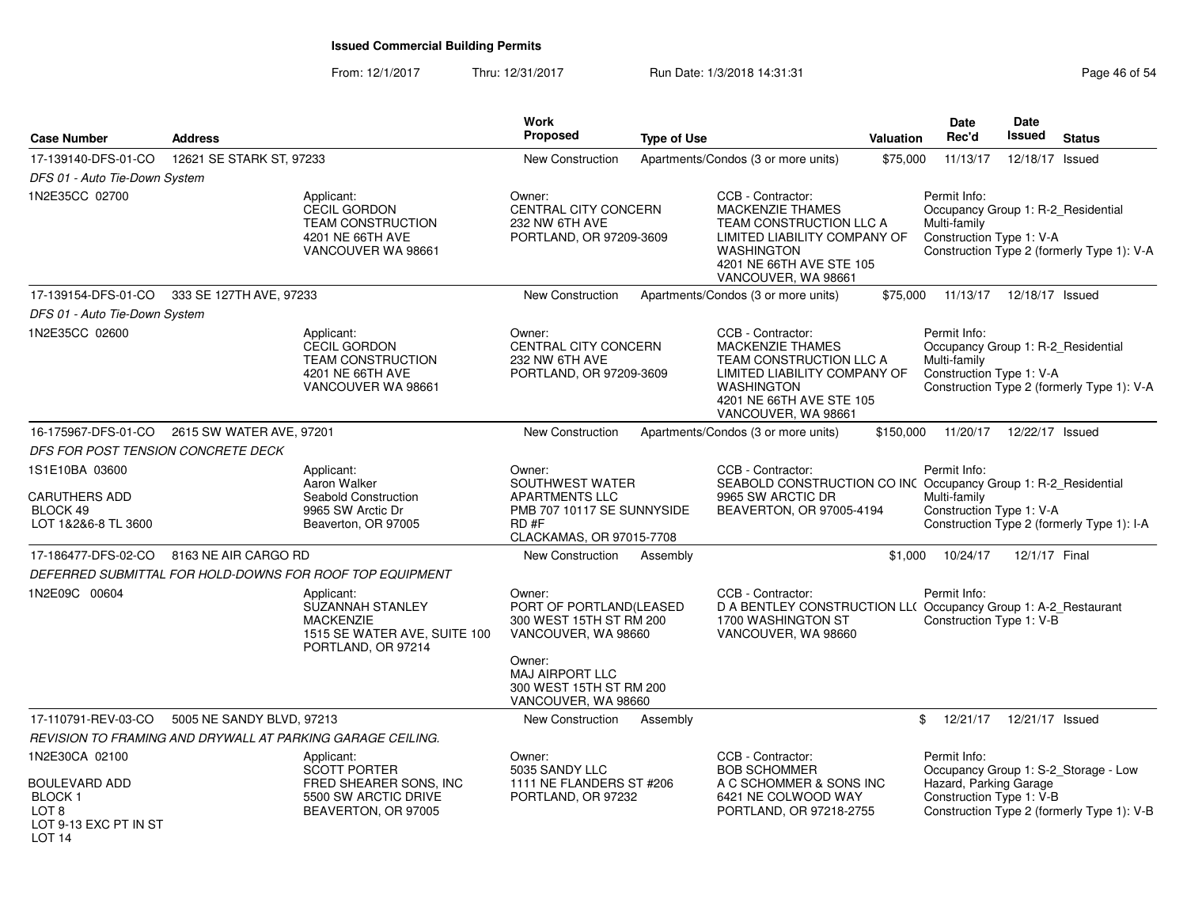# Issued Commercial Building Permits

From: 12/1/2017 Thru: 12/31/2017 Run Date: 1/3/2018 14:31:31

| Case Number | Address | Work Proposed | Type of Use | Valuation | Date Rec'd | Date Issued | Status |
|---|---|---|---|---|---|---|---|
| 17-139140-DFS-01-CO | 12621 SE STARK ST, 97233 | New Construction | Apartments/Condos (3 or more units) | $75,000 | 11/13/17 | 12/18/17 | Issued |

*DFS 01 - Auto Tie-Down System*

1N2E35CC 02700

Applicant: CECIL GORDON, TEAM CONSTRUCTION, 4201 NE 66TH AVE, VANCOUVER WA 98661

Owner: CENTRAL CITY CONCERN, 232 NW 6TH AVE, PORTLAND, OR 97209-3609

CCB - Contractor: MACKENZIE THAMES, TEAM CONSTRUCTION LLC A LIMITED LIABILITY COMPANY OF WASHINGTON, 4201 NE 66TH AVE STE 105, VANCOUVER, WA 98661

Permit Info: Occupancy Group 1: R-2_Residential Multi-family; Construction Type 1: V-A; Construction Type 2 (formerly Type 1): V-A

---

| Case Number | Address | Work Proposed | Type of Use | Valuation | Date Rec'd | Date Issued | Status |
|---|---|---|---|---|---|---|---|
| 17-139154-DFS-01-CO | 333 SE 127TH AVE, 97233 | New Construction | Apartments/Condos (3 or more units) | $75,000 | 11/13/17 | 12/18/17 | Issued |

*DFS 01 - Auto Tie-Down System*

1N2E35CC 02600

Applicant: CECIL GORDON, TEAM CONSTRUCTION, 4201 NE 66TH AVE, VANCOUVER WA 98661

Owner: CENTRAL CITY CONCERN, 232 NW 6TH AVE, PORTLAND, OR 97209-3609

CCB - Contractor: MACKENZIE THAMES, TEAM CONSTRUCTION LLC A LIMITED LIABILITY COMPANY OF WASHINGTON, 4201 NE 66TH AVE STE 105, VANCOUVER, WA 98661

Permit Info: Occupancy Group 1: R-2_Residential Multi-family; Construction Type 1: V-A; Construction Type 2 (formerly Type 1): V-A

---

| Case Number | Address | Work Proposed | Type of Use | Valuation | Date Rec'd | Date Issued | Status |
|---|---|---|---|---|---|---|---|
| 16-175967-DFS-01-CO | 2615 SW WATER AVE, 97201 | New Construction | Apartments/Condos (3 or more units) | $150,000 | 11/20/17 | 12/22/17 | Issued |

*DFS FOR POST TENSION CONCRETE DECK*

1S1E10BA 03600
CARUTHERS ADD
BLOCK 49
LOT 1&2&6-8 TL 3600

Applicant: Aaron Walker, Seabold Construction, 9965 SW Arctic Dr, Beaverton, OR 97005

Owner: SOUTHWEST WATER APARTMENTS LLC, PMB 707 10117 SE SUNNYSIDE RD #F, CLACKAMAS, OR 97015-7708

CCB - Contractor: SEABOLD CONSTRUCTION CO INC, 9965 SW ARCTIC DR, BEAVERTON, OR 97005-4194

Permit Info: Occupancy Group 1: R-2_Residential Multi-family; Construction Type 1: V-A; Construction Type 2 (formerly Type 1): I-A

---

| Case Number | Address | Work Proposed | Type of Use | Valuation | Date Rec'd | Date Issued | Status |
|---|---|---|---|---|---|---|---|
| 17-186477-DFS-02-CO | 8163 NE AIR CARGO RD | New Construction | Assembly | $1,000 | 10/24/17 | 12/1/17 | Final |

*DEFERRED SUBMITTAL FOR HOLD-DOWNS FOR ROOF TOP EQUIPMENT*

1N2E09C 00604

Applicant: SUZANNAH STANLEY, MACKENZIE, 1515 SE WATER AVE, SUITE 100, PORTLAND, OR 97214

Owner: PORT OF PORTLAND(LEASED, 300 WEST 15TH ST RM 200, VANCOUVER, WA 98660

Owner: MAJ AIRPORT LLC, 300 WEST 15TH ST RM 200, VANCOUVER, WA 98660

CCB - Contractor: D A BENTLEY CONSTRUCTION LLC, 1700 WASHINGTON ST, VANCOUVER, WA 98660

Permit Info: Occupancy Group 1: A-2_Restaurant; Construction Type 1: V-B

---

| Case Number | Address | Work Proposed | Type of Use | Valuation | Date Rec'd | Date Issued | Status |
|---|---|---|---|---|---|---|---|
| 17-110791-REV-03-CO | 5005 NE SANDY BLVD, 97213 | New Construction | Assembly | $ | 12/21/17 | 12/21/17 | Issued |

*REVISION TO FRAMING AND DRYWALL AT PARKING GARAGE CEILING.*

1N2E30CA 02100
BOULEVARD ADD
BLOCK 1
LOT 8
LOT 9-13 EXC PT IN ST
LOT 14

Applicant: SCOTT PORTER, FRED SHEARER SONS, INC, 5500 SW ARCTIC DRIVE, BEAVERTON, OR 97005

Owner: 5035 SANDY LLC, 1111 NE FLANDERS ST #206, PORTLAND, OR 97232

CCB - Contractor: BOB SCHOMMER, A C SCHOMMER & SONS INC, 6421 NE COLWOOD WAY, PORTLAND, OR 97218-2755

Permit Info: Occupancy Group 1: S-2_Storage - Low Hazard, Parking Garage; Construction Type 1: V-B; Construction Type 2 (formerly Type 1): V-B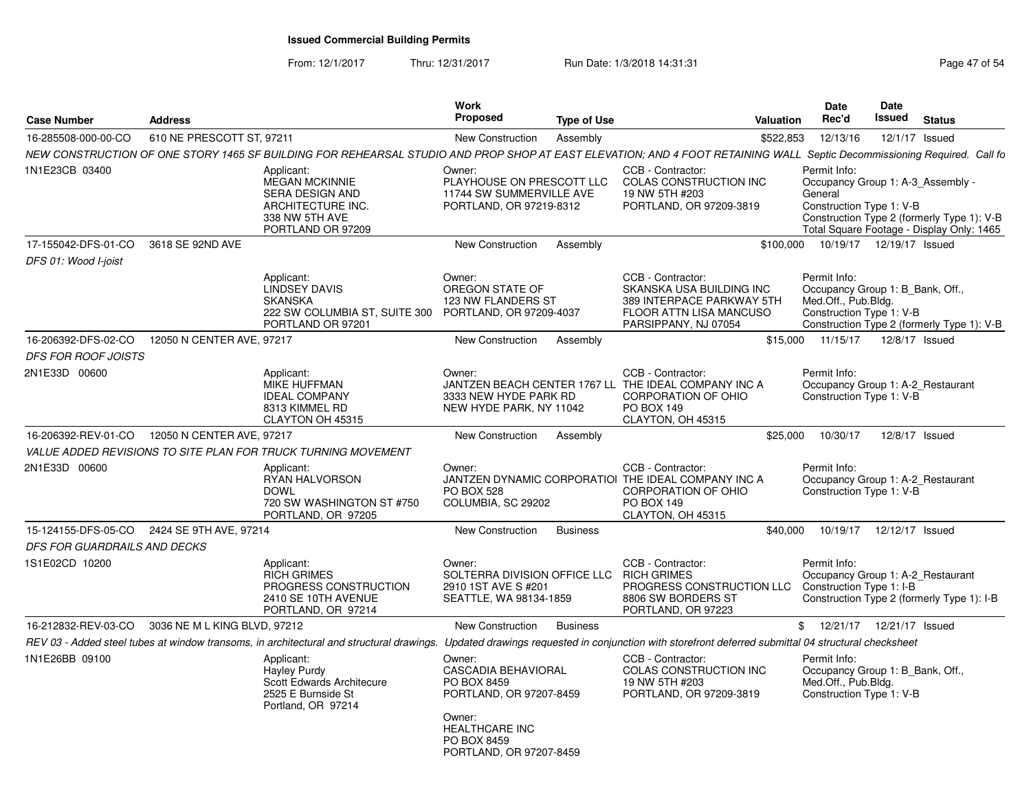**Issued Commercial Building Permits**

From: 12/1/2017 Thru: 12/31/2017 Run Date: 1/3/2018 14:31:31

| Case Number | Address | Work Proposed | Type of Use | Valuation | Date Rec'd | Date Issued | Status |
|---|---|---|---|---|---|---|---|
| 16-285508-000-00-CO | 610 NE PRESCOTT ST, 97211 | New Construction | Assembly | $522,853 | 12/13/16 | 12/1/17 | Issued |

NEW CONSTRUCTION OF ONE STORY 1465 SF BUILDING FOR REHEARSAL STUDIO AND PROP SHOP AT EAST ELEVATION; AND 4 FOOT RETAINING WALL Septic Decommissioning Required. Call fo

1N1E23CB 03400

- Applicant: MEGAN MCKINNIE, SERA DESIGN AND ARCHITECTURE INC., 338 NW 5TH AVE, PORTLAND OR 97209
- Owner: PLAYHOUSE ON PRESCOTT LLC, 11744 SW SUMMERVILLE AVE, PORTLAND, OR 97219-8312
- CCB - Contractor: COLAS CONSTRUCTION INC, 19 NW 5TH #203, PORTLAND, OR 97209-3819
- Permit Info: Occupancy Group 1: A-3_Assembly - General; Construction Type 1: V-B; Construction Type 2 (formerly Type 1): V-B; Total Square Footage - Display Only: 1465

| Case Number | Address | Work Proposed | Type of Use | Valuation | Date Rec'd | Date Issued | Status |
|---|---|---|---|---|---|---|---|
| 17-155042-DFS-01-CO | 3618 SE 92ND AVE | New Construction | Assembly | $100,000 | 10/19/17 | 12/19/17 | Issued |

DFS 01: Wood I-joist

- Applicant: LINDSEY DAVIS, SKANSKA, 222 SW COLUMBIA ST, SUITE 300, PORTLAND OR 97201
- Owner: OREGON STATE OF, 123 NW FLANDERS ST, PORTLAND, OR 97209-4037
- CCB - Contractor: SKANSKA USA BUILDING INC, 389 INTERPACE PARKWAY 5TH FLOOR ATTN LISA MANCUSO, PARSIPPANY, NJ 07054
- Permit Info: Occupancy Group 1: B_Bank, Off., Med.Off., Pub.Bldg.; Construction Type 1: V-B; Construction Type 2 (formerly Type 1): V-B

| Case Number | Address | Work Proposed | Type of Use | Valuation | Date Rec'd | Date Issued | Status |
|---|---|---|---|---|---|---|---|
| 16-206392-DFS-02-CO | 12050 N CENTER AVE, 97217 | New Construction | Assembly | $15,000 | 11/15/17 | 12/8/17 | Issued |

DFS FOR ROOF JOISTS

2N1E33D 00600

- Applicant: MIKE HUFFMAN, IDEAL COMPANY, 8313 KIMMEL RD, CLAYTON OH 45315
- Owner: JANTZEN BEACH CENTER 1767 LL, 3333 NEW HYDE PARK RD, NEW HYDE PARK, NY 11042
- CCB - Contractor: THE IDEAL COMPANY INC A CORPORATION OF OHIO, PO BOX 149, CLAYTON, OH 45315
- Permit Info: Occupancy Group 1: A-2_Restaurant; Construction Type 1: V-B

| Case Number | Address | Work Proposed | Type of Use | Valuation | Date Rec'd | Date Issued | Status |
|---|---|---|---|---|---|---|---|
| 16-206392-REV-01-CO | 12050 N CENTER AVE, 97217 | New Construction | Assembly | $25,000 | 10/30/17 | 12/8/17 | Issued |

VALUE ADDED REVISIONS TO SITE PLAN FOR TRUCK TURNING MOVEMENT

2N1E33D 00600

- Applicant: RYAN HALVORSON, DOWL, 720 SW WASHINGTON ST #750, PORTLAND, OR 97205
- Owner: JANTZEN DYNAMIC CORPORATIOI, PO BOX 528, COLUMBIA, SC 29202
- CCB - Contractor: THE IDEAL COMPANY INC A CORPORATION OF OHIO, PO BOX 149, CLAYTON, OH 45315
- Permit Info: Occupancy Group 1: A-2_Restaurant; Construction Type 1: V-B

| Case Number | Address | Work Proposed | Type of Use | Valuation | Date Rec'd | Date Issued | Status |
|---|---|---|---|---|---|---|---|
| 15-124155-DFS-05-CO | 2424 SE 9TH AVE, 97214 | New Construction | Business | $40,000 | 10/19/17 | 12/12/17 | Issued |

DFS FOR GUARDRAILS AND DECKS

1S1E02CD 10200

- Applicant: RICH GRIMES, PROGRESS CONSTRUCTION, 2410 SE 10TH AVENUE, PORTLAND, OR 97214
- Owner: SOLTERRA DIVISION OFFICE LLC, 2910 1ST AVE S #201, SEATTLE, WA 98134-1859
- CCB - Contractor: RICH GRIMES, PROGRESS CONSTRUCTION LLC, 8806 SW BORDERS ST, PORTLAND, OR 97223
- Permit Info: Occupancy Group 1: A-2_Restaurant; Construction Type 1: I-B; Construction Type 2 (formerly Type 1): I-B

| Case Number | Address | Work Proposed | Type of Use | Valuation | Date Rec'd | Date Issued | Status |
|---|---|---|---|---|---|---|---|
| 16-212832-REV-03-CO | 3036 NE M L KING BLVD, 97212 | New Construction | Business | $ | 12/21/17 | 12/21/17 | Issued |

REV 03 - Added steel tubes at window transoms, in architectural and structural drawings. Updated drawings requested in conjunction with storefront deferred submittal 04 structural checksheet

1N1E26BB 09100

- Applicant: Hayley Purdy, Scott Edwards Architecure, 2525 E Burnside St, Portland, OR 97214
- Owner: CASCADIA BEHAVIORAL, PO BOX 8459, PORTLAND, OR 97207-8459
- Owner: HEALTHCARE INC, PO BOX 8459, PORTLAND, OR 97207-8459
- CCB - Contractor: COLAS CONSTRUCTION INC, 19 NW 5TH #203, PORTLAND, OR 97209-3819
- Permit Info: Occupancy Group 1: B_Bank, Off., Med.Off., Pub.Bldg.; Construction Type 1: V-B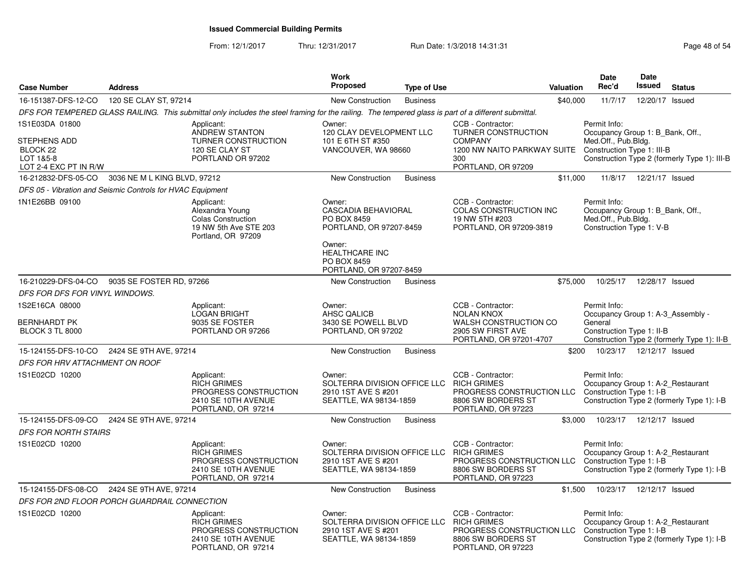**Issued Commercial Building Permits**

From: 12/1/2017 Thru: 12/31/2017 Run Date: 1/3/2018 14:31:31

| Case Number | Address | Work Proposed | Type of Use | Valuation | Date Rec'd | Date Issued | Status |
|---|---|---|---|---|---|---|---|
| 16-151387-DFS-12-CO | 120 SE CLAY ST, 97214 | New Construction | Business | $40,000 | 11/7/17 | 12/20/17 | Issued |

*DFS FOR TEMPERED GLASS RAILING. This submittal only includes the steel framing for the railing. The tempered glass is part of a different submittal.*

1S1E03DA 01800
STEPHENS ADD
BLOCK 22
LOT 1&5-8
LOT 2-4 EXC PT IN R/W

Applicant: ANDREW STANTON, TURNER CONSTRUCTION, 120 SE CLAY ST, PORTLAND OR 97202

Owner: 120 CLAY DEVELOPMENT LLC, 101 E 6TH ST #350, VANCOUVER, WA 98660

CCB - Contractor: TURNER CONSTRUCTION COMPANY, 1200 NW NAITO PARKWAY SUITE 300, PORTLAND, OR 97209

Permit Info: Occupancy Group 1: B_Bank, Off., Med.Off., Pub.Bldg. Construction Type 1: III-B. Construction Type 2 (formerly Type 1): III-B

| Case Number | Address | Work Proposed | Type of Use | Valuation | Date Rec'd | Date Issued | Status |
|---|---|---|---|---|---|---|---|
| 16-212832-DFS-05-CO | 3036 NE M L KING BLVD, 97212 | New Construction | Business | $11,000 | 11/8/17 | 12/21/17 | Issued |

*DFS 05 - Vibration and Seismic Controls for HVAC Equipment*

1N1E26BB 09100

Applicant: Alexandra Young, Colas Construction, 19 NW 5th Ave STE 203, Portland, OR 97209

Owner: CASCADIA BEHAVIORAL, PO BOX 8459, PORTLAND, OR 97207-8459

Owner: HEALTHCARE INC, PO BOX 8459, PORTLAND, OR 97207-8459

CCB - Contractor: COLAS CONSTRUCTION INC, 19 NW 5TH #203, PORTLAND, OR 97209-3819

Permit Info: Occupancy Group 1: B_Bank, Off., Med.Off., Pub.Bldg. Construction Type 1: V-B

| Case Number | Address | Work Proposed | Type of Use | Valuation | Date Rec'd | Date Issued | Status |
|---|---|---|---|---|---|---|---|
| 16-210229-DFS-04-CO | 9035 SE FOSTER RD, 97266 | New Construction | Business | $75,000 | 10/25/17 | 12/28/17 | Issued |

*DFS FOR DFS FOR VINYL WINDOWS.*

1S2E16CA 08000
BERNHARDT PK
BLOCK 3 TL 8000

Applicant: LOGAN BRIGHT, 9035 SE FOSTER, PORTLAND OR 97266

Owner: AHSC QALICB, 3430 SE POWELL BLVD, PORTLAND, OR 97202

CCB - Contractor: NOLAN KNOX, WALSH CONSTRUCTION CO, 2905 SW FIRST AVE, PORTLAND, OR 97201-4707

Permit Info: Occupancy Group 1: A-3_Assembly - General. Construction Type 1: II-B. Construction Type 2 (formerly Type 1): II-B

| Case Number | Address | Work Proposed | Type of Use | Valuation | Date Rec'd | Date Issued | Status |
|---|---|---|---|---|---|---|---|
| 15-124155-DFS-10-CO | 2424 SE 9TH AVE, 97214 | New Construction | Business | $200 | 10/23/17 | 12/12/17 | Issued |

*DFS FOR HRV ATTACHMENT ON ROOF*

1S1E02CD 10200

Applicant: RICH GRIMES, PROGRESS CONSTRUCTION, 2410 SE 10TH AVENUE, PORTLAND, OR 97214

Owner: SOLTERRA DIVISION OFFICE LLC, 2910 1ST AVE S #201, SEATTLE, WA 98134-1859

CCB - Contractor: RICH GRIMES, PROGRESS CONSTRUCTION LLC, 8806 SW BORDERS ST, PORTLAND, OR 97223

Permit Info: Occupancy Group 1: A-2_Restaurant. Construction Type 1: I-B. Construction Type 2 (formerly Type 1): I-B

| Case Number | Address | Work Proposed | Type of Use | Valuation | Date Rec'd | Date Issued | Status |
|---|---|---|---|---|---|---|---|
| 15-124155-DFS-09-CO | 2424 SE 9TH AVE, 97214 | New Construction | Business | $3,000 | 10/23/17 | 12/12/17 | Issued |

*DFS FOR NORTH STAIRS*

1S1E02CD 10200

Applicant: RICH GRIMES, PROGRESS CONSTRUCTION, 2410 SE 10TH AVENUE, PORTLAND, OR 97214

Owner: SOLTERRA DIVISION OFFICE LLC, 2910 1ST AVE S #201, SEATTLE, WA 98134-1859

CCB - Contractor: RICH GRIMES, PROGRESS CONSTRUCTION LLC, 8806 SW BORDERS ST, PORTLAND, OR 97223

Permit Info: Occupancy Group 1: A-2_Restaurant. Construction Type 1: I-B. Construction Type 2 (formerly Type 1): I-B

| Case Number | Address | Work Proposed | Type of Use | Valuation | Date Rec'd | Date Issued | Status |
|---|---|---|---|---|---|---|---|
| 15-124155-DFS-08-CO | 2424 SE 9TH AVE, 97214 | New Construction | Business | $1,500 | 10/23/17 | 12/12/17 | Issued |

*DFS FOR 2ND FLOOR PORCH GUARDRAIL CONNECTION*

1S1E02CD 10200

Applicant: RICH GRIMES, PROGRESS CONSTRUCTION, 2410 SE 10TH AVENUE, PORTLAND, OR 97214

Owner: SOLTERRA DIVISION OFFICE LLC, 2910 1ST AVE S #201, SEATTLE, WA 98134-1859

CCB - Contractor: RICH GRIMES, PROGRESS CONSTRUCTION LLC, 8806 SW BORDERS ST, PORTLAND, OR 97223

Permit Info: Occupancy Group 1: A-2_Restaurant. Construction Type 1: I-B. Construction Type 2 (formerly Type 1): I-B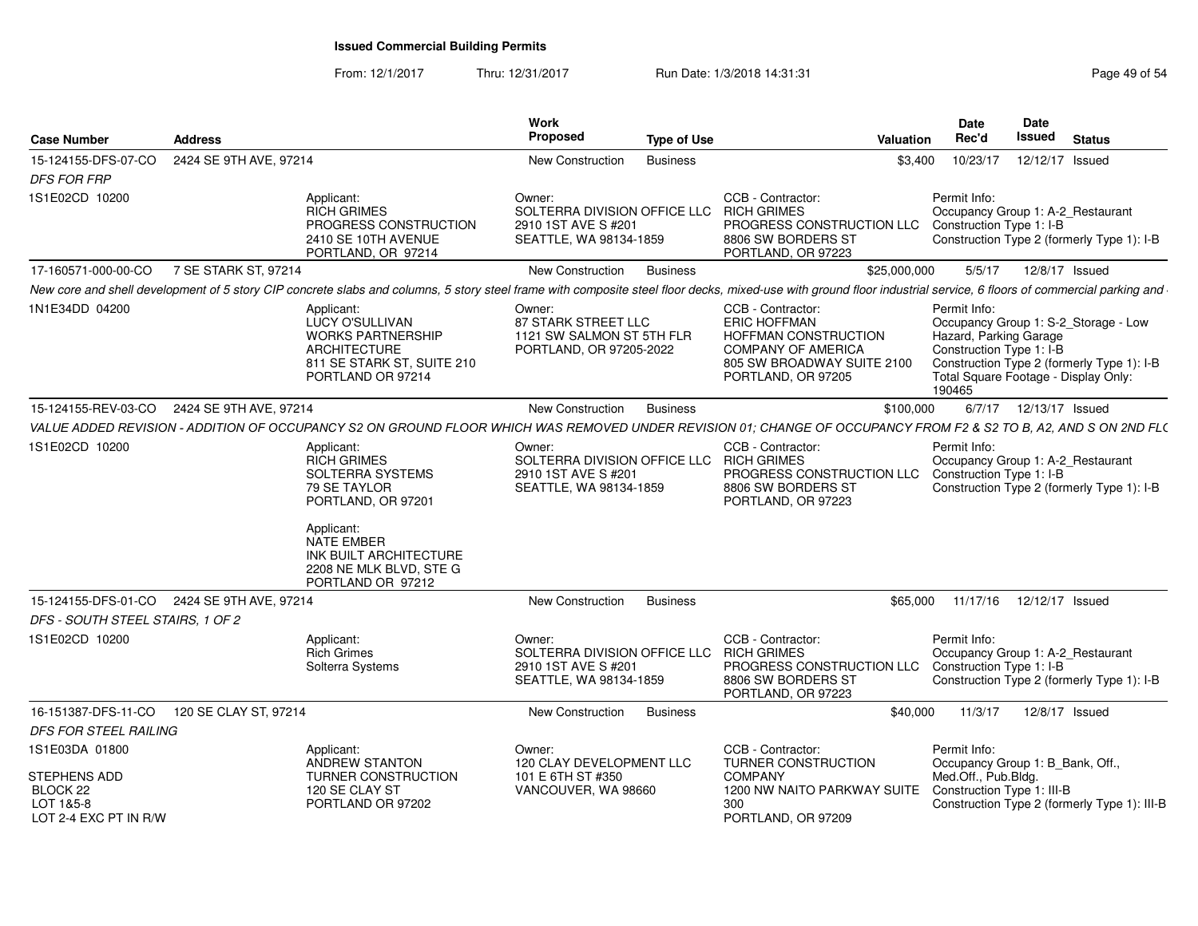# Issued Commercial Building Permits

From: 12/1/2017 Thru: 12/31/2017 Run Date: 1/3/2018 14:31:31

| Case Number | Address | Work Proposed | Type of Use | Valuation | Date Rec'd | Date Issued | Status |
|---|---|---|---|---|---|---|---|
| 15-124155-DFS-07-CO | 2424 SE 9TH AVE, 97214 | New Construction | Business | $3,400 | 10/23/17 | 12/12/17 | Issued |
| 17-160571-000-00-CO | 7 SE STARK ST, 97214 | New Construction | Business | $25,000,000 | 5/5/17 | 12/8/17 | Issued |
| 15-124155-REV-03-CO | 2424 SE 9TH AVE, 97214 | New Construction | Business | $100,000 | 6/7/17 | 12/13/17 | Issued |
| 15-124155-DFS-01-CO | 2424 SE 9TH AVE, 97214 | New Construction | Business | $65,000 | 11/17/16 | 12/12/17 | Issued |
| 16-151387-DFS-11-CO | 120 SE CLAY ST, 97214 | New Construction | Business | $40,000 | 11/3/17 | 12/8/17 | Issued |

**15-124155-DFS-07-CO** — 2424 SE 9TH AVE, 97214

*DFS FOR FRP*

1S1E02CD 10200

- Applicant: RICH GRIMES, PROGRESS CONSTRUCTION, 2410 SE 10TH AVENUE, PORTLAND, OR 97214
- Owner: SOLTERRA DIVISION OFFICE LLC, 2910 1ST AVE S #201, SEATTLE, WA 98134-1859
- CCB - Contractor: RICH GRIMES, PROGRESS CONSTRUCTION LLC, 8806 SW BORDERS ST, PORTLAND, OR 97223
- Permit Info: Occupancy Group 1: A-2_Restaurant; Construction Type 1: I-B; Construction Type 2 (formerly Type 1): I-B

**17-160571-000-00-CO** — 7 SE STARK ST, 97214

*New core and shell development of 5 story CIP concrete slabs and columns, 5 story steel frame with composite steel floor decks, mixed-use with ground floor industrial service, 6 floors of commercial parking and*

1N1E34DD 04200

- Applicant: LUCY O'SULLIVAN, WORKS PARTNERSHIP ARCHITECTURE, 811 SE STARK ST, SUITE 210, PORTLAND OR 97214
- Owner: 87 STARK STREET LLC, 1121 SW SALMON ST 5TH FLR, PORTLAND, OR 97205-2022
- CCB - Contractor: ERIC HOFFMAN, HOFFMAN CONSTRUCTION COMPANY OF AMERICA, 805 SW BROADWAY SUITE 2100, PORTLAND, OR 97205
- Permit Info: Occupancy Group 1: S-2_Storage - Low Hazard, Parking Garage; Construction Type 1: I-B; Construction Type 2 (formerly Type 1): I-B; Total Square Footage - Display Only: 190465

**15-124155-REV-03-CO** — 2424 SE 9TH AVE, 97214

*VALUE ADDED REVISION - ADDITION OF OCCUPANCY S2 ON GROUND FLOOR WHICH WAS REMOVED UNDER REVISION 01; CHANGE OF OCCUPANCY FROM F2 & S2 TO B, A2, AND S ON 2ND FLC*

1S1E02CD 10200

- Applicant: RICH GRIMES, SOLTERRA SYSTEMS, 79 SE TAYLOR, PORTLAND, OR 97201
- Applicant: NATE EMBER, INK BUILT ARCHITECTURE, 2208 NE MLK BLVD, STE G, PORTLAND OR 97212
- Owner: SOLTERRA DIVISION OFFICE LLC, 2910 1ST AVE S #201, SEATTLE, WA 98134-1859
- CCB - Contractor: RICH GRIMES, PROGRESS CONSTRUCTION LLC, 8806 SW BORDERS ST, PORTLAND, OR 97223
- Permit Info: Occupancy Group 1: A-2_Restaurant; Construction Type 1: I-B; Construction Type 2 (formerly Type 1): I-B

**15-124155-DFS-01-CO** — 2424 SE 9TH AVE, 97214

*DFS - SOUTH STEEL STAIRS, 1 OF 2*

1S1E02CD 10200

- Applicant: Rich Grimes, Solterra Systems
- Owner: SOLTERRA DIVISION OFFICE LLC, 2910 1ST AVE S #201, SEATTLE, WA 98134-1859
- CCB - Contractor: RICH GRIMES, PROGRESS CONSTRUCTION LLC, 8806 SW BORDERS ST, PORTLAND, OR 97223
- Permit Info: Occupancy Group 1: A-2_Restaurant; Construction Type 1: I-B; Construction Type 2 (formerly Type 1): I-B

**16-151387-DFS-11-CO** — 120 SE CLAY ST, 97214

*DFS FOR STEEL RAILING*

1S1E03DA 01800

STEPHENS ADD
BLOCK 22
LOT 1&5-8
LOT 2-4 EXC PT IN R/W

- Applicant: ANDREW STANTON, TURNER CONSTRUCTION, 120 SE CLAY ST, PORTLAND OR 97202
- Owner: 120 CLAY DEVELOPMENT LLC, 101 E 6TH ST #350, VANCOUVER, WA 98660
- CCB - Contractor: TURNER CONSTRUCTION COMPANY, 1200 NW NAITO PARKWAY SUITE 300, PORTLAND, OR 97209
- Permit Info: Occupancy Group 1: B_Bank, Off., Med.Off., Pub.Bldg.; Construction Type 1: III-B; Construction Type 2 (formerly Type 1): III-B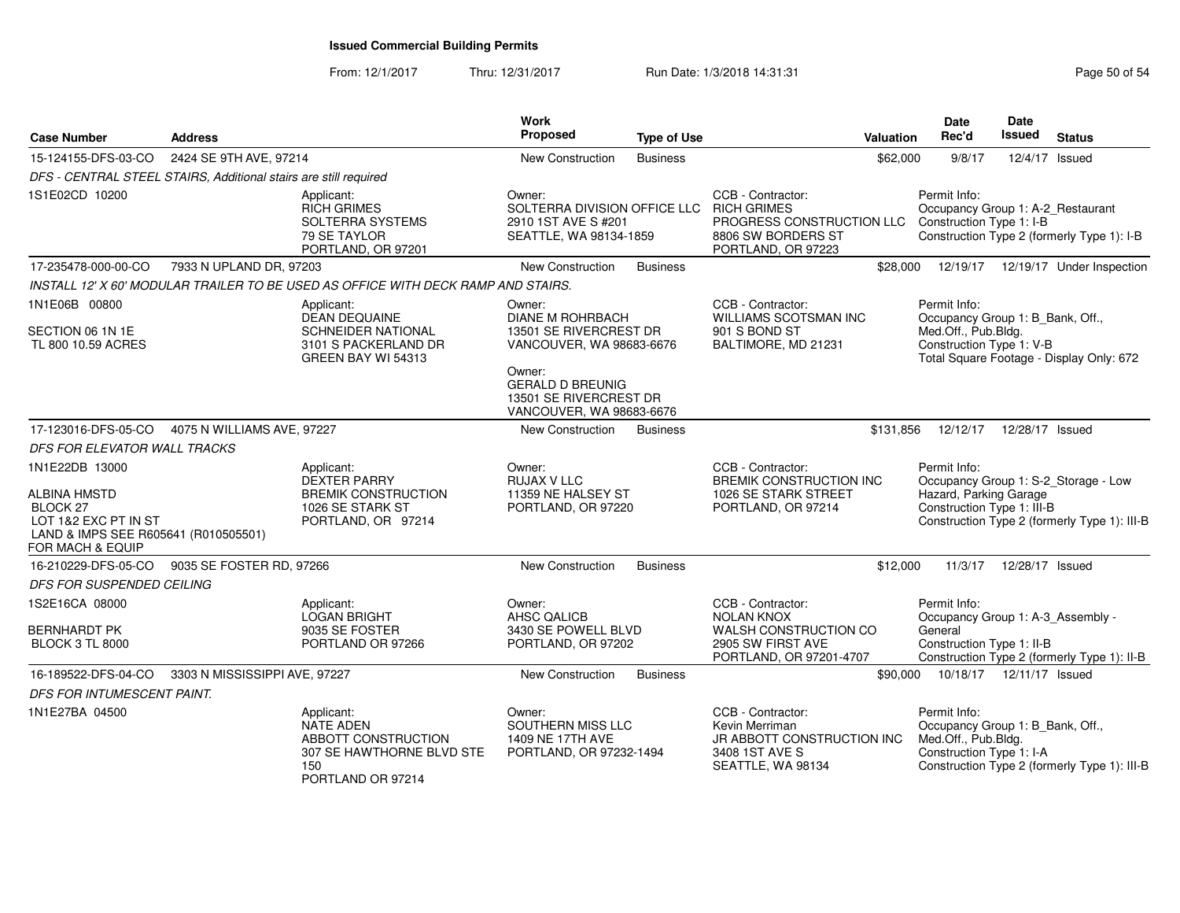# Issued Commercial Building Permits

From: 12/1/2017 Thru: 12/31/2017 Run Date: 1/3/2018 14:31:31

| Case Number | Address | | Work Proposed | Type of Use | | Valuation | Date Rec'd | Date Issued | Status |
|---|---|---|---|---|---|---|---|---|---|
| 15-124155-DFS-03-CO | 2424 SE 9TH AVE, 97214 | | New Construction | Business | | $62,000 | 9/8/17 | 12/4/17 | Issued |
| DFS - CENTRAL STEEL STAIRS, Additional stairs are still required | | | | | | | | | |
| 1S1E02CD 10200 | | Applicant: RICH GRIMES SOLTERRA SYSTEMS 79 SE TAYLOR PORTLAND, OR 97201 | Owner: SOLTERRA DIVISION OFFICE LLC 2910 1ST AVE S #201 SEATTLE, WA 98134-1859 | | CCB - Contractor: RICH GRIMES PROGRESS CONSTRUCTION LLC 8806 SW BORDERS ST PORTLAND, OR 97223 | | Permit Info: Occupancy Group 1: A-2_Restaurant Construction Type 1: I-B Construction Type 2 (formerly Type 1): I-B | | |
| 17-235478-000-00-CO | 7933 N UPLAND DR, 97203 | | New Construction | Business | | $28,000 | 12/19/17 | 12/19/17 | Under Inspection |
| INSTALL 12' X 60' MODULAR TRAILER TO BE USED AS OFFICE WITH DECK RAMP AND STAIRS. | | | | | | | | | |
| 1N1E06B 00800<br>SECTION 06 1N 1E TL 800 10.59 ACRES | | Applicant: DEAN DEQUAINE SCHNEIDER NATIONAL 3101 S PACKERLAND DR GREEN BAY WI 54313 | Owner: DIANE M ROHRBACH 13501 SE RIVERCREST DR VANCOUVER, WA 98683-6676<br>Owner: GERALD D BREUNIG 13501 SE RIVERCREST DR VANCOUVER, WA 98683-6676 | | CCB - Contractor: WILLIAMS SCOTSMAN INC 901 S BOND ST BALTIMORE, MD 21231 | | Permit Info: Occupancy Group 1: B_Bank, Off., Med.Off., Pub.Bldg. Construction Type 1: V-B Total Square Footage - Display Only: 672 | | |
| 17-123016-DFS-05-CO | 4075 N WILLIAMS AVE, 97227 | | New Construction | Business | | $131,856 | 12/12/17 | 12/28/17 | Issued |
| DFS FOR ELEVATOR WALL TRACKS | | | | | | | | | |
| 1N1E22DB 13000<br>ALBINA HMSTD BLOCK 27 LOT 1&2 EXC PT IN ST LAND & IMPS SEE R605641 (R010505501) FOR MACH & EQUIP | | Applicant: DEXTER PARRY BREMIK CONSTRUCTION 1026 SE STARK ST PORTLAND, OR 97214 | Owner: RUJAX V LLC 11359 NE HALSEY ST PORTLAND, OR 97220 | | CCB - Contractor: BREMIK CONSTRUCTION INC 1026 SE STARK STREET PORTLAND, OR 97214 | | Permit Info: Occupancy Group 1: S-2_Storage - Low Hazard, Parking Garage Construction Type 1: III-B Construction Type 2 (formerly Type 1): III-B | | |
| 16-210229-DFS-05-CO | 9035 SE FOSTER RD, 97266 | | New Construction | Business | | $12,000 | 11/3/17 | 12/28/17 | Issued |
| DFS FOR SUSPENDED CEILING | | | | | | | | | |
| 1S2E16CA 08000<br>BERNHARDT PK BLOCK 3 TL 8000 | | Applicant: LOGAN BRIGHT 9035 SE FOSTER PORTLAND OR 97266 | Owner: AHSC QALICB 3430 SE POWELL BLVD PORTLAND, OR 97202 | | CCB - Contractor: NOLAN KNOX WALSH CONSTRUCTION CO 2905 SW FIRST AVE PORTLAND, OR 97201-4707 | | Permit Info: Occupancy Group 1: A-3_Assembly - General Construction Type 1: II-B Construction Type 2 (formerly Type 1): II-B | | |
| 16-189522-DFS-04-CO | 3303 N MISSISSIPPI AVE, 97227 | | New Construction | Business | | $90,000 | 10/18/17 | 12/11/17 | Issued |
| DFS FOR INTUMESCENT PAINT. | | | | | | | | | |
| 1N1E27BA 04500 | | Applicant: NATE ADEN ABBOTT CONSTRUCTION 307 SE HAWTHORNE BLVD STE 150 PORTLAND OR 97214 | Owner: SOUTHERN MISS LLC 1409 NE 17TH AVE PORTLAND, OR 97232-1494 | | CCB - Contractor: Kevin Merriman JR ABBOTT CONSTRUCTION INC 3408 1ST AVE S SEATTLE, WA 98134 | | Permit Info: Occupancy Group 1: B_Bank, Off., Med.Off., Pub.Bldg. Construction Type 1: I-A Construction Type 2 (formerly Type 1): III-B | | |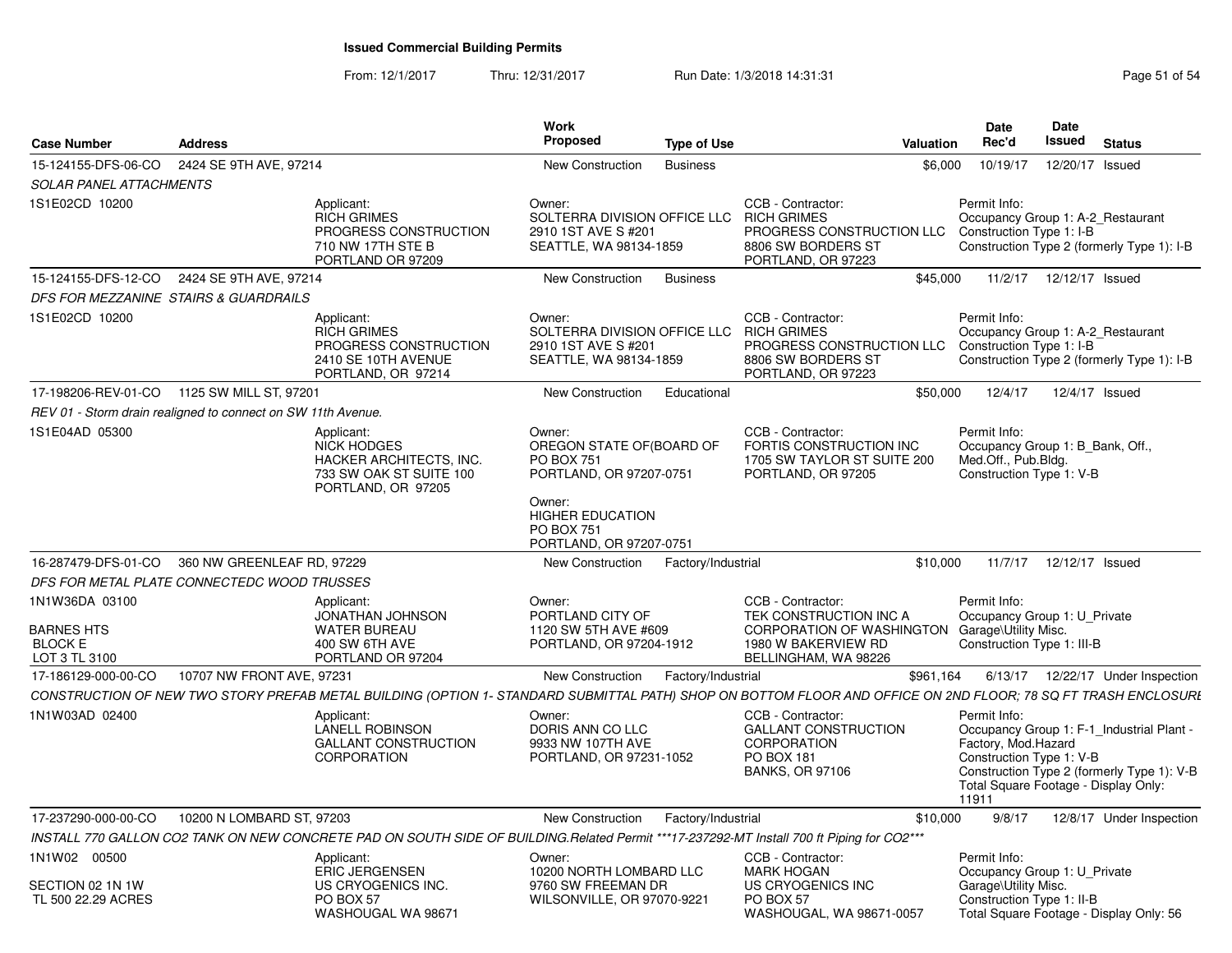# Issued Commercial Building Permits

From: 12/1/2017 Thru: 12/31/2017 Run Date: 1/3/2018 14:31:31

| Case Number | Address | Work Proposed | Type of Use | Valuation | Date Rec'd | Date Issued | Status |
|---|---|---|---|---|---|---|---|
| 15-124155-DFS-06-CO | 2424 SE 9TH AVE, 97214 | New Construction | Business | $6,000 | 10/19/17 | 12/20/17 | Issued |

*SOLAR PANEL ATTACHMENTS*

1S1E02CD 10200

Applicant: RICH GRIMES, PROGRESS CONSTRUCTION, 710 NW 17TH STE B, PORTLAND OR 97209

Owner: SOLTERRA DIVISION OFFICE LLC, 2910 1ST AVE S #201, SEATTLE, WA 98134-1859

CCB - Contractor: RICH GRIMES, PROGRESS CONSTRUCTION LLC, 8806 SW BORDERS ST, PORTLAND, OR 97223

Permit Info: Occupancy Group 1: A-2_Restaurant; Construction Type 1: I-B; Construction Type 2 (formerly Type 1): I-B

| Case Number | Address | Work Proposed | Type of Use | Valuation | Date Rec'd | Date Issued | Status |
|---|---|---|---|---|---|---|---|
| 15-124155-DFS-12-CO | 2424 SE 9TH AVE, 97214 | New Construction | Business | $45,000 | 11/2/17 | 12/12/17 | Issued |

*DFS FOR MEZZANINE STAIRS & GUARDRAILS*

1S1E02CD 10200

Applicant: RICH GRIMES, PROGRESS CONSTRUCTION, 2410 SE 10TH AVENUE, PORTLAND, OR 97214

Owner: SOLTERRA DIVISION OFFICE LLC, 2910 1ST AVE S #201, SEATTLE, WA 98134-1859

CCB - Contractor: RICH GRIMES, PROGRESS CONSTRUCTION LLC, 8806 SW BORDERS ST, PORTLAND, OR 97223

Permit Info: Occupancy Group 1: A-2_Restaurant; Construction Type 1: I-B; Construction Type 2 (formerly Type 1): I-B

| Case Number | Address | Work Proposed | Type of Use | Valuation | Date Rec'd | Date Issued | Status |
|---|---|---|---|---|---|---|---|
| 17-198206-REV-01-CO | 1125 SW MILL ST, 97201 | New Construction | Educational | $50,000 | 12/4/17 | 12/4/17 | Issued |

*REV 01 - Storm drain realigned to connect on SW 11th Avenue.*

1S1E04AD 05300

Applicant: NICK HODGES, HACKER ARCHITECTS, INC., 733 SW OAK ST SUITE 100, PORTLAND, OR 97205

Owner: OREGON STATE OF(BOARD OF, PO BOX 751, PORTLAND, OR 97207-0751

Owner: HIGHER EDUCATION, PO BOX 751, PORTLAND, OR 97207-0751

CCB - Contractor: FORTIS CONSTRUCTION INC, 1705 SW TAYLOR ST SUITE 200, PORTLAND, OR 97205

Permit Info: Occupancy Group 1: B_Bank, Off., Med.Off., Pub.Bldg.; Construction Type 1: V-B

| Case Number | Address | Work Proposed | Type of Use | Valuation | Date Rec'd | Date Issued | Status |
|---|---|---|---|---|---|---|---|
| 16-287479-DFS-01-CO | 360 NW GREENLEAF RD, 97229 | New Construction | Factory/Industrial | $10,000 | 11/7/17 | 12/12/17 | Issued |

*DFS FOR METAL PLATE CONNECTEDC WOOD TRUSSES*

1N1W36DA 03100, BARNES HTS, BLOCK E, LOT 3 TL 3100

Applicant: JONATHAN JOHNSON, WATER BUREAU, 400 SW 6TH AVE, PORTLAND OR 97204

Owner: PORTLAND CITY OF, 1120 SW 5TH AVE #609, PORTLAND, OR 97204-1912

CCB - Contractor: TEK CONSTRUCTION INC A CORPORATION OF WASHINGTON, 1980 W BAKERVIEW RD, BELLINGHAM, WA 98226

Permit Info: Occupancy Group 1: U_Private Garage\Utility Misc.; Construction Type 1: III-B

| Case Number | Address | Work Proposed | Type of Use | Valuation | Date Rec'd | Date Issued | Status |
|---|---|---|---|---|---|---|---|
| 17-186129-000-00-CO | 10707 NW FRONT AVE, 97231 | New Construction | Factory/Industrial | $961,164 | 6/13/17 | 12/22/17 | Under Inspection |

*CONSTRUCTION OF NEW TWO STORY PREFAB METAL BUILDING (OPTION 1- STANDARD SUBMITTAL PATH) SHOP ON BOTTOM FLOOR AND OFFICE ON 2ND FLOOR; 78 SQ FT TRASH ENCLOSURE*

1N1W03AD 02400

Applicant: LANELL ROBINSON, GALLANT CONSTRUCTION CORPORATION

Owner: DORIS ANN CO LLC, 9933 NW 107TH AVE, PORTLAND, OR 97231-1052

CCB - Contractor: GALLANT CONSTRUCTION CORPORATION, PO BOX 181, BANKS, OR 97106

Permit Info: Occupancy Group 1: F-1_Industrial Plant - Factory, Mod.Hazard; Construction Type 1: V-B; Construction Type 2 (formerly Type 1): V-B; Total Square Footage - Display Only: 11911

| Case Number | Address | Work Proposed | Type of Use | Valuation | Date Rec'd | Date Issued | Status |
|---|---|---|---|---|---|---|---|
| 17-237290-000-00-CO | 10200 N LOMBARD ST, 97203 | New Construction | Factory/Industrial | $10,000 | 9/8/17 | 12/8/17 | Under Inspection |

*INSTALL 770 GALLON CO2 TANK ON NEW CONCRETE PAD ON SOUTH SIDE OF BUILDING.Related Permit ***17-237292-MT Install 700 ft Piping for CO2****

1N1W02 00500, SECTION 02 1N 1W, TL 500 22.29 ACRES

Applicant: ERIC JERGENSEN, US CRYOGENICS INC., PO BOX 57, WASHOUGAL WA 98671

Owner: 10200 NORTH LOMBARD LLC, 9760 SW FREEMAN DR, WILSONVILLE, OR 97070-9221

CCB - Contractor: MARK HOGAN, US CRYOGENICS INC, PO BOX 57, WASHOUGAL, WA 98671-0057

Permit Info: Occupancy Group 1: U_Private Garage\Utility Misc.; Construction Type 1: II-B; Total Square Footage - Display Only: 56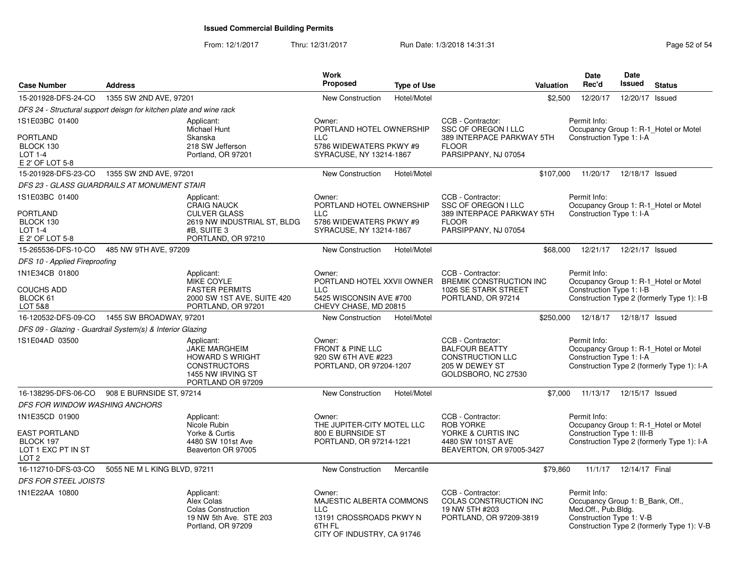# Issued Commercial Building Permits

From: 12/1/2017 Thru: 12/31/2017 Run Date: 1/3/2018 14:31:31

| Case Number | Address | Work Proposed | Type of Use | Valuation | Date Rec'd | Date Issued | Status |
|---|---|---|---|---|---|---|---|
| 15-201928-DFS-24-CO | 1355 SW 2ND AVE, 97201 | New Construction | Hotel/Motel | $2,500 | 12/20/17 | 12/20/17 | Issued |

*DFS 24 - Structural support deisgn for kitchen plate and wine rack*

1S1E03BC 01400
PORTLAND
BLOCK 130
LOT 1-4
E 2' OF LOT 5-8

Applicant: Michael Hunt, Skanska, 218 SW Jefferson, Portland, OR 97201

Owner: PORTLAND HOTEL OWNERSHIP LLC, 5786 WIDEWATERS PKWY #9, SYRACUSE, NY 13214-1867

CCB - Contractor: SSC OF OREGON I LLC, 389 INTERPACE PARKWAY 5TH FLOOR, PARSIPPANY, NJ 07054

Permit Info: Occupancy Group 1: R-1_Hotel or Motel; Construction Type 1: I-A

| Case Number | Address | Work Proposed | Type of Use | Valuation | Date Rec'd | Date Issued | Status |
|---|---|---|---|---|---|---|---|
| 15-201928-DFS-23-CO | 1355 SW 2ND AVE, 97201 | New Construction | Hotel/Motel | $107,000 | 11/20/17 | 12/18/17 | Issued |

*DFS 23 - GLASS GUARDRAILS AT MONUMENT STAIR*

1S1E03BC 01400
PORTLAND
BLOCK 130
LOT 1-4
E 2' OF LOT 5-8

Applicant: CRAIG NAUCK, CULVER GLASS, 2619 NW INDUSTRIAL ST, BLDG #B, SUITE 3, PORTLAND, OR 97210

Owner: PORTLAND HOTEL OWNERSHIP LLC, 5786 WIDEWATERS PKWY #9, SYRACUSE, NY 13214-1867

CCB - Contractor: SSC OF OREGON I LLC, 389 INTERPACE PARKWAY 5TH FLOOR, PARSIPPANY, NJ 07054

Permit Info: Occupancy Group 1: R-1_Hotel or Motel; Construction Type 1: I-A

| Case Number | Address | Work Proposed | Type of Use | Valuation | Date Rec'd | Date Issued | Status |
|---|---|---|---|---|---|---|---|
| 15-265536-DFS-10-CO | 485 NW 9TH AVE, 97209 | New Construction | Hotel/Motel | $68,000 | 12/21/17 | 12/21/17 | Issued |

*DFS 10 - Applied Fireproofing*

1N1E34CB 01800
COUCHS ADD
BLOCK 61
LOT 5&8

Applicant: MIKE COYLE, FASTER PERMITS, 2000 SW 1ST AVE, SUITE 420, PORTLAND, OR 97201

Owner: PORTLAND HOTEL XXVII OWNER LLC, 5425 WISCONSIN AVE #700, CHEVY CHASE, MD 20815

CCB - Contractor: BREMIK CONSTRUCTION INC, 1026 SE STARK STREET, PORTLAND, OR 97214

Permit Info: Occupancy Group 1: R-1_Hotel or Motel; Construction Type 1: I-B; Construction Type 2 (formerly Type 1): I-B

| Case Number | Address | Work Proposed | Type of Use | Valuation | Date Rec'd | Date Issued | Status |
|---|---|---|---|---|---|---|---|
| 16-120532-DFS-09-CO | 1455 SW BROADWAY, 97201 | New Construction | Hotel/Motel | $250,000 | 12/18/17 | 12/18/17 | Issued |

*DFS 09 - Glazing - Guardrail System(s) & Interior Glazing*

1S1E04AD 03500

Applicant: JAKE MARGHEIM, HOWARD S WRIGHT CONSTRUCTORS, 1455 NW IRVING ST, PORTLAND OR 97209

Owner: FRONT & PINE LLC, 920 SW 6TH AVE #223, PORTLAND, OR 97204-1207

CCB - Contractor: BALFOUR BEATTY CONSTRUCTION LLC, 205 W DEWEY ST, GOLDSBORO, NC 27530

Permit Info: Occupancy Group 1: R-1_Hotel or Motel; Construction Type 1: I-A; Construction Type 2 (formerly Type 1): I-A

| Case Number | Address | Work Proposed | Type of Use | Valuation | Date Rec'd | Date Issued | Status |
|---|---|---|---|---|---|---|---|
| 16-138295-DFS-06-CO | 908 E BURNSIDE ST, 97214 | New Construction | Hotel/Motel | $7,000 | 11/13/17 | 12/15/17 | Issued |

*DFS FOR WINDOW WASHING ANCHORS*

1N1E35CD 01900
EAST PORTLAND
BLOCK 197
LOT 1 EXC PT IN ST
LOT 2

Applicant: Nicole Rubin, Yorke & Curtis, 4480 SW 101st Ave, Beaverton OR 97005

Owner: THE JUPITER-CITY MOTEL LLC, 800 E BURNSIDE ST, PORTLAND, OR 97214-1221

CCB - Contractor: ROB YORKE, YORKE & CURTIS INC, 4480 SW 101ST AVE, BEAVERTON, OR 97005-3427

Permit Info: Occupancy Group 1: R-1_Hotel or Motel; Construction Type 1: III-B; Construction Type 2 (formerly Type 1): I-A

| Case Number | Address | Work Proposed | Type of Use | Valuation | Date Rec'd | Date Issued | Status |
|---|---|---|---|---|---|---|---|
| 16-112710-DFS-03-CO | 5055 NE M L KING BLVD, 97211 | New Construction | Mercantile | $79,860 | 11/1/17 | 12/14/17 | Final |

*DFS FOR STEEL JOISTS*

1N1E22AA 10800

Applicant: Alex Colas, Colas Construction, 19 NW 5th Ave. STE 203, Portland, OR 97209

Owner: MAJESTIC ALBERTA COMMONS LLC, 13191 CROSSROADS PKWY N 6TH FL, CITY OF INDUSTRY, CA 91746

CCB - Contractor: COLAS CONSTRUCTION INC, 19 NW 5TH #203, PORTLAND, OR 97209-3819

Permit Info: Occupancy Group 1: B_Bank, Off., Med.Off., Pub.Bldg.; Construction Type 1: V-B; Construction Type 2 (formerly Type 1): V-B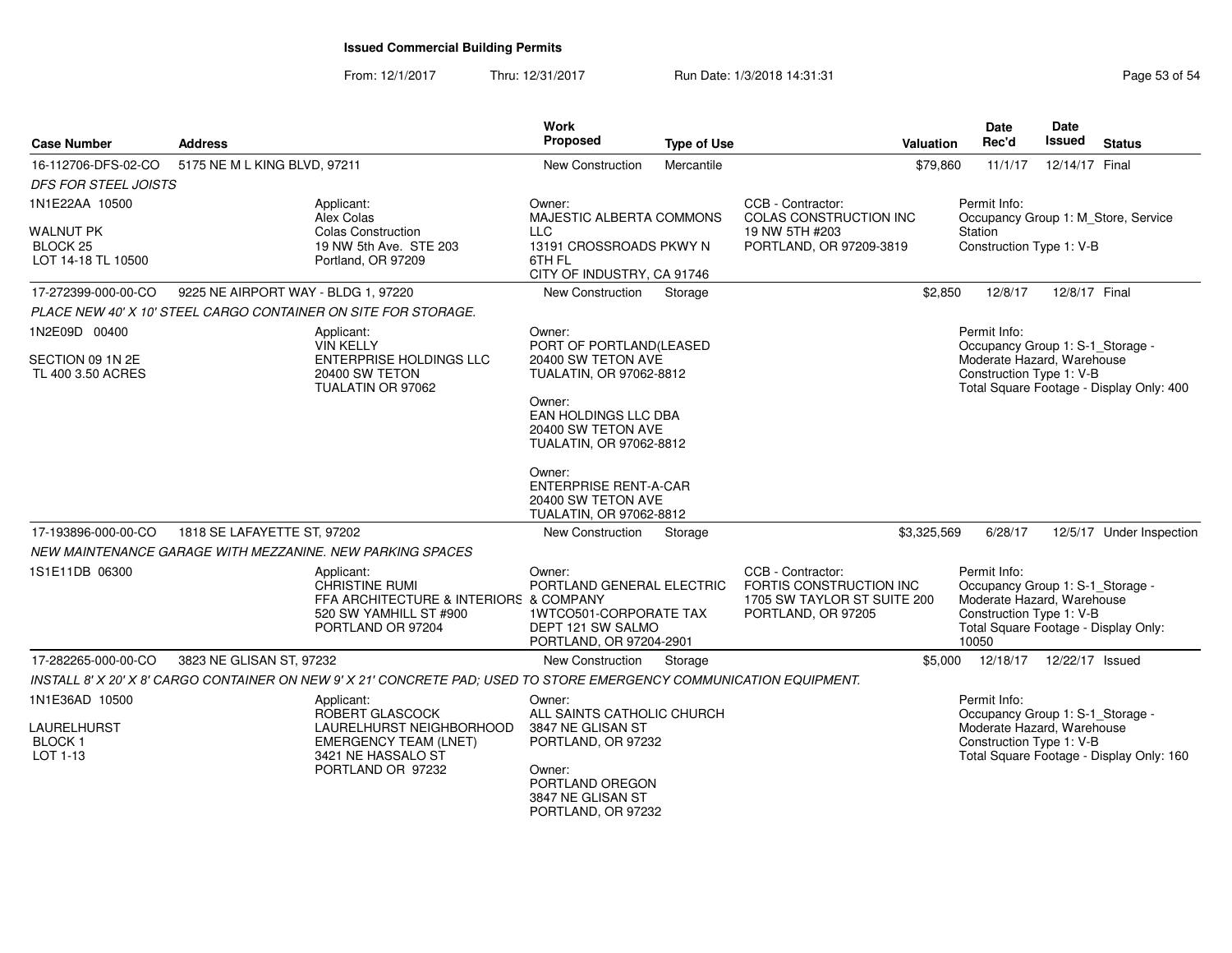# Issued Commercial Building Permits

From: 12/1/2017 Thru: 12/31/2017 Run Date: 1/3/2018 14:31:31

| Case Number | Address | Work Proposed | Type of Use | Valuation | Date Rec'd | Date Issued | Status |
|---|---|---|---|---|---|---|---|
| 16-112706-DFS-02-CO | 5175 NE M L KING BLVD, 97211 | New Construction | Mercantile | $79,860 | 11/1/17 | 12/14/17 | Final |

*DFS FOR STEEL JOISTS*

1N1E22AA 10500

WALNUT PK
BLOCK 25
LOT 14-18 TL 10500

Applicant:
Alex Colas
Colas Construction
19 NW 5th Ave. STE 203
Portland, OR 97209

Owner:
MAJESTIC ALBERTA COMMONS LLC
13191 CROSSROADS PKWY N 6TH FL
CITY OF INDUSTRY, CA 91746

CCB - Contractor:
COLAS CONSTRUCTION INC
19 NW 5TH #203
PORTLAND, OR 97209-3819

Permit Info:
Occupancy Group 1: M_Store, Service Station
Construction Type 1: V-B

| Case Number | Address | Work Proposed | Type of Use | Valuation | Date Rec'd | Date Issued | Status |
|---|---|---|---|---|---|---|---|
| 17-272399-000-00-CO | 9225 NE AIRPORT WAY - BLDG 1, 97220 | New Construction | Storage | $2,850 | 12/8/17 | 12/8/17 | Final |

*PLACE NEW 40' X 10' STEEL CARGO CONTAINER ON SITE FOR STORAGE.*

1N2E09D 00400

SECTION 09 1N 2E
TL 400 3.50 ACRES

Applicant:
VIN KELLY
ENTERPRISE HOLDINGS LLC
20400 SW TETON
TUALATIN OR 97062

Owner:
PORT OF PORTLAND(LEASED
20400 SW TETON AVE
TUALATIN, OR 97062-8812

Owner:
EAN HOLDINGS LLC DBA
20400 SW TETON AVE
TUALATIN, OR 97062-8812

Owner:
ENTERPRISE RENT-A-CAR
20400 SW TETON AVE
TUALATIN, OR 97062-8812

Permit Info:
Occupancy Group 1: S-1_Storage - Moderate Hazard, Warehouse
Construction Type 1: V-B
Total Square Footage - Display Only: 400

| Case Number | Address | Work Proposed | Type of Use | Valuation | Date Rec'd | Date Issued | Status |
|---|---|---|---|---|---|---|---|
| 17-193896-000-00-CO | 1818 SE LAFAYETTE ST, 97202 | New Construction | Storage | $3,325,569 | 6/28/17 | 12/5/17 | Under Inspection |

*NEW MAINTENANCE GARAGE WITH MEZZANINE. NEW PARKING SPACES*

1S1E11DB 06300

Applicant:
CHRISTINE RUMI
FFA ARCHITECTURE & INTERIORS
520 SW YAMHILL ST #900
PORTLAND OR 97204

Owner:
PORTLAND GENERAL ELECTRIC & COMPANY
1WTCO501-CORPORATE TAX DEPT 121 SW SALMO
PORTLAND, OR 97204-2901

CCB - Contractor:
FORTIS CONSTRUCTION INC
1705 SW TAYLOR ST SUITE 200
PORTLAND, OR 97205

Permit Info:
Occupancy Group 1: S-1_Storage - Moderate Hazard, Warehouse
Construction Type 1: V-B
Total Square Footage - Display Only: 10050

| Case Number | Address | Work Proposed | Type of Use | Valuation | Date Rec'd | Date Issued | Status |
|---|---|---|---|---|---|---|---|
| 17-282265-000-00-CO | 3823 NE GLISAN ST, 97232 | New Construction | Storage | $5,000 | 12/18/17 | 12/22/17 | Issued |

*INSTALL 8' X 20' X 8' CARGO CONTAINER ON NEW 9' X 21' CONCRETE PAD; USED TO STORE EMERGENCY COMMUNICATION EQUIPMENT.*

1N1E36AD 10500

LAURELHURST
BLOCK 1
LOT 1-13

Applicant:
ROBERT GLASCOCK
LAURELHURST NEIGHBORHOOD EMERGENCY TEAM (LNET)
3421 NE HASSALO ST
PORTLAND OR 97232

Owner:
ALL SAINTS CATHOLIC CHURCH
3847 NE GLISAN ST
PORTLAND, OR 97232

Owner:
PORTLAND OREGON
3847 NE GLISAN ST
PORTLAND, OR 97232

Permit Info:
Occupancy Group 1: S-1_Storage - Moderate Hazard, Warehouse
Construction Type 1: V-B
Total Square Footage - Display Only: 160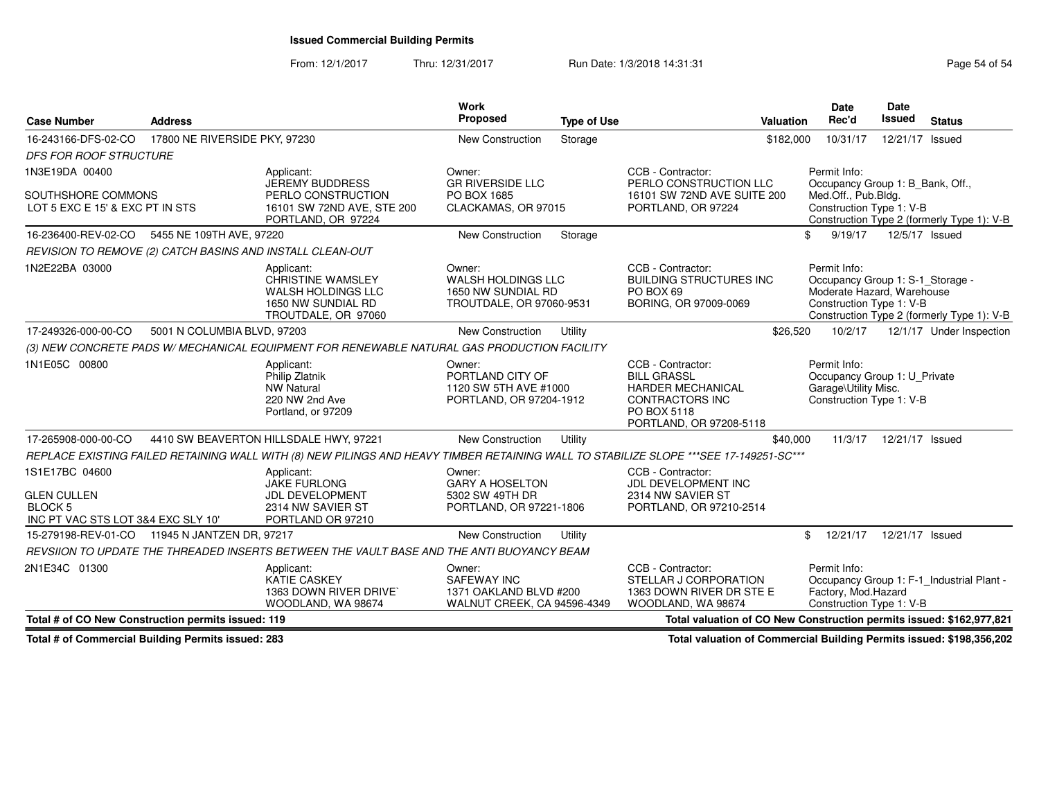**Issued Commercial Building Permits**

From: 12/1/2017 Thru: 12/31/2017 Run Date: 1/3/2018 14:31:31

| Case Number | Address | Work Proposed | Type of Use | Valuation | Date Rec'd | Date Issued | Status |
|---|---|---|---|---|---|---|---|
| 16-243166-DFS-02-CO | 17800 NE RIVERSIDE PKY, 97230 | New Construction | Storage | $182,000 | 10/31/17 | 12/21/17 | Issued |

*DFS FOR ROOF STRUCTURE*

1N3E19DA 00400

SOUTHSHORE COMMONS
LOT 5 EXC E 15' & EXC PT IN STS

Applicant: JEREMY BUDDRESS, PERLO CONSTRUCTION, 16101 SW 72ND AVE, STE 200, PORTLAND, OR 97224

Owner: GR RIVERSIDE LLC, PO BOX 1685, CLACKAMAS, OR 97015

CCB - Contractor: PERLO CONSTRUCTION LLC, 16101 SW 72ND AVE SUITE 200, PORTLAND, OR 97224

Permit Info: Occupancy Group 1: B_Bank, Off., Med.Off., Pub.Bldg. Construction Type 1: V-B Construction Type 2 (formerly Type 1): V-B

| Case Number | Address | Work Proposed | Type of Use | Valuation | Date Rec'd | Date Issued | Status |
|---|---|---|---|---|---|---|---|
| 16-236400-REV-02-CO | 5455 NE 109TH AVE, 97220 | New Construction | Storage | $ | 9/19/17 | 12/5/17 | Issued |

*REVISION TO REMOVE (2) CATCH BASINS AND INSTALL CLEAN-OUT*

1N2E22BA 03000

Applicant: CHRISTINE WAMSLEY, WALSH HOLDINGS LLC, 1650 NW SUNDIAL RD, TROUTDALE, OR 97060

Owner: WALSH HOLDINGS LLC, 1650 NW SUNDIAL RD, TROUTDALE, OR 97060-9531

CCB - Contractor: BUILDING STRUCTURES INC, PO BOX 69, BORING, OR 97009-0069

Permit Info: Occupancy Group 1: S-1_Storage - Moderate Hazard, Warehouse Construction Type 1: V-B Construction Type 2 (formerly Type 1): V-B

| Case Number | Address | Work Proposed | Type of Use | Valuation | Date Rec'd | Date Issued | Status |
|---|---|---|---|---|---|---|---|
| 17-249326-000-00-CO | 5001 N COLUMBIA BLVD, 97203 | New Construction | Utility | $26,520 | 10/2/17 | 12/1/17 | Under Inspection |

*(3) NEW CONCRETE PADS W/ MECHANICAL EQUIPMENT FOR RENEWABLE NATURAL GAS PRODUCTION FACILITY*

1N1E05C 00800

Applicant: Philip Zlatnik, NW Natural, 220 NW 2nd Ave, Portland, or 97209

Owner: PORTLAND CITY OF, 1120 SW 5TH AVE #1000, PORTLAND, OR 97204-1912

CCB - Contractor: BILL GRASSL, HARDER MECHANICAL CONTRACTORS INC, PO BOX 5118, PORTLAND, OR 97208-5118

Permit Info: Occupancy Group 1: U_Private Garage\Utility Misc. Construction Type 1: V-B

| Case Number | Address | Work Proposed | Type of Use | Valuation | Date Rec'd | Date Issued | Status |
|---|---|---|---|---|---|---|---|
| 17-265908-000-00-CO | 4410 SW BEAVERTON HILLSDALE HWY, 97221 | New Construction | Utility | $40,000 | 11/3/17 | 12/21/17 | Issued |

*REPLACE EXISTING FAILED RETAINING WALL WITH (8) NEW PILINGS AND HEAVY TIMBER RETAINING WALL TO STABILIZE SLOPE ***SEE 17-149251-SC****

1S1E17BC 04600

GLEN CULLEN
BLOCK 5
INC PT VAC STS LOT 3&4 EXC SLY 10'

Applicant: JAKE FURLONG, JDL DEVELOPMENT, 2314 NW SAVIER ST, PORTLAND OR 97210

Owner: GARY A HOSELTON, 5302 SW 49TH DR, PORTLAND, OR 97221-1806

CCB - Contractor: JDL DEVELOPMENT INC, 2314 NW SAVIER ST, PORTLAND, OR 97210-2514

| Case Number | Address | Work Proposed | Type of Use | Valuation | Date Rec'd | Date Issued | Status |
|---|---|---|---|---|---|---|---|
| 15-279198-REV-01-CO | 11945 N JANTZEN DR, 97217 | New Construction | Utility | $ | 12/21/17 | 12/21/17 | Issued |

*REVSIION TO UPDATE THE THREADED INSERTS BETWEEN THE VAULT BASE AND THE ANTI BUOYANCY BEAM*

2N1E34C 01300

Applicant: KATIE CASKEY, 1363 DOWN RIVER DRIVE`, WOODLAND, WA 98674

Owner: SAFEWAY INC, 1371 OAKLAND BLVD #200, WALNUT CREEK, CA 94596-4349

CCB - Contractor: STELLAR J CORPORATION, 1363 DOWN RIVER DR STE E, WOODLAND, WA 98674

Permit Info: Occupancy Group 1: F-1_Industrial Plant - Factory, Mod.Hazard Construction Type 1: V-B

**Total # of CO New Construction permits issued: 119** — **Total valuation of CO New Construction permits issued: $162,977,821**

**Total # of Commercial Building Permits issued: 283** — **Total valuation of Commercial Building Permits issued: $198,356,202**